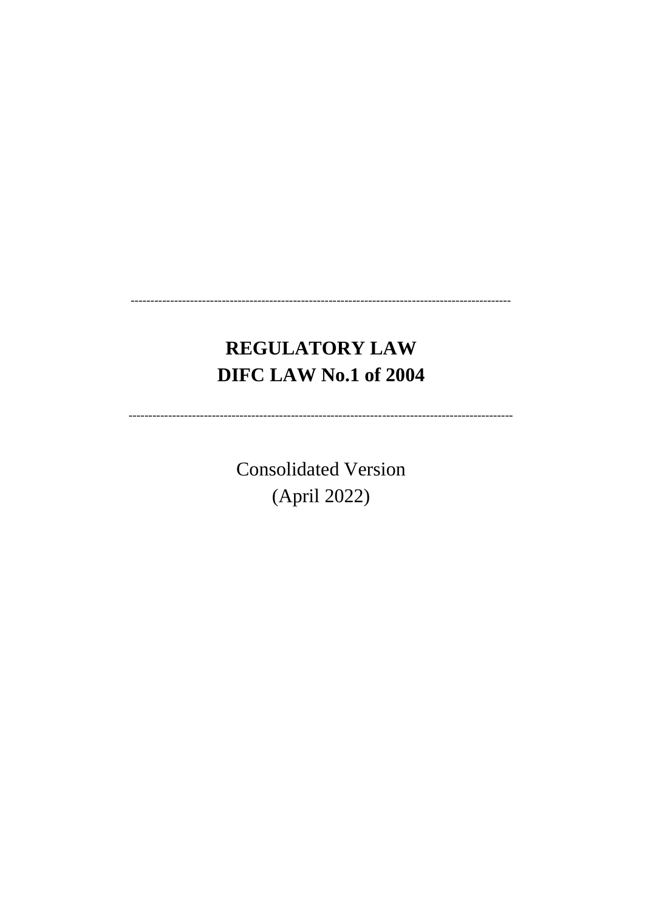---

# REGULATORY LAW
# DIFC LAW No.1 of 2004

---

Consolidated Version
(April 2022)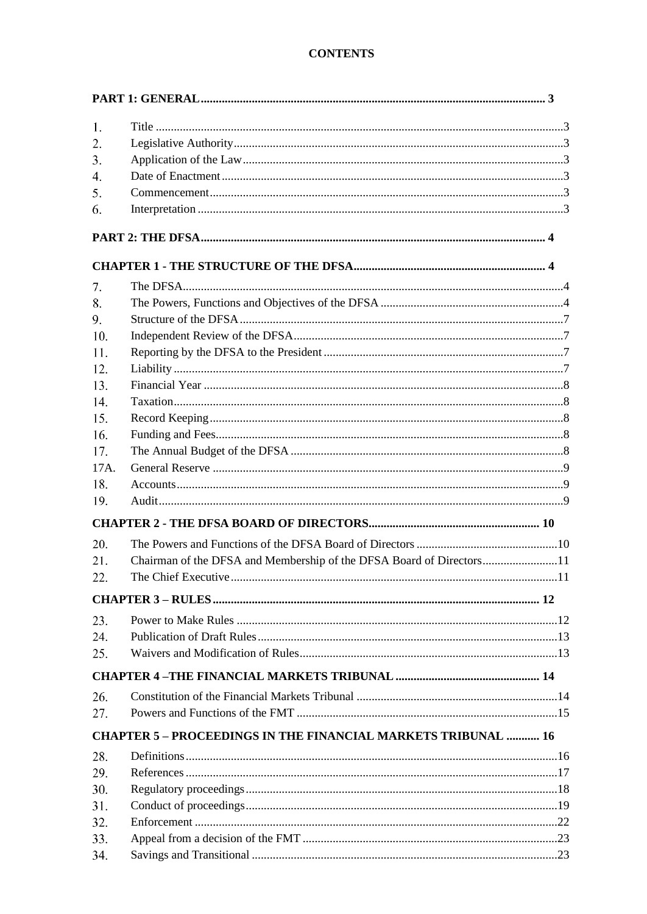# CONTENTS

**PART 1: GENERAL** 3

1. Title 3
2. Legislative Authority 3
3. Application of the Law 3
4. Date of Enactment 3
5. Commencement 3
6. Interpretation 3

**PART 2: THE DFSA** 4

**CHAPTER 1 - THE STRUCTURE OF THE DFSA** 4

7. The DFSA 4
8. The Powers, Functions and Objectives of the DFSA 4
9. Structure of the DFSA 7
10. Independent Review of the DFSA 7
11. Reporting by the DFSA to the President 7
12. Liability 7
13. Financial Year 8
14. Taxation 8
15. Record Keeping 8
16. Funding and Fees 8
17. The Annual Budget of the DFSA 8

17A. General Reserve 9

18. Accounts 9
19. Audit 9

**CHAPTER 2 - THE DFSA BOARD OF DIRECTORS** 10

20. The Powers and Functions of the DFSA Board of Directors 10
21. Chairman of the DFSA and Membership of the DFSA Board of Directors 11
22. The Chief Executive 11

**CHAPTER 3 – RULES** 12

23. Power to Make Rules 12
24. Publication of Draft Rules 13
25. Waivers and Modification of Rules 13

**CHAPTER 4 –THE FINANCIAL MARKETS TRIBUNAL** 14

26. Constitution of the Financial Markets Tribunal 14
27. Powers and Functions of the FMT 15

**CHAPTER 5 – PROCEEDINGS IN THE FINANCIAL MARKETS TRIBUNAL** 16

28. Definitions 16
29. References 17
30. Regulatory proceedings 18
31. Conduct of proceedings 19
32. Enforcement 22
33. Appeal from a decision of the FMT 23
34. Savings and Transitional 23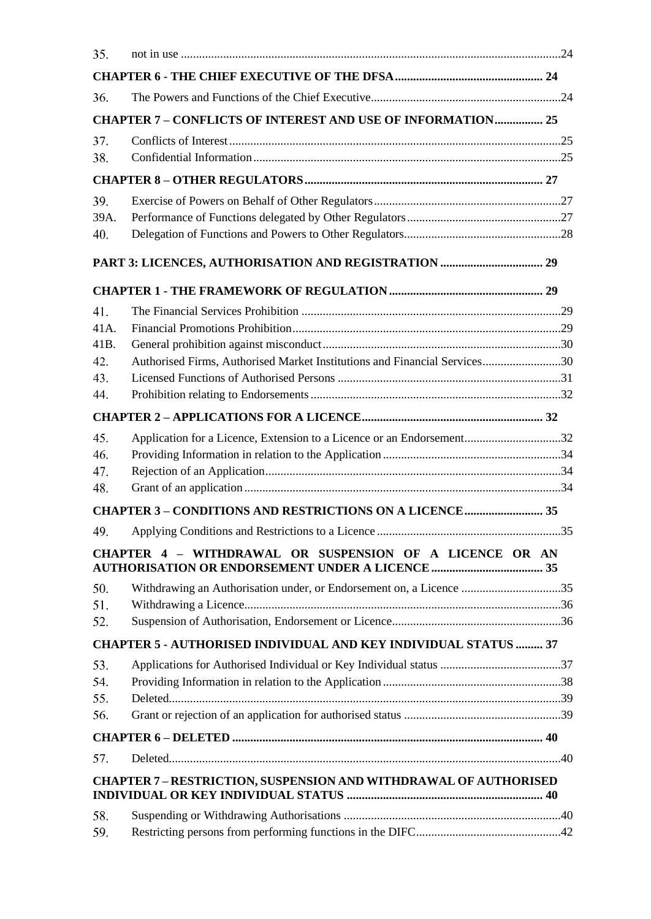| | | |
|---|---|---|
| 35. | not in use | 24 |
| **CHAPTER 6 - THE CHIEF EXECUTIVE OF THE DFSA** | | **24** |
| 36. | The Powers and Functions of the Chief Executive | 24 |
| **CHAPTER 7 – CONFLICTS OF INTEREST AND USE OF INFORMATION** | | **25** |
| 37. | Conflicts of Interest | 25 |
| 38. | Confidential Information | 25 |
| **CHAPTER 8 – OTHER REGULATORS** | | **27** |
| 39. | Exercise of Powers on Behalf of Other Regulators | 27 |
| 39A. | Performance of Functions delegated by Other Regulators | 27 |
| 40. | Delegation of Functions and Powers to Other Regulators | 28 |
| **PART 3: LICENCES, AUTHORISATION AND REGISTRATION** | | **29** |
| **CHAPTER 1 - THE FRAMEWORK OF REGULATION** | | **29** |
| 41. | The Financial Services Prohibition | 29 |
| 41A. | Financial Promotions Prohibition | 29 |
| 41B. | General prohibition against misconduct | 30 |
| 42. | Authorised Firms, Authorised Market Institutions and Financial Services | 30 |
| 43. | Licensed Functions of Authorised Persons | 31 |
| 44. | Prohibition relating to Endorsements | 32 |
| **CHAPTER 2 – APPLICATIONS FOR A LICENCE** | | **32** |
| 45. | Application for a Licence, Extension to a Licence or an Endorsement | 32 |
| 46. | Providing Information in relation to the Application | 34 |
| 47. | Rejection of an Application | 34 |
| 48. | Grant of an application | 34 |
| **CHAPTER 3 – CONDITIONS AND RESTRICTIONS ON A LICENCE** | | **35** |
| 49. | Applying Conditions and Restrictions to a Licence | 35 |
| **CHAPTER 4 – WITHDRAWAL OR SUSPENSION OF A LICENCE OR AN AUTHORISATION OR ENDORSEMENT UNDER A LICENCE** | | **35** |
| 50. | Withdrawing an Authorisation under, or Endorsement on, a Licence | 35 |
| 51. | Withdrawing a Licence | 36 |
| 52. | Suspension of Authorisation, Endorsement or Licence | 36 |
| **CHAPTER 5 - AUTHORISED INDIVIDUAL AND KEY INDIVIDUAL STATUS** | | **37** |
| 53. | Applications for Authorised Individual or Key Individual status | 37 |
| 54. | Providing Information in relation to the Application | 38 |
| 55. | Deleted | 39 |
| 56. | Grant or rejection of an application for authorised status | 39 |
| **CHAPTER 6 – DELETED** | | **40** |
| 57. | Deleted | 40 |
| **CHAPTER 7 – RESTRICTION, SUSPENSION AND WITHDRAWAL OF AUTHORISED INDIVIDUAL OR KEY INDIVIDUAL STATUS** | | **40** |
| 58. | Suspending or Withdrawing Authorisations | 40 |
| 59. | Restricting persons from performing functions in the DIFC | 42 |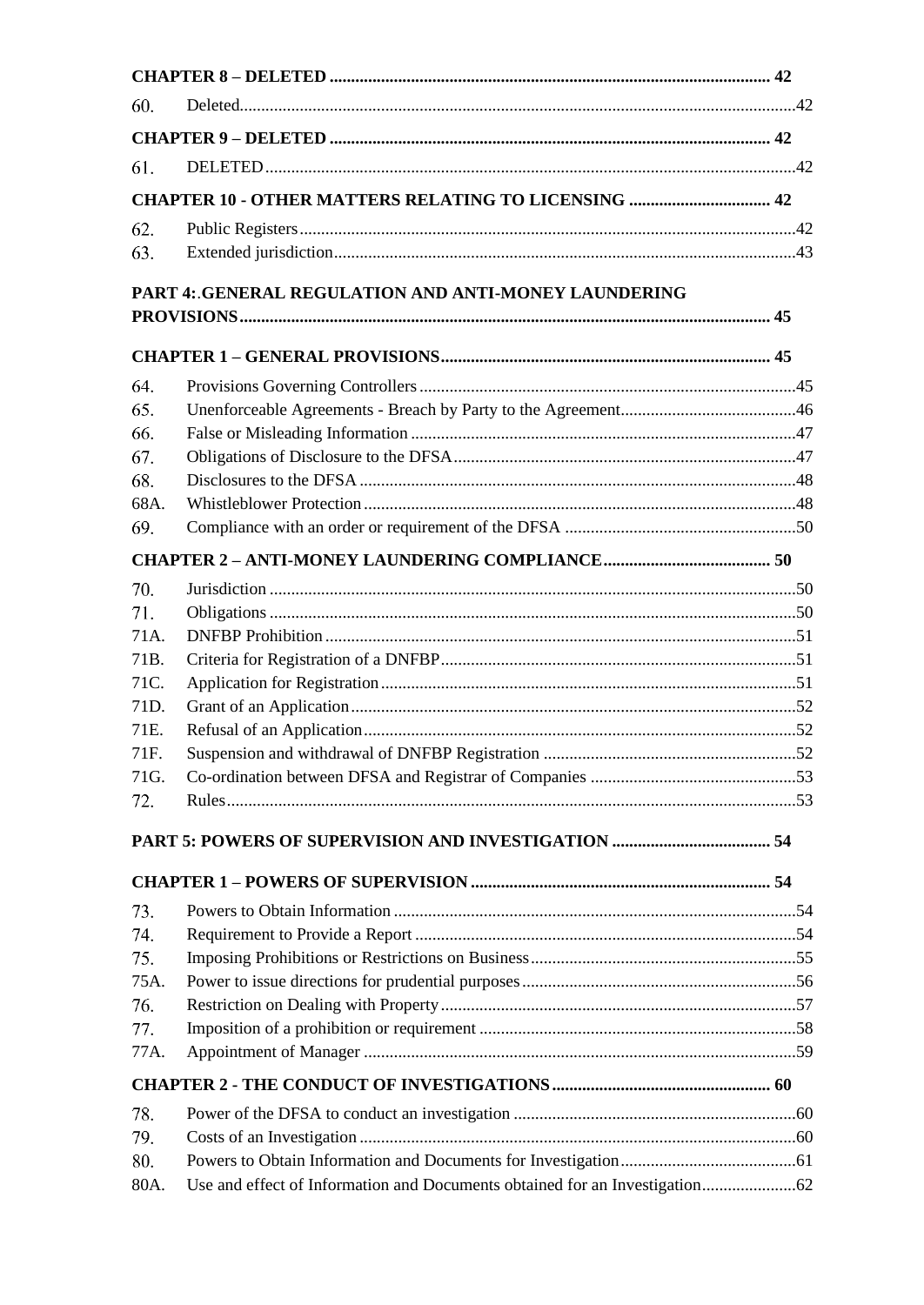**CHAPTER 8 – DELETED** ..... 42

60. Deleted ..... 42

**CHAPTER 9 – DELETED** ..... 42

61. DELETED ..... 42

**CHAPTER 10 - OTHER MATTERS RELATING TO LICENSING** ..... 42

62. Public Registers ..... 42
63. Extended jurisdiction ..... 43

**PART 4:.GENERAL REGULATION AND ANTI-MONEY LAUNDERING PROVISIONS** ..... 45

**CHAPTER 1 – GENERAL PROVISIONS** ..... 45

64. Provisions Governing Controllers ..... 45
65. Unenforceable Agreements - Breach by Party to the Agreement ..... 46
66. False or Misleading Information ..... 47
67. Obligations of Disclosure to the DFSA ..... 47
68. Disclosures to the DFSA ..... 48
68A. Whistleblower Protection ..... 48
69. Compliance with an order or requirement of the DFSA ..... 50

**CHAPTER 2 – ANTI-MONEY LAUNDERING COMPLIANCE** ..... 50

70. Jurisdiction ..... 50
71. Obligations ..... 50
71A. DNFBP Prohibition ..... 51
71B. Criteria for Registration of a DNFBP ..... 51
71C. Application for Registration ..... 51
71D. Grant of an Application ..... 52
71E. Refusal of an Application ..... 52
71F. Suspension and withdrawal of DNFBP Registration ..... 52
71G. Co-ordination between DFSA and Registrar of Companies ..... 53
72. Rules ..... 53

**PART 5: POWERS OF SUPERVISION AND INVESTIGATION** ..... 54

**CHAPTER 1 – POWERS OF SUPERVISION** ..... 54

73. Powers to Obtain Information ..... 54
74. Requirement to Provide a Report ..... 54
75. Imposing Prohibitions or Restrictions on Business ..... 55
75A. Power to issue directions for prudential purposes ..... 56
76. Restriction on Dealing with Property ..... 57
77. Imposition of a prohibition or requirement ..... 58
77A. Appointment of Manager ..... 59

**CHAPTER 2 - THE CONDUCT OF INVESTIGATIONS** ..... 60

78. Power of the DFSA to conduct an investigation ..... 60
79. Costs of an Investigation ..... 60
80. Powers to Obtain Information and Documents for Investigation ..... 61
80A. Use and effect of Information and Documents obtained for an Investigation ..... 62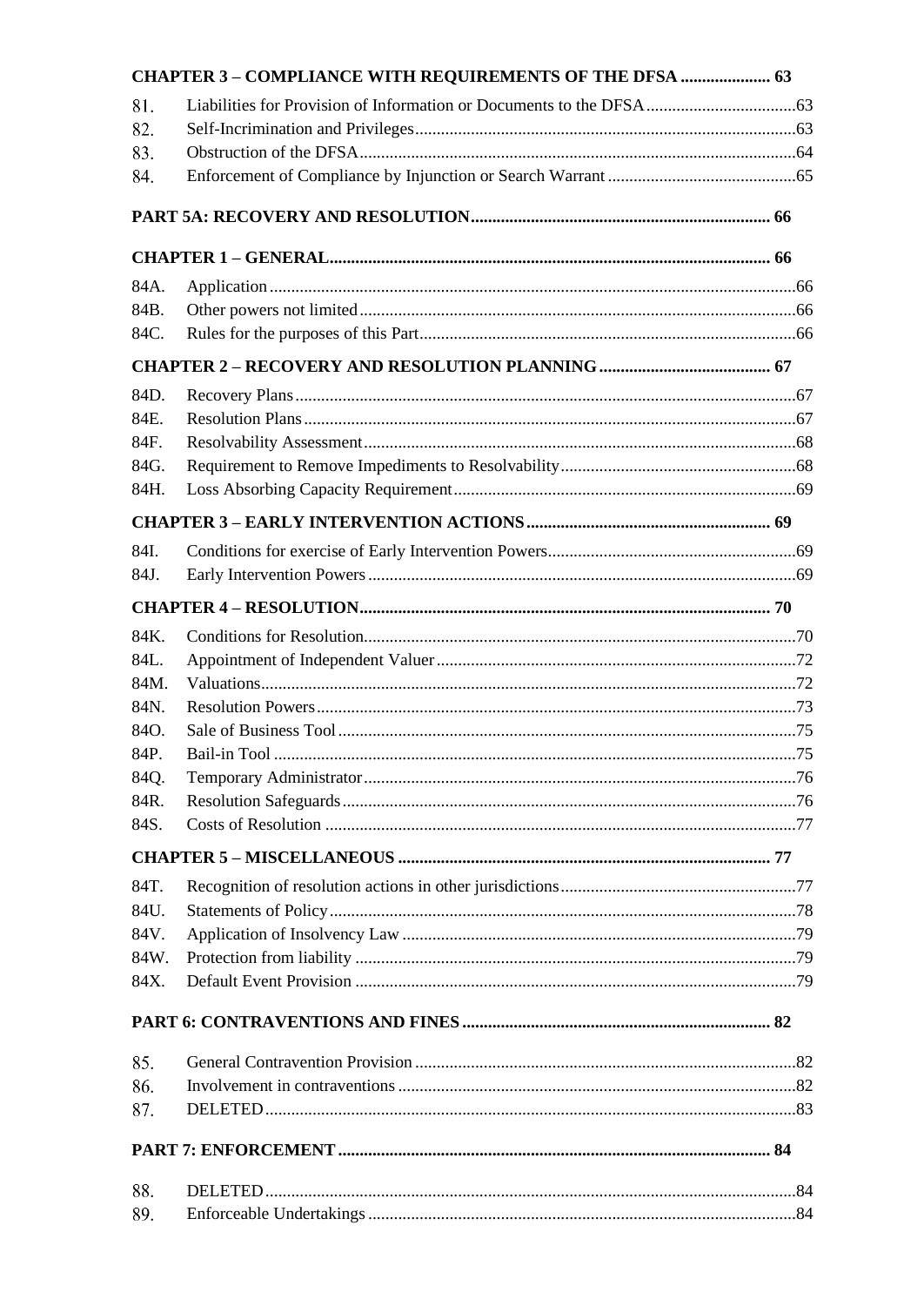**CHAPTER 3 – COMPLIANCE WITH REQUIREMENTS OF THE DFSA ..................... 63**

| | | |
|---|---|---|
| 81. | Liabilities for Provision of Information or Documents to the DFSA | 63 |
| 82. | Self-Incrimination and Privileges | 63 |
| 83. | Obstruction of the DFSA | 64 |
| 84. | Enforcement of Compliance by Injunction or Search Warrant | 65 |

**PART 5A: RECOVERY AND RESOLUTION ..................... 66**

**CHAPTER 1 – GENERAL ..................... 66**

| | | |
|---|---|---|
| 84A. | Application | 66 |
| 84B. | Other powers not limited | 66 |
| 84C. | Rules for the purposes of this Part | 66 |

**CHAPTER 2 – RECOVERY AND RESOLUTION PLANNING ..................... 67**

| | | |
|---|---|---|
| 84D. | Recovery Plans | 67 |
| 84E. | Resolution Plans | 67 |
| 84F. | Resolvability Assessment | 68 |
| 84G. | Requirement to Remove Impediments to Resolvability | 68 |
| 84H. | Loss Absorbing Capacity Requirement | 69 |

**CHAPTER 3 – EARLY INTERVENTION ACTIONS ..................... 69**

| | | |
|---|---|---|
| 84I. | Conditions for exercise of Early Intervention Powers | 69 |
| 84J. | Early Intervention Powers | 69 |

**CHAPTER 4 – RESOLUTION ..................... 70**

| | | |
|---|---|---|
| 84K. | Conditions for Resolution | 70 |
| 84L. | Appointment of Independent Valuer | 72 |
| 84M. | Valuations | 72 |
| 84N. | Resolution Powers | 73 |
| 84O. | Sale of Business Tool | 75 |
| 84P. | Bail-in Tool | 75 |
| 84Q. | Temporary Administrator | 76 |
| 84R. | Resolution Safeguards | 76 |
| 84S. | Costs of Resolution | 77 |

**CHAPTER 5 – MISCELLANEOUS ..................... 77**

| | | |
|---|---|---|
| 84T. | Recognition of resolution actions in other jurisdictions | 77 |
| 84U. | Statements of Policy | 78 |
| 84V. | Application of Insolvency Law | 79 |
| 84W. | Protection from liability | 79 |
| 84X. | Default Event Provision | 79 |

**PART 6: CONTRAVENTIONS AND FINES ..................... 82**

| | | |
|---|---|---|
| 85. | General Contravention Provision | 82 |
| 86. | Involvement in contraventions | 82 |
| 87. | DELETED | 83 |

**PART 7: ENFORCEMENT ..................... 84**

| | | |
|---|---|---|
| 88. | DELETED | 84 |
| 89. | Enforceable Undertakings | 84 |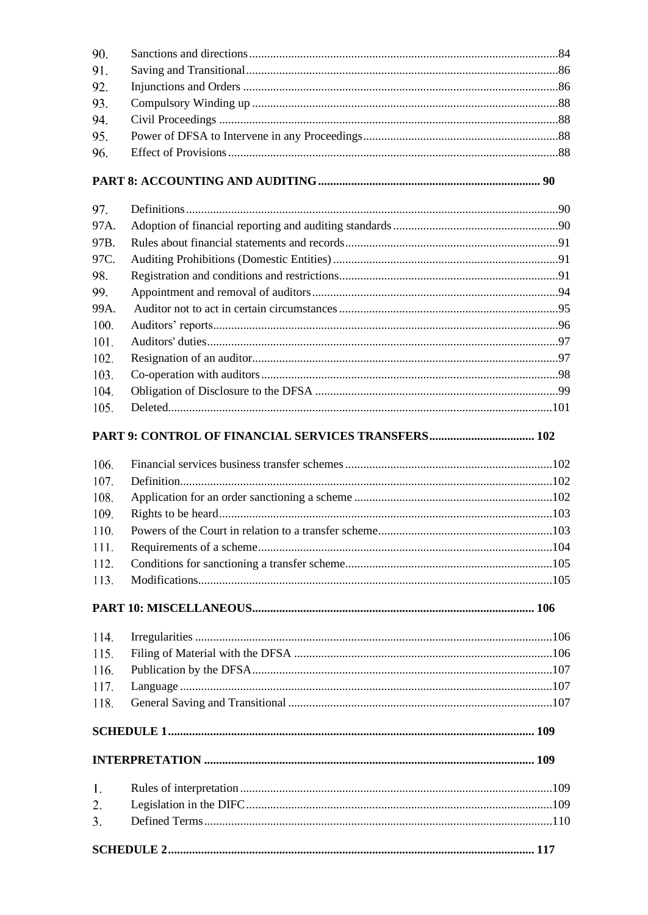| | | |
|---|---|---|
| 90. | Sanctions and directions | 84 |
| 91. | Saving and Transitional | 86 |
| 92. | Injunctions and Orders | 86 |
| 93. | Compulsory Winding up | 88 |
| 94. | Civil Proceedings | 88 |
| 95. | Power of DFSA to Intervene in any Proceedings | 88 |
| 96. | Effect of Provisions | 88 |

**PART 8: ACCOUNTING AND AUDITING ........ 90**

| | | |
|---|---|---|
| 97. | Definitions | 90 |
| 97A. | Adoption of financial reporting and auditing standards | 90 |
| 97B. | Rules about financial statements and records | 91 |
| 97C. | Auditing Prohibitions (Domestic Entities) | 91 |
| 98. | Registration and conditions and restrictions | 91 |
| 99. | Appointment and removal of auditors | 94 |
| 99A. | Auditor not to act in certain circumstances | 95 |
| 100. | Auditors' reports | 96 |
| 101. | Auditors' duties | 97 |
| 102. | Resignation of an auditor | 97 |
| 103. | Co-operation with auditors | 98 |
| 104. | Obligation of Disclosure to the DFSA | 99 |
| 105. | Deleted | 101 |

**PART 9: CONTROL OF FINANCIAL SERVICES TRANSFERS ........ 102**

| | | |
|---|---|---|
| 106. | Financial services business transfer schemes | 102 |
| 107. | Definition | 102 |
| 108. | Application for an order sanctioning a scheme | 102 |
| 109. | Rights to be heard | 103 |
| 110. | Powers of the Court in relation to a transfer scheme | 103 |
| 111. | Requirements of a scheme | 104 |
| 112. | Conditions for sanctioning a transfer scheme | 105 |
| 113. | Modifications | 105 |

**PART 10: MISCELLANEOUS ........ 106**

| | | |
|---|---|---|
| 114. | Irregularities | 106 |
| 115. | Filing of Material with the DFSA | 106 |
| 116. | Publication by the DFSA | 107 |
| 117. | Language | 107 |
| 118. | General Saving and Transitional | 107 |

**SCHEDULE 1 ........ 109**

**INTERPRETATION ........ 109**

| | | |
|---|---|---|
| 1. | Rules of interpretation | 109 |
| 2. | Legislation in the DIFC | 109 |
| 3. | Defined Terms | 110 |

**SCHEDULE 2 ........ 117**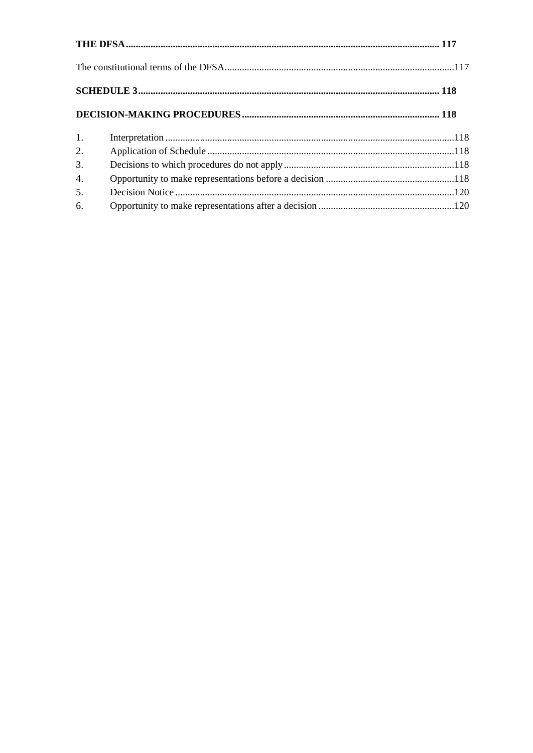**THE DFSA** ........................................................................................................................... 117

The constitutional terms of the DFSA ............................................................................................117

**SCHEDULE 3** ........................................................................................................................ 118

**DECISION-MAKING PROCEDURES** ................................................................................ 118

1. Interpretation ....................................................................................................................118
2. Application of Schedule ....................................................................................................118
3. Decisions to which procedures do not apply ......................................................................118
4. Opportunity to make representations before a decision ....................................................118
5. Decision Notice .................................................................................................................120
6. Opportunity to make representations after a decision .......................................................120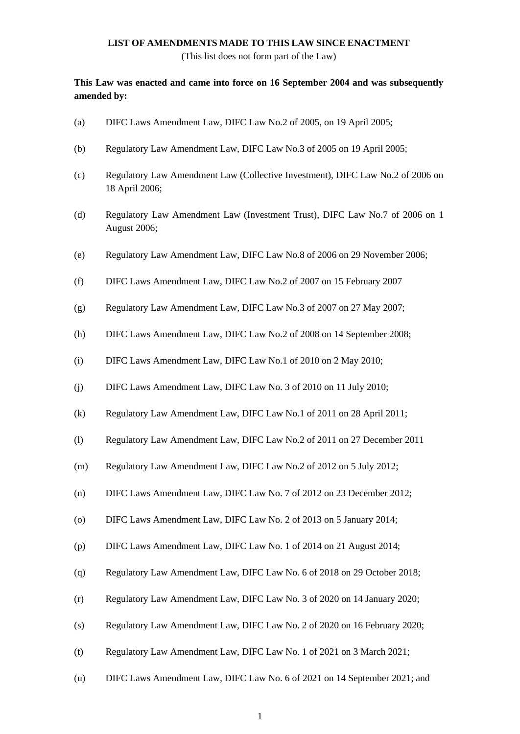**LIST OF AMENDMENTS MADE TO THIS LAW SINCE ENACTMENT**

(This list does not form part of the Law)

**This Law was enacted and came into force on 16 September 2004 and was subsequently amended by:**

(a) DIFC Laws Amendment Law, DIFC Law No.2 of 2005, on 19 April 2005;

(b) Regulatory Law Amendment Law, DIFC Law No.3 of 2005 on 19 April 2005;

(c) Regulatory Law Amendment Law (Collective Investment), DIFC Law No.2 of 2006 on 18 April 2006;

(d) Regulatory Law Amendment Law (Investment Trust), DIFC Law No.7 of 2006 on 1 August 2006;

(e) Regulatory Law Amendment Law, DIFC Law No.8 of 2006 on 29 November 2006;

(f) DIFC Laws Amendment Law, DIFC Law No.2 of 2007 on 15 February 2007

(g) Regulatory Law Amendment Law, DIFC Law No.3 of 2007 on 27 May 2007;

(h) DIFC Laws Amendment Law, DIFC Law No.2 of 2008 on 14 September 2008;

(i) DIFC Laws Amendment Law, DIFC Law No.1 of 2010 on 2 May 2010;

(j) DIFC Laws Amendment Law, DIFC Law No. 3 of 2010 on 11 July 2010;

(k) Regulatory Law Amendment Law, DIFC Law No.1 of 2011 on 28 April 2011;

(l) Regulatory Law Amendment Law, DIFC Law No.2 of 2011 on 27 December 2011

(m) Regulatory Law Amendment Law, DIFC Law No.2 of 2012 on 5 July 2012;

(n) DIFC Laws Amendment Law, DIFC Law No. 7 of 2012 on 23 December 2012;

(o) DIFC Laws Amendment Law, DIFC Law No. 2 of 2013 on 5 January 2014;

(p) DIFC Laws Amendment Law, DIFC Law No. 1 of 2014 on 21 August 2014;

(q) Regulatory Law Amendment Law, DIFC Law No. 6 of 2018 on 29 October 2018;

(r) Regulatory Law Amendment Law, DIFC Law No. 3 of 2020 on 14 January 2020;

(s) Regulatory Law Amendment Law, DIFC Law No. 2 of 2020 on 16 February 2020;

(t) Regulatory Law Amendment Law, DIFC Law No. 1 of 2021 on 3 March 2021;

(u) DIFC Laws Amendment Law, DIFC Law No. 6 of 2021 on 14 September 2021; and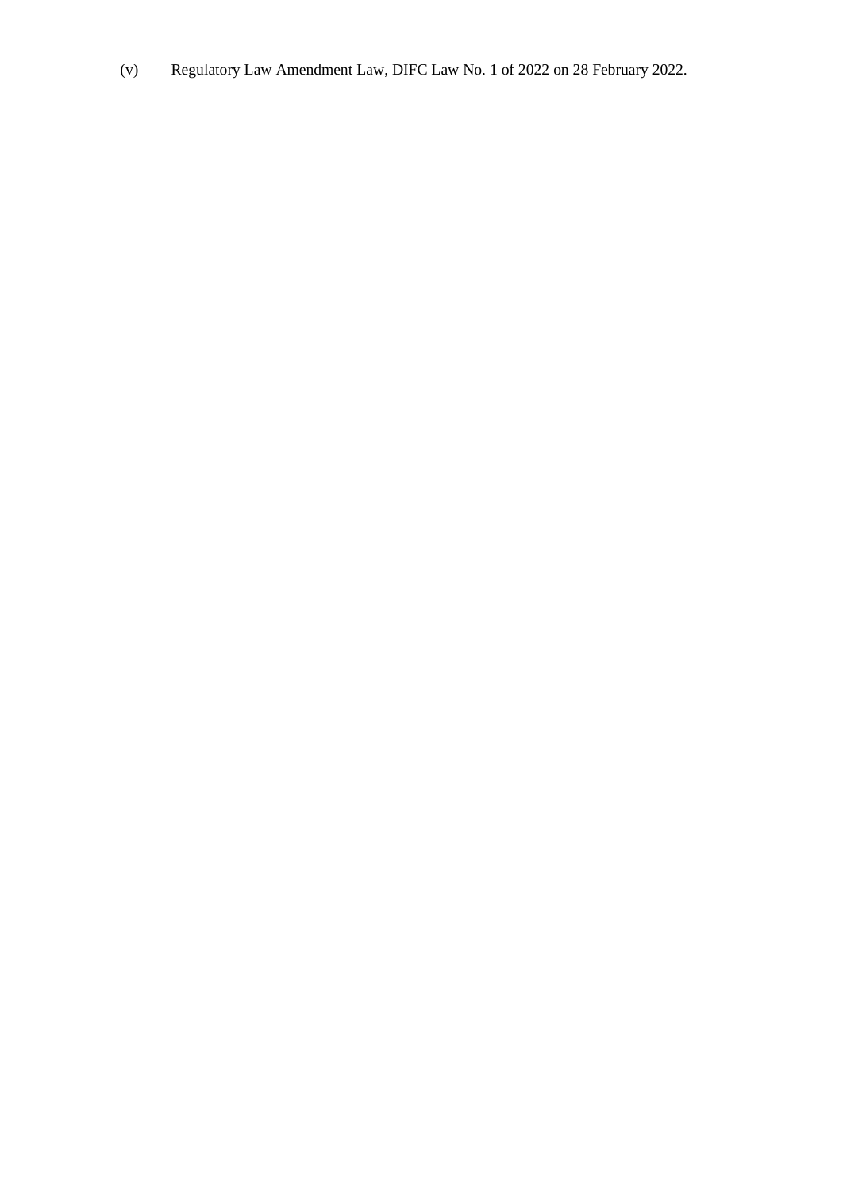(v) Regulatory Law Amendment Law, DIFC Law No. 1 of 2022 on 28 February 2022.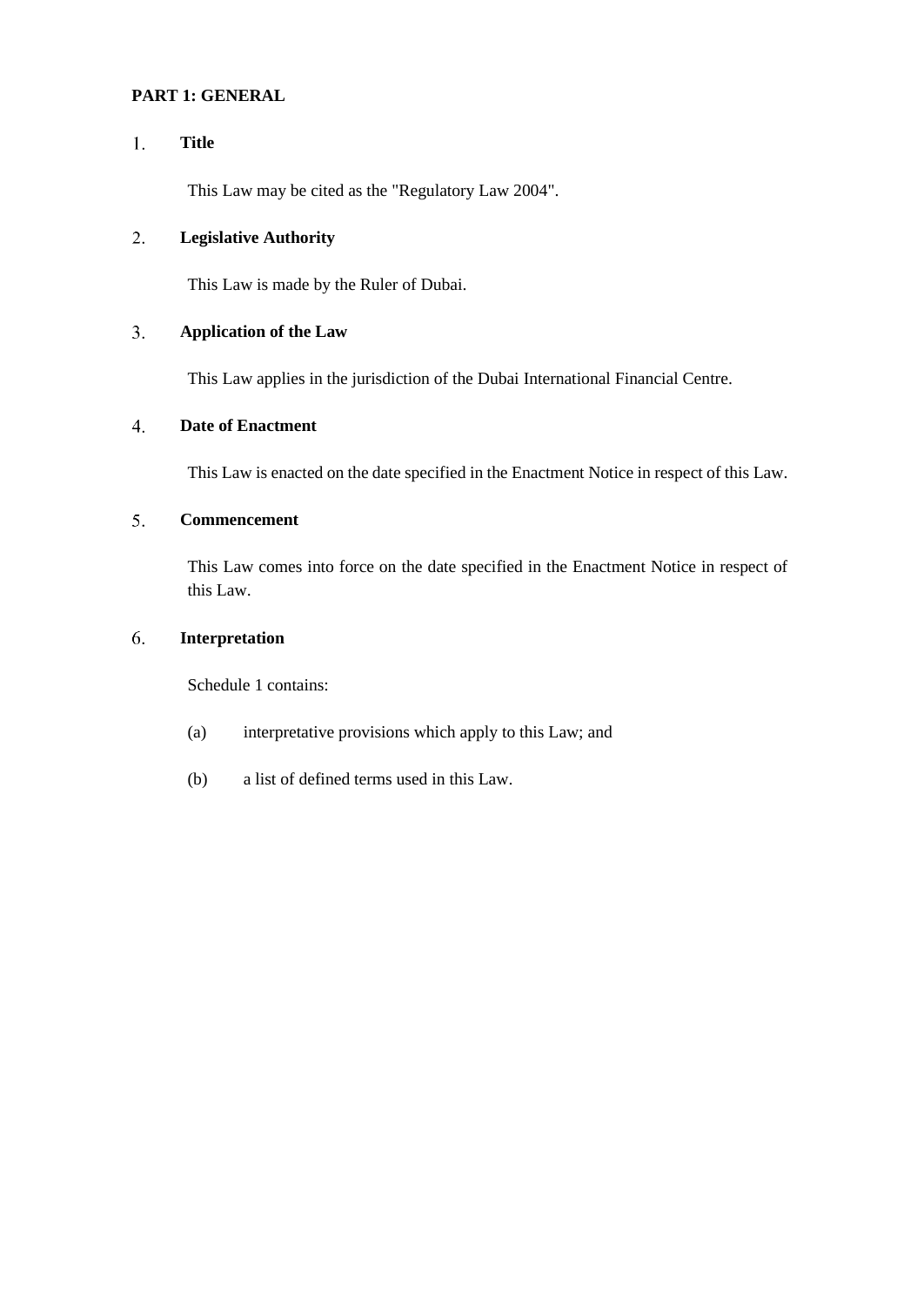## PART 1: GENERAL

### 1. Title

This Law may be cited as the "Regulatory Law 2004".

### 2. Legislative Authority

This Law is made by the Ruler of Dubai.

### 3. Application of the Law

This Law applies in the jurisdiction of the Dubai International Financial Centre.

### 4. Date of Enactment

This Law is enacted on the date specified in the Enactment Notice in respect of this Law.

### 5. Commencement

This Law comes into force on the date specified in the Enactment Notice in respect of this Law.

### 6. Interpretation

Schedule 1 contains:

(a) interpretative provisions which apply to this Law; and

(b) a list of defined terms used in this Law.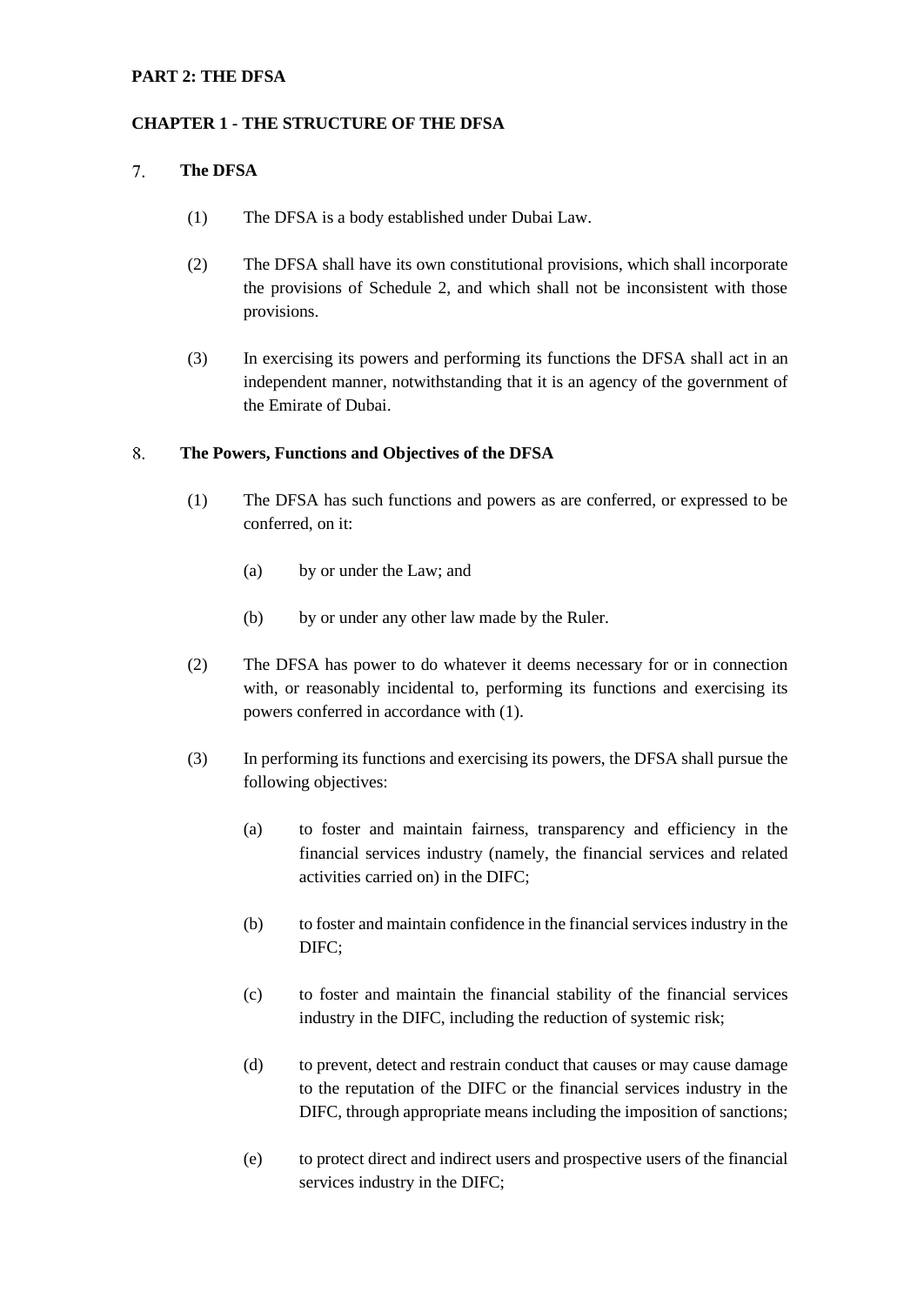**PART 2: THE DFSA**

**CHAPTER 1 - THE STRUCTURE OF THE DFSA**

### 7. The DFSA

(1) The DFSA is a body established under Dubai Law.

(2) The DFSA shall have its own constitutional provisions, which shall incorporate the provisions of Schedule 2, and which shall not be inconsistent with those provisions.

(3) In exercising its powers and performing its functions the DFSA shall act in an independent manner, notwithstanding that it is an agency of the government of the Emirate of Dubai.

### 8. The Powers, Functions and Objectives of the DFSA

(1) The DFSA has such functions and powers as are conferred, or expressed to be conferred, on it:

(a) by or under the Law; and

(b) by or under any other law made by the Ruler.

(2) The DFSA has power to do whatever it deems necessary for or in connection with, or reasonably incidental to, performing its functions and exercising its powers conferred in accordance with (1).

(3) In performing its functions and exercising its powers, the DFSA shall pursue the following objectives:

(a) to foster and maintain fairness, transparency and efficiency in the financial services industry (namely, the financial services and related activities carried on) in the DIFC;

(b) to foster and maintain confidence in the financial services industry in the DIFC;

(c) to foster and maintain the financial stability of the financial services industry in the DIFC, including the reduction of systemic risk;

(d) to prevent, detect and restrain conduct that causes or may cause damage to the reputation of the DIFC or the financial services industry in the DIFC, through appropriate means including the imposition of sanctions;

(e) to protect direct and indirect users and prospective users of the financial services industry in the DIFC;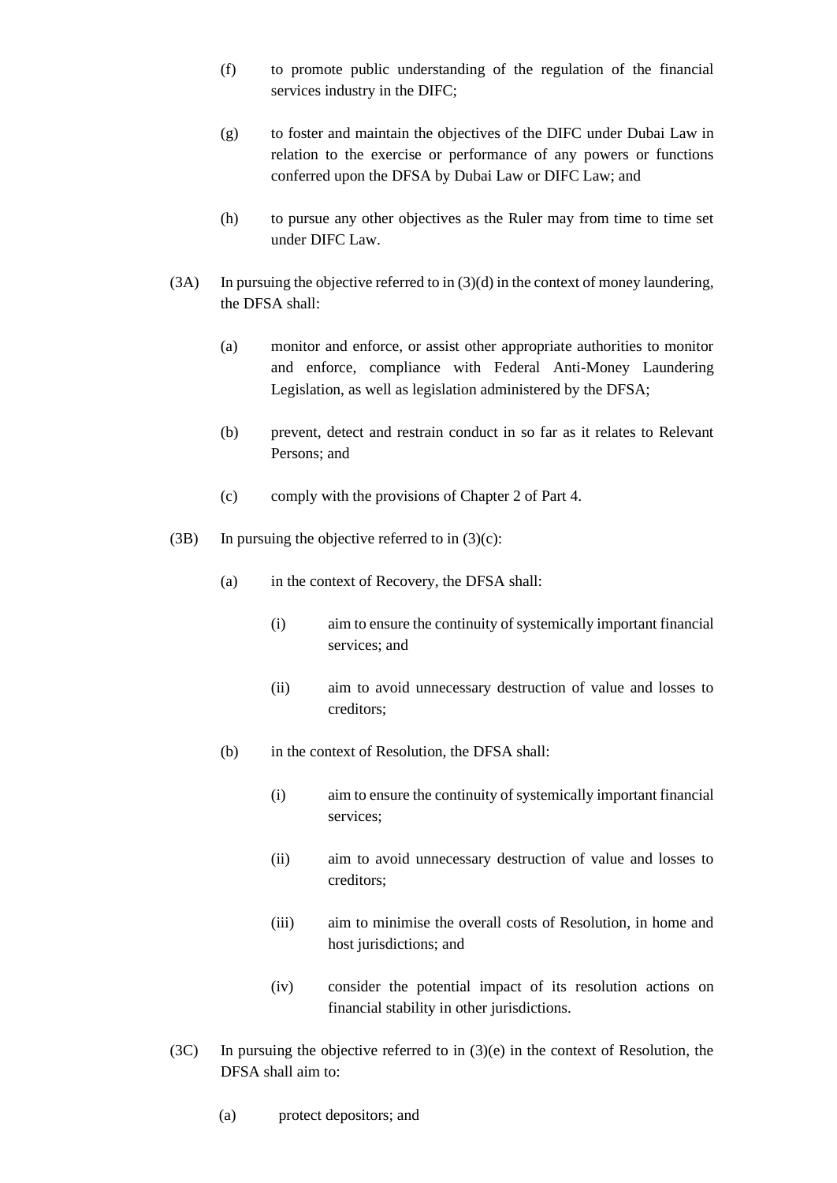(f) to promote public understanding of the regulation of the financial services industry in the DIFC;

(g) to foster and maintain the objectives of the DIFC under Dubai Law in relation to the exercise or performance of any powers or functions conferred upon the DFSA by Dubai Law or DIFC Law; and

(h) to pursue any other objectives as the Ruler may from time to time set under DIFC Law.

(3A) In pursuing the objective referred to in (3)(d) in the context of money laundering, the DFSA shall:

(a) monitor and enforce, or assist other appropriate authorities to monitor and enforce, compliance with Federal Anti-Money Laundering Legislation, as well as legislation administered by the DFSA;

(b) prevent, detect and restrain conduct in so far as it relates to Relevant Persons; and

(c) comply with the provisions of Chapter 2 of Part 4.

(3B) In pursuing the objective referred to in (3)(c):

(a) in the context of Recovery, the DFSA shall:

(i) aim to ensure the continuity of systemically important financial services; and

(ii) aim to avoid unnecessary destruction of value and losses to creditors;

(b) in the context of Resolution, the DFSA shall:

(i) aim to ensure the continuity of systemically important financial services;

(ii) aim to avoid unnecessary destruction of value and losses to creditors;

(iii) aim to minimise the overall costs of Resolution, in home and host jurisdictions; and

(iv) consider the potential impact of its resolution actions on financial stability in other jurisdictions.

(3C) In pursuing the objective referred to in (3)(e) in the context of Resolution, the DFSA shall aim to:

(a) protect depositors; and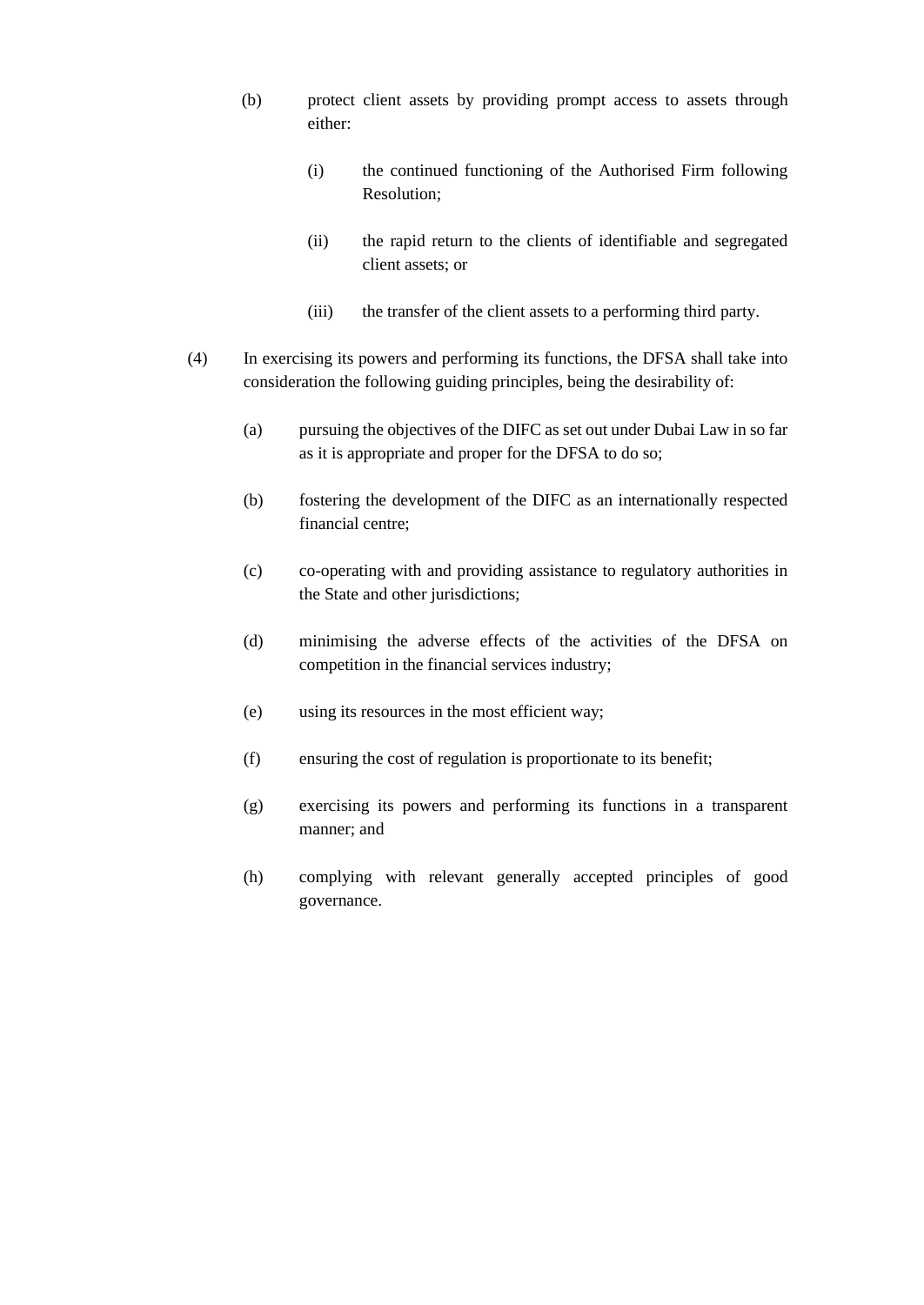(b) protect client assets by providing prompt access to assets through either:

   (i) the continued functioning of the Authorised Firm following Resolution;

   (ii) the rapid return to the clients of identifiable and segregated client assets; or

   (iii) the transfer of the client assets to a performing third party.

(4) In exercising its powers and performing its functions, the DFSA shall take into consideration the following guiding principles, being the desirability of:

   (a) pursuing the objectives of the DIFC as set out under Dubai Law in so far as it is appropriate and proper for the DFSA to do so;

   (b) fostering the development of the DIFC as an internationally respected financial centre;

   (c) co-operating with and providing assistance to regulatory authorities in the State and other jurisdictions;

   (d) minimising the adverse effects of the activities of the DFSA on competition in the financial services industry;

   (e) using its resources in the most efficient way;

   (f) ensuring the cost of regulation is proportionate to its benefit;

   (g) exercising its powers and performing its functions in a transparent manner; and

   (h) complying with relevant generally accepted principles of good governance.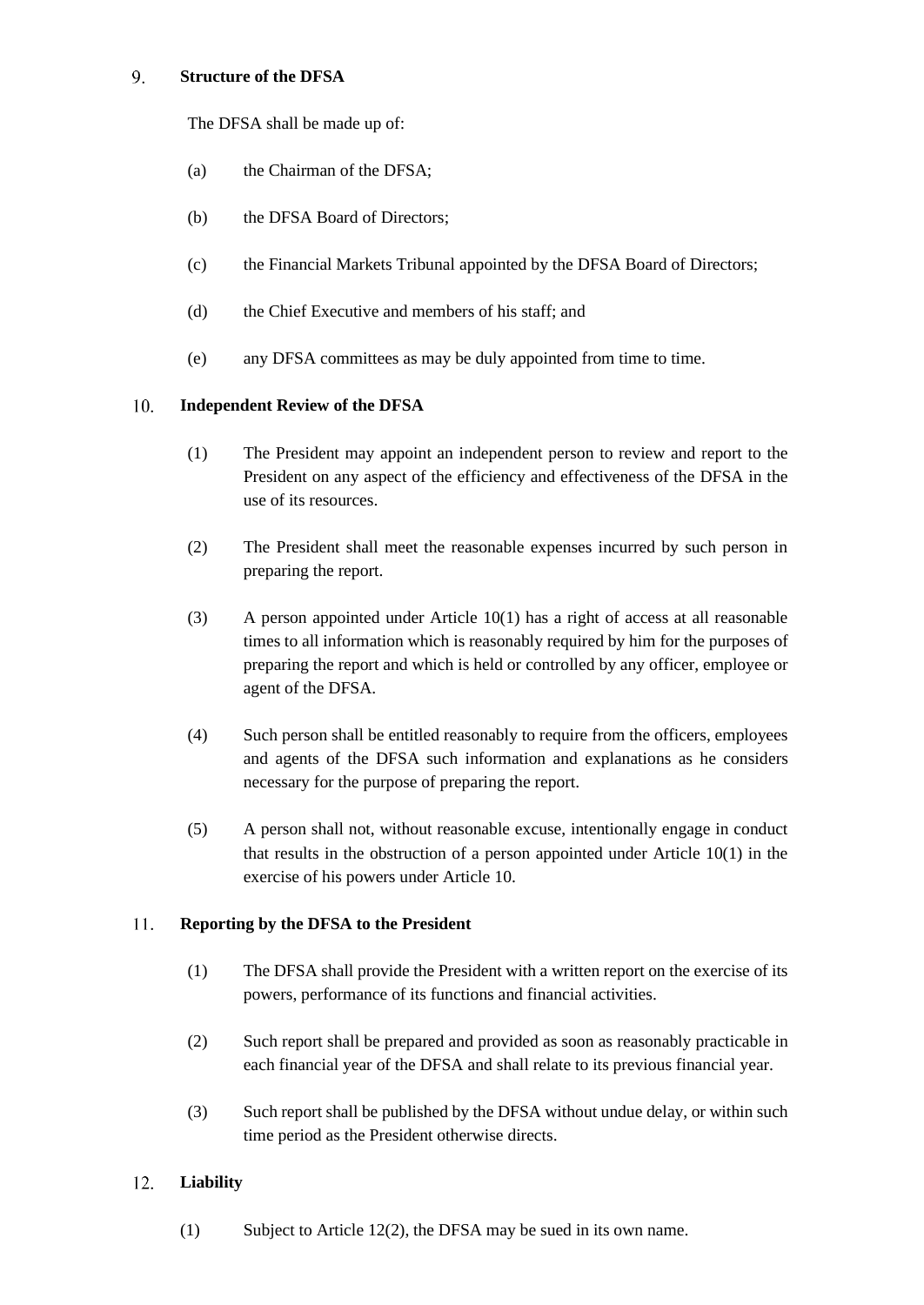## 9. Structure of the DFSA

The DFSA shall be made up of:

(a) the Chairman of the DFSA;

(b) the DFSA Board of Directors;

(c) the Financial Markets Tribunal appointed by the DFSA Board of Directors;

(d) the Chief Executive and members of his staff; and

(e) any DFSA committees as may be duly appointed from time to time.

## 10. Independent Review of the DFSA

(1) The President may appoint an independent person to review and report to the President on any aspect of the efficiency and effectiveness of the DFSA in the use of its resources.

(2) The President shall meet the reasonable expenses incurred by such person in preparing the report.

(3) A person appointed under Article 10(1) has a right of access at all reasonable times to all information which is reasonably required by him for the purposes of preparing the report and which is held or controlled by any officer, employee or agent of the DFSA.

(4) Such person shall be entitled reasonably to require from the officers, employees and agents of the DFSA such information and explanations as he considers necessary for the purpose of preparing the report.

(5) A person shall not, without reasonable excuse, intentionally engage in conduct that results in the obstruction of a person appointed under Article 10(1) in the exercise of his powers under Article 10.

## 11. Reporting by the DFSA to the President

(1) The DFSA shall provide the President with a written report on the exercise of its powers, performance of its functions and financial activities.

(2) Such report shall be prepared and provided as soon as reasonably practicable in each financial year of the DFSA and shall relate to its previous financial year.

(3) Such report shall be published by the DFSA without undue delay, or within such time period as the President otherwise directs.

## 12. Liability

(1) Subject to Article 12(2), the DFSA may be sued in its own name.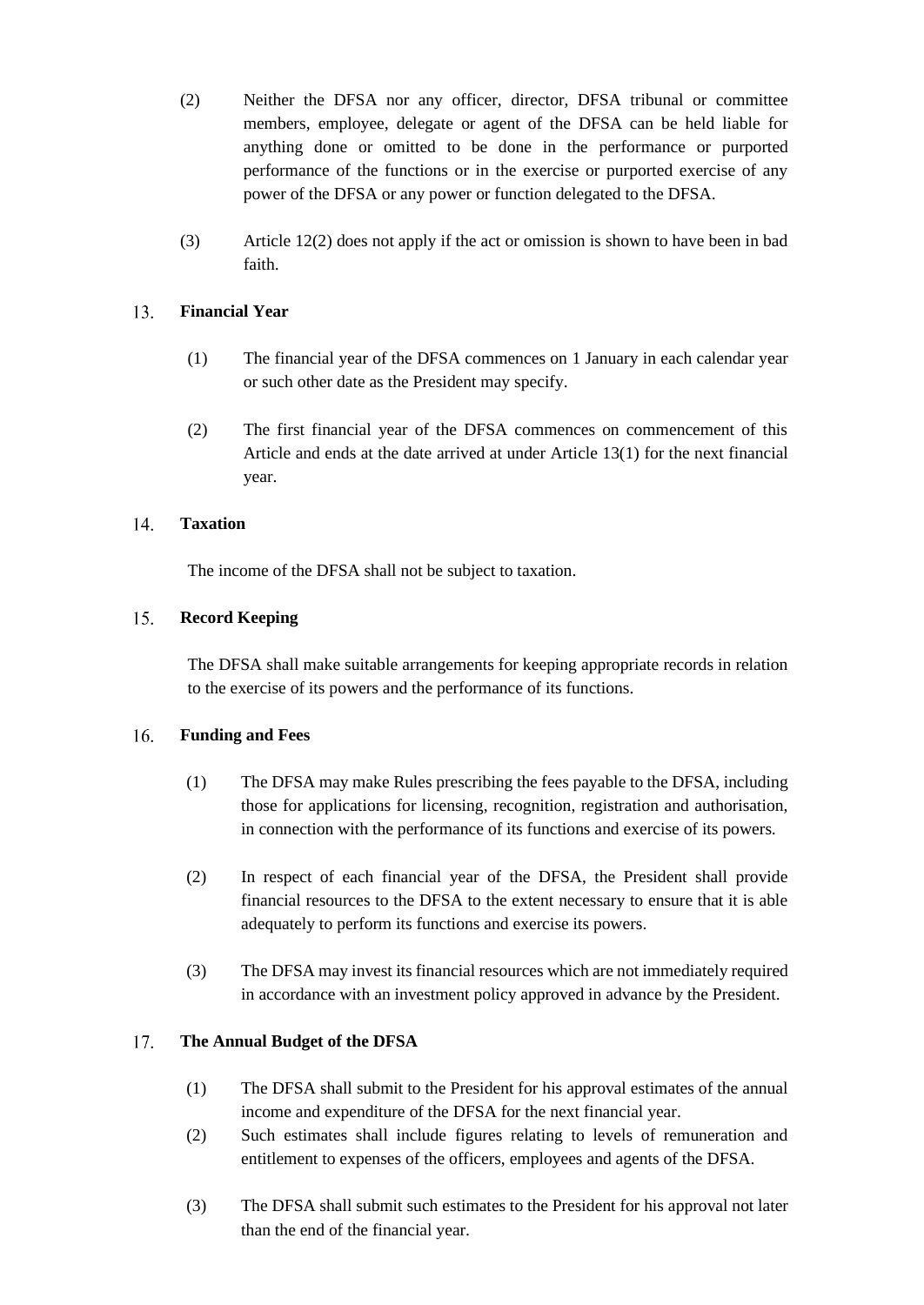(2) Neither the DFSA nor any officer, director, DFSA tribunal or committee members, employee, delegate or agent of the DFSA can be held liable for anything done or omitted to be done in the performance or purported performance of the functions or in the exercise or purported exercise of any power of the DFSA or any power or function delegated to the DFSA.

(3) Article 12(2) does not apply if the act or omission is shown to have been in bad faith.

### 13. Financial Year

(1) The financial year of the DFSA commences on 1 January in each calendar year or such other date as the President may specify.

(2) The first financial year of the DFSA commences on commencement of this Article and ends at the date arrived at under Article 13(1) for the next financial year.

### 14. Taxation

The income of the DFSA shall not be subject to taxation.

### 15. Record Keeping

The DFSA shall make suitable arrangements for keeping appropriate records in relation to the exercise of its powers and the performance of its functions.

### 16. Funding and Fees

(1) The DFSA may make Rules prescribing the fees payable to the DFSA, including those for applications for licensing, recognition, registration and authorisation, in connection with the performance of its functions and exercise of its powers.

(2) In respect of each financial year of the DFSA, the President shall provide financial resources to the DFSA to the extent necessary to ensure that it is able adequately to perform its functions and exercise its powers.

(3) The DFSA may invest its financial resources which are not immediately required in accordance with an investment policy approved in advance by the President.

### 17. The Annual Budget of the DFSA

(1) The DFSA shall submit to the President for his approval estimates of the annual income and expenditure of the DFSA for the next financial year.

(2) Such estimates shall include figures relating to levels of remuneration and entitlement to expenses of the officers, employees and agents of the DFSA.

(3) The DFSA shall submit such estimates to the President for his approval not later than the end of the financial year.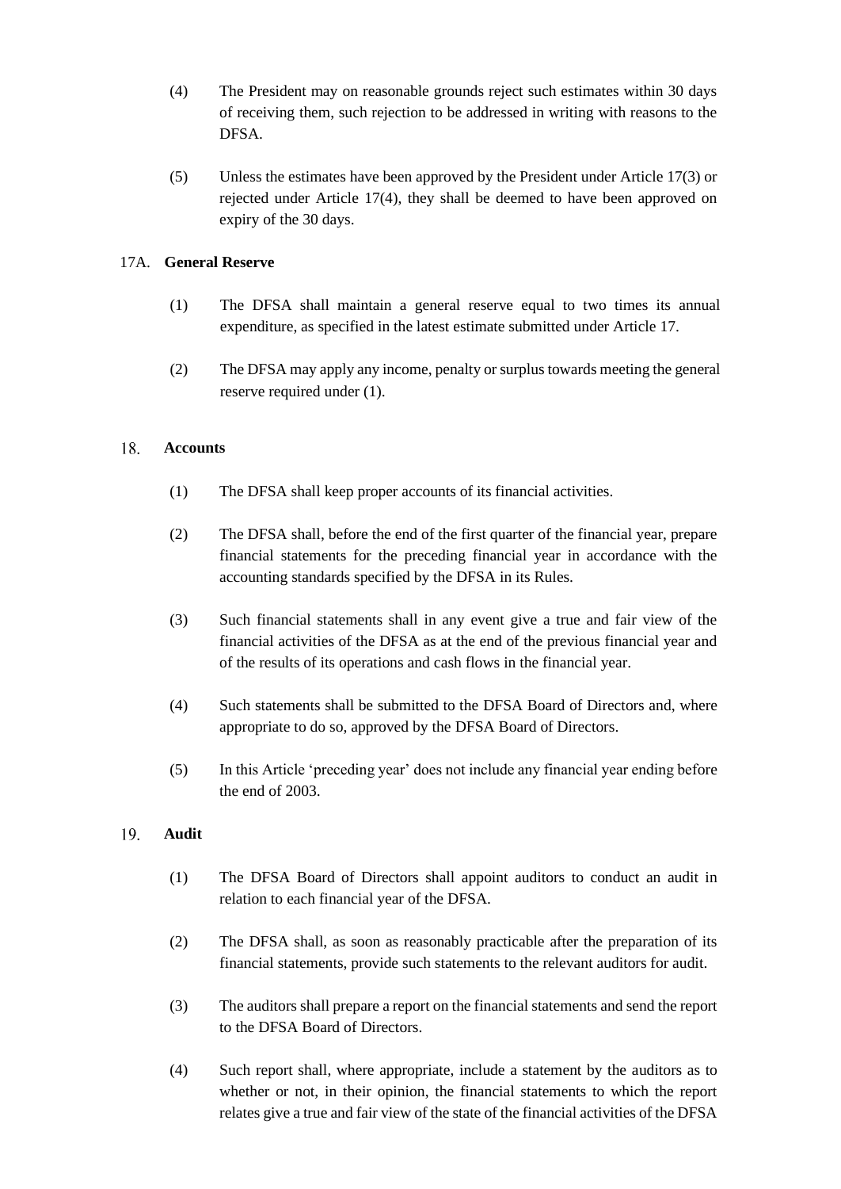(4) The President may on reasonable grounds reject such estimates within 30 days of receiving them, such rejection to be addressed in writing with reasons to the DFSA.

(5) Unless the estimates have been approved by the President under Article 17(3) or rejected under Article 17(4), they shall be deemed to have been approved on expiry of the 30 days.

### 17A. General Reserve

(1) The DFSA shall maintain a general reserve equal to two times its annual expenditure, as specified in the latest estimate submitted under Article 17.

(2) The DFSA may apply any income, penalty or surplus towards meeting the general reserve required under (1).

### 18. Accounts

(1) The DFSA shall keep proper accounts of its financial activities.

(2) The DFSA shall, before the end of the first quarter of the financial year, prepare financial statements for the preceding financial year in accordance with the accounting standards specified by the DFSA in its Rules.

(3) Such financial statements shall in any event give a true and fair view of the financial activities of the DFSA as at the end of the previous financial year and of the results of its operations and cash flows in the financial year.

(4) Such statements shall be submitted to the DFSA Board of Directors and, where appropriate to do so, approved by the DFSA Board of Directors.

(5) In this Article 'preceding year' does not include any financial year ending before the end of 2003.

### 19. Audit

(1) The DFSA Board of Directors shall appoint auditors to conduct an audit in relation to each financial year of the DFSA.

(2) The DFSA shall, as soon as reasonably practicable after the preparation of its financial statements, provide such statements to the relevant auditors for audit.

(3) The auditors shall prepare a report on the financial statements and send the report to the DFSA Board of Directors.

(4) Such report shall, where appropriate, include a statement by the auditors as to whether or not, in their opinion, the financial statements to which the report relates give a true and fair view of the state of the financial activities of the DFSA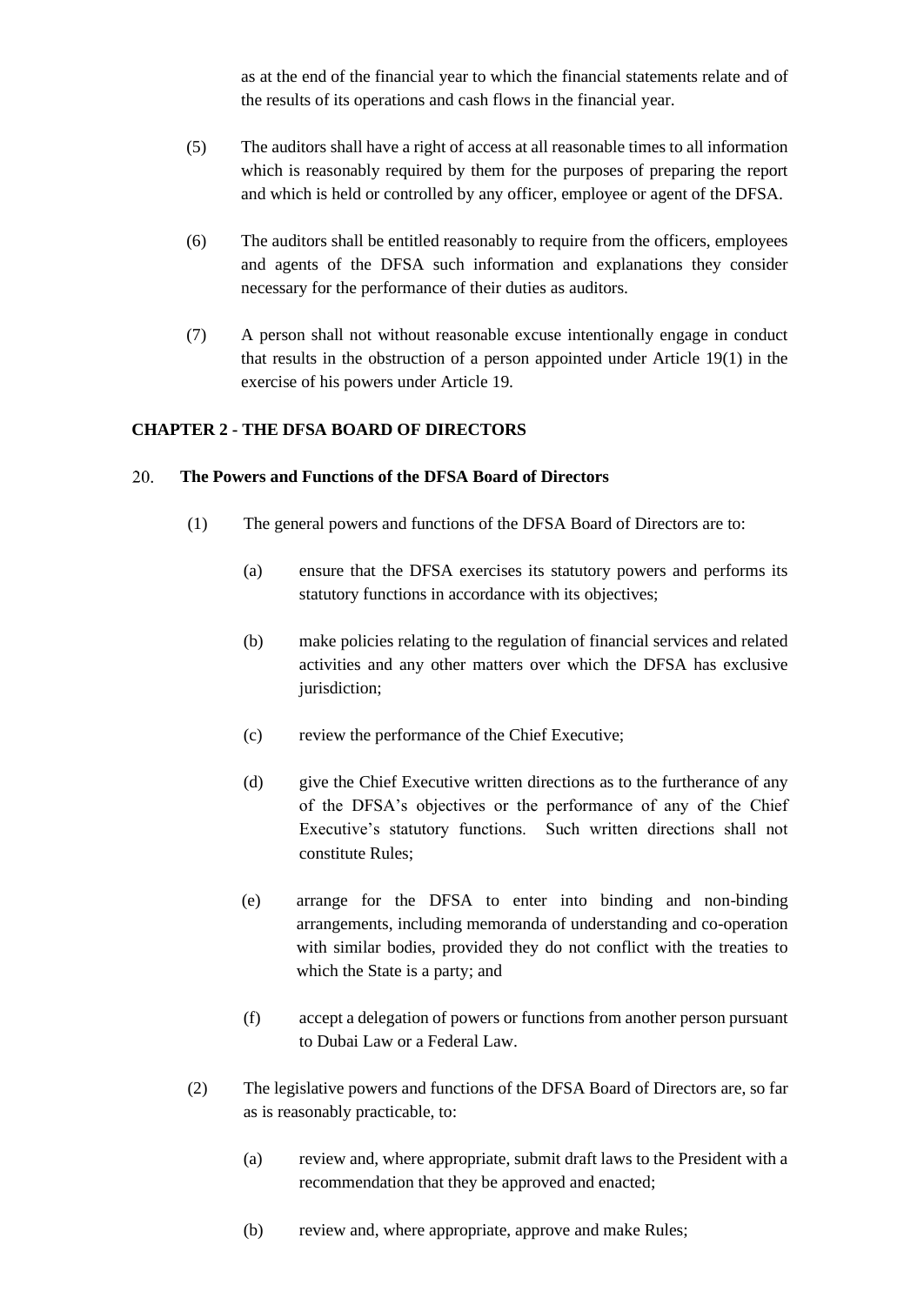as at the end of the financial year to which the financial statements relate and of the results of its operations and cash flows in the financial year.

(5) The auditors shall have a right of access at all reasonable times to all information which is reasonably required by them for the purposes of preparing the report and which is held or controlled by any officer, employee or agent of the DFSA.

(6) The auditors shall be entitled reasonably to require from the officers, employees and agents of the DFSA such information and explanations they consider necessary for the performance of their duties as auditors.

(7) A person shall not without reasonable excuse intentionally engage in conduct that results in the obstruction of a person appointed under Article 19(1) in the exercise of his powers under Article 19.

## CHAPTER 2 - THE DFSA BOARD OF DIRECTORS

### 20. The Powers and Functions of the DFSA Board of Directors

(1) The general powers and functions of the DFSA Board of Directors are to:

(a) ensure that the DFSA exercises its statutory powers and performs its statutory functions in accordance with its objectives;

(b) make policies relating to the regulation of financial services and related activities and any other matters over which the DFSA has exclusive jurisdiction;

(c) review the performance of the Chief Executive;

(d) give the Chief Executive written directions as to the furtherance of any of the DFSA's objectives or the performance of any of the Chief Executive's statutory functions. Such written directions shall not constitute Rules;

(e) arrange for the DFSA to enter into binding and non-binding arrangements, including memoranda of understanding and co-operation with similar bodies, provided they do not conflict with the treaties to which the State is a party; and

(f) accept a delegation of powers or functions from another person pursuant to Dubai Law or a Federal Law.

(2) The legislative powers and functions of the DFSA Board of Directors are, so far as is reasonably practicable, to:

(a) review and, where appropriate, submit draft laws to the President with a recommendation that they be approved and enacted;

(b) review and, where appropriate, approve and make Rules;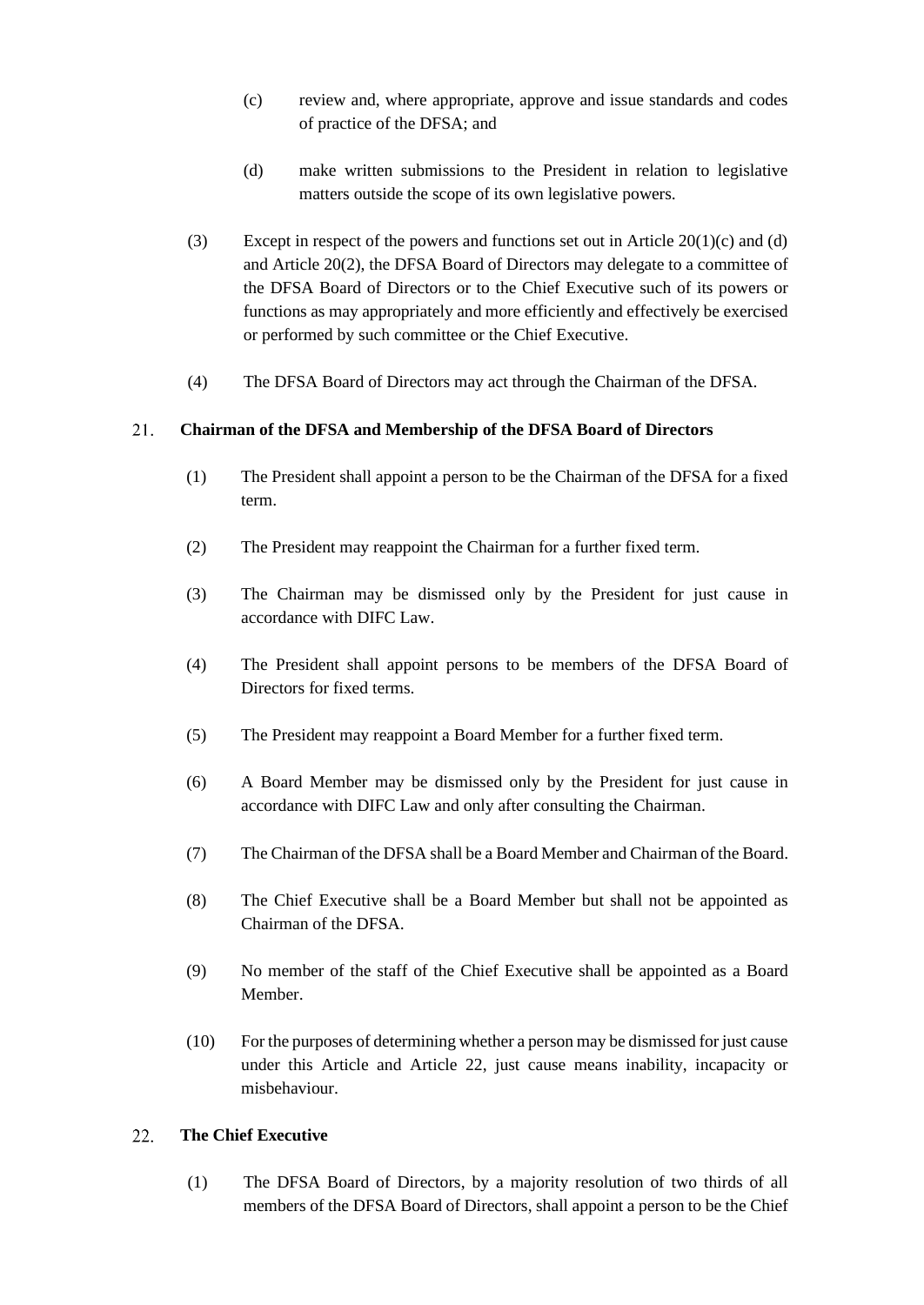(c) review and, where appropriate, approve and issue standards and codes of practice of the DFSA; and

(d) make written submissions to the President in relation to legislative matters outside the scope of its own legislative powers.

(3) Except in respect of the powers and functions set out in Article 20(1)(c) and (d) and Article 20(2), the DFSA Board of Directors may delegate to a committee of the DFSA Board of Directors or to the Chief Executive such of its powers or functions as may appropriately and more efficiently and effectively be exercised or performed by such committee or the Chief Executive.

(4) The DFSA Board of Directors may act through the Chairman of the DFSA.

## 21. Chairman of the DFSA and Membership of the DFSA Board of Directors

(1) The President shall appoint a person to be the Chairman of the DFSA for a fixed term.

(2) The President may reappoint the Chairman for a further fixed term.

(3) The Chairman may be dismissed only by the President for just cause in accordance with DIFC Law.

(4) The President shall appoint persons to be members of the DFSA Board of Directors for fixed terms.

(5) The President may reappoint a Board Member for a further fixed term.

(6) A Board Member may be dismissed only by the President for just cause in accordance with DIFC Law and only after consulting the Chairman.

(7) The Chairman of the DFSA shall be a Board Member and Chairman of the Board.

(8) The Chief Executive shall be a Board Member but shall not be appointed as Chairman of the DFSA.

(9) No member of the staff of the Chief Executive shall be appointed as a Board Member.

(10) For the purposes of determining whether a person may be dismissed for just cause under this Article and Article 22, just cause means inability, incapacity or misbehaviour.

## 22. The Chief Executive

(1) The DFSA Board of Directors, by a majority resolution of two thirds of all members of the DFSA Board of Directors, shall appoint a person to be the Chief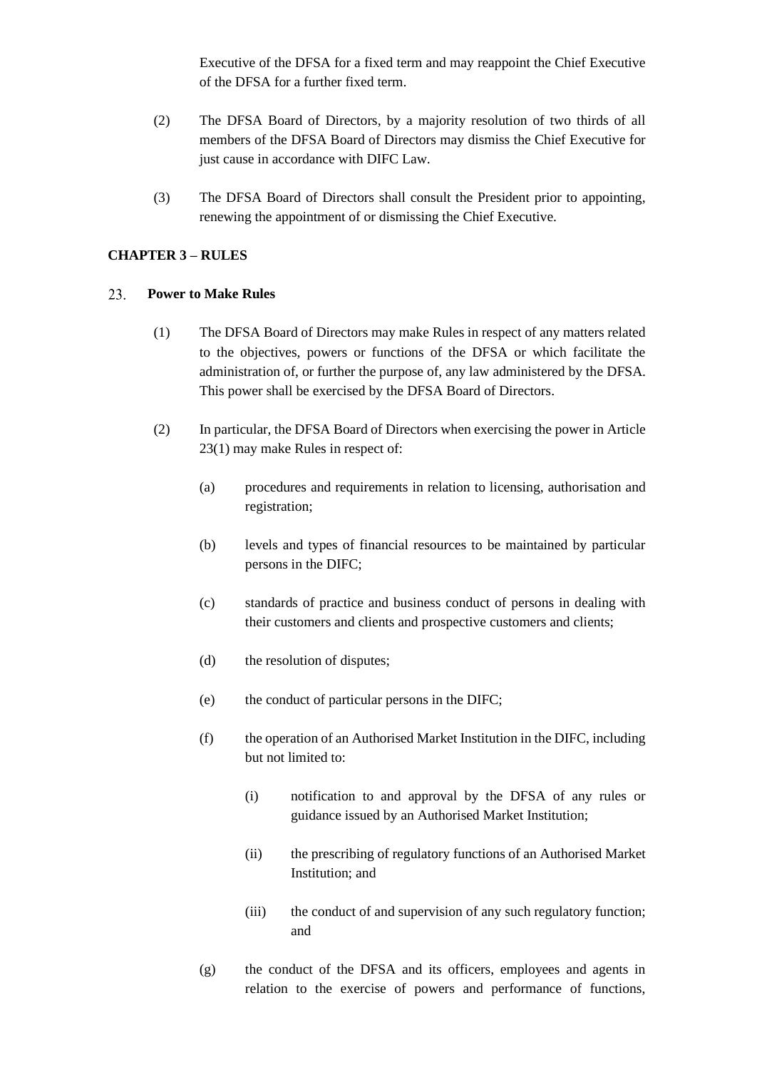Executive of the DFSA for a fixed term and may reappoint the Chief Executive of the DFSA for a further fixed term.

(2) The DFSA Board of Directors, by a majority resolution of two thirds of all members of the DFSA Board of Directors may dismiss the Chief Executive for just cause in accordance with DIFC Law.

(3) The DFSA Board of Directors shall consult the President prior to appointing, renewing the appointment of or dismissing the Chief Executive.

## CHAPTER 3 – RULES

### 23. Power to Make Rules

(1) The DFSA Board of Directors may make Rules in respect of any matters related to the objectives, powers or functions of the DFSA or which facilitate the administration of, or further the purpose of, any law administered by the DFSA. This power shall be exercised by the DFSA Board of Directors.

(2) In particular, the DFSA Board of Directors when exercising the power in Article 23(1) may make Rules in respect of:

(a) procedures and requirements in relation to licensing, authorisation and registration;

(b) levels and types of financial resources to be maintained by particular persons in the DIFC;

(c) standards of practice and business conduct of persons in dealing with their customers and clients and prospective customers and clients;

(d) the resolution of disputes;

(e) the conduct of particular persons in the DIFC;

(f) the operation of an Authorised Market Institution in the DIFC, including but not limited to:

(i) notification to and approval by the DFSA of any rules or guidance issued by an Authorised Market Institution;

(ii) the prescribing of regulatory functions of an Authorised Market Institution; and

(iii) the conduct of and supervision of any such regulatory function; and

(g) the conduct of the DFSA and its officers, employees and agents in relation to the exercise of powers and performance of functions,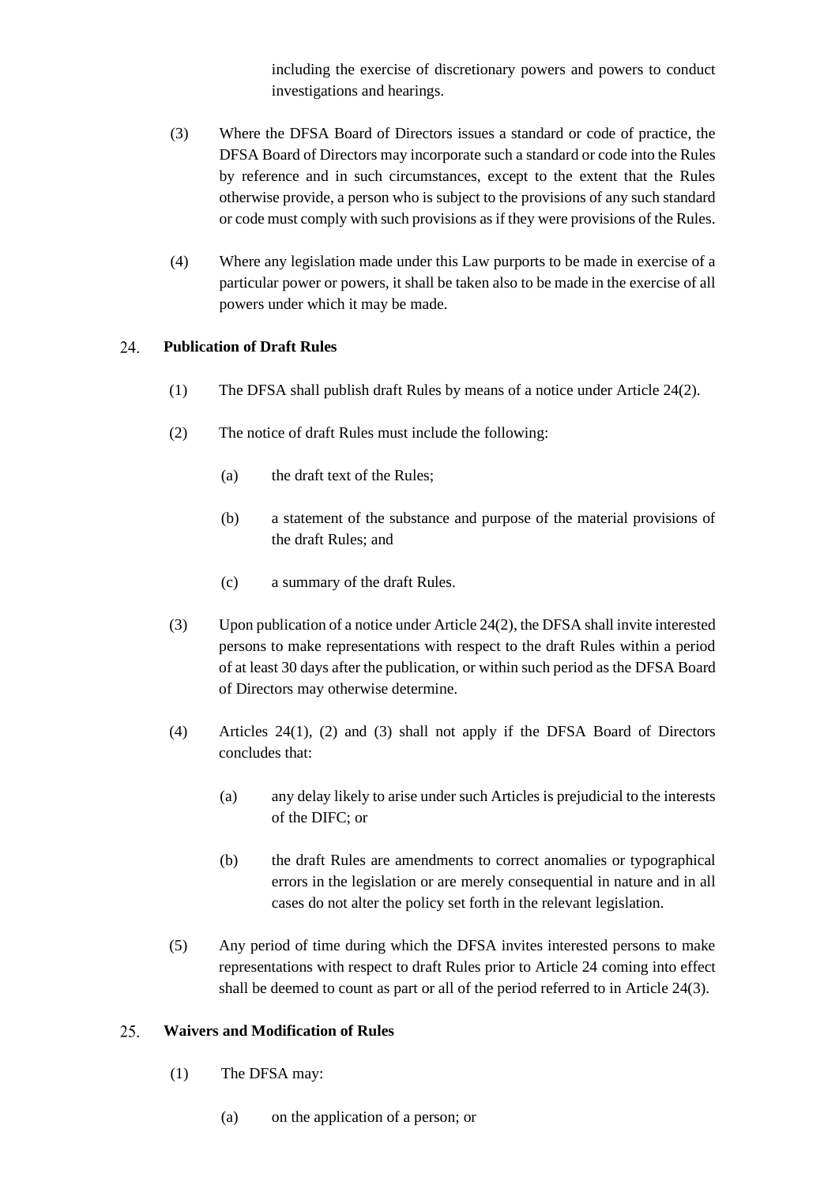including the exercise of discretionary powers and powers to conduct investigations and hearings.

(3) Where the DFSA Board of Directors issues a standard or code of practice, the DFSA Board of Directors may incorporate such a standard or code into the Rules by reference and in such circumstances, except to the extent that the Rules otherwise provide, a person who is subject to the provisions of any such standard or code must comply with such provisions as if they were provisions of the Rules.

(4) Where any legislation made under this Law purports to be made in exercise of a particular power or powers, it shall be taken also to be made in the exercise of all powers under which it may be made.

### 24. Publication of Draft Rules

(1) The DFSA shall publish draft Rules by means of a notice under Article 24(2).

(2) The notice of draft Rules must include the following:

(a) the draft text of the Rules;

(b) a statement of the substance and purpose of the material provisions of the draft Rules; and

(c) a summary of the draft Rules.

(3) Upon publication of a notice under Article 24(2), the DFSA shall invite interested persons to make representations with respect to the draft Rules within a period of at least 30 days after the publication, or within such period as the DFSA Board of Directors may otherwise determine.

(4) Articles 24(1), (2) and (3) shall not apply if the DFSA Board of Directors concludes that:

(a) any delay likely to arise under such Articles is prejudicial to the interests of the DIFC; or

(b) the draft Rules are amendments to correct anomalies or typographical errors in the legislation or are merely consequential in nature and in all cases do not alter the policy set forth in the relevant legislation.

(5) Any period of time during which the DFSA invites interested persons to make representations with respect to draft Rules prior to Article 24 coming into effect shall be deemed to count as part or all of the period referred to in Article 24(3).

### 25. Waivers and Modification of Rules

(1) The DFSA may:

(a) on the application of a person; or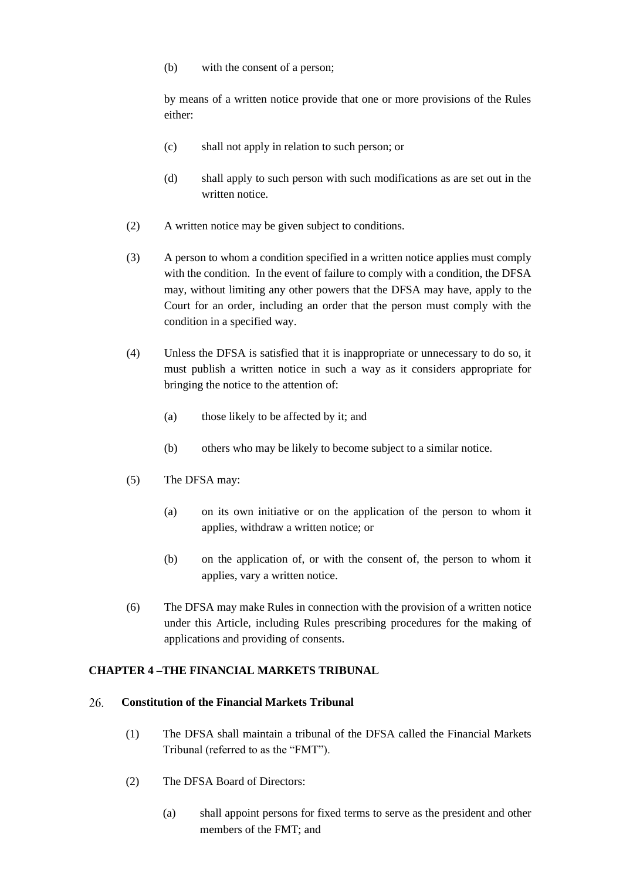(b) with the consent of a person;

by means of a written notice provide that one or more provisions of the Rules either:

(c) shall not apply in relation to such person; or

(d) shall apply to such person with such modifications as are set out in the written notice.

(2) A written notice may be given subject to conditions.

(3) A person to whom a condition specified in a written notice applies must comply with the condition. In the event of failure to comply with a condition, the DFSA may, without limiting any other powers that the DFSA may have, apply to the Court for an order, including an order that the person must comply with the condition in a specified way.

(4) Unless the DFSA is satisfied that it is inappropriate or unnecessary to do so, it must publish a written notice in such a way as it considers appropriate for bringing the notice to the attention of:

(a) those likely to be affected by it; and

(b) others who may be likely to become subject to a similar notice.

(5) The DFSA may:

(a) on its own initiative or on the application of the person to whom it applies, withdraw a written notice; or

(b) on the application of, or with the consent of, the person to whom it applies, vary a written notice.

(6) The DFSA may make Rules in connection with the provision of a written notice under this Article, including Rules prescribing procedures for the making of applications and providing of consents.

## CHAPTER 4 –THE FINANCIAL MARKETS TRIBUNAL

### 26. Constitution of the Financial Markets Tribunal

(1) The DFSA shall maintain a tribunal of the DFSA called the Financial Markets Tribunal (referred to as the "FMT").

(2) The DFSA Board of Directors:

(a) shall appoint persons for fixed terms to serve as the president and other members of the FMT; and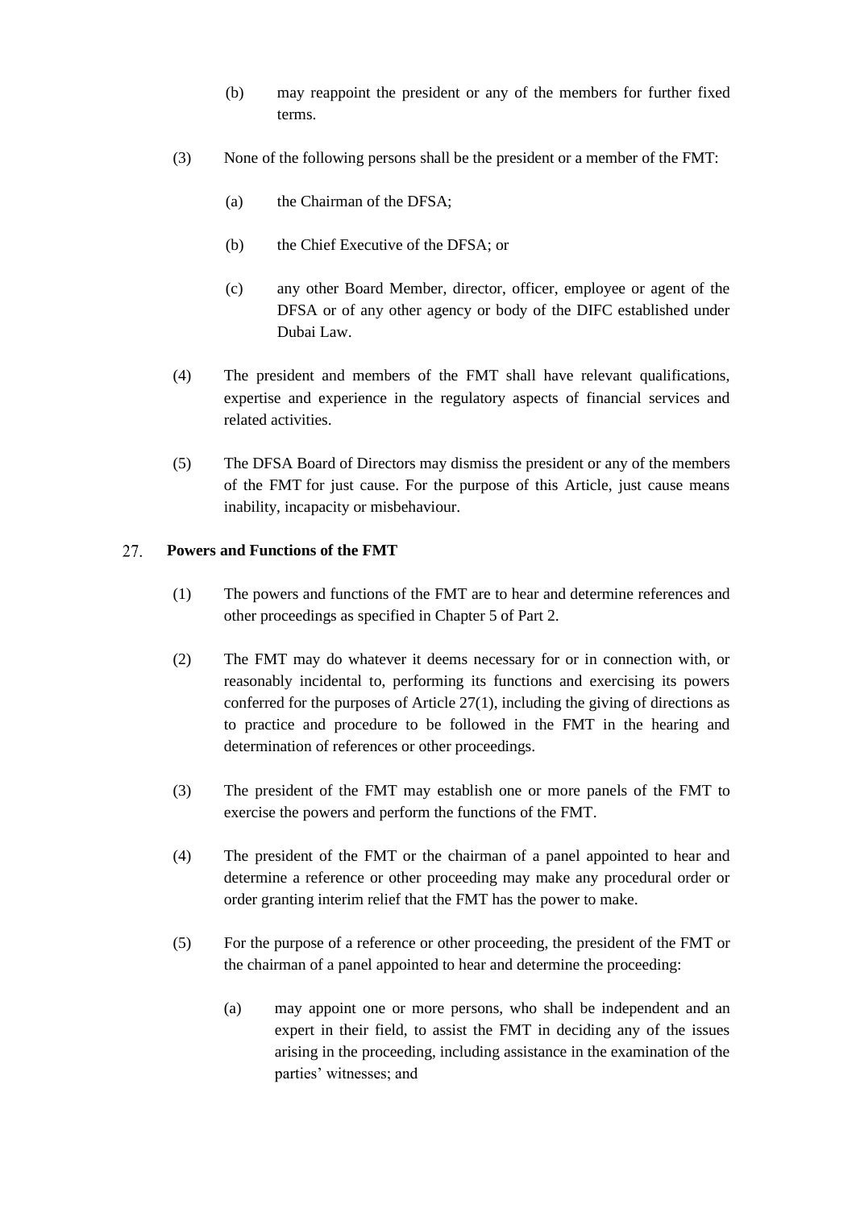(b) may reappoint the president or any of the members for further fixed terms.

(3) None of the following persons shall be the president or a member of the FMT:

(a) the Chairman of the DFSA;

(b) the Chief Executive of the DFSA; or

(c) any other Board Member, director, officer, employee or agent of the DFSA or of any other agency or body of the DIFC established under Dubai Law.

(4) The president and members of the FMT shall have relevant qualifications, expertise and experience in the regulatory aspects of financial services and related activities.

(5) The DFSA Board of Directors may dismiss the president or any of the members of the FMT for just cause. For the purpose of this Article, just cause means inability, incapacity or misbehaviour.

## 27. Powers and Functions of the FMT

(1) The powers and functions of the FMT are to hear and determine references and other proceedings as specified in Chapter 5 of Part 2.

(2) The FMT may do whatever it deems necessary for or in connection with, or reasonably incidental to, performing its functions and exercising its powers conferred for the purposes of Article 27(1), including the giving of directions as to practice and procedure to be followed in the FMT in the hearing and determination of references or other proceedings.

(3) The president of the FMT may establish one or more panels of the FMT to exercise the powers and perform the functions of the FMT.

(4) The president of the FMT or the chairman of a panel appointed to hear and determine a reference or other proceeding may make any procedural order or order granting interim relief that the FMT has the power to make.

(5) For the purpose of a reference or other proceeding, the president of the FMT or the chairman of a panel appointed to hear and determine the proceeding:

(a) may appoint one or more persons, who shall be independent and an expert in their field, to assist the FMT in deciding any of the issues arising in the proceeding, including assistance in the examination of the parties' witnesses; and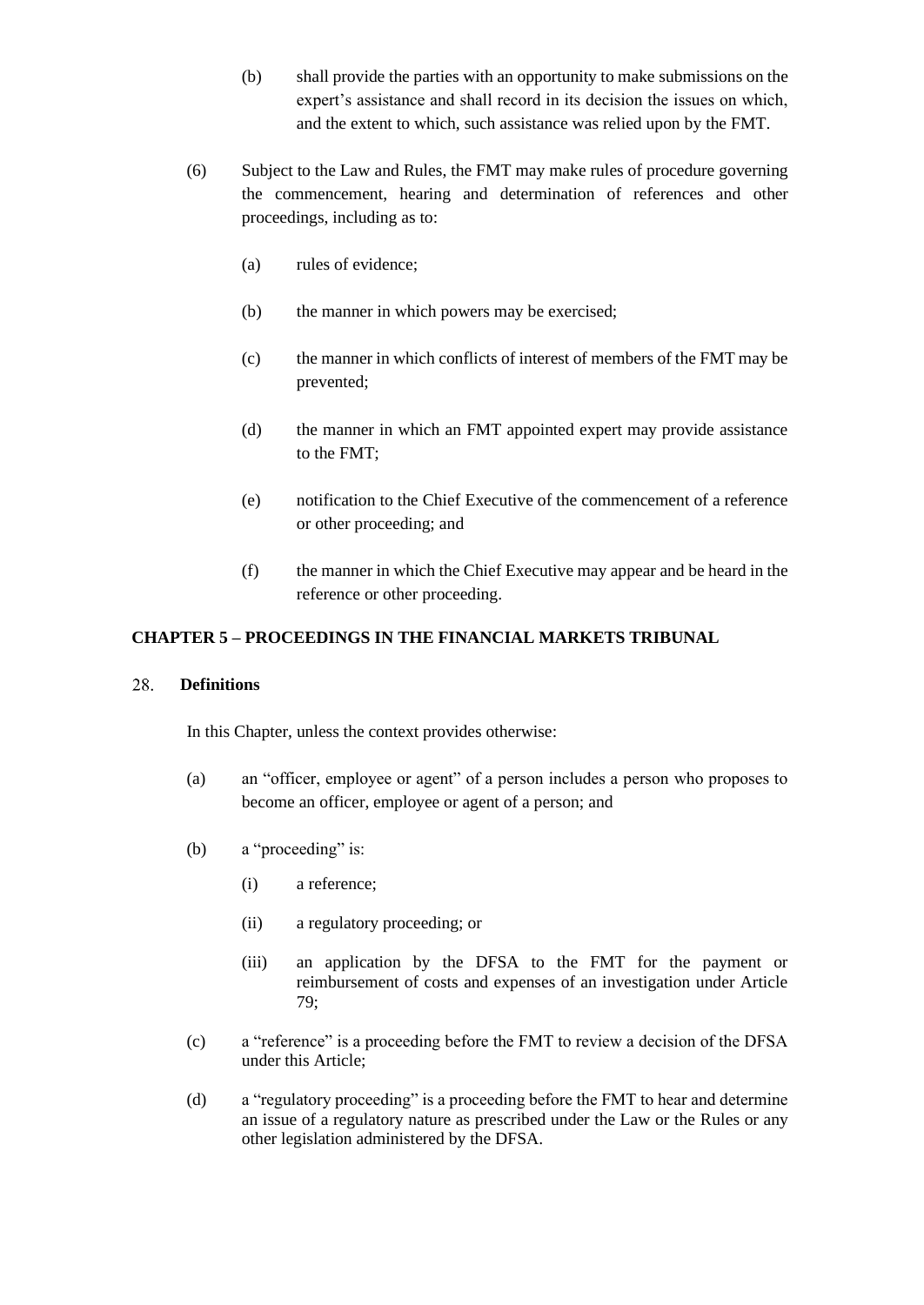(b) shall provide the parties with an opportunity to make submissions on the expert's assistance and shall record in its decision the issues on which, and the extent to which, such assistance was relied upon by the FMT.

(6) Subject to the Law and Rules, the FMT may make rules of procedure governing the commencement, hearing and determination of references and other proceedings, including as to:

(a) rules of evidence;

(b) the manner in which powers may be exercised;

(c) the manner in which conflicts of interest of members of the FMT may be prevented;

(d) the manner in which an FMT appointed expert may provide assistance to the FMT;

(e) notification to the Chief Executive of the commencement of a reference or other proceeding; and

(f) the manner in which the Chief Executive may appear and be heard in the reference or other proceeding.

## CHAPTER 5 – PROCEEDINGS IN THE FINANCIAL MARKETS TRIBUNAL

### 28. Definitions

In this Chapter, unless the context provides otherwise:

(a) an "officer, employee or agent" of a person includes a person who proposes to become an officer, employee or agent of a person; and

(b) a "proceeding" is:

(i) a reference;

(ii) a regulatory proceeding; or

(iii) an application by the DFSA to the FMT for the payment or reimbursement of costs and expenses of an investigation under Article 79;

(c) a "reference" is a proceeding before the FMT to review a decision of the DFSA under this Article;

(d) a "regulatory proceeding" is a proceeding before the FMT to hear and determine an issue of a regulatory nature as prescribed under the Law or the Rules or any other legislation administered by the DFSA.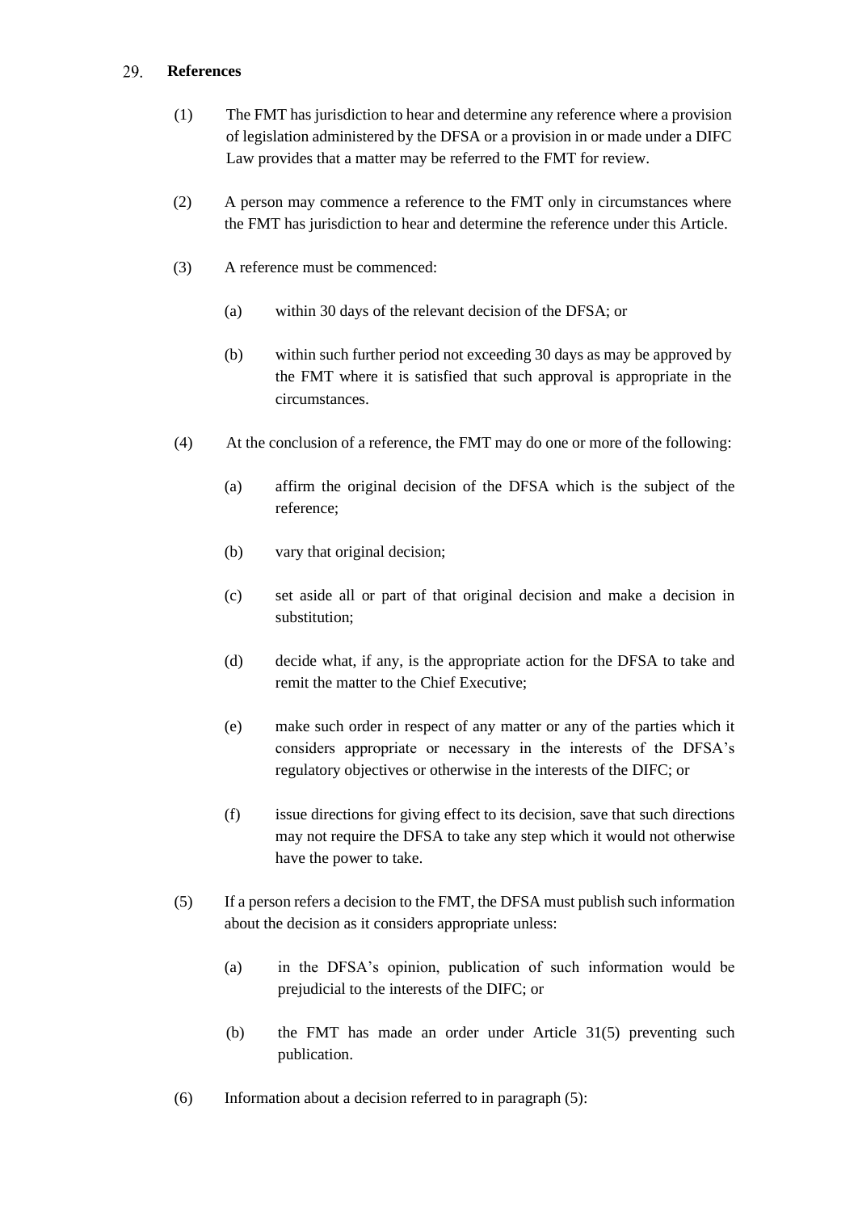## 29. References

(1) The FMT has jurisdiction to hear and determine any reference where a provision of legislation administered by the DFSA or a provision in or made under a DIFC Law provides that a matter may be referred to the FMT for review.

(2) A person may commence a reference to the FMT only in circumstances where the FMT has jurisdiction to hear and determine the reference under this Article.

(3) A reference must be commenced:

(a) within 30 days of the relevant decision of the DFSA; or

(b) within such further period not exceeding 30 days as may be approved by the FMT where it is satisfied that such approval is appropriate in the circumstances.

(4) At the conclusion of a reference, the FMT may do one or more of the following:

(a) affirm the original decision of the DFSA which is the subject of the reference;

(b) vary that original decision;

(c) set aside all or part of that original decision and make a decision in substitution;

(d) decide what, if any, is the appropriate action for the DFSA to take and remit the matter to the Chief Executive;

(e) make such order in respect of any matter or any of the parties which it considers appropriate or necessary in the interests of the DFSA's regulatory objectives or otherwise in the interests of the DIFC; or

(f) issue directions for giving effect to its decision, save that such directions may not require the DFSA to take any step which it would not otherwise have the power to take.

(5) If a person refers a decision to the FMT, the DFSA must publish such information about the decision as it considers appropriate unless:

(a) in the DFSA's opinion, publication of such information would be prejudicial to the interests of the DIFC; or

(b) the FMT has made an order under Article 31(5) preventing such publication.

(6) Information about a decision referred to in paragraph (5):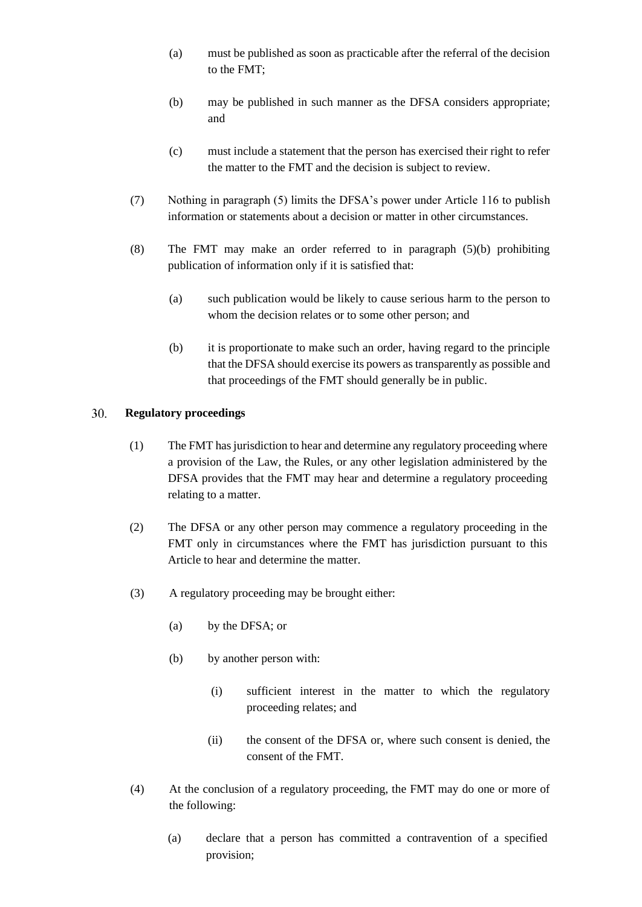(a) must be published as soon as practicable after the referral of the decision to the FMT;

(b) may be published in such manner as the DFSA considers appropriate; and

(c) must include a statement that the person has exercised their right to refer the matter to the FMT and the decision is subject to review.

(7) Nothing in paragraph (5) limits the DFSA's power under Article 116 to publish information or statements about a decision or matter in other circumstances.

(8) The FMT may make an order referred to in paragraph (5)(b) prohibiting publication of information only if it is satisfied that:

(a) such publication would be likely to cause serious harm to the person to whom the decision relates or to some other person; and

(b) it is proportionate to make such an order, having regard to the principle that the DFSA should exercise its powers as transparently as possible and that proceedings of the FMT should generally be in public.

### 30. Regulatory proceedings

(1) The FMT has jurisdiction to hear and determine any regulatory proceeding where a provision of the Law, the Rules, or any other legislation administered by the DFSA provides that the FMT may hear and determine a regulatory proceeding relating to a matter.

(2) The DFSA or any other person may commence a regulatory proceeding in the FMT only in circumstances where the FMT has jurisdiction pursuant to this Article to hear and determine the matter.

(3) A regulatory proceeding may be brought either:

(a) by the DFSA; or

(b) by another person with:

(i) sufficient interest in the matter to which the regulatory proceeding relates; and

(ii) the consent of the DFSA or, where such consent is denied, the consent of the FMT.

(4) At the conclusion of a regulatory proceeding, the FMT may do one or more of the following:

(a) declare that a person has committed a contravention of a specified provision;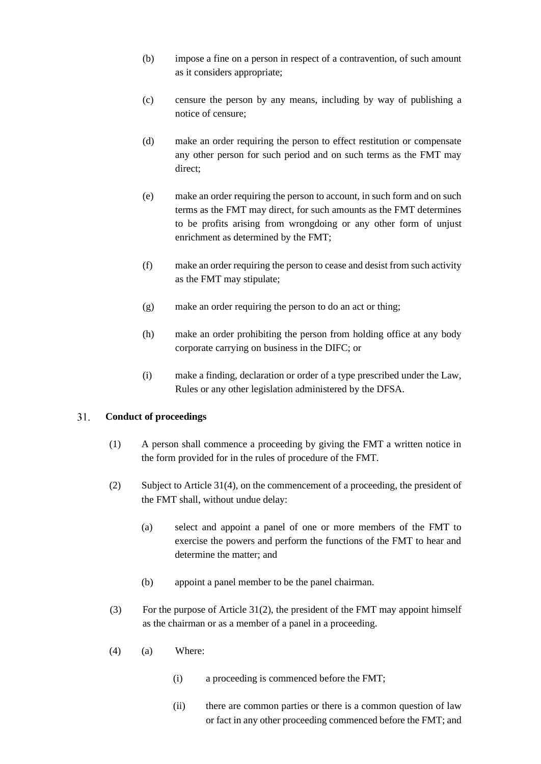(b) impose a fine on a person in respect of a contravention, of such amount as it considers appropriate;

(c) censure the person by any means, including by way of publishing a notice of censure;

(d) make an order requiring the person to effect restitution or compensate any other person for such period and on such terms as the FMT may direct;

(e) make an order requiring the person to account, in such form and on such terms as the FMT may direct, for such amounts as the FMT determines to be profits arising from wrongdoing or any other form of unjust enrichment as determined by the FMT;

(f) make an order requiring the person to cease and desist from such activity as the FMT may stipulate;

(g) make an order requiring the person to do an act or thing;

(h) make an order prohibiting the person from holding office at any body corporate carrying on business in the DIFC; or

(i) make a finding, declaration or order of a type prescribed under the Law, Rules or any other legislation administered by the DFSA.

## 31. Conduct of proceedings

(1) A person shall commence a proceeding by giving the FMT a written notice in the form provided for in the rules of procedure of the FMT.

(2) Subject to Article 31(4), on the commencement of a proceeding, the president of the FMT shall, without undue delay:

(a) select and appoint a panel of one or more members of the FMT to exercise the powers and perform the functions of the FMT to hear and determine the matter; and

(b) appoint a panel member to be the panel chairman.

(3) For the purpose of Article 31(2), the president of the FMT may appoint himself as the chairman or as a member of a panel in a proceeding.

(4) (a) Where:

(i) a proceeding is commenced before the FMT;

(ii) there are common parties or there is a common question of law or fact in any other proceeding commenced before the FMT; and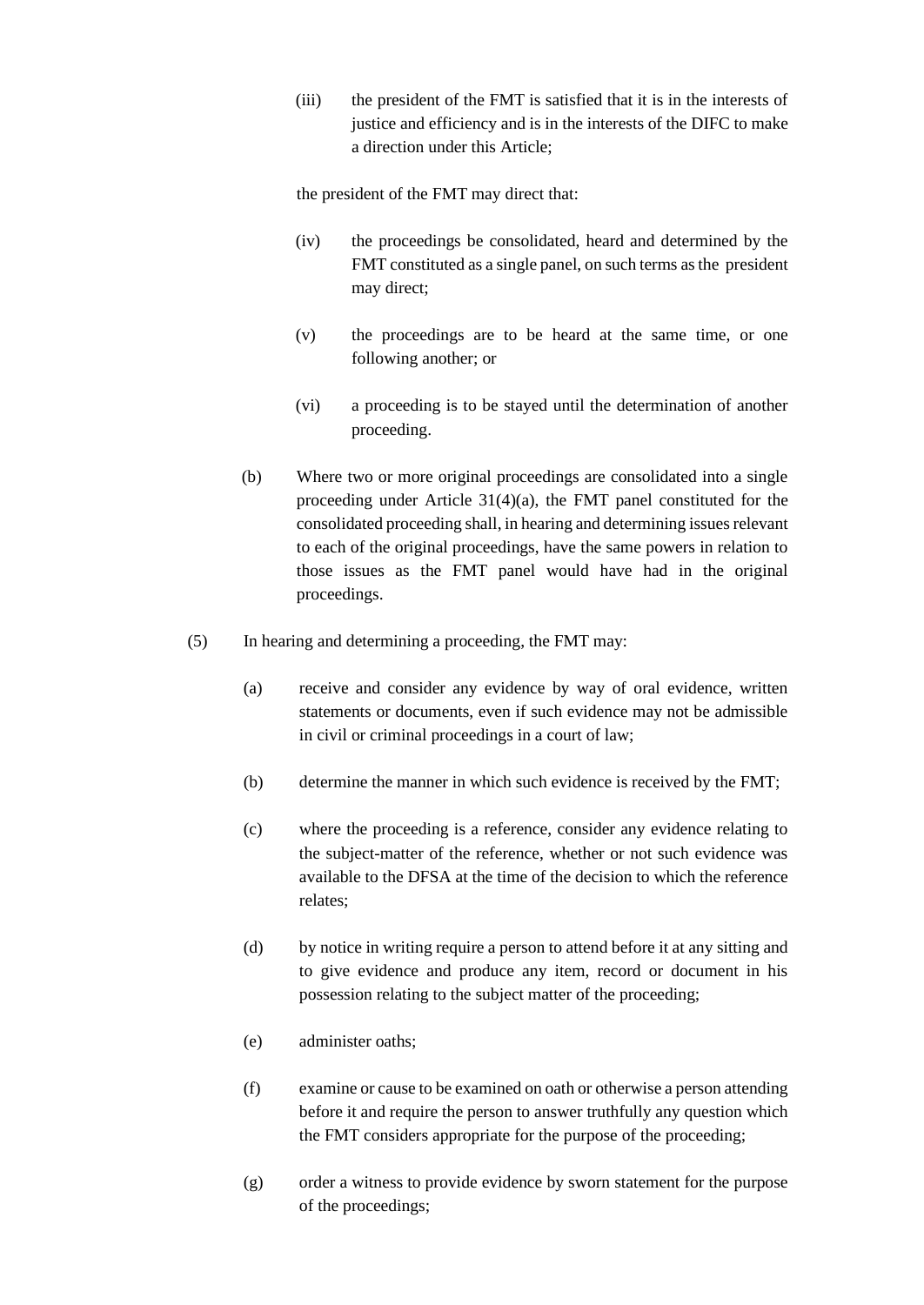(iii) the president of the FMT is satisfied that it is in the interests of justice and efficiency and is in the interests of the DIFC to make a direction under this Article;

the president of the FMT may direct that:

(iv) the proceedings be consolidated, heard and determined by the FMT constituted as a single panel, on such terms as the president may direct;

(v) the proceedings are to be heard at the same time, or one following another; or

(vi) a proceeding is to be stayed until the determination of another proceeding.

(b) Where two or more original proceedings are consolidated into a single proceeding under Article 31(4)(a), the FMT panel constituted for the consolidated proceeding shall, in hearing and determining issues relevant to each of the original proceedings, have the same powers in relation to those issues as the FMT panel would have had in the original proceedings.

(5) In hearing and determining a proceeding, the FMT may:

(a) receive and consider any evidence by way of oral evidence, written statements or documents, even if such evidence may not be admissible in civil or criminal proceedings in a court of law;

(b) determine the manner in which such evidence is received by the FMT;

(c) where the proceeding is a reference, consider any evidence relating to the subject-matter of the reference, whether or not such evidence was available to the DFSA at the time of the decision to which the reference relates;

(d) by notice in writing require a person to attend before it at any sitting and to give evidence and produce any item, record or document in his possession relating to the subject matter of the proceeding;

(e) administer oaths;

(f) examine or cause to be examined on oath or otherwise a person attending before it and require the person to answer truthfully any question which the FMT considers appropriate for the purpose of the proceeding;

(g) order a witness to provide evidence by sworn statement for the purpose of the proceedings;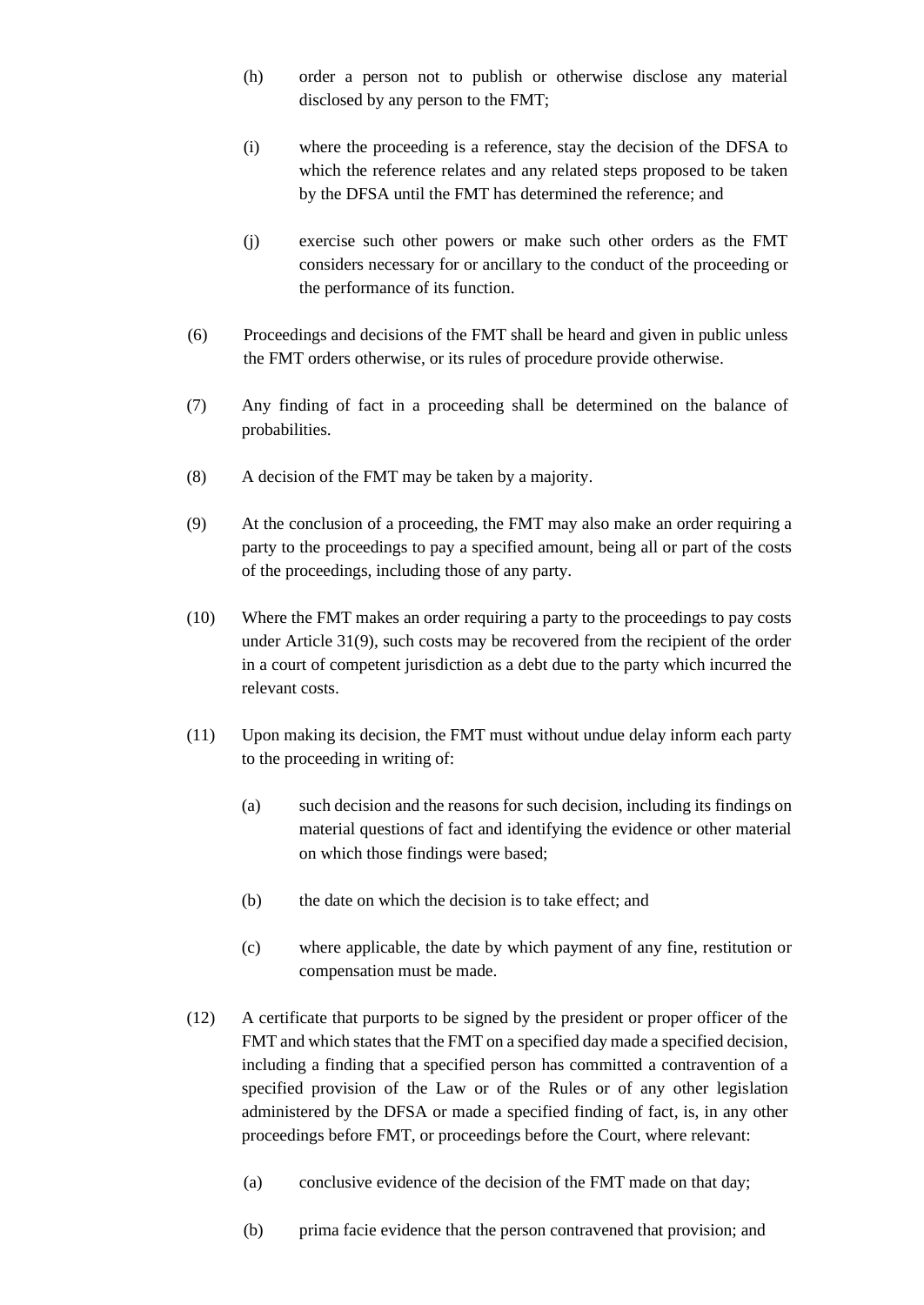(h) order a person not to publish or otherwise disclose any material disclosed by any person to the FMT;

(i) where the proceeding is a reference, stay the decision of the DFSA to which the reference relates and any related steps proposed to be taken by the DFSA until the FMT has determined the reference; and

(j) exercise such other powers or make such other orders as the FMT considers necessary for or ancillary to the conduct of the proceeding or the performance of its function.

(6) Proceedings and decisions of the FMT shall be heard and given in public unless the FMT orders otherwise, or its rules of procedure provide otherwise.

(7) Any finding of fact in a proceeding shall be determined on the balance of probabilities.

(8) A decision of the FMT may be taken by a majority.

(9) At the conclusion of a proceeding, the FMT may also make an order requiring a party to the proceedings to pay a specified amount, being all or part of the costs of the proceedings, including those of any party.

(10) Where the FMT makes an order requiring a party to the proceedings to pay costs under Article 31(9), such costs may be recovered from the recipient of the order in a court of competent jurisdiction as a debt due to the party which incurred the relevant costs.

(11) Upon making its decision, the FMT must without undue delay inform each party to the proceeding in writing of:

(a) such decision and the reasons for such decision, including its findings on material questions of fact and identifying the evidence or other material on which those findings were based;

(b) the date on which the decision is to take effect; and

(c) where applicable, the date by which payment of any fine, restitution or compensation must be made.

(12) A certificate that purports to be signed by the president or proper officer of the FMT and which states that the FMT on a specified day made a specified decision, including a finding that a specified person has committed a contravention of a specified provision of the Law or of the Rules or of any other legislation administered by the DFSA or made a specified finding of fact, is, in any other proceedings before FMT, or proceedings before the Court, where relevant:

(a) conclusive evidence of the decision of the FMT made on that day;

(b) prima facie evidence that the person contravened that provision; and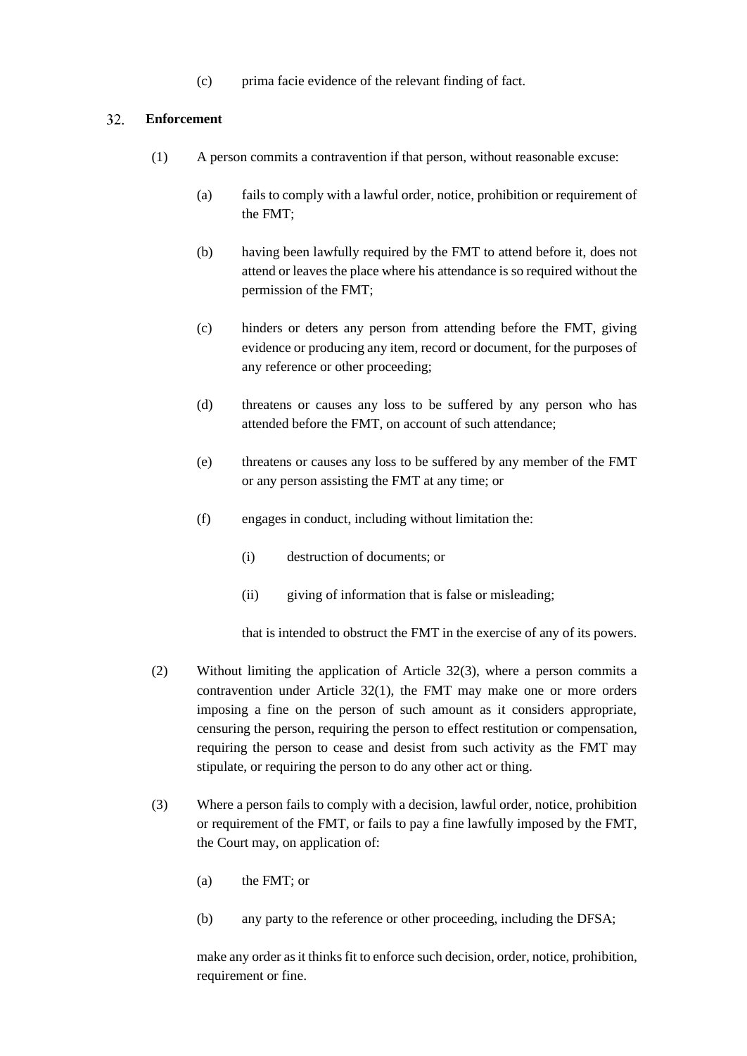(c) prima facie evidence of the relevant finding of fact.

## 32. Enforcement

(1) A person commits a contravention if that person, without reasonable excuse:

(a) fails to comply with a lawful order, notice, prohibition or requirement of the FMT;

(b) having been lawfully required by the FMT to attend before it, does not attend or leaves the place where his attendance is so required without the permission of the FMT;

(c) hinders or deters any person from attending before the FMT, giving evidence or producing any item, record or document, for the purposes of any reference or other proceeding;

(d) threatens or causes any loss to be suffered by any person who has attended before the FMT, on account of such attendance;

(e) threatens or causes any loss to be suffered by any member of the FMT or any person assisting the FMT at any time; or

(f) engages in conduct, including without limitation the:

(i) destruction of documents; or

(ii) giving of information that is false or misleading;

that is intended to obstruct the FMT in the exercise of any of its powers.

(2) Without limiting the application of Article 32(3), where a person commits a contravention under Article 32(1), the FMT may make one or more orders imposing a fine on the person of such amount as it considers appropriate, censuring the person, requiring the person to effect restitution or compensation, requiring the person to cease and desist from such activity as the FMT may stipulate, or requiring the person to do any other act or thing.

(3) Where a person fails to comply with a decision, lawful order, notice, prohibition or requirement of the FMT, or fails to pay a fine lawfully imposed by the FMT, the Court may, on application of:

(a) the FMT; or

(b) any party to the reference or other proceeding, including the DFSA;

make any order as it thinks fit to enforce such decision, order, notice, prohibition, requirement or fine.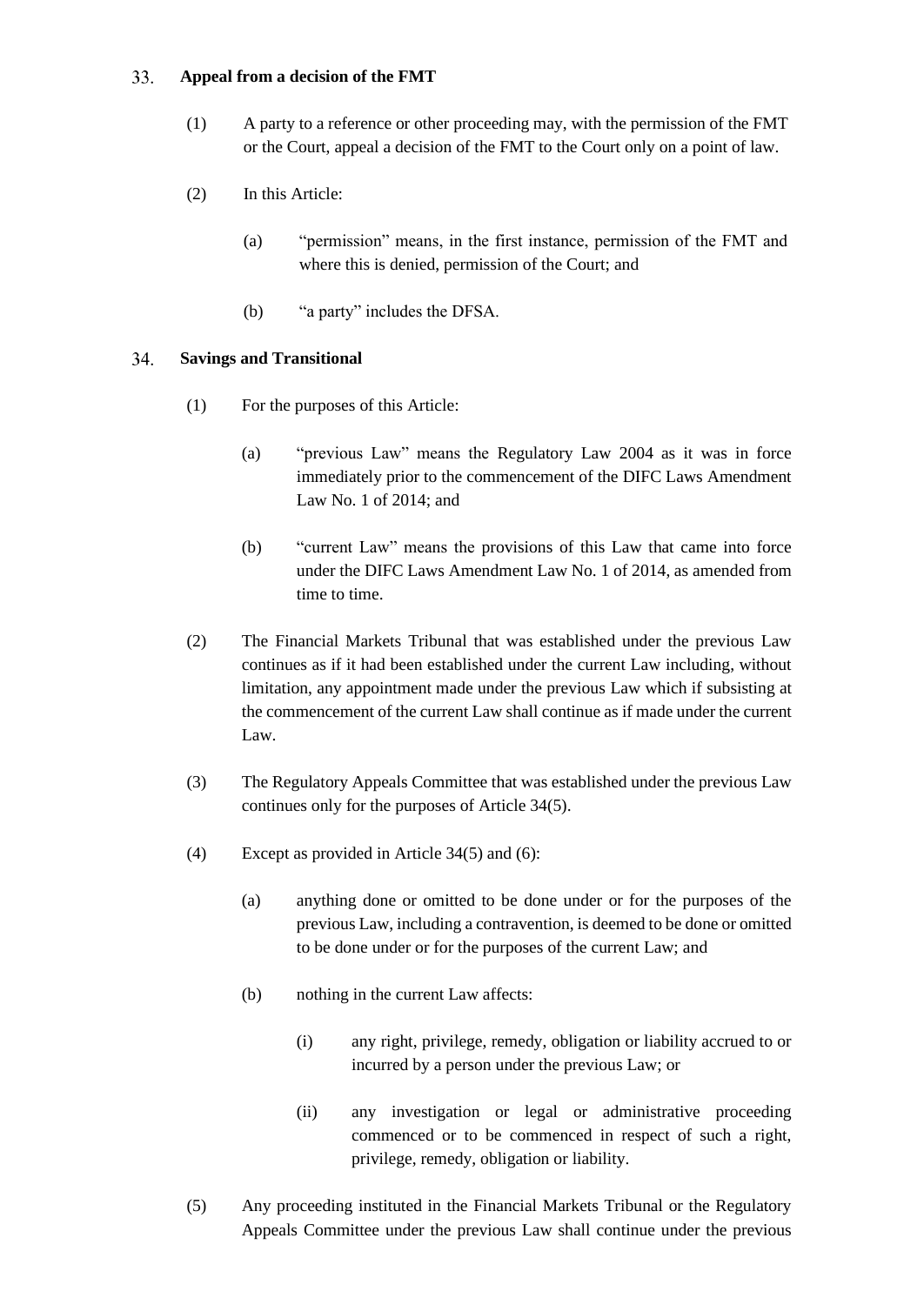## 33. Appeal from a decision of the FMT

(1) A party to a reference or other proceeding may, with the permission of the FMT or the Court, appeal a decision of the FMT to the Court only on a point of law.

(2) In this Article:

(a) "permission" means, in the first instance, permission of the FMT and where this is denied, permission of the Court; and

(b) "a party" includes the DFSA.

## 34. Savings and Transitional

(1) For the purposes of this Article:

(a) "previous Law" means the Regulatory Law 2004 as it was in force immediately prior to the commencement of the DIFC Laws Amendment Law No. 1 of 2014; and

(b) "current Law" means the provisions of this Law that came into force under the DIFC Laws Amendment Law No. 1 of 2014, as amended from time to time.

(2) The Financial Markets Tribunal that was established under the previous Law continues as if it had been established under the current Law including, without limitation, any appointment made under the previous Law which if subsisting at the commencement of the current Law shall continue as if made under the current Law.

(3) The Regulatory Appeals Committee that was established under the previous Law continues only for the purposes of Article 34(5).

(4) Except as provided in Article 34(5) and (6):

(a) anything done or omitted to be done under or for the purposes of the previous Law, including a contravention, is deemed to be done or omitted to be done under or for the purposes of the current Law; and

(b) nothing in the current Law affects:

(i) any right, privilege, remedy, obligation or liability accrued to or incurred by a person under the previous Law; or

(ii) any investigation or legal or administrative proceeding commenced or to be commenced in respect of such a right, privilege, remedy, obligation or liability.

(5) Any proceeding instituted in the Financial Markets Tribunal or the Regulatory Appeals Committee under the previous Law shall continue under the previous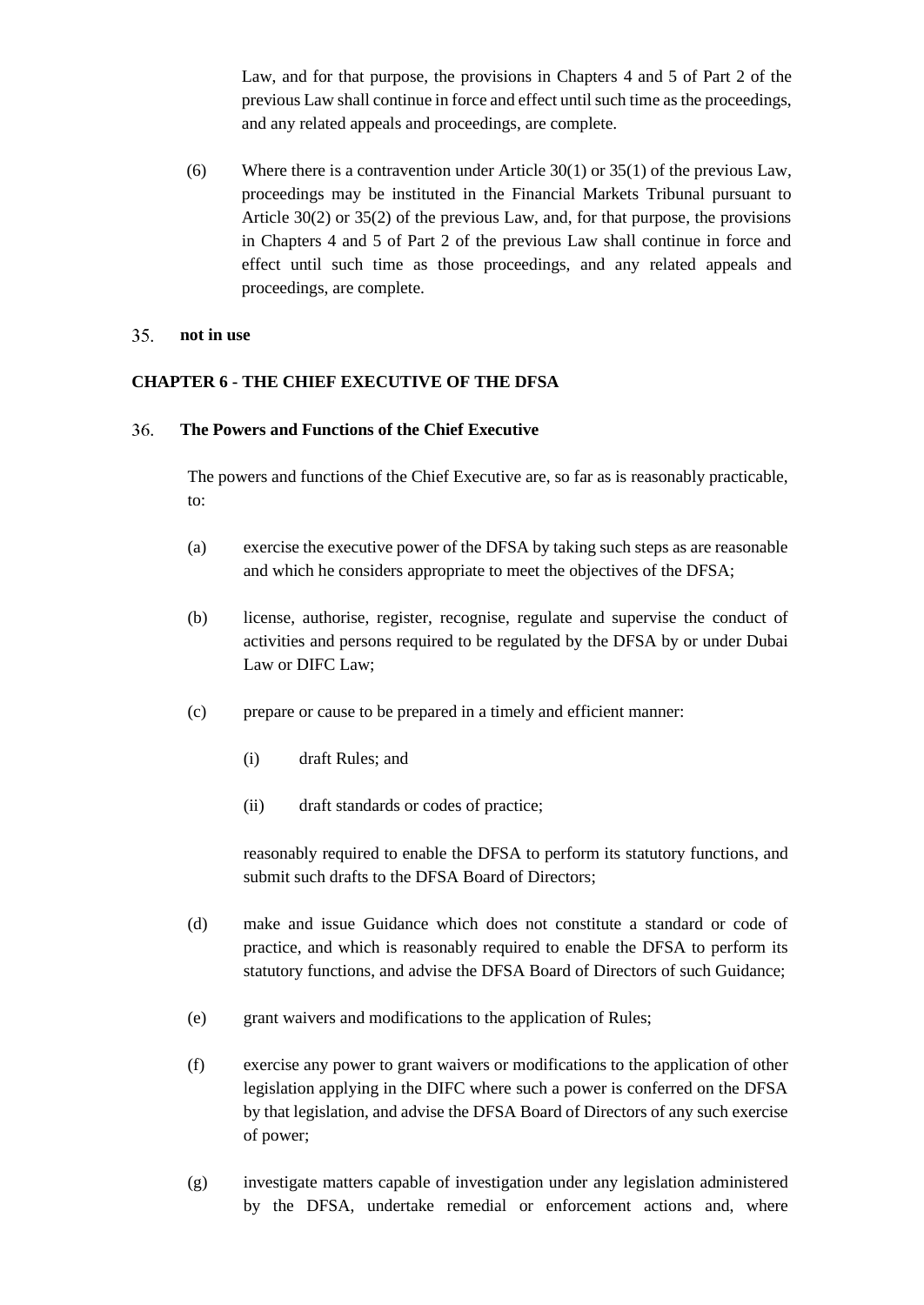Law, and for that purpose, the provisions in Chapters 4 and 5 of Part 2 of the previous Law shall continue in force and effect until such time as the proceedings, and any related appeals and proceedings, are complete.

(6) Where there is a contravention under Article 30(1) or 35(1) of the previous Law, proceedings may be instituted in the Financial Markets Tribunal pursuant to Article 30(2) or 35(2) of the previous Law, and, for that purpose, the provisions in Chapters 4 and 5 of Part 2 of the previous Law shall continue in force and effect until such time as those proceedings, and any related appeals and proceedings, are complete.

35. **not in use**

**CHAPTER 6 - THE CHIEF EXECUTIVE OF THE DFSA**

36. **The Powers and Functions of the Chief Executive**

The powers and functions of the Chief Executive are, so far as is reasonably practicable, to:

(a) exercise the executive power of the DFSA by taking such steps as are reasonable and which he considers appropriate to meet the objectives of the DFSA;

(b) license, authorise, register, recognise, regulate and supervise the conduct of activities and persons required to be regulated by the DFSA by or under Dubai Law or DIFC Law;

(c) prepare or cause to be prepared in a timely and efficient manner:

(i) draft Rules; and

(ii) draft standards or codes of practice;

reasonably required to enable the DFSA to perform its statutory functions, and submit such drafts to the DFSA Board of Directors;

(d) make and issue Guidance which does not constitute a standard or code of practice, and which is reasonably required to enable the DFSA to perform its statutory functions, and advise the DFSA Board of Directors of such Guidance;

(e) grant waivers and modifications to the application of Rules;

(f) exercise any power to grant waivers or modifications to the application of other legislation applying in the DIFC where such a power is conferred on the DFSA by that legislation, and advise the DFSA Board of Directors of any such exercise of power;

(g) investigate matters capable of investigation under any legislation administered by the DFSA, undertake remedial or enforcement actions and, where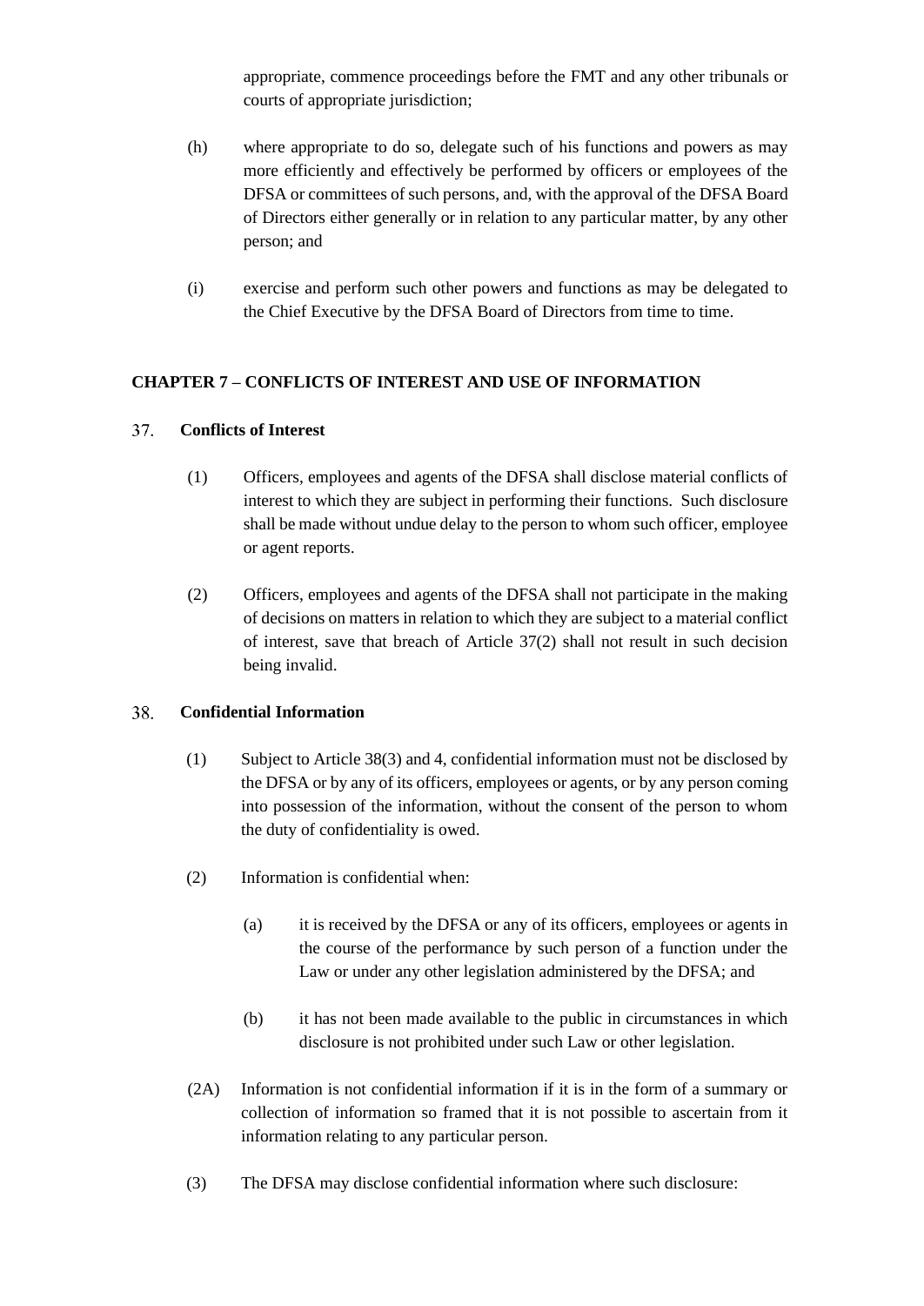appropriate, commence proceedings before the FMT and any other tribunals or courts of appropriate jurisdiction;

(h) where appropriate to do so, delegate such of his functions and powers as may more efficiently and effectively be performed by officers or employees of the DFSA or committees of such persons, and, with the approval of the DFSA Board of Directors either generally or in relation to any particular matter, by any other person; and

(i) exercise and perform such other powers and functions as may be delegated to the Chief Executive by the DFSA Board of Directors from time to time.

## CHAPTER 7 – CONFLICTS OF INTEREST AND USE OF INFORMATION

### 37. Conflicts of Interest

(1) Officers, employees and agents of the DFSA shall disclose material conflicts of interest to which they are subject in performing their functions. Such disclosure shall be made without undue delay to the person to whom such officer, employee or agent reports.

(2) Officers, employees and agents of the DFSA shall not participate in the making of decisions on matters in relation to which they are subject to a material conflict of interest, save that breach of Article 37(2) shall not result in such decision being invalid.

### 38. Confidential Information

(1) Subject to Article 38(3) and 4, confidential information must not be disclosed by the DFSA or by any of its officers, employees or agents, or by any person coming into possession of the information, without the consent of the person to whom the duty of confidentiality is owed.

(2) Information is confidential when:

(a) it is received by the DFSA or any of its officers, employees or agents in the course of the performance by such person of a function under the Law or under any other legislation administered by the DFSA; and

(b) it has not been made available to the public in circumstances in which disclosure is not prohibited under such Law or other legislation.

(2A) Information is not confidential information if it is in the form of a summary or collection of information so framed that it is not possible to ascertain from it information relating to any particular person.

(3) The DFSA may disclose confidential information where such disclosure: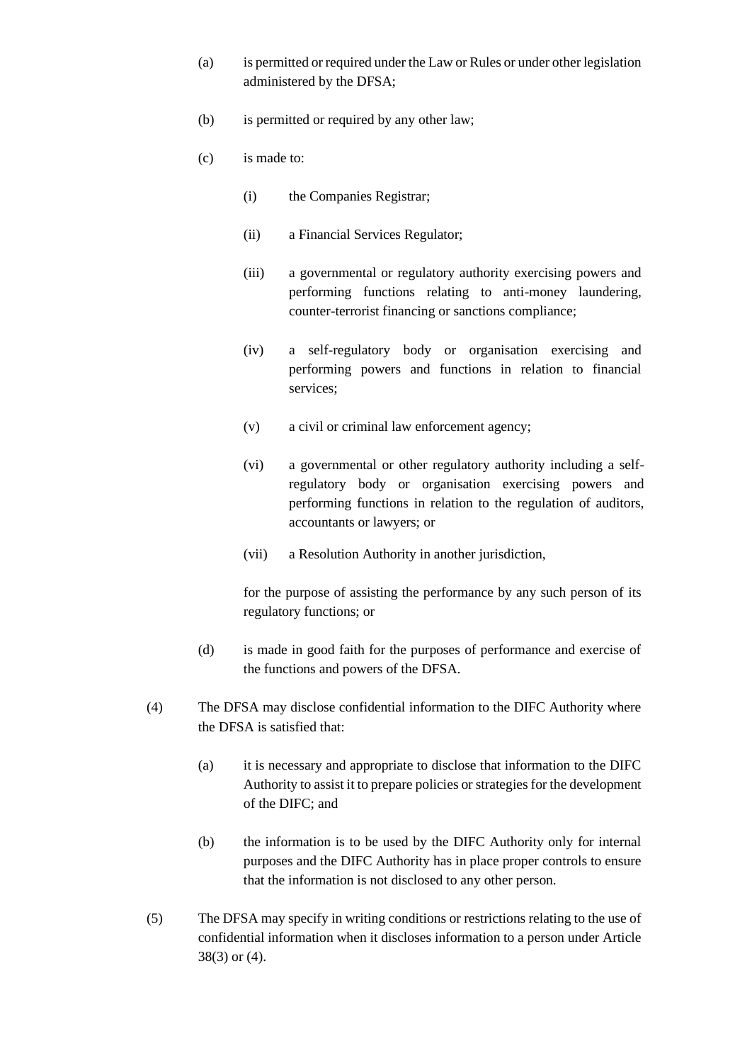(a) is permitted or required under the Law or Rules or under other legislation administered by the DFSA;

(b) is permitted or required by any other law;

(c) is made to:

  (i) the Companies Registrar;

  (ii) a Financial Services Regulator;

  (iii) a governmental or regulatory authority exercising powers and performing functions relating to anti-money laundering, counter-terrorist financing or sanctions compliance;

  (iv) a self-regulatory body or organisation exercising and performing powers and functions in relation to financial services;

  (v) a civil or criminal law enforcement agency;

  (vi) a governmental or other regulatory authority including a self-regulatory body or organisation exercising powers and performing functions in relation to the regulation of auditors, accountants or lawyers; or

  (vii) a Resolution Authority in another jurisdiction,

  for the purpose of assisting the performance by any such person of its regulatory functions; or

(d) is made in good faith for the purposes of performance and exercise of the functions and powers of the DFSA.

(4) The DFSA may disclose confidential information to the DIFC Authority where the DFSA is satisfied that:

  (a) it is necessary and appropriate to disclose that information to the DIFC Authority to assist it to prepare policies or strategies for the development of the DIFC; and

  (b) the information is to be used by the DIFC Authority only for internal purposes and the DIFC Authority has in place proper controls to ensure that the information is not disclosed to any other person.

(5) The DFSA may specify in writing conditions or restrictions relating to the use of confidential information when it discloses information to a person under Article 38(3) or (4).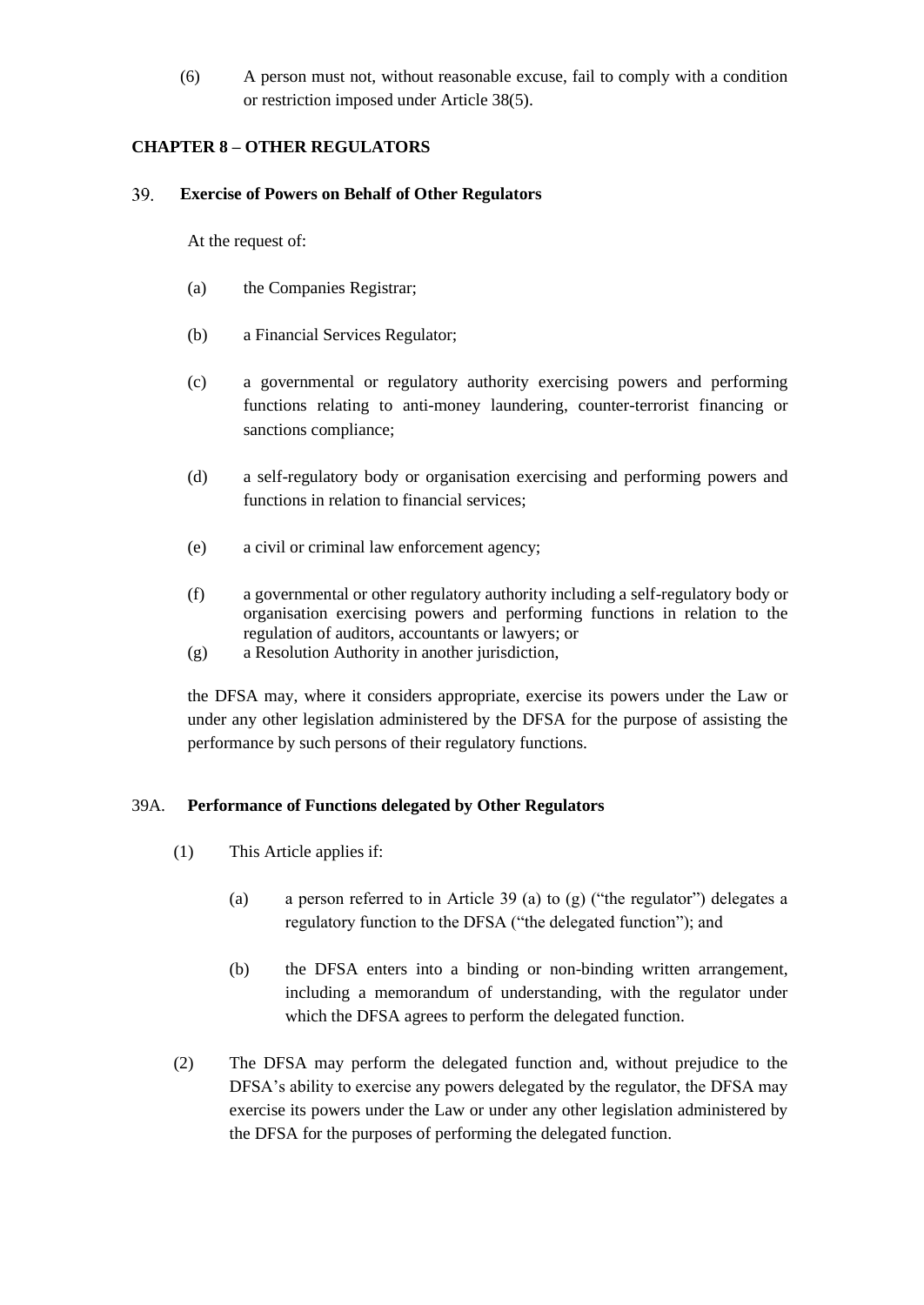(6) A person must not, without reasonable excuse, fail to comply with a condition or restriction imposed under Article 38(5).

## CHAPTER 8 – OTHER REGULATORS

### 39. Exercise of Powers on Behalf of Other Regulators

At the request of:

(a) the Companies Registrar;

(b) a Financial Services Regulator;

(c) a governmental or regulatory authority exercising powers and performing functions relating to anti-money laundering, counter-terrorist financing or sanctions compliance;

(d) a self-regulatory body or organisation exercising and performing powers and functions in relation to financial services;

(e) a civil or criminal law enforcement agency;

(f) a governmental or other regulatory authority including a self-regulatory body or organisation exercising powers and performing functions in relation to the regulation of auditors, accountants or lawyers; or

(g) a Resolution Authority in another jurisdiction,

the DFSA may, where it considers appropriate, exercise its powers under the Law or under any other legislation administered by the DFSA for the purpose of assisting the performance by such persons of their regulatory functions.

### 39A. Performance of Functions delegated by Other Regulators

(1) This Article applies if:

(a) a person referred to in Article 39 (a) to (g) ("the regulator") delegates a regulatory function to the DFSA ("the delegated function"); and

(b) the DFSA enters into a binding or non-binding written arrangement, including a memorandum of understanding, with the regulator under which the DFSA agrees to perform the delegated function.

(2) The DFSA may perform the delegated function and, without prejudice to the DFSA's ability to exercise any powers delegated by the regulator, the DFSA may exercise its powers under the Law or under any other legislation administered by the DFSA for the purposes of performing the delegated function.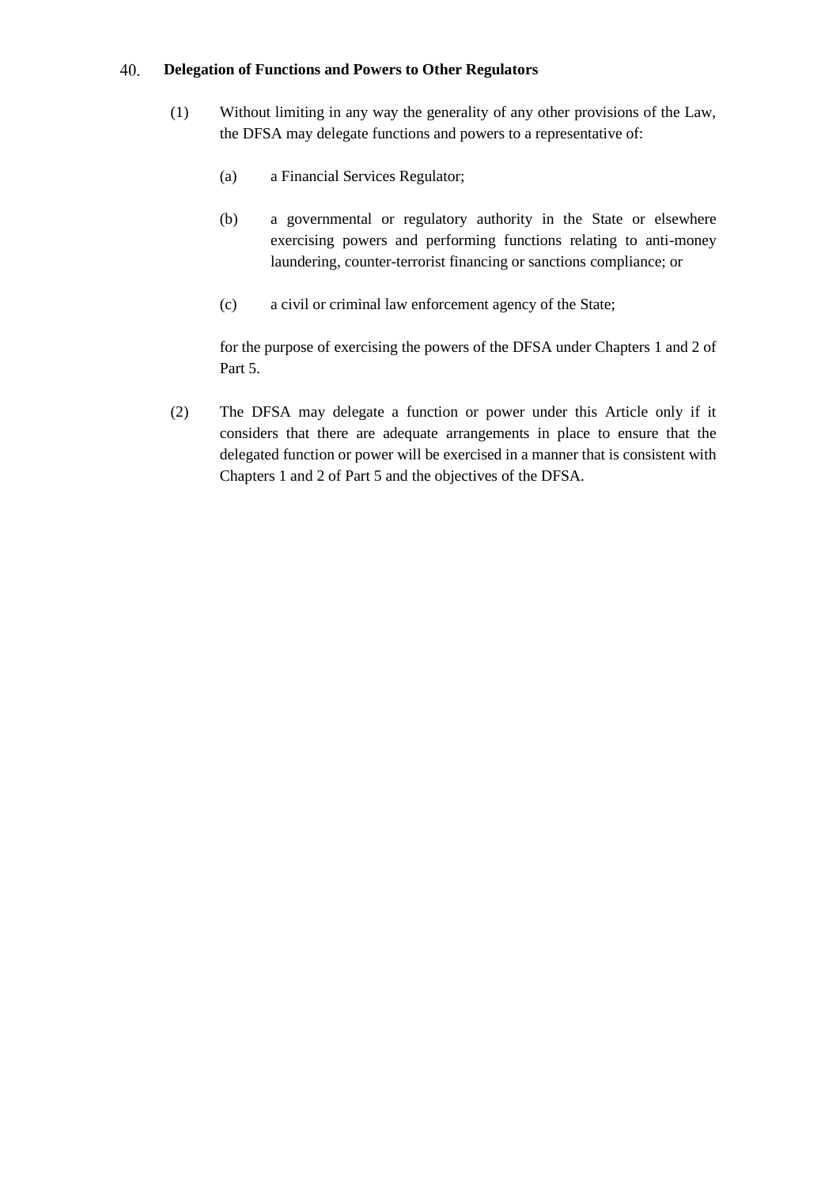### 40. Delegation of Functions and Powers to Other Regulators

(1) Without limiting in any way the generality of any other provisions of the Law, the DFSA may delegate functions and powers to a representative of:

(a) a Financial Services Regulator;

(b) a governmental or regulatory authority in the State or elsewhere exercising powers and performing functions relating to anti-money laundering, counter-terrorist financing or sanctions compliance; or

(c) a civil or criminal law enforcement agency of the State;

for the purpose of exercising the powers of the DFSA under Chapters 1 and 2 of Part 5.

(2) The DFSA may delegate a function or power under this Article only if it considers that there are adequate arrangements in place to ensure that the delegated function or power will be exercised in a manner that is consistent with Chapters 1 and 2 of Part 5 and the objectives of the DFSA.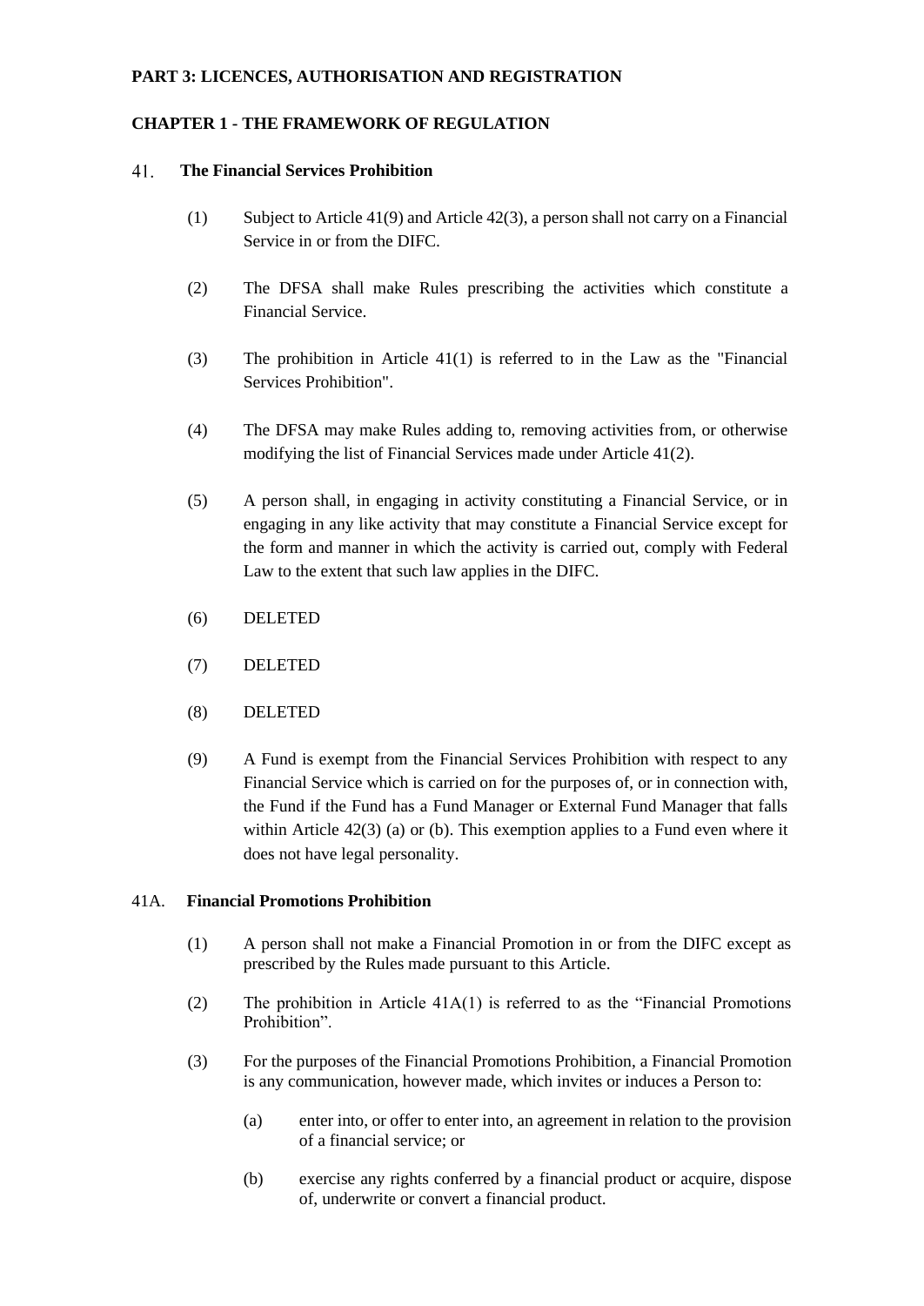**PART 3: LICENCES, AUTHORISATION AND REGISTRATION**

**CHAPTER 1 - THE FRAMEWORK OF REGULATION**

41. **The Financial Services Prohibition**

(1) Subject to Article 41(9) and Article 42(3), a person shall not carry on a Financial Service in or from the DIFC.

(2) The DFSA shall make Rules prescribing the activities which constitute a Financial Service.

(3) The prohibition in Article 41(1) is referred to in the Law as the "Financial Services Prohibition".

(4) The DFSA may make Rules adding to, removing activities from, or otherwise modifying the list of Financial Services made under Article 41(2).

(5) A person shall, in engaging in activity constituting a Financial Service, or in engaging in any like activity that may constitute a Financial Service except for the form and manner in which the activity is carried out, comply with Federal Law to the extent that such law applies in the DIFC.

(6) DELETED

(7) DELETED

(8) DELETED

(9) A Fund is exempt from the Financial Services Prohibition with respect to any Financial Service which is carried on for the purposes of, or in connection with, the Fund if the Fund has a Fund Manager or External Fund Manager that falls within Article 42(3) (a) or (b). This exemption applies to a Fund even where it does not have legal personality.

41A. **Financial Promotions Prohibition**

(1) A person shall not make a Financial Promotion in or from the DIFC except as prescribed by the Rules made pursuant to this Article.

(2) The prohibition in Article 41A(1) is referred to as the "Financial Promotions Prohibition".

(3) For the purposes of the Financial Promotions Prohibition, a Financial Promotion is any communication, however made, which invites or induces a Person to:

(a) enter into, or offer to enter into, an agreement in relation to the provision of a financial service; or

(b) exercise any rights conferred by a financial product or acquire, dispose of, underwrite or convert a financial product.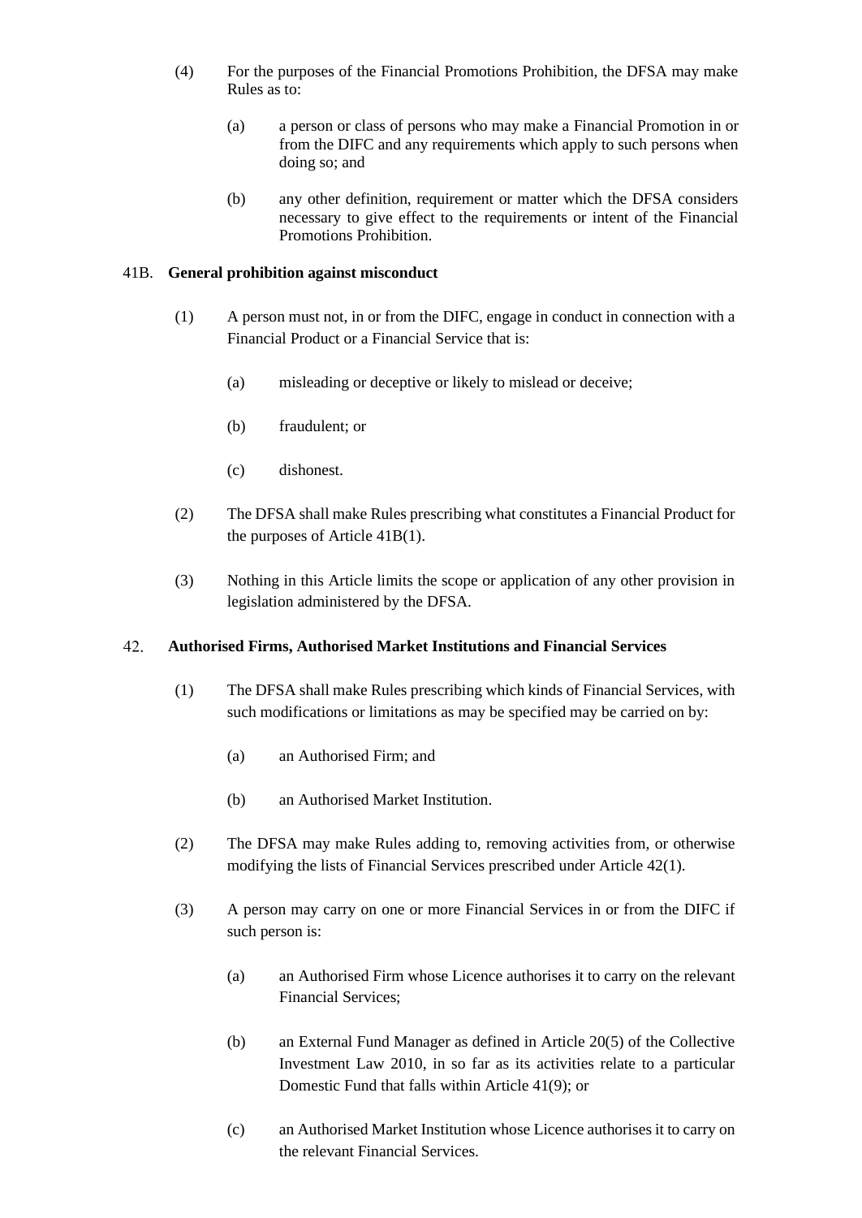(4) For the purposes of the Financial Promotions Prohibition, the DFSA may make Rules as to:

(a) a person or class of persons who may make a Financial Promotion in or from the DIFC and any requirements which apply to such persons when doing so; and

(b) any other definition, requirement or matter which the DFSA considers necessary to give effect to the requirements or intent of the Financial Promotions Prohibition.

### 41B. General prohibition against misconduct

(1) A person must not, in or from the DIFC, engage in conduct in connection with a Financial Product or a Financial Service that is:

(a) misleading or deceptive or likely to mislead or deceive;

(b) fraudulent; or

(c) dishonest.

(2) The DFSA shall make Rules prescribing what constitutes a Financial Product for the purposes of Article 41B(1).

(3) Nothing in this Article limits the scope or application of any other provision in legislation administered by the DFSA.

### 42. Authorised Firms, Authorised Market Institutions and Financial Services

(1) The DFSA shall make Rules prescribing which kinds of Financial Services, with such modifications or limitations as may be specified may be carried on by:

(a) an Authorised Firm; and

(b) an Authorised Market Institution.

(2) The DFSA may make Rules adding to, removing activities from, or otherwise modifying the lists of Financial Services prescribed under Article 42(1).

(3) A person may carry on one or more Financial Services in or from the DIFC if such person is:

(a) an Authorised Firm whose Licence authorises it to carry on the relevant Financial Services;

(b) an External Fund Manager as defined in Article 20(5) of the Collective Investment Law 2010, in so far as its activities relate to a particular Domestic Fund that falls within Article 41(9); or

(c) an Authorised Market Institution whose Licence authorises it to carry on the relevant Financial Services.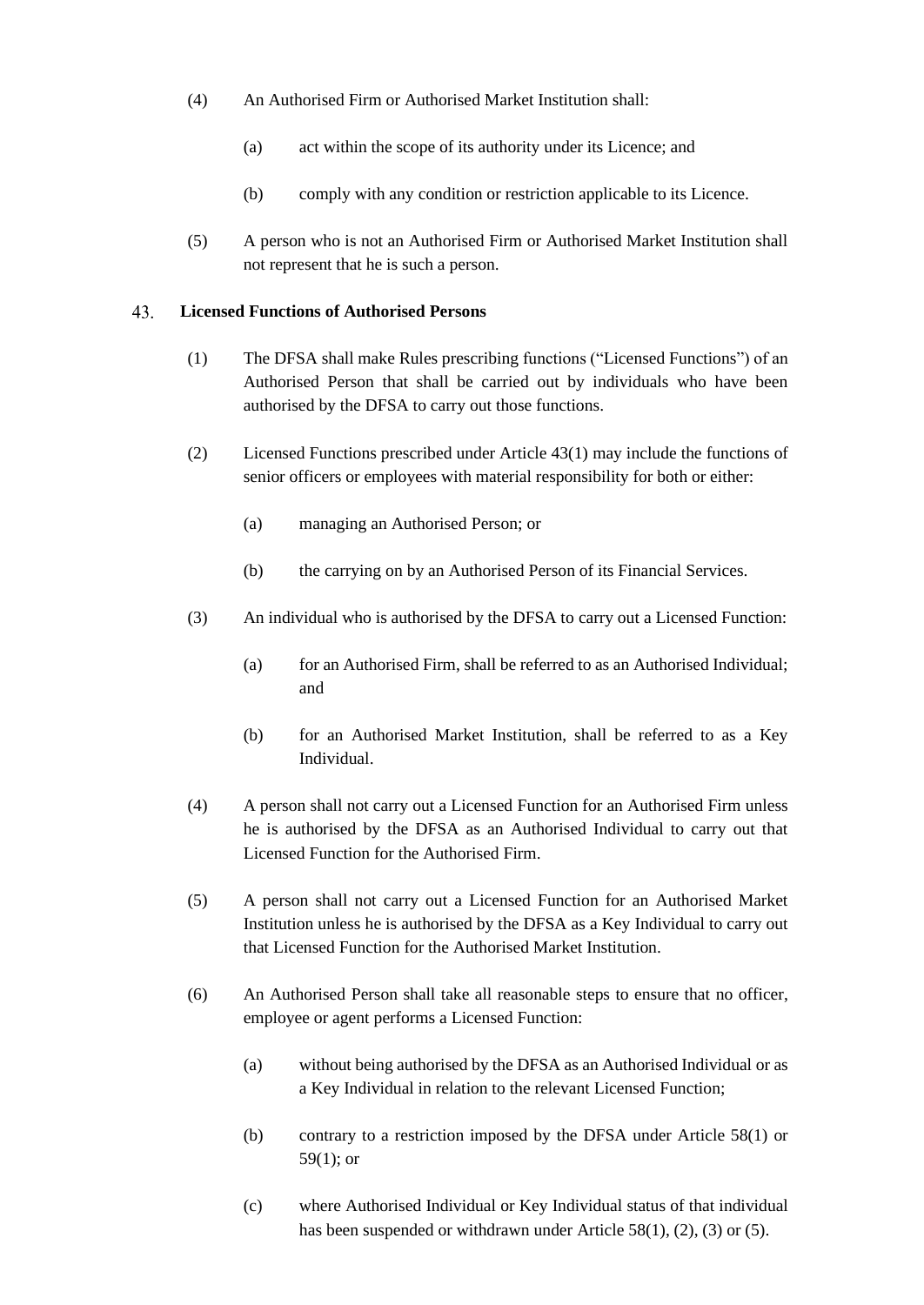(4) An Authorised Firm or Authorised Market Institution shall:

(a) act within the scope of its authority under its Licence; and

(b) comply with any condition or restriction applicable to its Licence.

(5) A person who is not an Authorised Firm or Authorised Market Institution shall not represent that he is such a person.

## 43. Licensed Functions of Authorised Persons

(1) The DFSA shall make Rules prescribing functions ("Licensed Functions") of an Authorised Person that shall be carried out by individuals who have been authorised by the DFSA to carry out those functions.

(2) Licensed Functions prescribed under Article 43(1) may include the functions of senior officers or employees with material responsibility for both or either:

(a) managing an Authorised Person; or

(b) the carrying on by an Authorised Person of its Financial Services.

(3) An individual who is authorised by the DFSA to carry out a Licensed Function:

(a) for an Authorised Firm, shall be referred to as an Authorised Individual; and

(b) for an Authorised Market Institution, shall be referred to as a Key Individual.

(4) A person shall not carry out a Licensed Function for an Authorised Firm unless he is authorised by the DFSA as an Authorised Individual to carry out that Licensed Function for the Authorised Firm.

(5) A person shall not carry out a Licensed Function for an Authorised Market Institution unless he is authorised by the DFSA as a Key Individual to carry out that Licensed Function for the Authorised Market Institution.

(6) An Authorised Person shall take all reasonable steps to ensure that no officer, employee or agent performs a Licensed Function:

(a) without being authorised by the DFSA as an Authorised Individual or as a Key Individual in relation to the relevant Licensed Function;

(b) contrary to a restriction imposed by the DFSA under Article 58(1) or 59(1); or

(c) where Authorised Individual or Key Individual status of that individual has been suspended or withdrawn under Article 58(1), (2), (3) or (5).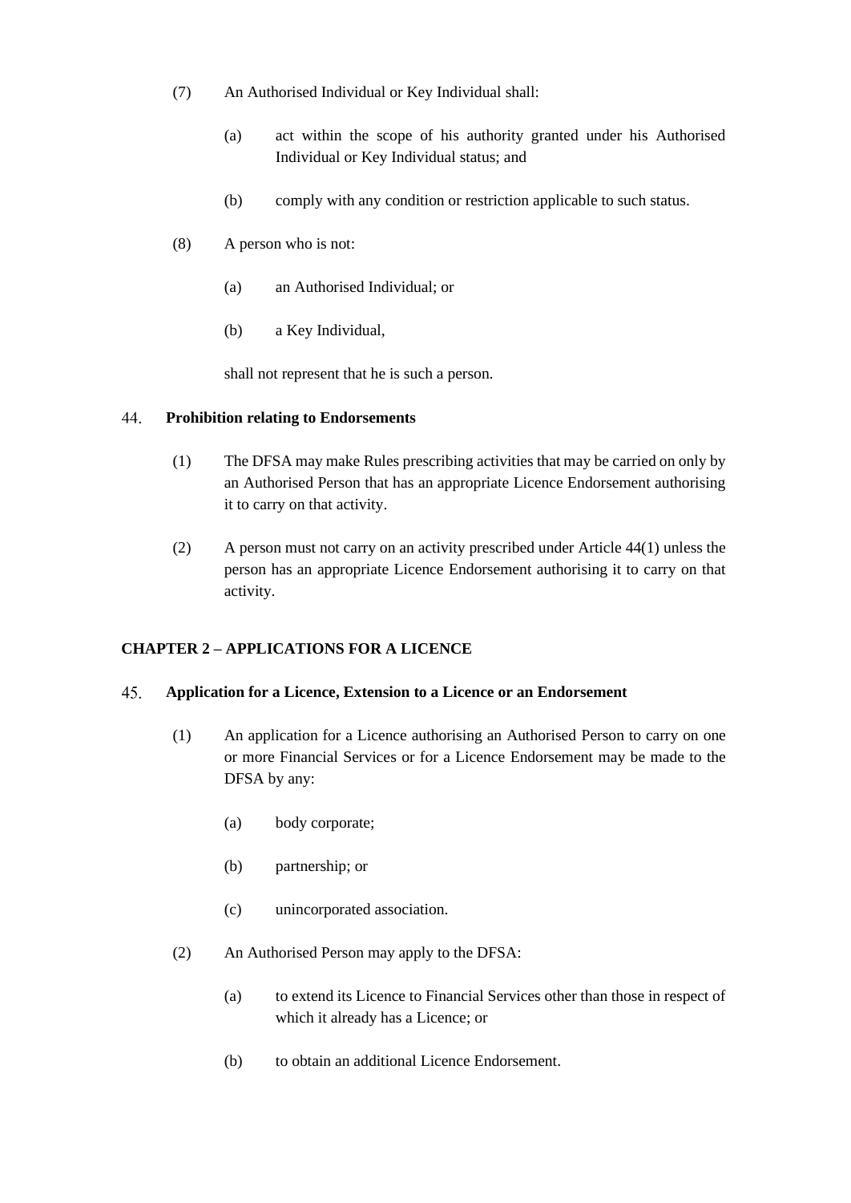(7) An Authorised Individual or Key Individual shall:

(a) act within the scope of his authority granted under his Authorised Individual or Key Individual status; and

(b) comply with any condition or restriction applicable to such status.

(8) A person who is not:

(a) an Authorised Individual; or

(b) a Key Individual,

shall not represent that he is such a person.

### 44. Prohibition relating to Endorsements

(1) The DFSA may make Rules prescribing activities that may be carried on only by an Authorised Person that has an appropriate Licence Endorsement authorising it to carry on that activity.

(2) A person must not carry on an activity prescribed under Article 44(1) unless the person has an appropriate Licence Endorsement authorising it to carry on that activity.

## CHAPTER 2 – APPLICATIONS FOR A LICENCE

### 45. Application for a Licence, Extension to a Licence or an Endorsement

(1) An application for a Licence authorising an Authorised Person to carry on one or more Financial Services or for a Licence Endorsement may be made to the DFSA by any:

(a) body corporate;

(b) partnership; or

(c) unincorporated association.

(2) An Authorised Person may apply to the DFSA:

(a) to extend its Licence to Financial Services other than those in respect of which it already has a Licence; or

(b) to obtain an additional Licence Endorsement.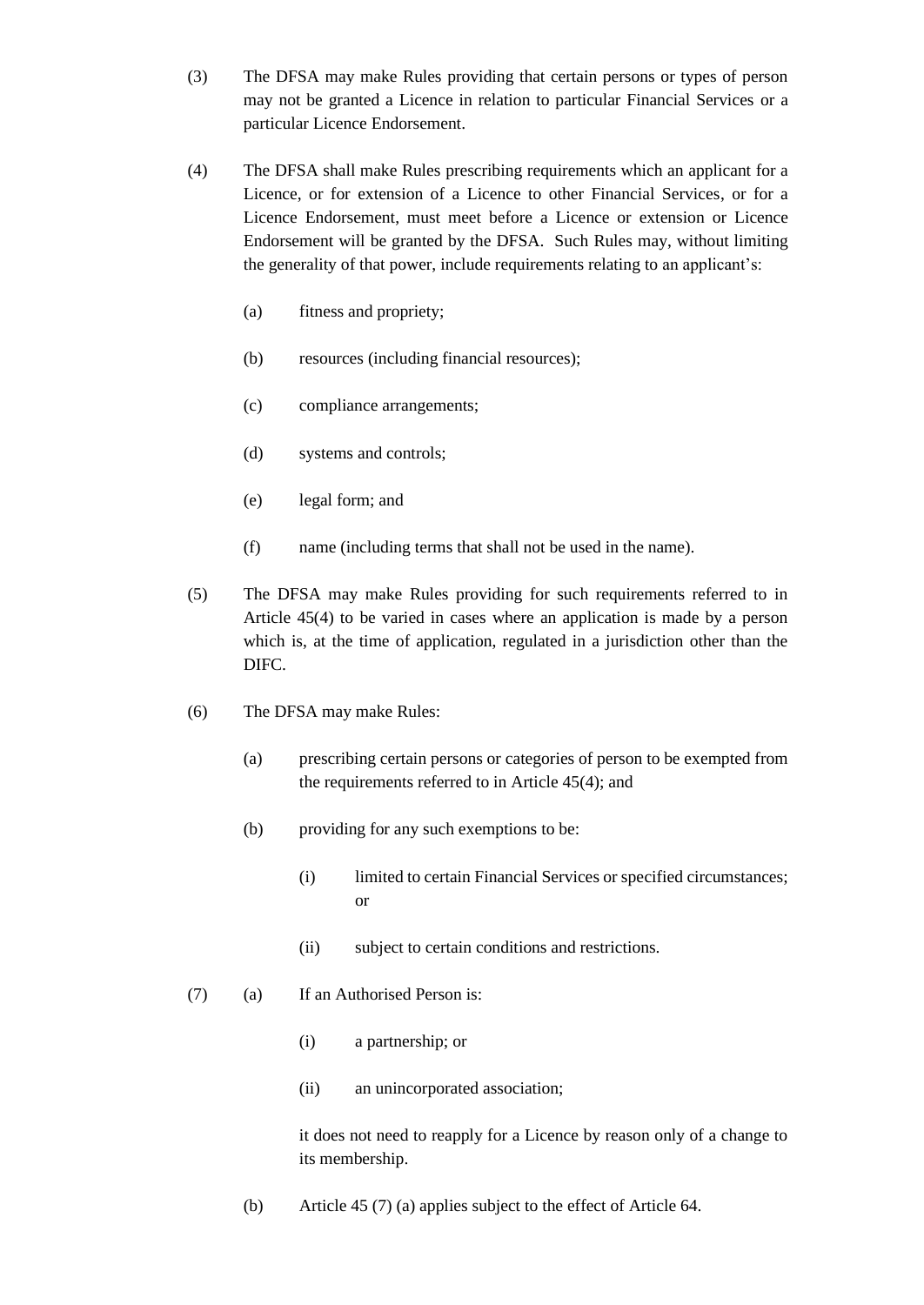(3) The DFSA may make Rules providing that certain persons or types of person may not be granted a Licence in relation to particular Financial Services or a particular Licence Endorsement.

(4) The DFSA shall make Rules prescribing requirements which an applicant for a Licence, or for extension of a Licence to other Financial Services, or for a Licence Endorsement, must meet before a Licence or extension or Licence Endorsement will be granted by the DFSA. Such Rules may, without limiting the generality of that power, include requirements relating to an applicant's:

  (a) fitness and propriety;

  (b) resources (including financial resources);

  (c) compliance arrangements;

  (d) systems and controls;

  (e) legal form; and

  (f) name (including terms that shall not be used in the name).

(5) The DFSA may make Rules providing for such requirements referred to in Article 45(4) to be varied in cases where an application is made by a person which is, at the time of application, regulated in a jurisdiction other than the DIFC.

(6) The DFSA may make Rules:

  (a) prescribing certain persons or categories of person to be exempted from the requirements referred to in Article 45(4); and

  (b) providing for any such exemptions to be:

    (i) limited to certain Financial Services or specified circumstances; or

    (ii) subject to certain conditions and restrictions.

(7) (a) If an Authorised Person is:

    (i) a partnership; or

    (ii) an unincorporated association;

  it does not need to reapply for a Licence by reason only of a change to its membership.

  (b) Article 45 (7) (a) applies subject to the effect of Article 64.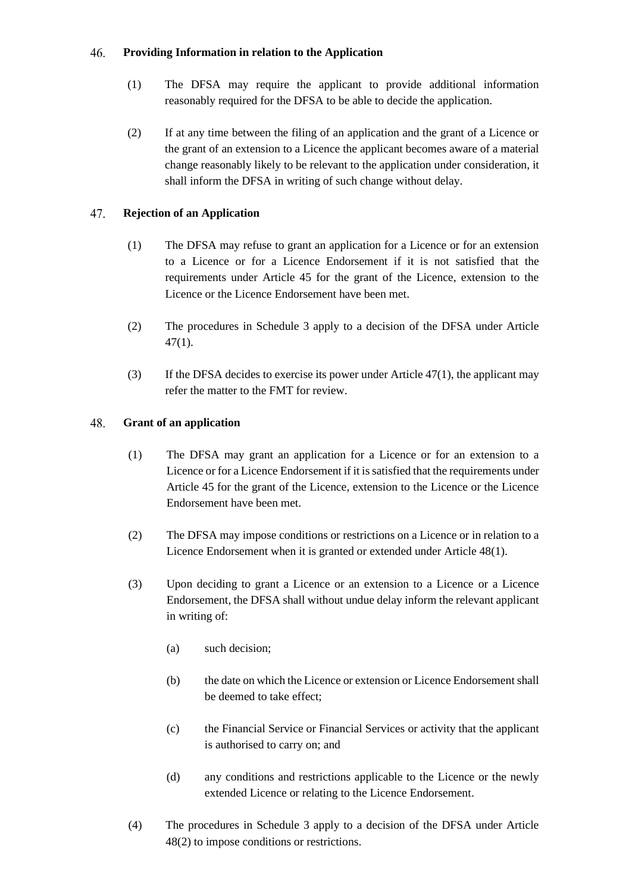### 46. Providing Information in relation to the Application

(1) The DFSA may require the applicant to provide additional information reasonably required for the DFSA to be able to decide the application.

(2) If at any time between the filing of an application and the grant of a Licence or the grant of an extension to a Licence the applicant becomes aware of a material change reasonably likely to be relevant to the application under consideration, it shall inform the DFSA in writing of such change without delay.

### 47. Rejection of an Application

(1) The DFSA may refuse to grant an application for a Licence or for an extension to a Licence or for a Licence Endorsement if it is not satisfied that the requirements under Article 45 for the grant of the Licence, extension to the Licence or the Licence Endorsement have been met.

(2) The procedures in Schedule 3 apply to a decision of the DFSA under Article 47(1).

(3) If the DFSA decides to exercise its power under Article 47(1), the applicant may refer the matter to the FMT for review.

### 48. Grant of an application

(1) The DFSA may grant an application for a Licence or for an extension to a Licence or for a Licence Endorsement if it is satisfied that the requirements under Article 45 for the grant of the Licence, extension to the Licence or the Licence Endorsement have been met.

(2) The DFSA may impose conditions or restrictions on a Licence or in relation to a Licence Endorsement when it is granted or extended under Article 48(1).

(3) Upon deciding to grant a Licence or an extension to a Licence or a Licence Endorsement, the DFSA shall without undue delay inform the relevant applicant in writing of:

   (a) such decision;

   (b) the date on which the Licence or extension or Licence Endorsement shall be deemed to take effect;

   (c) the Financial Service or Financial Services or activity that the applicant is authorised to carry on; and

   (d) any conditions and restrictions applicable to the Licence or the newly extended Licence or relating to the Licence Endorsement.

(4) The procedures in Schedule 3 apply to a decision of the DFSA under Article 48(2) to impose conditions or restrictions.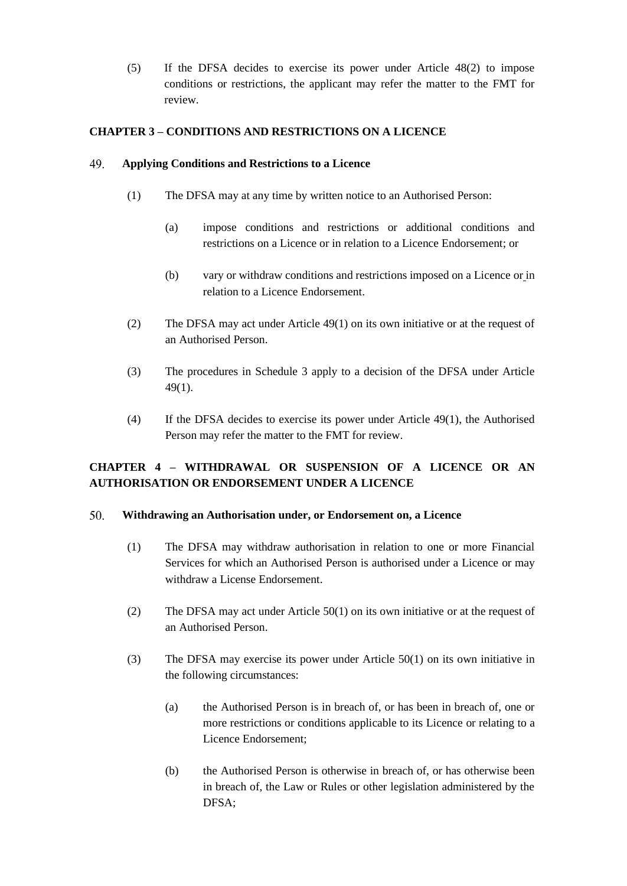(5) If the DFSA decides to exercise its power under Article 48(2) to impose conditions or restrictions, the applicant may refer the matter to the FMT for review.

## CHAPTER 3 – CONDITIONS AND RESTRICTIONS ON A LICENCE

### 49. Applying Conditions and Restrictions to a Licence

(1) The DFSA may at any time by written notice to an Authorised Person:

> (a) impose conditions and restrictions or additional conditions and restrictions on a Licence or in relation to a Licence Endorsement; or
>
> (b) vary or withdraw conditions and restrictions imposed on a Licence or in relation to a Licence Endorsement.

(2) The DFSA may act under Article 49(1) on its own initiative or at the request of an Authorised Person.

(3) The procedures in Schedule 3 apply to a decision of the DFSA under Article 49(1).

(4) If the DFSA decides to exercise its power under Article 49(1), the Authorised Person may refer the matter to the FMT for review.

## CHAPTER 4 – WITHDRAWAL OR SUSPENSION OF A LICENCE OR AN AUTHORISATION OR ENDORSEMENT UNDER A LICENCE

### 50. Withdrawing an Authorisation under, or Endorsement on, a Licence

(1) The DFSA may withdraw authorisation in relation to one or more Financial Services for which an Authorised Person is authorised under a Licence or may withdraw a License Endorsement.

(2) The DFSA may act under Article 50(1) on its own initiative or at the request of an Authorised Person.

(3) The DFSA may exercise its power under Article 50(1) on its own initiative in the following circumstances:

> (a) the Authorised Person is in breach of, or has been in breach of, one or more restrictions or conditions applicable to its Licence or relating to a Licence Endorsement;
>
> (b) the Authorised Person is otherwise in breach of, or has otherwise been in breach of, the Law or Rules or other legislation administered by the DFSA;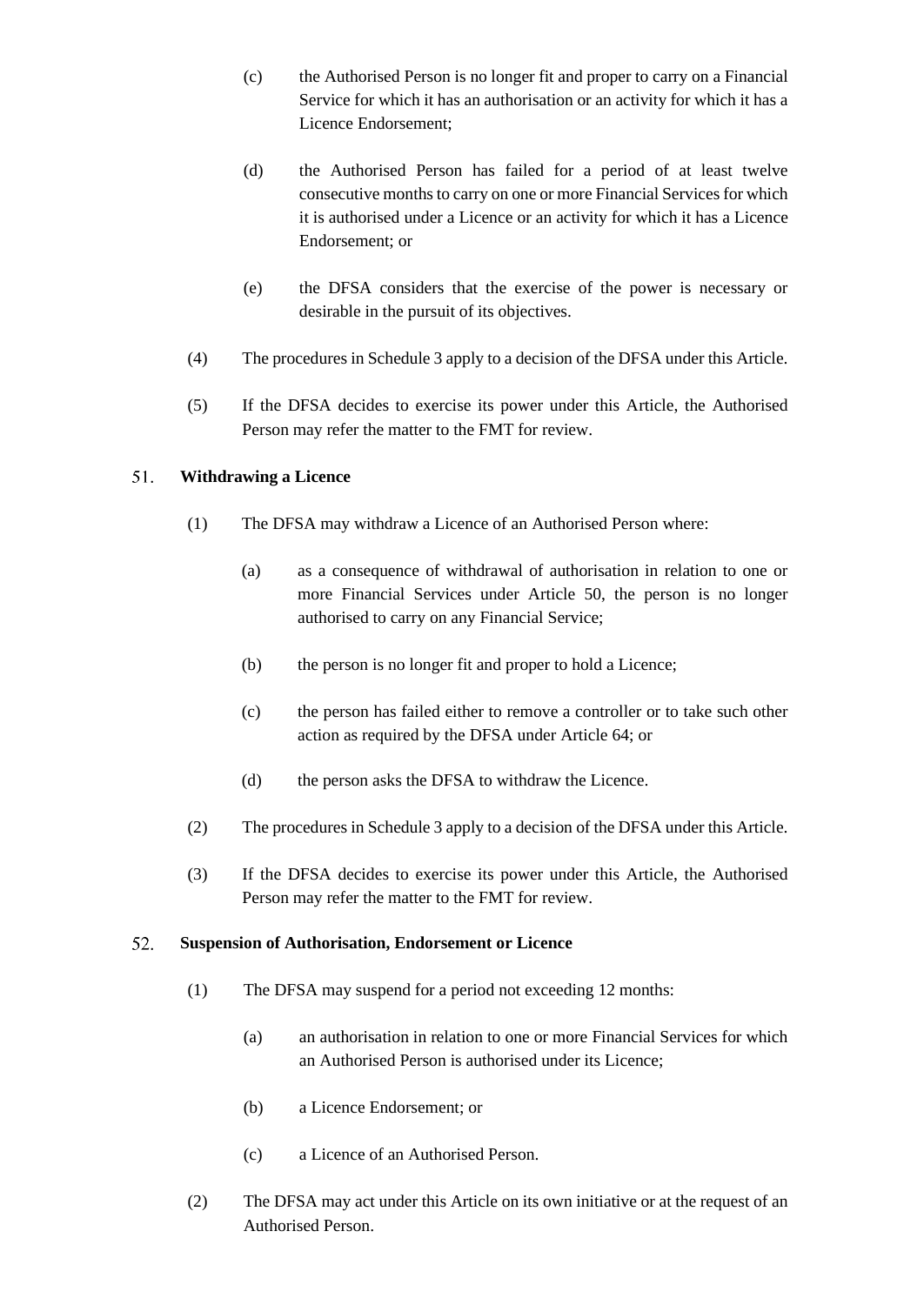(c) the Authorised Person is no longer fit and proper to carry on a Financial Service for which it has an authorisation or an activity for which it has a Licence Endorsement;

(d) the Authorised Person has failed for a period of at least twelve consecutive months to carry on one or more Financial Services for which it is authorised under a Licence or an activity for which it has a Licence Endorsement; or

(e) the DFSA considers that the exercise of the power is necessary or desirable in the pursuit of its objectives.

(4) The procedures in Schedule 3 apply to a decision of the DFSA under this Article.

(5) If the DFSA decides to exercise its power under this Article, the Authorised Person may refer the matter to the FMT for review.

## 51. Withdrawing a Licence

(1) The DFSA may withdraw a Licence of an Authorised Person where:

(a) as a consequence of withdrawal of authorisation in relation to one or more Financial Services under Article 50, the person is no longer authorised to carry on any Financial Service;

(b) the person is no longer fit and proper to hold a Licence;

(c) the person has failed either to remove a controller or to take such other action as required by the DFSA under Article 64; or

(d) the person asks the DFSA to withdraw the Licence.

(2) The procedures in Schedule 3 apply to a decision of the DFSA under this Article.

(3) If the DFSA decides to exercise its power under this Article, the Authorised Person may refer the matter to the FMT for review.

## 52. Suspension of Authorisation, Endorsement or Licence

(1) The DFSA may suspend for a period not exceeding 12 months:

(a) an authorisation in relation to one or more Financial Services for which an Authorised Person is authorised under its Licence;

(b) a Licence Endorsement; or

(c) a Licence of an Authorised Person.

(2) The DFSA may act under this Article on its own initiative or at the request of an Authorised Person.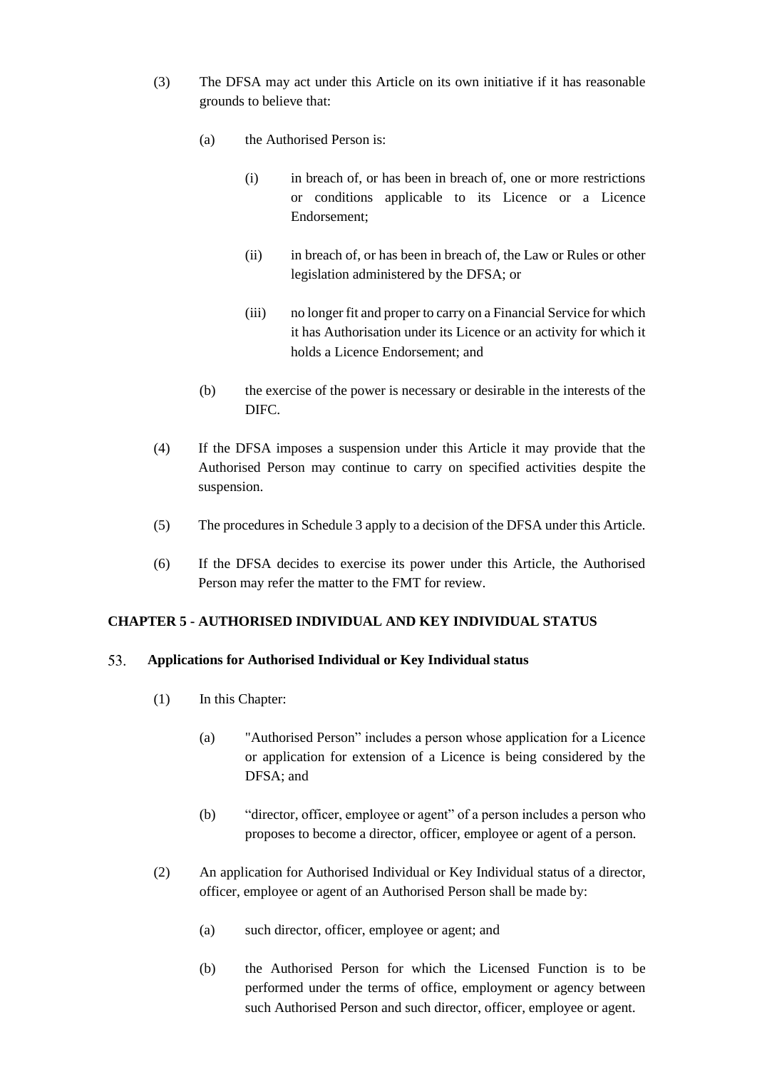(3) The DFSA may act under this Article on its own initiative if it has reasonable grounds to believe that:

   (a) the Authorised Person is:

      (i) in breach of, or has been in breach of, one or more restrictions or conditions applicable to its Licence or a Licence Endorsement;

      (ii) in breach of, or has been in breach of, the Law or Rules or other legislation administered by the DFSA; or

      (iii) no longer fit and proper to carry on a Financial Service for which it has Authorisation under its Licence or an activity for which it holds a Licence Endorsement; and

   (b) the exercise of the power is necessary or desirable in the interests of the DIFC.

(4) If the DFSA imposes a suspension under this Article it may provide that the Authorised Person may continue to carry on specified activities despite the suspension.

(5) The procedures in Schedule 3 apply to a decision of the DFSA under this Article.

(6) If the DFSA decides to exercise its power under this Article, the Authorised Person may refer the matter to the FMT for review.

## CHAPTER 5 - AUTHORISED INDIVIDUAL AND KEY INDIVIDUAL STATUS

### 53. Applications for Authorised Individual or Key Individual status

(1) In this Chapter:

   (a) "Authorised Person" includes a person whose application for a Licence or application for extension of a Licence is being considered by the DFSA; and

   (b) "director, officer, employee or agent" of a person includes a person who proposes to become a director, officer, employee or agent of a person.

(2) An application for Authorised Individual or Key Individual status of a director, officer, employee or agent of an Authorised Person shall be made by:

   (a) such director, officer, employee or agent; and

   (b) the Authorised Person for which the Licensed Function is to be performed under the terms of office, employment or agency between such Authorised Person and such director, officer, employee or agent.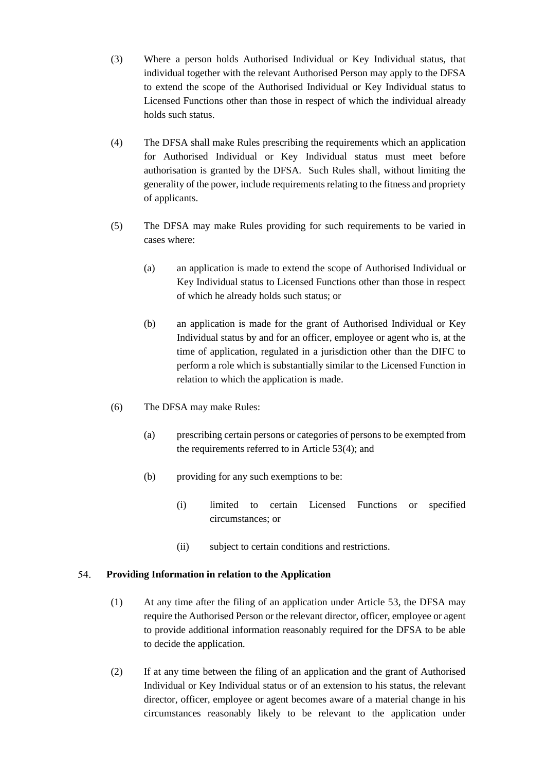(3) Where a person holds Authorised Individual or Key Individual status, that individual together with the relevant Authorised Person may apply to the DFSA to extend the scope of the Authorised Individual or Key Individual status to Licensed Functions other than those in respect of which the individual already holds such status.

(4) The DFSA shall make Rules prescribing the requirements which an application for Authorised Individual or Key Individual status must meet before authorisation is granted by the DFSA. Such Rules shall, without limiting the generality of the power, include requirements relating to the fitness and propriety of applicants.

(5) The DFSA may make Rules providing for such requirements to be varied in cases where:

(a) an application is made to extend the scope of Authorised Individual or Key Individual status to Licensed Functions other than those in respect of which he already holds such status; or

(b) an application is made for the grant of Authorised Individual or Key Individual status by and for an officer, employee or agent who is, at the time of application, regulated in a jurisdiction other than the DIFC to perform a role which is substantially similar to the Licensed Function in relation to which the application is made.

(6) The DFSA may make Rules:

(a) prescribing certain persons or categories of persons to be exempted from the requirements referred to in Article 53(4); and

(b) providing for any such exemptions to be:

(i) limited to certain Licensed Functions or specified circumstances; or

(ii) subject to certain conditions and restrictions.

## 54. Providing Information in relation to the Application

(1) At any time after the filing of an application under Article 53, the DFSA may require the Authorised Person or the relevant director, officer, employee or agent to provide additional information reasonably required for the DFSA to be able to decide the application.

(2) If at any time between the filing of an application and the grant of Authorised Individual or Key Individual status or of an extension to his status, the relevant director, officer, employee or agent becomes aware of a material change in his circumstances reasonably likely to be relevant to the application under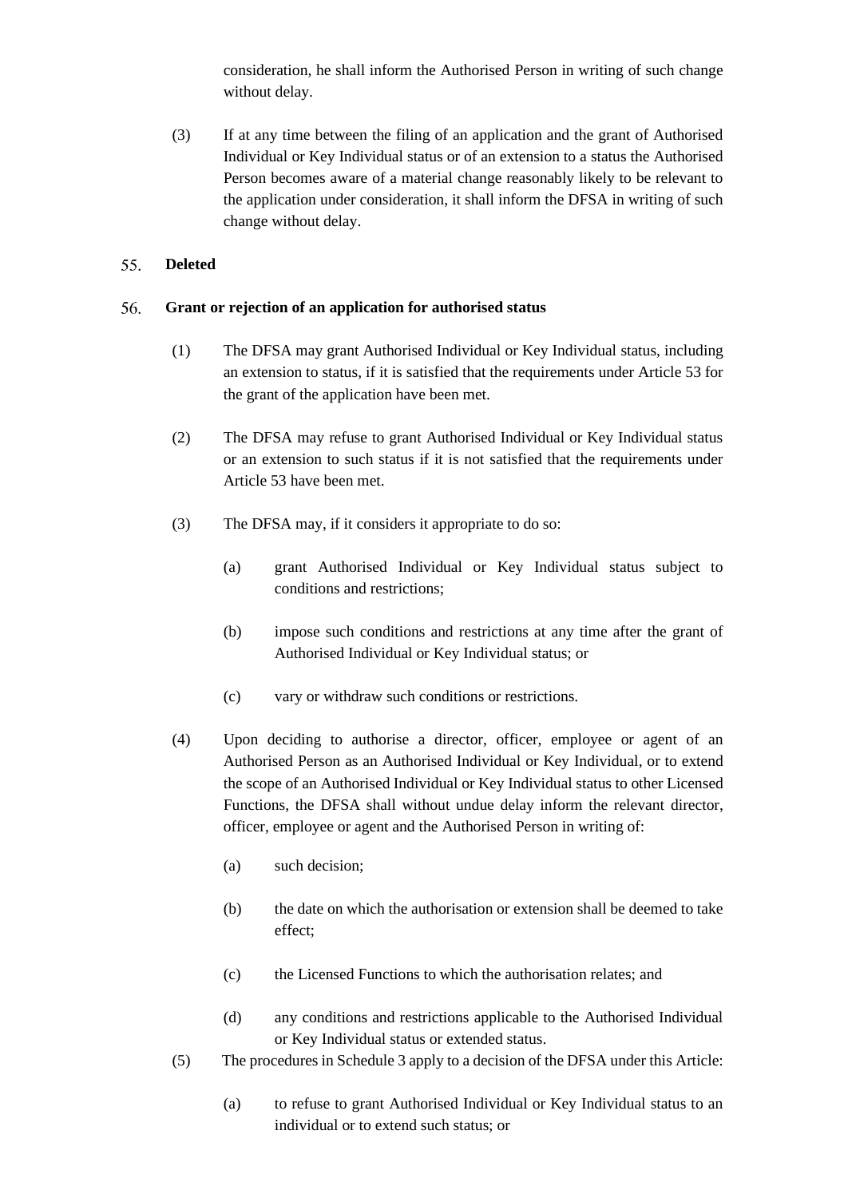consideration, he shall inform the Authorised Person in writing of such change without delay.

(3) If at any time between the filing of an application and the grant of Authorised Individual or Key Individual status or of an extension to a status the Authorised Person becomes aware of a material change reasonably likely to be relevant to the application under consideration, it shall inform the DFSA in writing of such change without delay.

## 55. Deleted

## 56. Grant or rejection of an application for authorised status

(1) The DFSA may grant Authorised Individual or Key Individual status, including an extension to status, if it is satisfied that the requirements under Article 53 for the grant of the application have been met.

(2) The DFSA may refuse to grant Authorised Individual or Key Individual status or an extension to such status if it is not satisfied that the requirements under Article 53 have been met.

(3) The DFSA may, if it considers it appropriate to do so:

(a) grant Authorised Individual or Key Individual status subject to conditions and restrictions;

(b) impose such conditions and restrictions at any time after the grant of Authorised Individual or Key Individual status; or

(c) vary or withdraw such conditions or restrictions.

(4) Upon deciding to authorise a director, officer, employee or agent of an Authorised Person as an Authorised Individual or Key Individual, or to extend the scope of an Authorised Individual or Key Individual status to other Licensed Functions, the DFSA shall without undue delay inform the relevant director, officer, employee or agent and the Authorised Person in writing of:

(a) such decision;

(b) the date on which the authorisation or extension shall be deemed to take effect;

(c) the Licensed Functions to which the authorisation relates; and

(d) any conditions and restrictions applicable to the Authorised Individual or Key Individual status or extended status.

(5) The procedures in Schedule 3 apply to a decision of the DFSA under this Article:

(a) to refuse to grant Authorised Individual or Key Individual status to an individual or to extend such status; or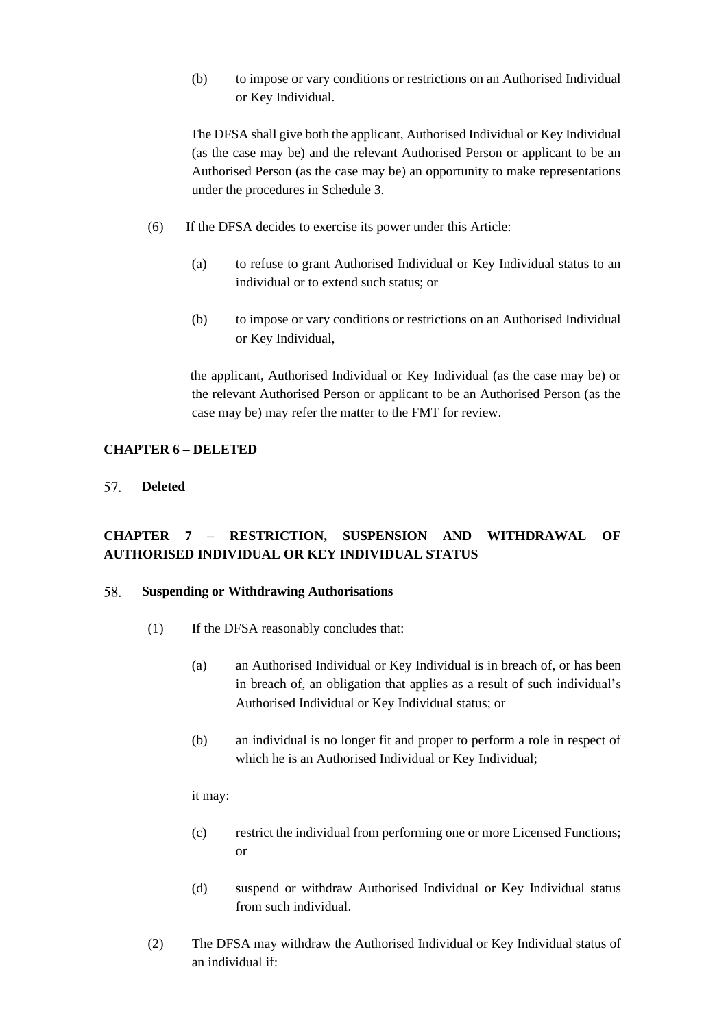(b) to impose or vary conditions or restrictions on an Authorised Individual or Key Individual.

The DFSA shall give both the applicant, Authorised Individual or Key Individual (as the case may be) and the relevant Authorised Person or applicant to be an Authorised Person (as the case may be) an opportunity to make representations under the procedures in Schedule 3.

(6) If the DFSA decides to exercise its power under this Article:

(a) to refuse to grant Authorised Individual or Key Individual status to an individual or to extend such status; or

(b) to impose or vary conditions or restrictions on an Authorised Individual or Key Individual,

the applicant, Authorised Individual or Key Individual (as the case may be) or the relevant Authorised Person or applicant to be an Authorised Person (as the case may be) may refer the matter to the FMT for review.

## CHAPTER 6 – DELETED

### 57. Deleted

## CHAPTER 7 – RESTRICTION, SUSPENSION AND WITHDRAWAL OF AUTHORISED INDIVIDUAL OR KEY INDIVIDUAL STATUS

### 58. Suspending or Withdrawing Authorisations

(1) If the DFSA reasonably concludes that:

(a) an Authorised Individual or Key Individual is in breach of, or has been in breach of, an obligation that applies as a result of such individual's Authorised Individual or Key Individual status; or

(b) an individual is no longer fit and proper to perform a role in respect of which he is an Authorised Individual or Key Individual;

it may:

(c) restrict the individual from performing one or more Licensed Functions; or

(d) suspend or withdraw Authorised Individual or Key Individual status from such individual.

(2) The DFSA may withdraw the Authorised Individual or Key Individual status of an individual if: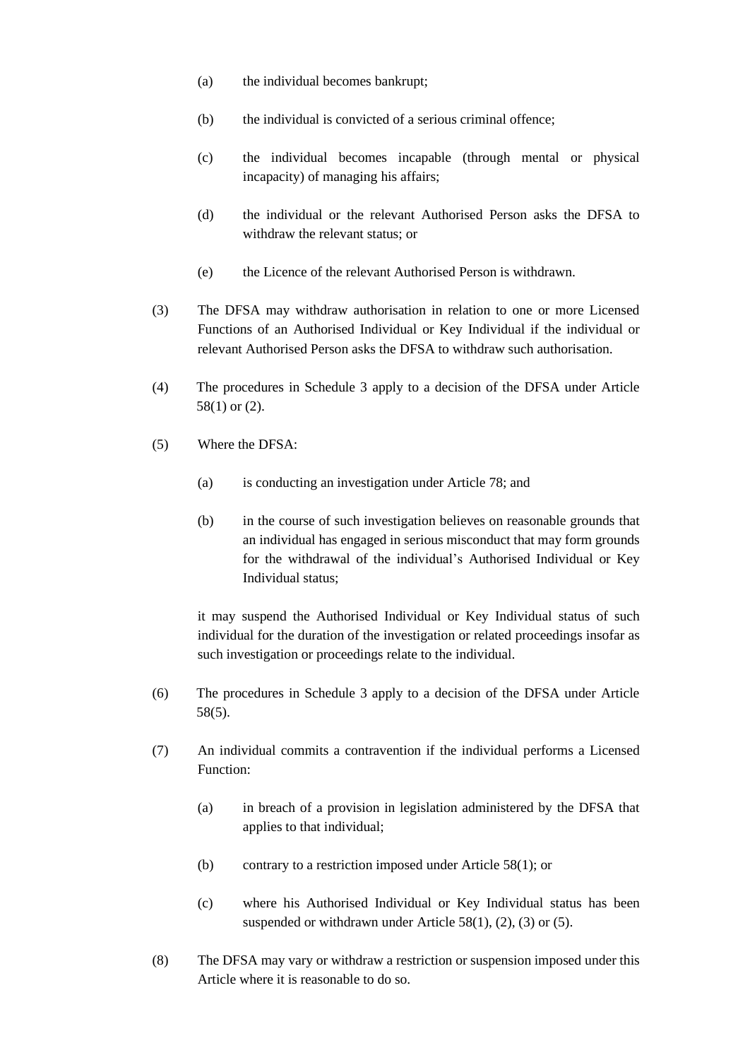(a) the individual becomes bankrupt;

(b) the individual is convicted of a serious criminal offence;

(c) the individual becomes incapable (through mental or physical incapacity) of managing his affairs;

(d) the individual or the relevant Authorised Person asks the DFSA to withdraw the relevant status; or

(e) the Licence of the relevant Authorised Person is withdrawn.

(3) The DFSA may withdraw authorisation in relation to one or more Licensed Functions of an Authorised Individual or Key Individual if the individual or relevant Authorised Person asks the DFSA to withdraw such authorisation.

(4) The procedures in Schedule 3 apply to a decision of the DFSA under Article 58(1) or (2).

(5) Where the DFSA:

(a) is conducting an investigation under Article 78; and

(b) in the course of such investigation believes on reasonable grounds that an individual has engaged in serious misconduct that may form grounds for the withdrawal of the individual's Authorised Individual or Key Individual status;

it may suspend the Authorised Individual or Key Individual status of such individual for the duration of the investigation or related proceedings insofar as such investigation or proceedings relate to the individual.

(6) The procedures in Schedule 3 apply to a decision of the DFSA under Article 58(5).

(7) An individual commits a contravention if the individual performs a Licensed Function:

(a) in breach of a provision in legislation administered by the DFSA that applies to that individual;

(b) contrary to a restriction imposed under Article 58(1); or

(c) where his Authorised Individual or Key Individual status has been suspended or withdrawn under Article 58(1), (2), (3) or (5).

(8) The DFSA may vary or withdraw a restriction or suspension imposed under this Article where it is reasonable to do so.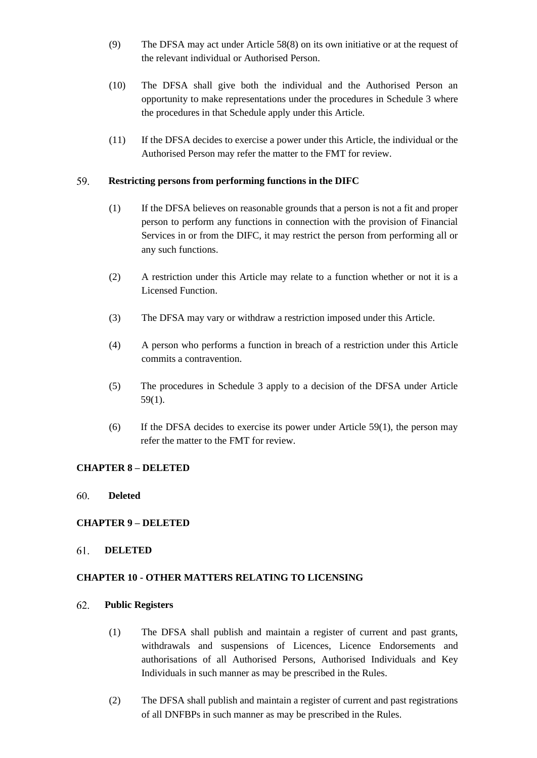(9) The DFSA may act under Article 58(8) on its own initiative or at the request of the relevant individual or Authorised Person.

(10) The DFSA shall give both the individual and the Authorised Person an opportunity to make representations under the procedures in Schedule 3 where the procedures in that Schedule apply under this Article.

(11) If the DFSA decides to exercise a power under this Article, the individual or the Authorised Person may refer the matter to the FMT for review.

### 59. Restricting persons from performing functions in the DIFC

(1) If the DFSA believes on reasonable grounds that a person is not a fit and proper person to perform any functions in connection with the provision of Financial Services in or from the DIFC, it may restrict the person from performing all or any such functions.

(2) A restriction under this Article may relate to a function whether or not it is a Licensed Function.

(3) The DFSA may vary or withdraw a restriction imposed under this Article.

(4) A person who performs a function in breach of a restriction under this Article commits a contravention.

(5) The procedures in Schedule 3 apply to a decision of the DFSA under Article 59(1).

(6) If the DFSA decides to exercise its power under Article 59(1), the person may refer the matter to the FMT for review.

## CHAPTER 8 – DELETED

### 60. Deleted

## CHAPTER 9 – DELETED

### 61. DELETED

## CHAPTER 10 - OTHER MATTERS RELATING TO LICENSING

### 62. Public Registers

(1) The DFSA shall publish and maintain a register of current and past grants, withdrawals and suspensions of Licences, Licence Endorsements and authorisations of all Authorised Persons, Authorised Individuals and Key Individuals in such manner as may be prescribed in the Rules.

(2) The DFSA shall publish and maintain a register of current and past registrations of all DNFBPs in such manner as may be prescribed in the Rules.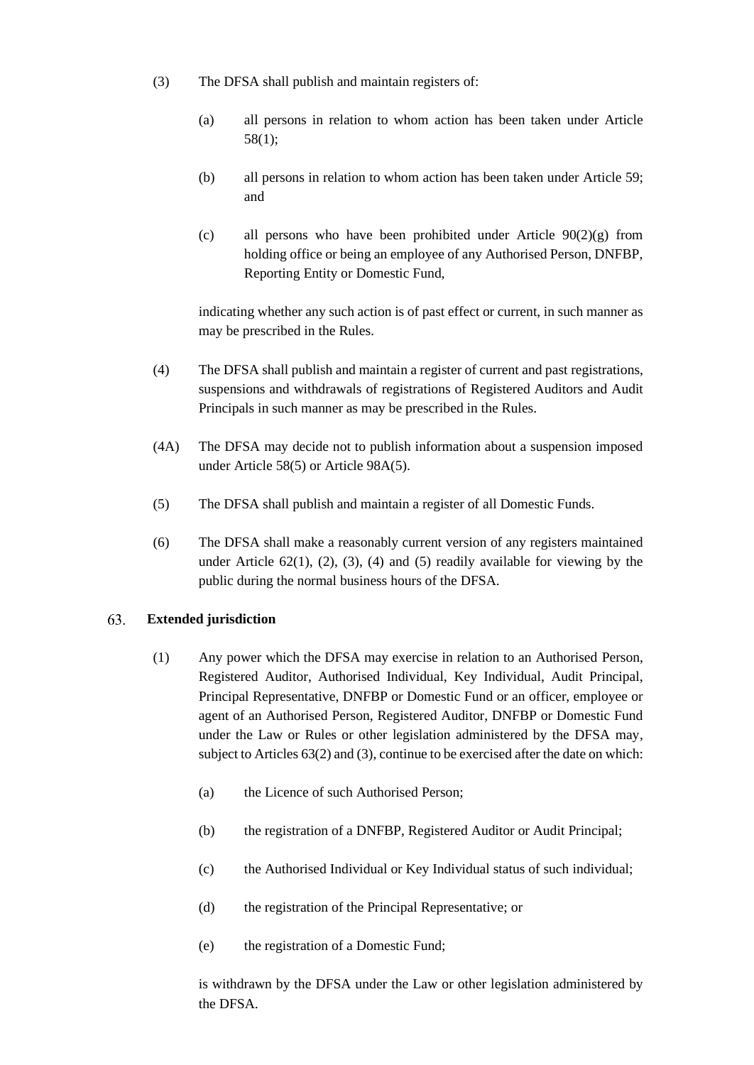(3) The DFSA shall publish and maintain registers of:

(a) all persons in relation to whom action has been taken under Article 58(1);

(b) all persons in relation to whom action has been taken under Article 59; and

(c) all persons who have been prohibited under Article 90(2)(g) from holding office or being an employee of any Authorised Person, DNFBP, Reporting Entity or Domestic Fund,

indicating whether any such action is of past effect or current, in such manner as may be prescribed in the Rules.

(4) The DFSA shall publish and maintain a register of current and past registrations, suspensions and withdrawals of registrations of Registered Auditors and Audit Principals in such manner as may be prescribed in the Rules.

(4A) The DFSA may decide not to publish information about a suspension imposed under Article 58(5) or Article 98A(5).

(5) The DFSA shall publish and maintain a register of all Domestic Funds.

(6) The DFSA shall make a reasonably current version of any registers maintained under Article 62(1), (2), (3), (4) and (5) readily available for viewing by the public during the normal business hours of the DFSA.

## 63. Extended jurisdiction

(1) Any power which the DFSA may exercise in relation to an Authorised Person, Registered Auditor, Authorised Individual, Key Individual, Audit Principal, Principal Representative, DNFBP or Domestic Fund or an officer, employee or agent of an Authorised Person, Registered Auditor, DNFBP or Domestic Fund under the Law or Rules or other legislation administered by the DFSA may, subject to Articles 63(2) and (3), continue to be exercised after the date on which:

(a) the Licence of such Authorised Person;

(b) the registration of a DNFBP, Registered Auditor or Audit Principal;

(c) the Authorised Individual or Key Individual status of such individual;

(d) the registration of the Principal Representative; or

(e) the registration of a Domestic Fund;

is withdrawn by the DFSA under the Law or other legislation administered by the DFSA.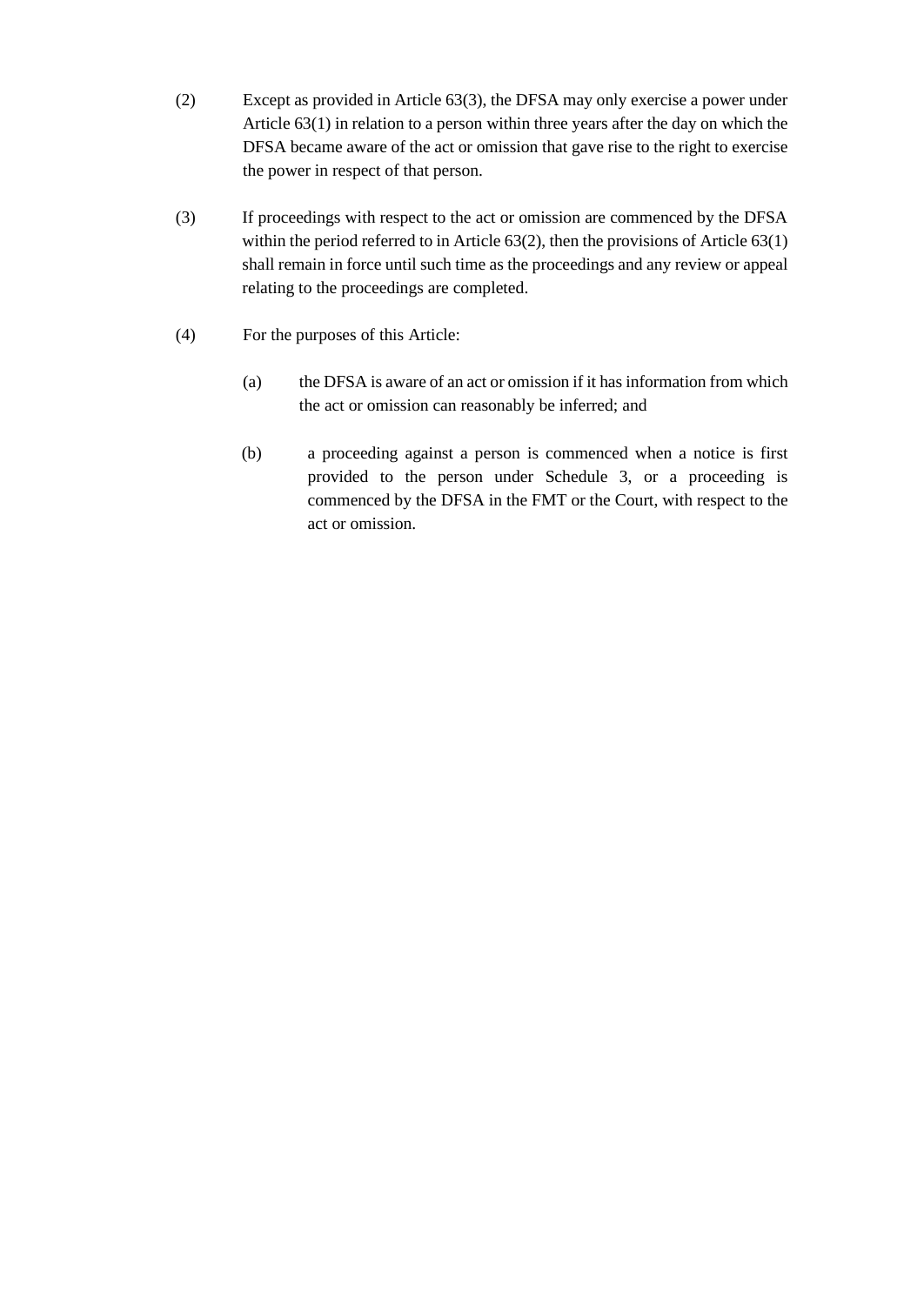(2) Except as provided in Article 63(3), the DFSA may only exercise a power under Article 63(1) in relation to a person within three years after the day on which the DFSA became aware of the act or omission that gave rise to the right to exercise the power in respect of that person.

(3) If proceedings with respect to the act or omission are commenced by the DFSA within the period referred to in Article 63(2), then the provisions of Article 63(1) shall remain in force until such time as the proceedings and any review or appeal relating to the proceedings are completed.

(4) For the purposes of this Article:

  (a) the DFSA is aware of an act or omission if it has information from which the act or omission can reasonably be inferred; and

  (b) a proceeding against a person is commenced when a notice is first provided to the person under Schedule 3, or a proceeding is commenced by the DFSA in the FMT or the Court, with respect to the act or omission.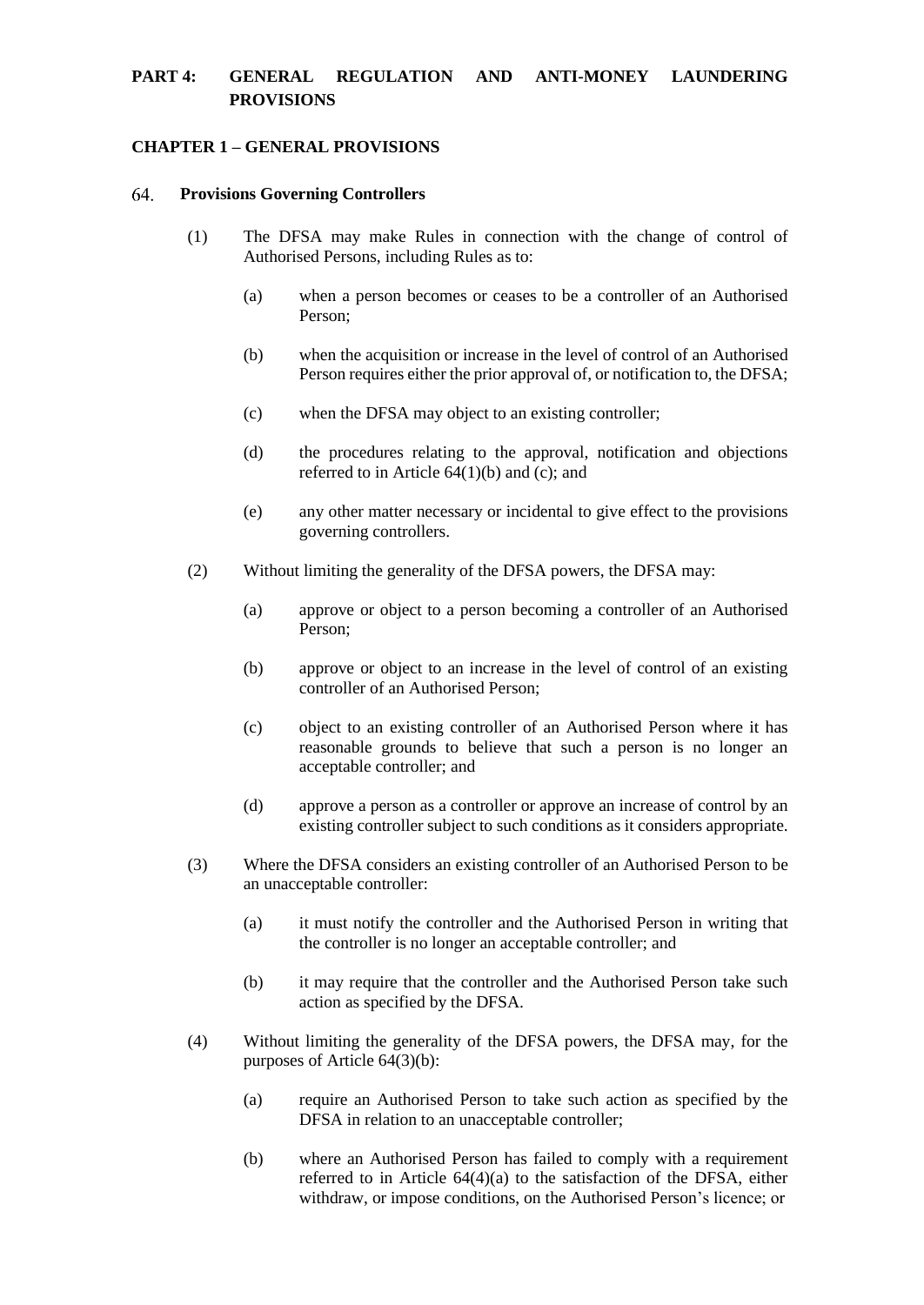# PART 4: GENERAL REGULATION AND ANTI-MONEY LAUNDERING PROVISIONS

## CHAPTER 1 – GENERAL PROVISIONS

### 64. Provisions Governing Controllers

(1) The DFSA may make Rules in connection with the change of control of Authorised Persons, including Rules as to:

- (a) when a person becomes or ceases to be a controller of an Authorised Person;
- (b) when the acquisition or increase in the level of control of an Authorised Person requires either the prior approval of, or notification to, the DFSA;
- (c) when the DFSA may object to an existing controller;
- (d) the procedures relating to the approval, notification and objections referred to in Article 64(1)(b) and (c); and
- (e) any other matter necessary or incidental to give effect to the provisions governing controllers.

(2) Without limiting the generality of the DFSA powers, the DFSA may:

- (a) approve or object to a person becoming a controller of an Authorised Person;
- (b) approve or object to an increase in the level of control of an existing controller of an Authorised Person;
- (c) object to an existing controller of an Authorised Person where it has reasonable grounds to believe that such a person is no longer an acceptable controller; and
- (d) approve a person as a controller or approve an increase of control by an existing controller subject to such conditions as it considers appropriate.

(3) Where the DFSA considers an existing controller of an Authorised Person to be an unacceptable controller:

- (a) it must notify the controller and the Authorised Person in writing that the controller is no longer an acceptable controller; and
- (b) it may require that the controller and the Authorised Person take such action as specified by the DFSA.

(4) Without limiting the generality of the DFSA powers, the DFSA may, for the purposes of Article 64(3)(b):

- (a) require an Authorised Person to take such action as specified by the DFSA in relation to an unacceptable controller;
- (b) where an Authorised Person has failed to comply with a requirement referred to in Article 64(4)(a) to the satisfaction of the DFSA, either withdraw, or impose conditions, on the Authorised Person's licence; or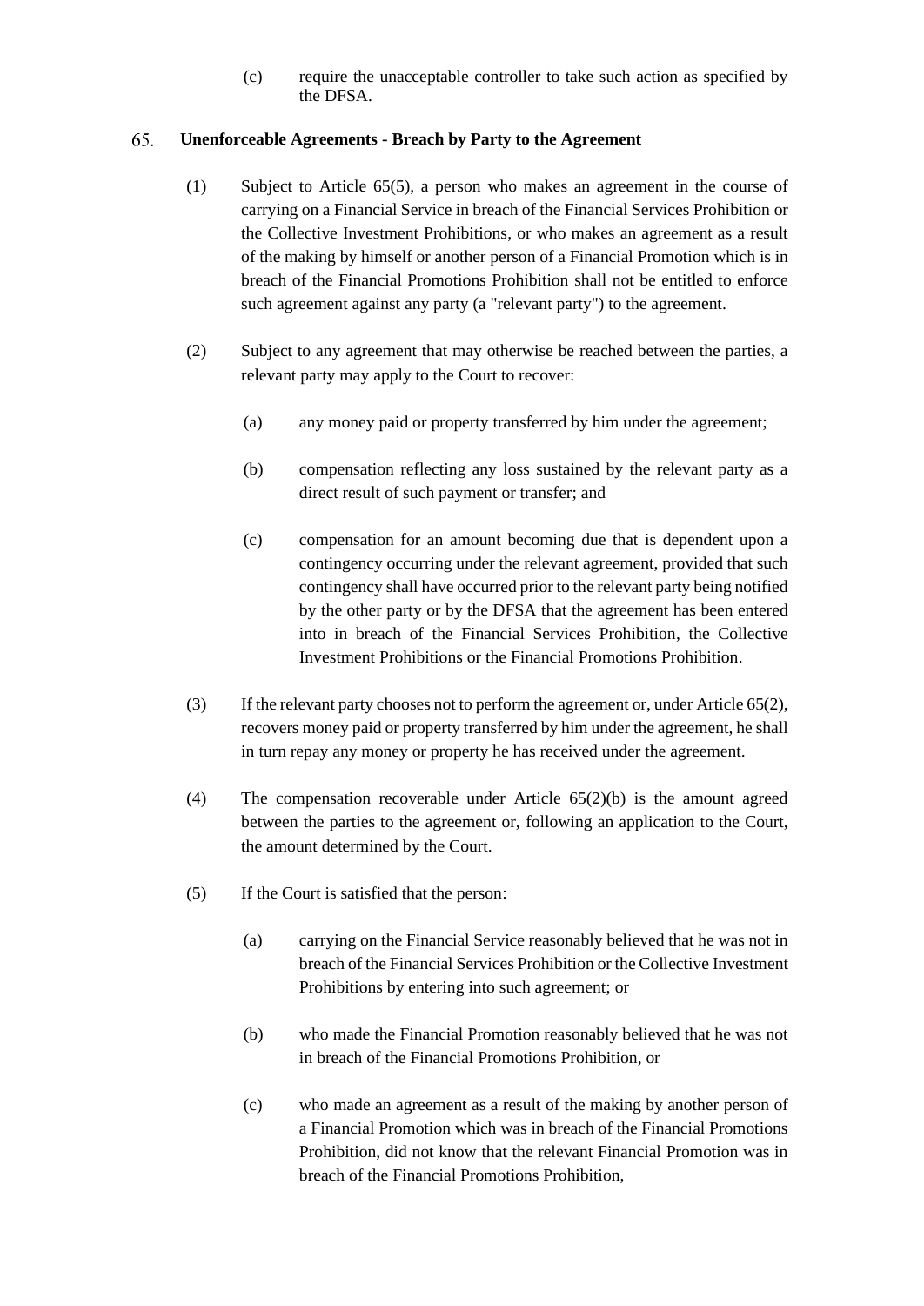(c) require the unacceptable controller to take such action as specified by the DFSA.

## 65. Unenforceable Agreements - Breach by Party to the Agreement

(1) Subject to Article 65(5), a person who makes an agreement in the course of carrying on a Financial Service in breach of the Financial Services Prohibition or the Collective Investment Prohibitions, or who makes an agreement as a result of the making by himself or another person of a Financial Promotion which is in breach of the Financial Promotions Prohibition shall not be entitled to enforce such agreement against any party (a "relevant party") to the agreement.

(2) Subject to any agreement that may otherwise be reached between the parties, a relevant party may apply to the Court to recover:

(a) any money paid or property transferred by him under the agreement;

(b) compensation reflecting any loss sustained by the relevant party as a direct result of such payment or transfer; and

(c) compensation for an amount becoming due that is dependent upon a contingency occurring under the relevant agreement, provided that such contingency shall have occurred prior to the relevant party being notified by the other party or by the DFSA that the agreement has been entered into in breach of the Financial Services Prohibition, the Collective Investment Prohibitions or the Financial Promotions Prohibition.

(3) If the relevant party chooses not to perform the agreement or, under Article 65(2), recovers money paid or property transferred by him under the agreement, he shall in turn repay any money or property he has received under the agreement.

(4) The compensation recoverable under Article 65(2)(b) is the amount agreed between the parties to the agreement or, following an application to the Court, the amount determined by the Court.

(5) If the Court is satisfied that the person:

(a) carrying on the Financial Service reasonably believed that he was not in breach of the Financial Services Prohibition or the Collective Investment Prohibitions by entering into such agreement; or

(b) who made the Financial Promotion reasonably believed that he was not in breach of the Financial Promotions Prohibition, or

(c) who made an agreement as a result of the making by another person of a Financial Promotion which was in breach of the Financial Promotions Prohibition, did not know that the relevant Financial Promotion was in breach of the Financial Promotions Prohibition,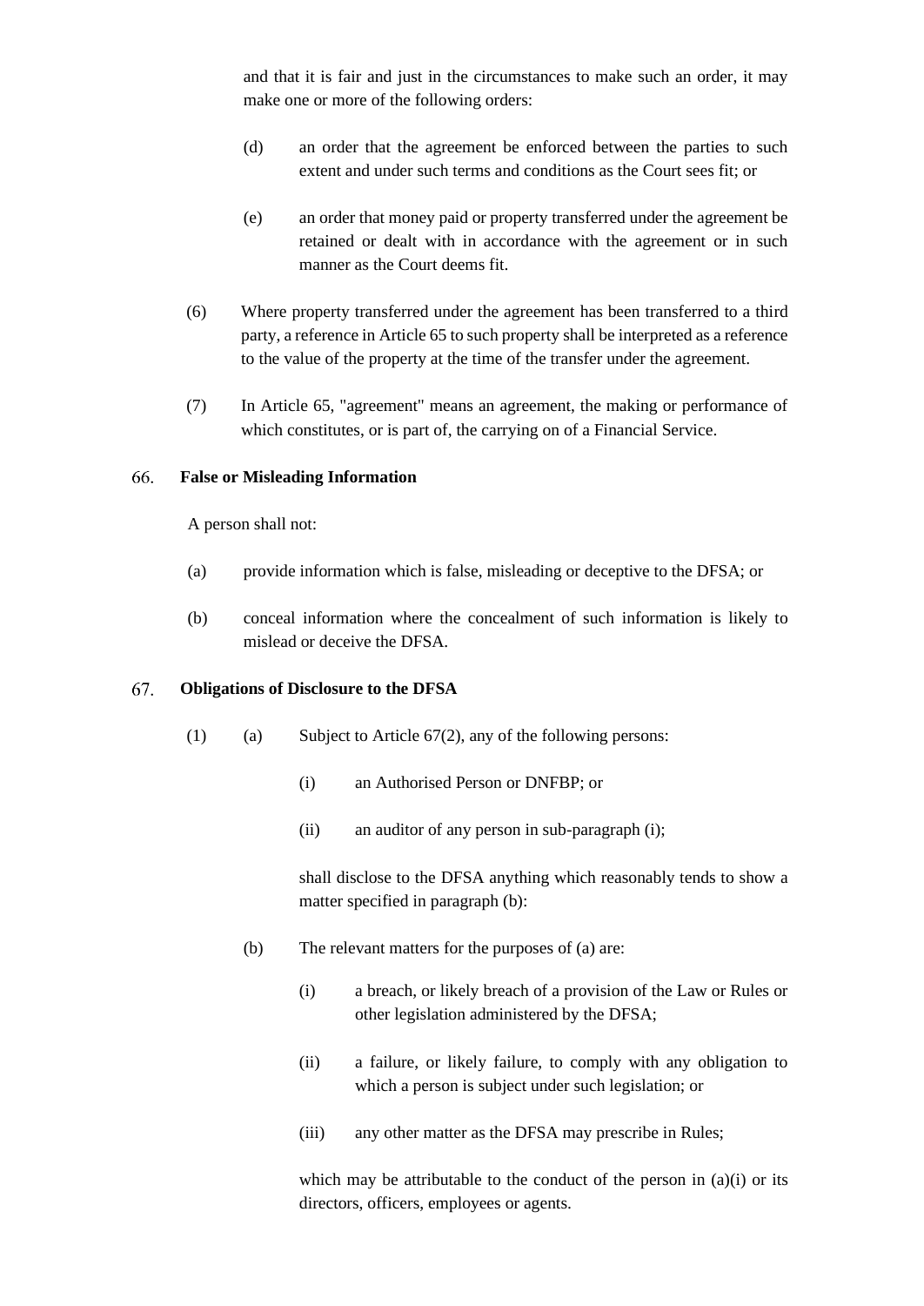and that it is fair and just in the circumstances to make such an order, it may make one or more of the following orders:

(d) an order that the agreement be enforced between the parties to such extent and under such terms and conditions as the Court sees fit; or

(e) an order that money paid or property transferred under the agreement be retained or dealt with in accordance with the agreement or in such manner as the Court deems fit.

(6) Where property transferred under the agreement has been transferred to a third party, a reference in Article 65 to such property shall be interpreted as a reference to the value of the property at the time of the transfer under the agreement.

(7) In Article 65, "agreement" means an agreement, the making or performance of which constitutes, or is part of, the carrying on of a Financial Service.

## 66. False or Misleading Information

A person shall not:

(a) provide information which is false, misleading or deceptive to the DFSA; or

(b) conceal information where the concealment of such information is likely to mislead or deceive the DFSA.

## 67. Obligations of Disclosure to the DFSA

(1) (a) Subject to Article 67(2), any of the following persons:

(i) an Authorised Person or DNFBP; or

(ii) an auditor of any person in sub-paragraph (i);

shall disclose to the DFSA anything which reasonably tends to show a matter specified in paragraph (b):

(b) The relevant matters for the purposes of (a) are:

(i) a breach, or likely breach of a provision of the Law or Rules or other legislation administered by the DFSA;

(ii) a failure, or likely failure, to comply with any obligation to which a person is subject under such legislation; or

(iii) any other matter as the DFSA may prescribe in Rules;

which may be attributable to the conduct of the person in (a)(i) or its directors, officers, employees or agents.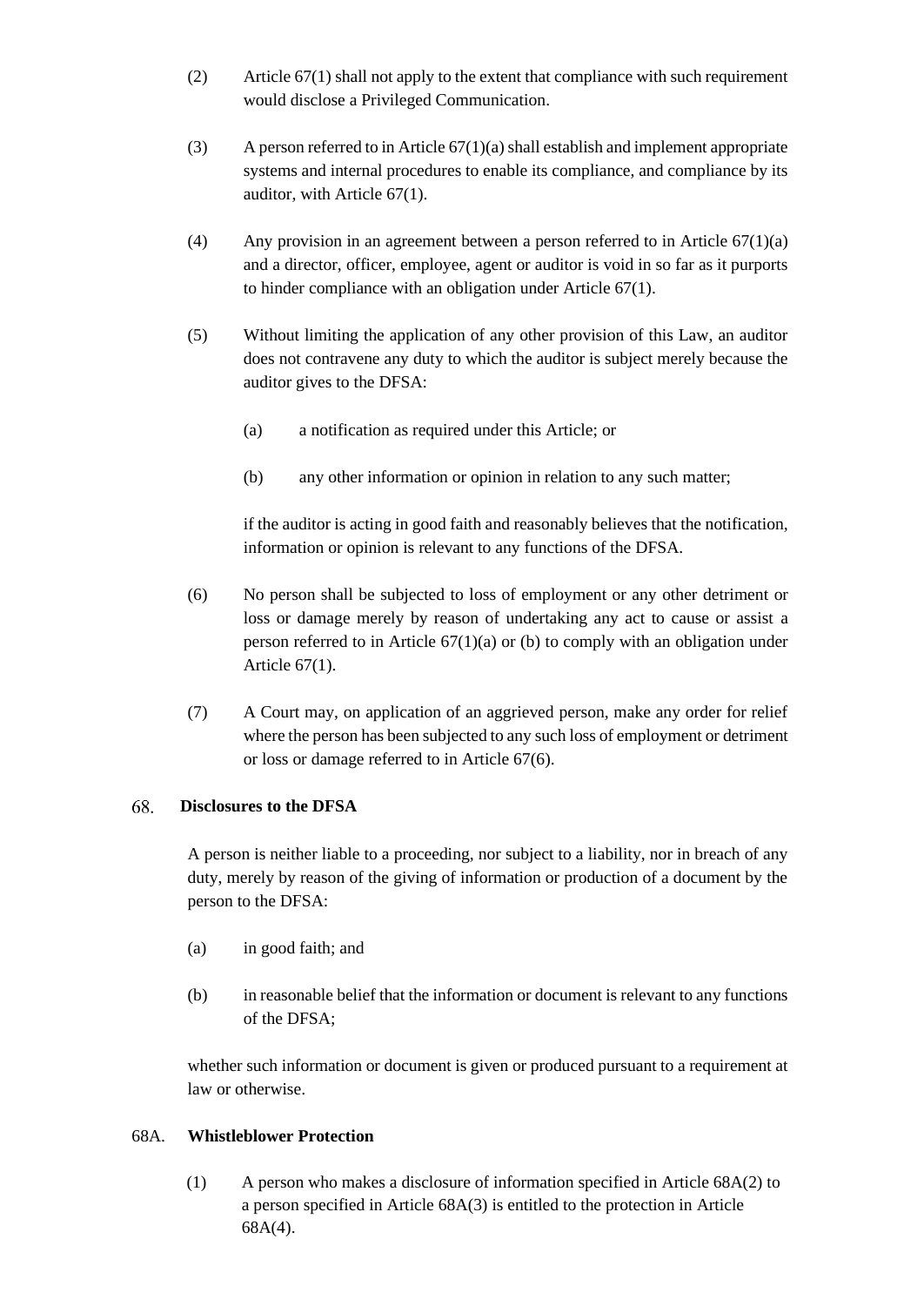(2) Article 67(1) shall not apply to the extent that compliance with such requirement would disclose a Privileged Communication.

(3) A person referred to in Article 67(1)(a) shall establish and implement appropriate systems and internal procedures to enable its compliance, and compliance by its auditor, with Article 67(1).

(4) Any provision in an agreement between a person referred to in Article 67(1)(a) and a director, officer, employee, agent or auditor is void in so far as it purports to hinder compliance with an obligation under Article 67(1).

(5) Without limiting the application of any other provision of this Law, an auditor does not contravene any duty to which the auditor is subject merely because the auditor gives to the DFSA:

  (a) a notification as required under this Article; or

  (b) any other information or opinion in relation to any such matter;

  if the auditor is acting in good faith and reasonably believes that the notification, information or opinion is relevant to any functions of the DFSA.

(6) No person shall be subjected to loss of employment or any other detriment or loss or damage merely by reason of undertaking any act to cause or assist a person referred to in Article 67(1)(a) or (b) to comply with an obligation under Article 67(1).

(7) A Court may, on application of an aggrieved person, make any order for relief where the person has been subjected to any such loss of employment or detriment or loss or damage referred to in Article 67(6).

### 68. Disclosures to the DFSA

A person is neither liable to a proceeding, nor subject to a liability, nor in breach of any duty, merely by reason of the giving of information or production of a document by the person to the DFSA:

(a) in good faith; and

(b) in reasonable belief that the information or document is relevant to any functions of the DFSA;

whether such information or document is given or produced pursuant to a requirement at law or otherwise.

### 68A. Whistleblower Protection

(1) A person who makes a disclosure of information specified in Article 68A(2) to a person specified in Article 68A(3) is entitled to the protection in Article 68A(4).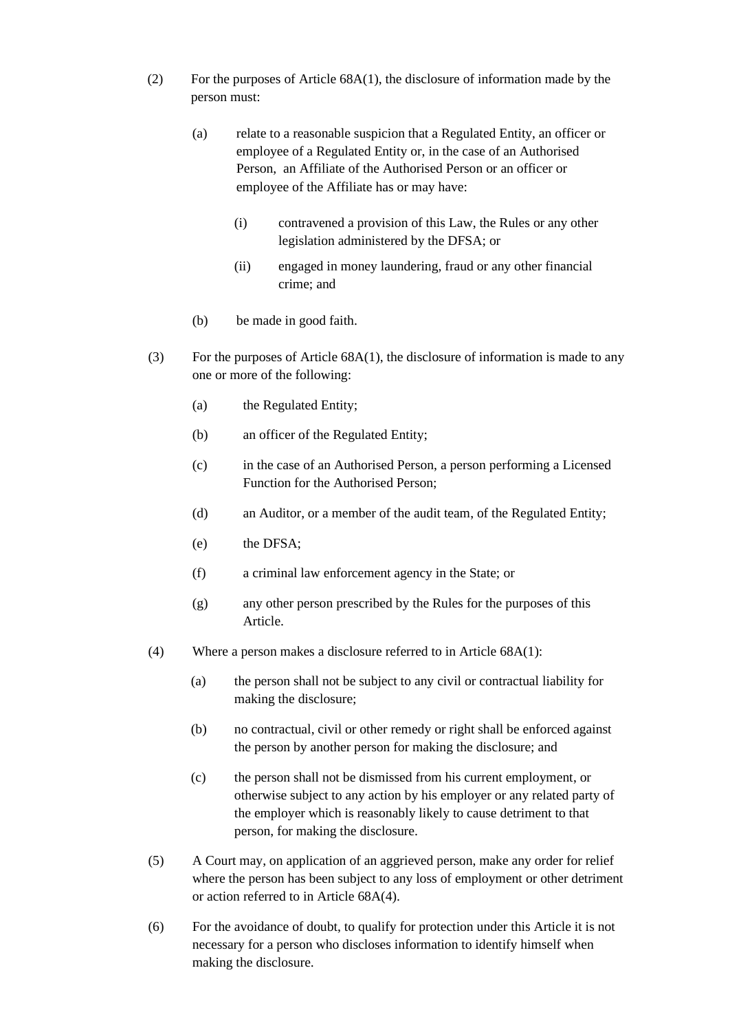(2) For the purposes of Article 68A(1), the disclosure of information made by the person must:

   (a) relate to a reasonable suspicion that a Regulated Entity, an officer or employee of a Regulated Entity or, in the case of an Authorised Person, an Affiliate of the Authorised Person or an officer or employee of the Affiliate has or may have:

      (i) contravened a provision of this Law, the Rules or any other legislation administered by the DFSA; or

      (ii) engaged in money laundering, fraud or any other financial crime; and

   (b) be made in good faith.

(3) For the purposes of Article 68A(1), the disclosure of information is made to any one or more of the following:

   (a) the Regulated Entity;

   (b) an officer of the Regulated Entity;

   (c) in the case of an Authorised Person, a person performing a Licensed Function for the Authorised Person;

   (d) an Auditor, or a member of the audit team, of the Regulated Entity;

   (e) the DFSA;

   (f) a criminal law enforcement agency in the State; or

   (g) any other person prescribed by the Rules for the purposes of this Article.

(4) Where a person makes a disclosure referred to in Article 68A(1):

   (a) the person shall not be subject to any civil or contractual liability for making the disclosure;

   (b) no contractual, civil or other remedy or right shall be enforced against the person by another person for making the disclosure; and

   (c) the person shall not be dismissed from his current employment, or otherwise subject to any action by his employer or any related party of the employer which is reasonably likely to cause detriment to that person, for making the disclosure.

(5) A Court may, on application of an aggrieved person, make any order for relief where the person has been subject to any loss of employment or other detriment or action referred to in Article 68A(4).

(6) For the avoidance of doubt, to qualify for protection under this Article it is not necessary for a person who discloses information to identify himself when making the disclosure.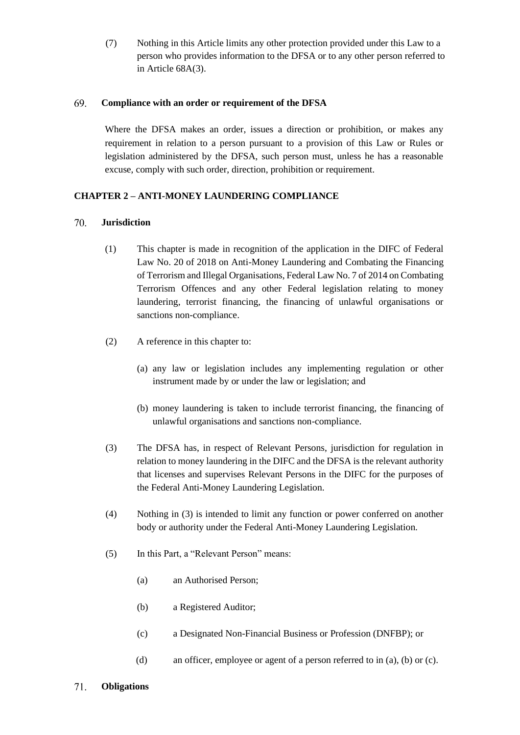(7) Nothing in this Article limits any other protection provided under this Law to a person who provides information to the DFSA or to any other person referred to in Article 68A(3).

### 69. Compliance with an order or requirement of the DFSA

Where the DFSA makes an order, issues a direction or prohibition, or makes any requirement in relation to a person pursuant to a provision of this Law or Rules or legislation administered by the DFSA, such person must, unless he has a reasonable excuse, comply with such order, direction, prohibition or requirement.

## CHAPTER 2 – ANTI-MONEY LAUNDERING COMPLIANCE

### 70. Jurisdiction

(1) This chapter is made in recognition of the application in the DIFC of Federal Law No. 20 of 2018 on Anti-Money Laundering and Combating the Financing of Terrorism and Illegal Organisations, Federal Law No. 7 of 2014 on Combating Terrorism Offences and any other Federal legislation relating to money laundering, terrorist financing, the financing of unlawful organisations or sanctions non-compliance.

(2) A reference in this chapter to:

(a) any law or legislation includes any implementing regulation or other instrument made by or under the law or legislation; and

(b) money laundering is taken to include terrorist financing, the financing of unlawful organisations and sanctions non-compliance.

(3) The DFSA has, in respect of Relevant Persons, jurisdiction for regulation in relation to money laundering in the DIFC and the DFSA is the relevant authority that licenses and supervises Relevant Persons in the DIFC for the purposes of the Federal Anti-Money Laundering Legislation.

(4) Nothing in (3) is intended to limit any function or power conferred on another body or authority under the Federal Anti-Money Laundering Legislation.

(5) In this Part, a "Relevant Person" means:

(a) an Authorised Person;

(b) a Registered Auditor;

(c) a Designated Non-Financial Business or Profession (DNFBP); or

(d) an officer, employee or agent of a person referred to in (a), (b) or (c).

### 71. Obligations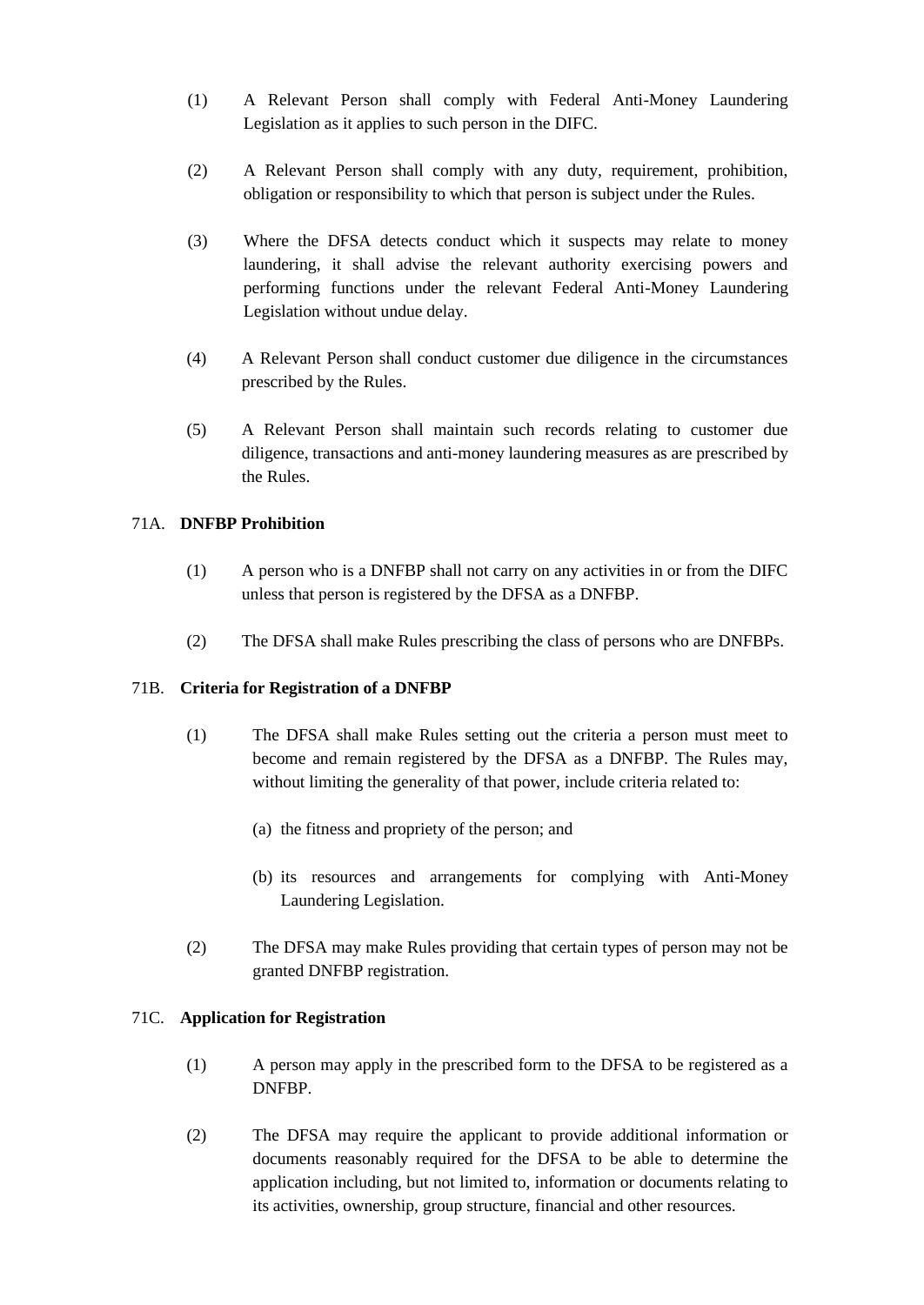(1) A Relevant Person shall comply with Federal Anti-Money Laundering Legislation as it applies to such person in the DIFC.

(2) A Relevant Person shall comply with any duty, requirement, prohibition, obligation or responsibility to which that person is subject under the Rules.

(3) Where the DFSA detects conduct which it suspects may relate to money laundering, it shall advise the relevant authority exercising powers and performing functions under the relevant Federal Anti-Money Laundering Legislation without undue delay.

(4) A Relevant Person shall conduct customer due diligence in the circumstances prescribed by the Rules.

(5) A Relevant Person shall maintain such records relating to customer due diligence, transactions and anti-money laundering measures as are prescribed by the Rules.

71A. **DNFBP Prohibition**

(1) A person who is a DNFBP shall not carry on any activities in or from the DIFC unless that person is registered by the DFSA as a DNFBP.

(2) The DFSA shall make Rules prescribing the class of persons who are DNFBPs.

71B. **Criteria for Registration of a DNFBP**

(1) The DFSA shall make Rules setting out the criteria a person must meet to become and remain registered by the DFSA as a DNFBP. The Rules may, without limiting the generality of that power, include criteria related to:

(a) the fitness and propriety of the person; and

(b) its resources and arrangements for complying with Anti-Money Laundering Legislation.

(2) The DFSA may make Rules providing that certain types of person may not be granted DNFBP registration.

71C. **Application for Registration**

(1) A person may apply in the prescribed form to the DFSA to be registered as a DNFBP.

(2) The DFSA may require the applicant to provide additional information or documents reasonably required for the DFSA to be able to determine the application including, but not limited to, information or documents relating to its activities, ownership, group structure, financial and other resources.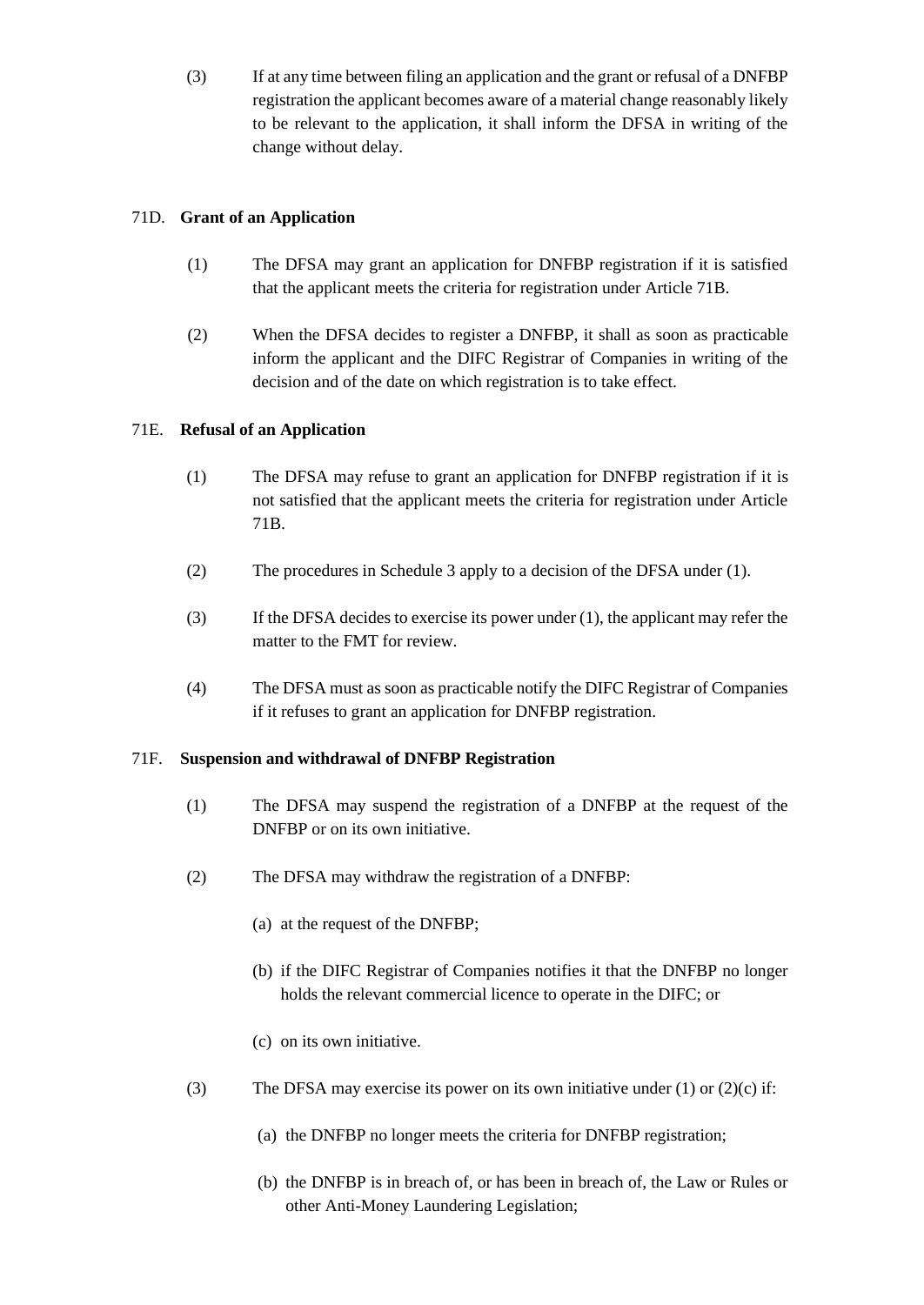(3) If at any time between filing an application and the grant or refusal of a DNFBP registration the applicant becomes aware of a material change reasonably likely to be relevant to the application, it shall inform the DFSA in writing of the change without delay.

71D. **Grant of an Application**

(1) The DFSA may grant an application for DNFBP registration if it is satisfied that the applicant meets the criteria for registration under Article 71B.

(2) When the DFSA decides to register a DNFBP, it shall as soon as practicable inform the applicant and the DIFC Registrar of Companies in writing of the decision and of the date on which registration is to take effect.

71E. **Refusal of an Application**

(1) The DFSA may refuse to grant an application for DNFBP registration if it is not satisfied that the applicant meets the criteria for registration under Article 71B.

(2) The procedures in Schedule 3 apply to a decision of the DFSA under (1).

(3) If the DFSA decides to exercise its power under (1), the applicant may refer the matter to the FMT for review.

(4) The DFSA must as soon as practicable notify the DIFC Registrar of Companies if it refuses to grant an application for DNFBP registration.

71F. **Suspension and withdrawal of DNFBP Registration**

(1) The DFSA may suspend the registration of a DNFBP at the request of the DNFBP or on its own initiative.

(2) The DFSA may withdraw the registration of a DNFBP:

(a) at the request of the DNFBP;

(b) if the DIFC Registrar of Companies notifies it that the DNFBP no longer holds the relevant commercial licence to operate in the DIFC; or

(c) on its own initiative.

(3) The DFSA may exercise its power on its own initiative under (1) or (2)(c) if:

(a) the DNFBP no longer meets the criteria for DNFBP registration;

(b) the DNFBP is in breach of, or has been in breach of, the Law or Rules or other Anti-Money Laundering Legislation;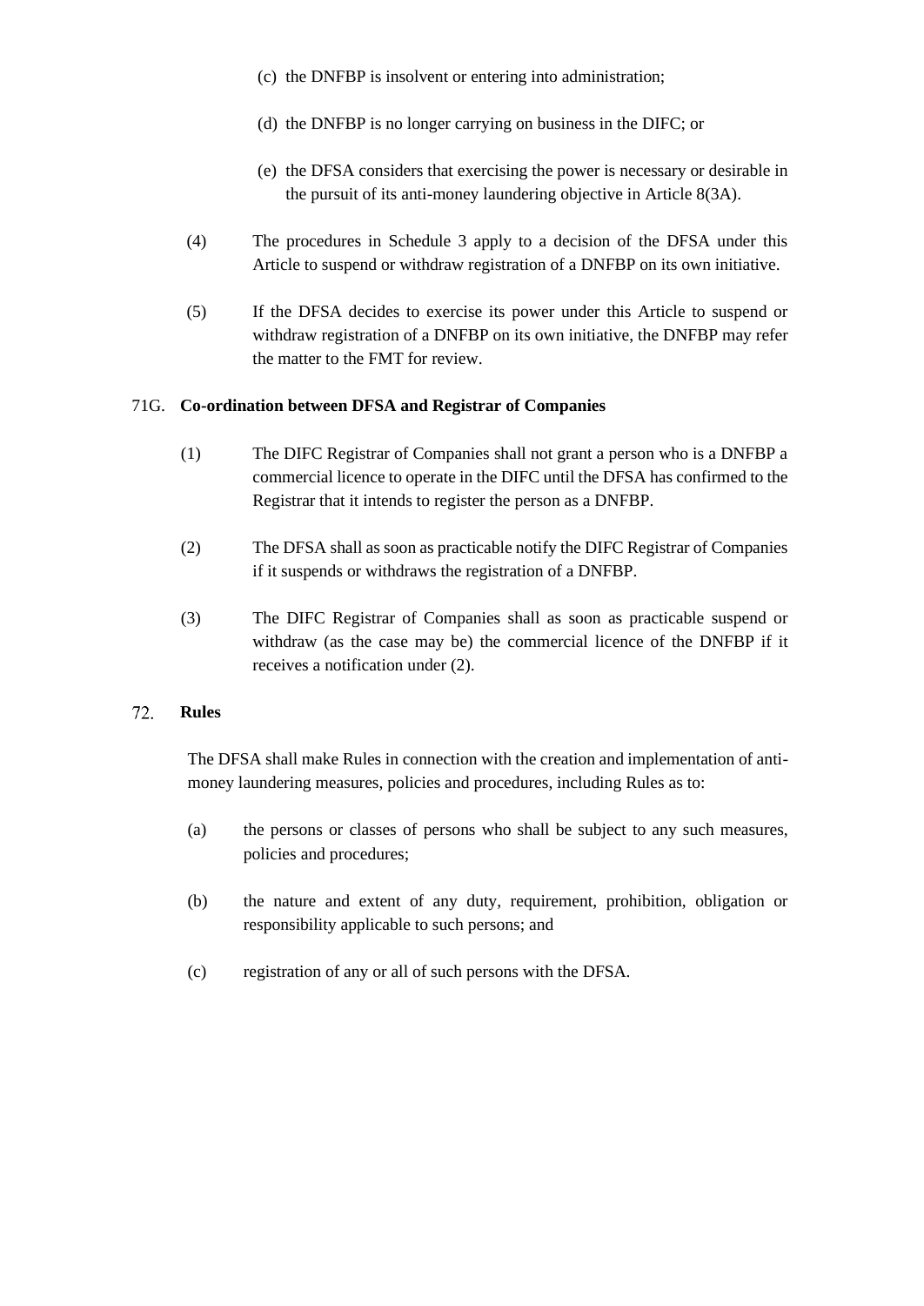(c) the DNFBP is insolvent or entering into administration;

(d) the DNFBP is no longer carrying on business in the DIFC; or

(e) the DFSA considers that exercising the power is necessary or desirable in the pursuit of its anti-money laundering objective in Article 8(3A).

(4) The procedures in Schedule 3 apply to a decision of the DFSA under this Article to suspend or withdraw registration of a DNFBP on its own initiative.

(5) If the DFSA decides to exercise its power under this Article to suspend or withdraw registration of a DNFBP on its own initiative, the DNFBP may refer the matter to the FMT for review.

### 71G. Co-ordination between DFSA and Registrar of Companies

(1) The DIFC Registrar of Companies shall not grant a person who is a DNFBP a commercial licence to operate in the DIFC until the DFSA has confirmed to the Registrar that it intends to register the person as a DNFBP.

(2) The DFSA shall as soon as practicable notify the DIFC Registrar of Companies if it suspends or withdraws the registration of a DNFBP.

(3) The DIFC Registrar of Companies shall as soon as practicable suspend or withdraw (as the case may be) the commercial licence of the DNFBP if it receives a notification under (2).

### 72. Rules

The DFSA shall make Rules in connection with the creation and implementation of anti-money laundering measures, policies and procedures, including Rules as to:

(a) the persons or classes of persons who shall be subject to any such measures, policies and procedures;

(b) the nature and extent of any duty, requirement, prohibition, obligation or responsibility applicable to such persons; and

(c) registration of any or all of such persons with the DFSA.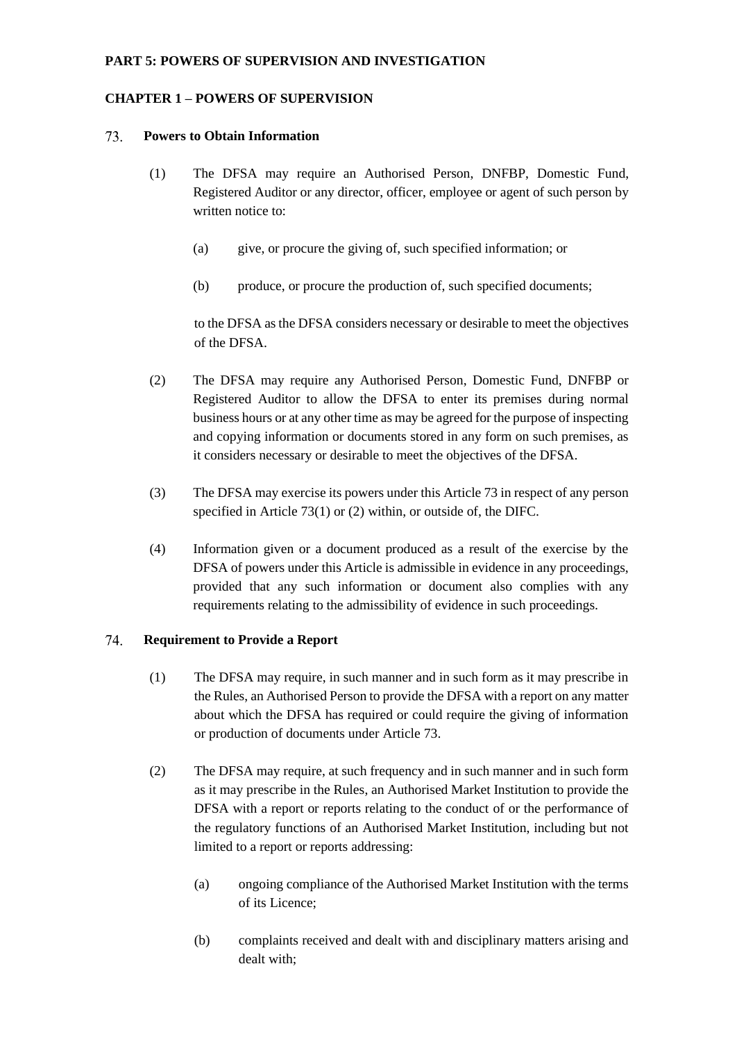**PART 5: POWERS OF SUPERVISION AND INVESTIGATION**

**CHAPTER 1 – POWERS OF SUPERVISION**

**73. Powers to Obtain Information**

(1) The DFSA may require an Authorised Person, DNFBP, Domestic Fund, Registered Auditor or any director, officer, employee or agent of such person by written notice to:

(a) give, or procure the giving of, such specified information; or

(b) produce, or procure the production of, such specified documents;

to the DFSA as the DFSA considers necessary or desirable to meet the objectives of the DFSA.

(2) The DFSA may require any Authorised Person, Domestic Fund, DNFBP or Registered Auditor to allow the DFSA to enter its premises during normal business hours or at any other time as may be agreed for the purpose of inspecting and copying information or documents stored in any form on such premises, as it considers necessary or desirable to meet the objectives of the DFSA.

(3) The DFSA may exercise its powers under this Article 73 in respect of any person specified in Article 73(1) or (2) within, or outside of, the DIFC.

(4) Information given or a document produced as a result of the exercise by the DFSA of powers under this Article is admissible in evidence in any proceedings, provided that any such information or document also complies with any requirements relating to the admissibility of evidence in such proceedings.

**74. Requirement to Provide a Report**

(1) The DFSA may require, in such manner and in such form as it may prescribe in the Rules, an Authorised Person to provide the DFSA with a report on any matter about which the DFSA has required or could require the giving of information or production of documents under Article 73.

(2) The DFSA may require, at such frequency and in such manner and in such form as it may prescribe in the Rules, an Authorised Market Institution to provide the DFSA with a report or reports relating to the conduct of or the performance of the regulatory functions of an Authorised Market Institution, including but not limited to a report or reports addressing:

(a) ongoing compliance of the Authorised Market Institution with the terms of its Licence;

(b) complaints received and dealt with and disciplinary matters arising and dealt with;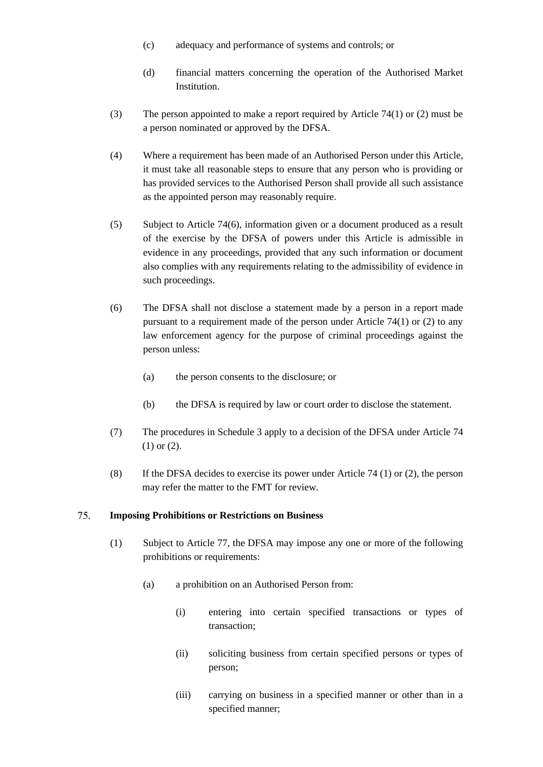(c) adequacy and performance of systems and controls; or

(d) financial matters concerning the operation of the Authorised Market Institution.

(3) The person appointed to make a report required by Article 74(1) or (2) must be a person nominated or approved by the DFSA.

(4) Where a requirement has been made of an Authorised Person under this Article, it must take all reasonable steps to ensure that any person who is providing or has provided services to the Authorised Person shall provide all such assistance as the appointed person may reasonably require.

(5) Subject to Article 74(6), information given or a document produced as a result of the exercise by the DFSA of powers under this Article is admissible in evidence in any proceedings, provided that any such information or document also complies with any requirements relating to the admissibility of evidence in such proceedings.

(6) The DFSA shall not disclose a statement made by a person in a report made pursuant to a requirement made of the person under Article 74(1) or (2) to any law enforcement agency for the purpose of criminal proceedings against the person unless:

(a) the person consents to the disclosure; or

(b) the DFSA is required by law or court order to disclose the statement.

(7) The procedures in Schedule 3 apply to a decision of the DFSA under Article 74 (1) or (2).

(8) If the DFSA decides to exercise its power under Article 74 (1) or (2), the person may refer the matter to the FMT for review.

### 75. Imposing Prohibitions or Restrictions on Business

(1) Subject to Article 77, the DFSA may impose any one or more of the following prohibitions or requirements:

(a) a prohibition on an Authorised Person from:

(i) entering into certain specified transactions or types of transaction;

(ii) soliciting business from certain specified persons or types of person;

(iii) carrying on business in a specified manner or other than in a specified manner;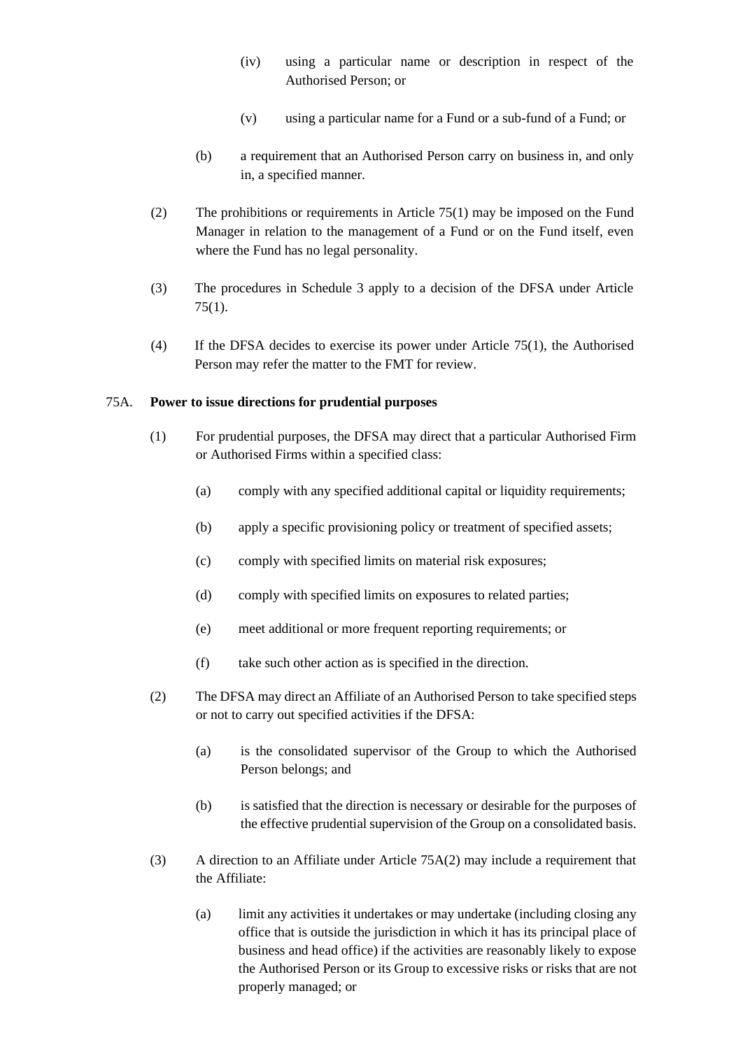(iv) using a particular name or description in respect of the Authorised Person; or

(v) using a particular name for a Fund or a sub-fund of a Fund; or

(b) a requirement that an Authorised Person carry on business in, and only in, a specified manner.

(2) The prohibitions or requirements in Article 75(1) may be imposed on the Fund Manager in relation to the management of a Fund or on the Fund itself, even where the Fund has no legal personality.

(3) The procedures in Schedule 3 apply to a decision of the DFSA under Article 75(1).

(4) If the DFSA decides to exercise its power under Article 75(1), the Authorised Person may refer the matter to the FMT for review.

75A. **Power to issue directions for prudential purposes**

(1) For prudential purposes, the DFSA may direct that a particular Authorised Firm or Authorised Firms within a specified class:

(a) comply with any specified additional capital or liquidity requirements;

(b) apply a specific provisioning policy or treatment of specified assets;

(c) comply with specified limits on material risk exposures;

(d) comply with specified limits on exposures to related parties;

(e) meet additional or more frequent reporting requirements; or

(f) take such other action as is specified in the direction.

(2) The DFSA may direct an Affiliate of an Authorised Person to take specified steps or not to carry out specified activities if the DFSA:

(a) is the consolidated supervisor of the Group to which the Authorised Person belongs; and

(b) is satisfied that the direction is necessary or desirable for the purposes of the effective prudential supervision of the Group on a consolidated basis.

(3) A direction to an Affiliate under Article 75A(2) may include a requirement that the Affiliate:

(a) limit any activities it undertakes or may undertake (including closing any office that is outside the jurisdiction in which it has its principal place of business and head office) if the activities are reasonably likely to expose the Authorised Person or its Group to excessive risks or risks that are not properly managed; or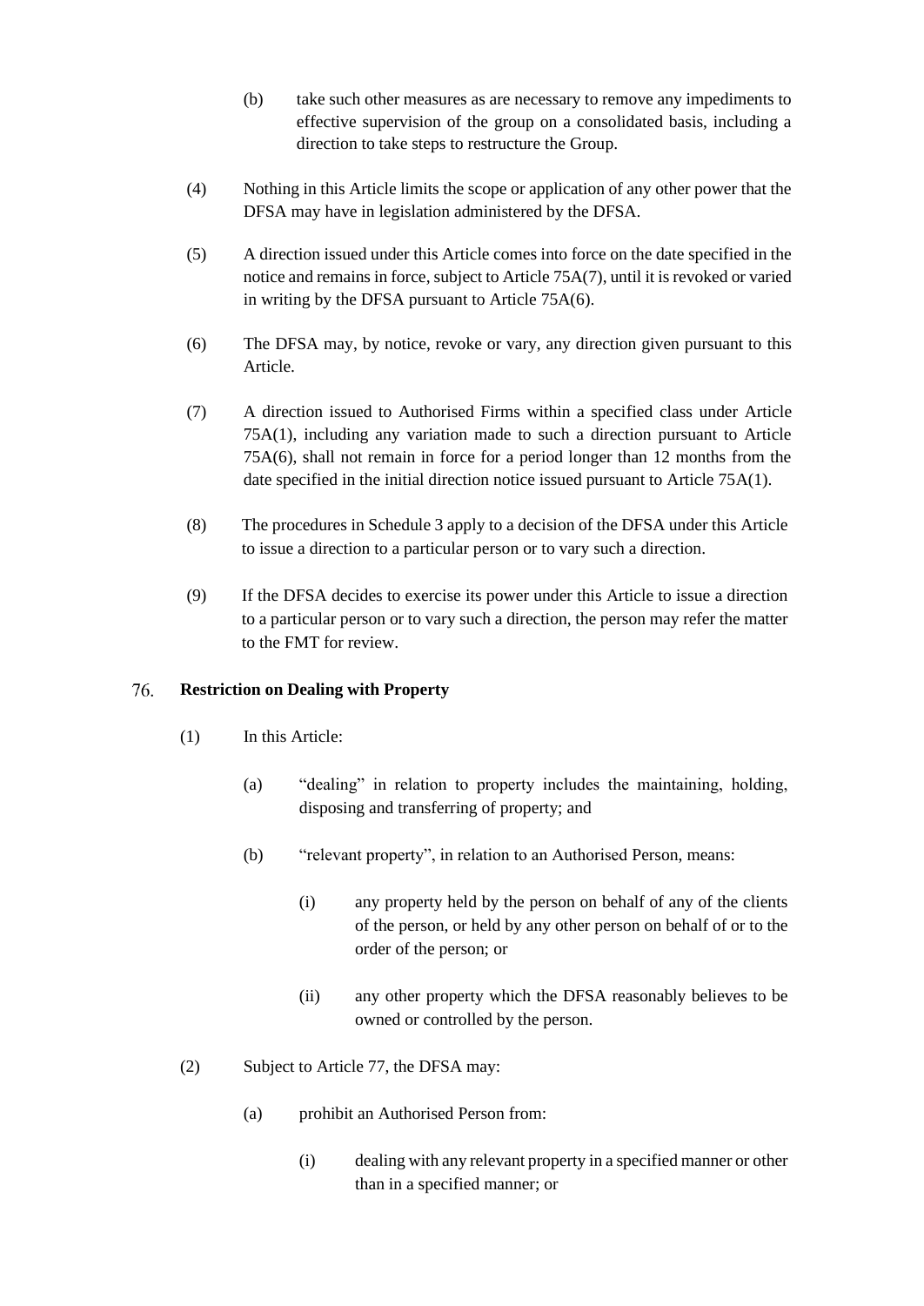(b) take such other measures as are necessary to remove any impediments to effective supervision of the group on a consolidated basis, including a direction to take steps to restructure the Group.

(4) Nothing in this Article limits the scope or application of any other power that the DFSA may have in legislation administered by the DFSA.

(5) A direction issued under this Article comes into force on the date specified in the notice and remains in force, subject to Article 75A(7), until it is revoked or varied in writing by the DFSA pursuant to Article 75A(6).

(6) The DFSA may, by notice, revoke or vary, any direction given pursuant to this Article.

(7) A direction issued to Authorised Firms within a specified class under Article 75A(1), including any variation made to such a direction pursuant to Article 75A(6), shall not remain in force for a period longer than 12 months from the date specified in the initial direction notice issued pursuant to Article 75A(1).

(8) The procedures in Schedule 3 apply to a decision of the DFSA under this Article to issue a direction to a particular person or to vary such a direction.

(9) If the DFSA decides to exercise its power under this Article to issue a direction to a particular person or to vary such a direction, the person may refer the matter to the FMT for review.

## 76. Restriction on Dealing with Property

(1) In this Article:

(a) "dealing" in relation to property includes the maintaining, holding, disposing and transferring of property; and

(b) "relevant property", in relation to an Authorised Person, means:

(i) any property held by the person on behalf of any of the clients of the person, or held by any other person on behalf of or to the order of the person; or

(ii) any other property which the DFSA reasonably believes to be owned or controlled by the person.

(2) Subject to Article 77, the DFSA may:

(a) prohibit an Authorised Person from:

(i) dealing with any relevant property in a specified manner or other than in a specified manner; or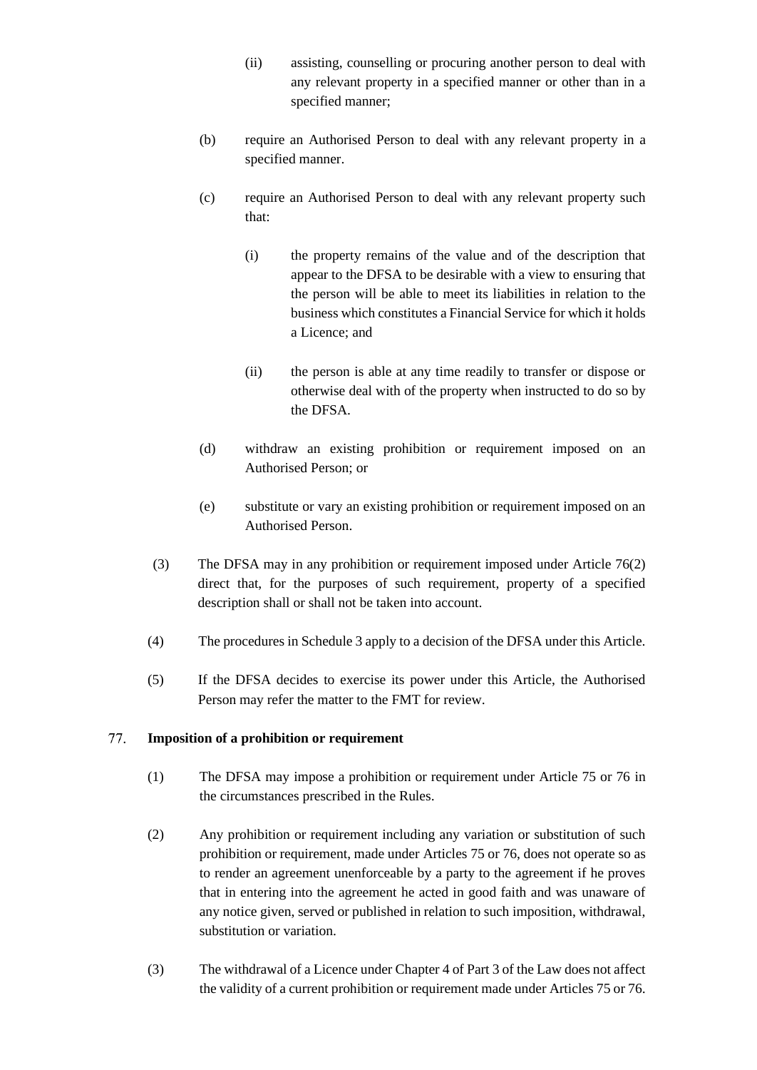(ii) assisting, counselling or procuring another person to deal with any relevant property in a specified manner or other than in a specified manner;

(b) require an Authorised Person to deal with any relevant property in a specified manner.

(c) require an Authorised Person to deal with any relevant property such that:

(i) the property remains of the value and of the description that appear to the DFSA to be desirable with a view to ensuring that the person will be able to meet its liabilities in relation to the business which constitutes a Financial Service for which it holds a Licence; and

(ii) the person is able at any time readily to transfer or dispose or otherwise deal with of the property when instructed to do so by the DFSA.

(d) withdraw an existing prohibition or requirement imposed on an Authorised Person; or

(e) substitute or vary an existing prohibition or requirement imposed on an Authorised Person.

(3) The DFSA may in any prohibition or requirement imposed under Article 76(2) direct that, for the purposes of such requirement, property of a specified description shall or shall not be taken into account.

(4) The procedures in Schedule 3 apply to a decision of the DFSA under this Article.

(5) If the DFSA decides to exercise its power under this Article, the Authorised Person may refer the matter to the FMT for review.

77. **Imposition of a prohibition or requirement**

(1) The DFSA may impose a prohibition or requirement under Article 75 or 76 in the circumstances prescribed in the Rules.

(2) Any prohibition or requirement including any variation or substitution of such prohibition or requirement, made under Articles 75 or 76, does not operate so as to render an agreement unenforceable by a party to the agreement if he proves that in entering into the agreement he acted in good faith and was unaware of any notice given, served or published in relation to such imposition, withdrawal, substitution or variation.

(3) The withdrawal of a Licence under Chapter 4 of Part 3 of the Law does not affect the validity of a current prohibition or requirement made under Articles 75 or 76.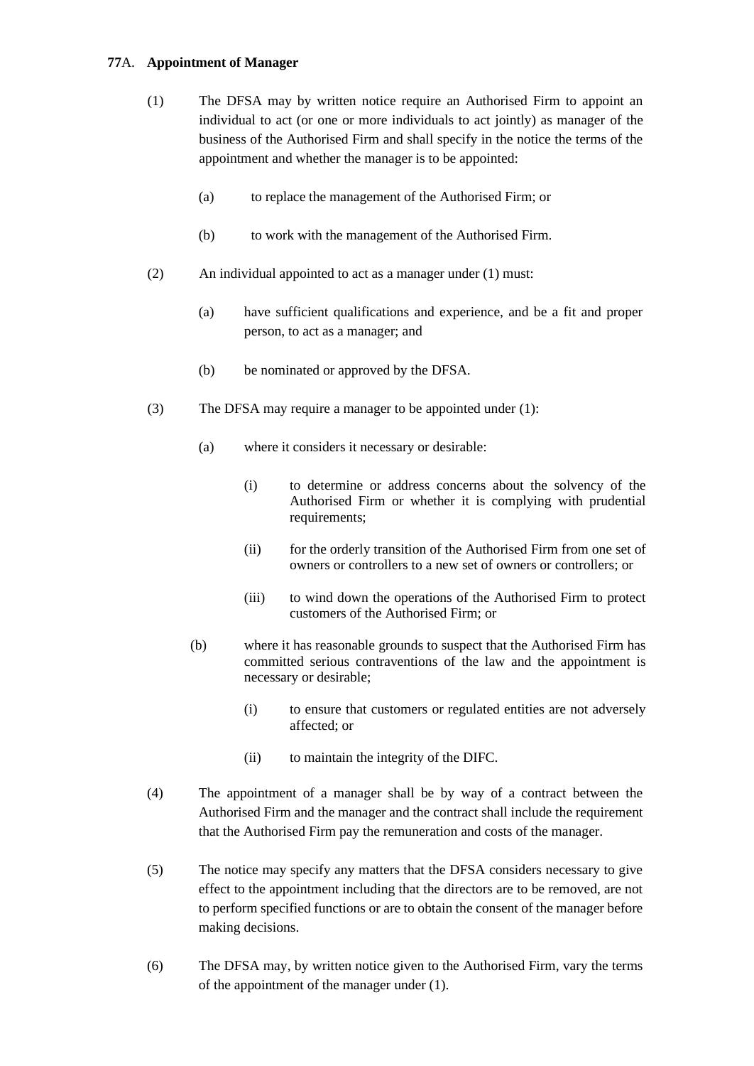**77A. Appointment of Manager**

(1) The DFSA may by written notice require an Authorised Firm to appoint an individual to act (or one or more individuals to act jointly) as manager of the business of the Authorised Firm and shall specify in the notice the terms of the appointment and whether the manager is to be appointed:

(a) to replace the management of the Authorised Firm; or

(b) to work with the management of the Authorised Firm.

(2) An individual appointed to act as a manager under (1) must:

(a) have sufficient qualifications and experience, and be a fit and proper person, to act as a manager; and

(b) be nominated or approved by the DFSA.

(3) The DFSA may require a manager to be appointed under (1):

(a) where it considers it necessary or desirable:

(i) to determine or address concerns about the solvency of the Authorised Firm or whether it is complying with prudential requirements;

(ii) for the orderly transition of the Authorised Firm from one set of owners or controllers to a new set of owners or controllers; or

(iii) to wind down the operations of the Authorised Firm to protect customers of the Authorised Firm; or

(b) where it has reasonable grounds to suspect that the Authorised Firm has committed serious contraventions of the law and the appointment is necessary or desirable;

(i) to ensure that customers or regulated entities are not adversely affected; or

(ii) to maintain the integrity of the DIFC.

(4) The appointment of a manager shall be by way of a contract between the Authorised Firm and the manager and the contract shall include the requirement that the Authorised Firm pay the remuneration and costs of the manager.

(5) The notice may specify any matters that the DFSA considers necessary to give effect to the appointment including that the directors are to be removed, are not to perform specified functions or are to obtain the consent of the manager before making decisions.

(6) The DFSA may, by written notice given to the Authorised Firm, vary the terms of the appointment of the manager under (1).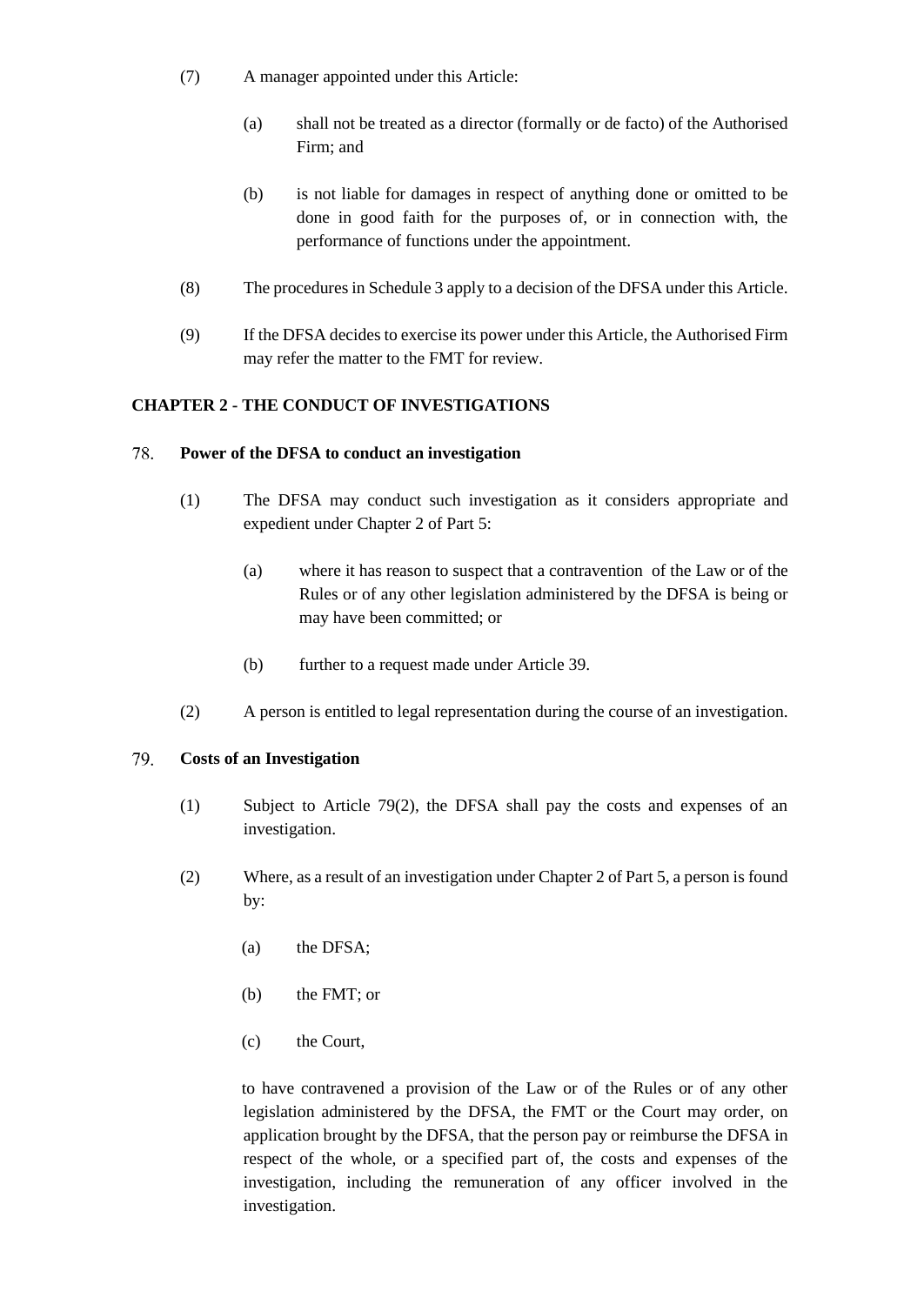(7) A manager appointed under this Article:

   (a) shall not be treated as a director (formally or de facto) of the Authorised Firm; and

   (b) is not liable for damages in respect of anything done or omitted to be done in good faith for the purposes of, or in connection with, the performance of functions under the appointment.

(8) The procedures in Schedule 3 apply to a decision of the DFSA under this Article.

(9) If the DFSA decides to exercise its power under this Article, the Authorised Firm may refer the matter to the FMT for review.

## CHAPTER 2 - THE CONDUCT OF INVESTIGATIONS

### 78. Power of the DFSA to conduct an investigation

(1) The DFSA may conduct such investigation as it considers appropriate and expedient under Chapter 2 of Part 5:

   (a) where it has reason to suspect that a contravention of the Law or of the Rules or of any other legislation administered by the DFSA is being or may have been committed; or

   (b) further to a request made under Article 39.

(2) A person is entitled to legal representation during the course of an investigation.

### 79. Costs of an Investigation

(1) Subject to Article 79(2), the DFSA shall pay the costs and expenses of an investigation.

(2) Where, as a result of an investigation under Chapter 2 of Part 5, a person is found by:

   (a) the DFSA;

   (b) the FMT; or

   (c) the Court,

   to have contravened a provision of the Law or of the Rules or of any other legislation administered by the DFSA, the FMT or the Court may order, on application brought by the DFSA, that the person pay or reimburse the DFSA in respect of the whole, or a specified part of, the costs and expenses of the investigation, including the remuneration of any officer involved in the investigation.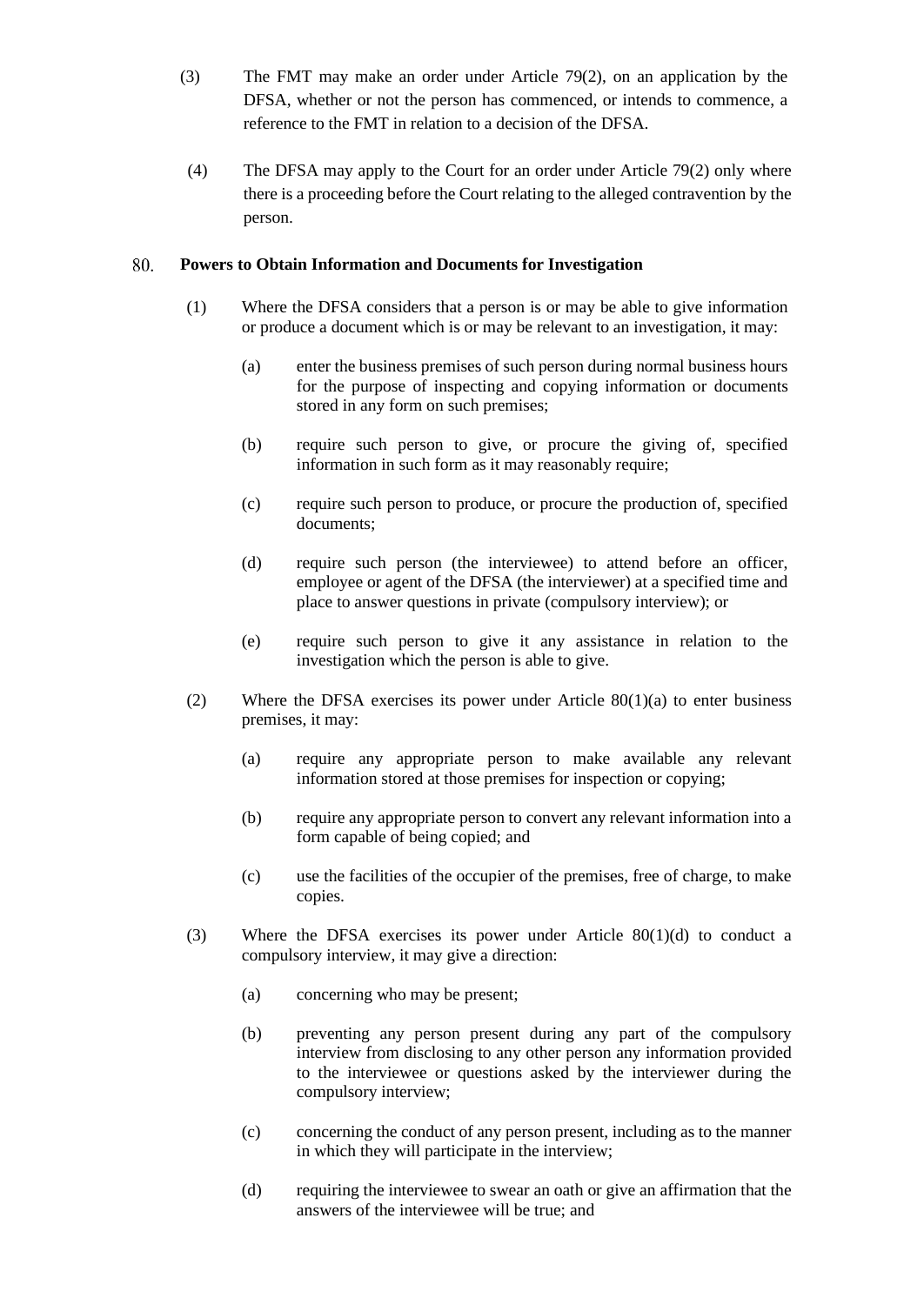(3) The FMT may make an order under Article 79(2), on an application by the DFSA, whether or not the person has commenced, or intends to commence, a reference to the FMT in relation to a decision of the DFSA.

(4) The DFSA may apply to the Court for an order under Article 79(2) only where there is a proceeding before the Court relating to the alleged contravention by the person.

## 80. Powers to Obtain Information and Documents for Investigation

(1) Where the DFSA considers that a person is or may be able to give information or produce a document which is or may be relevant to an investigation, it may:

(a) enter the business premises of such person during normal business hours for the purpose of inspecting and copying information or documents stored in any form on such premises;

(b) require such person to give, or procure the giving of, specified information in such form as it may reasonably require;

(c) require such person to produce, or procure the production of, specified documents;

(d) require such person (the interviewee) to attend before an officer, employee or agent of the DFSA (the interviewer) at a specified time and place to answer questions in private (compulsory interview); or

(e) require such person to give it any assistance in relation to the investigation which the person is able to give.

(2) Where the DFSA exercises its power under Article 80(1)(a) to enter business premises, it may:

(a) require any appropriate person to make available any relevant information stored at those premises for inspection or copying;

(b) require any appropriate person to convert any relevant information into a form capable of being copied; and

(c) use the facilities of the occupier of the premises, free of charge, to make copies.

(3) Where the DFSA exercises its power under Article 80(1)(d) to conduct a compulsory interview, it may give a direction:

(a) concerning who may be present;

(b) preventing any person present during any part of the compulsory interview from disclosing to any other person any information provided to the interviewee or questions asked by the interviewer during the compulsory interview;

(c) concerning the conduct of any person present, including as to the manner in which they will participate in the interview;

(d) requiring the interviewee to swear an oath or give an affirmation that the answers of the interviewee will be true; and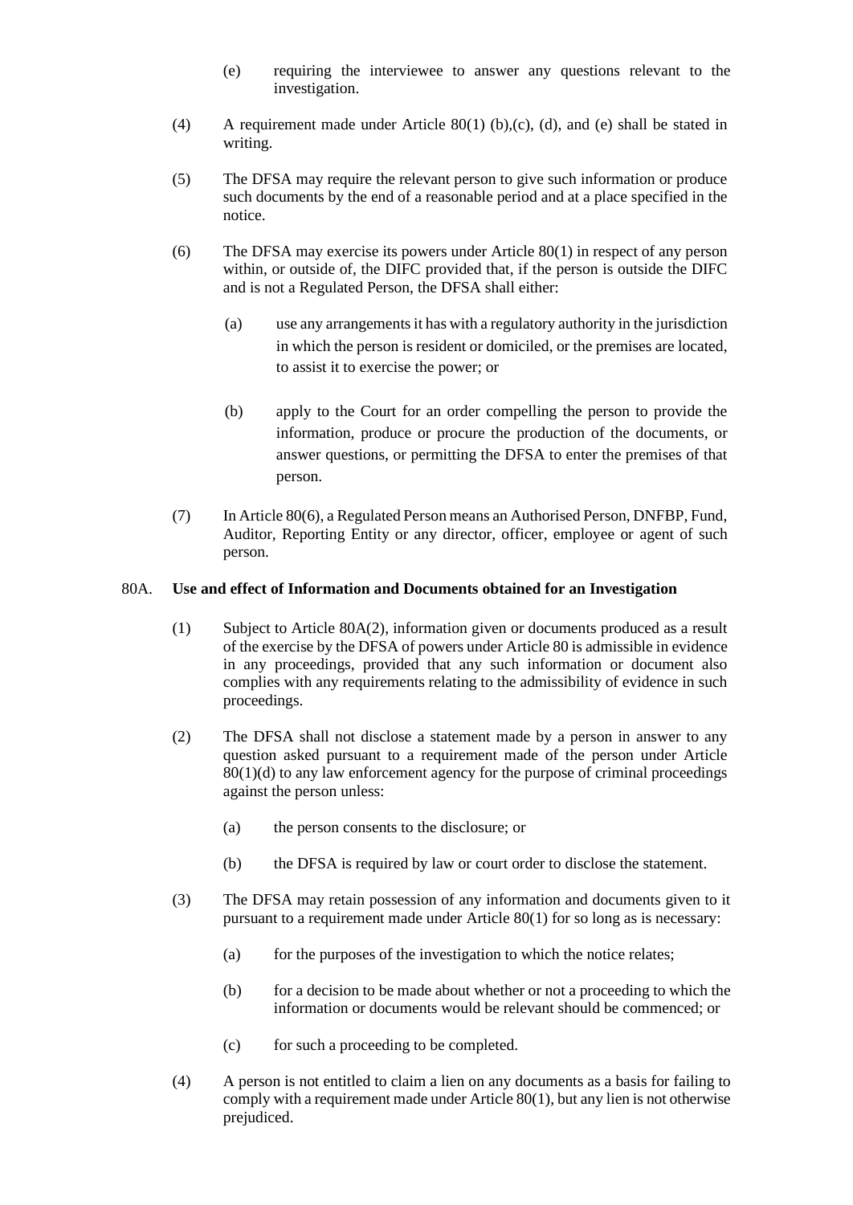(e) requiring the interviewee to answer any questions relevant to the investigation.

(4) A requirement made under Article 80(1) (b),(c), (d), and (e) shall be stated in writing.

(5) The DFSA may require the relevant person to give such information or produce such documents by the end of a reasonable period and at a place specified in the notice.

(6) The DFSA may exercise its powers under Article 80(1) in respect of any person within, or outside of, the DIFC provided that, if the person is outside the DIFC and is not a Regulated Person, the DFSA shall either:

(a) use any arrangements it has with a regulatory authority in the jurisdiction in which the person is resident or domiciled, or the premises are located, to assist it to exercise the power; or

(b) apply to the Court for an order compelling the person to provide the information, produce or procure the production of the documents, or answer questions, or permitting the DFSA to enter the premises of that person.

(7) In Article 80(6), a Regulated Person means an Authorised Person, DNFBP, Fund, Auditor, Reporting Entity or any director, officer, employee or agent of such person.

### 80A. Use and effect of Information and Documents obtained for an Investigation

(1) Subject to Article 80A(2), information given or documents produced as a result of the exercise by the DFSA of powers under Article 80 is admissible in evidence in any proceedings, provided that any such information or document also complies with any requirements relating to the admissibility of evidence in such proceedings.

(2) The DFSA shall not disclose a statement made by a person in answer to any question asked pursuant to a requirement made of the person under Article 80(1)(d) to any law enforcement agency for the purpose of criminal proceedings against the person unless:

(a) the person consents to the disclosure; or

(b) the DFSA is required by law or court order to disclose the statement.

(3) The DFSA may retain possession of any information and documents given to it pursuant to a requirement made under Article 80(1) for so long as is necessary:

(a) for the purposes of the investigation to which the notice relates;

(b) for a decision to be made about whether or not a proceeding to which the information or documents would be relevant should be commenced; or

(c) for such a proceeding to be completed.

(4) A person is not entitled to claim a lien on any documents as a basis for failing to comply with a requirement made under Article 80(1), but any lien is not otherwise prejudiced.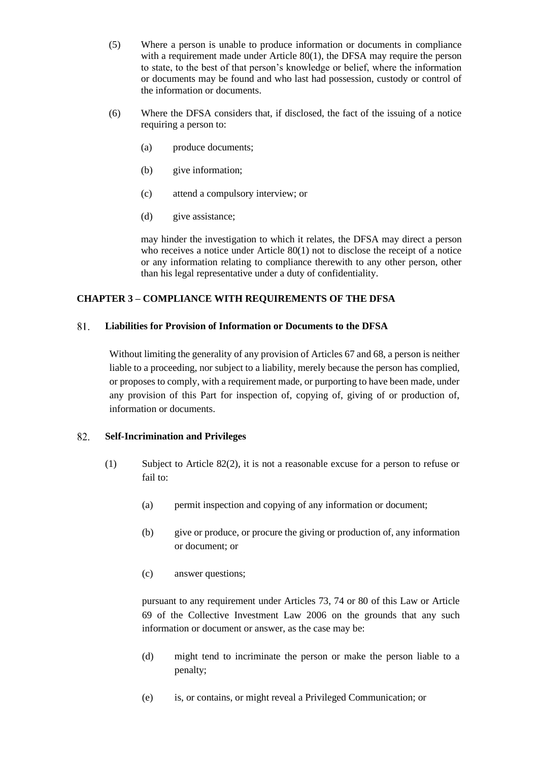(5) Where a person is unable to produce information or documents in compliance with a requirement made under Article 80(1), the DFSA may require the person to state, to the best of that person's knowledge or belief, where the information or documents may be found and who last had possession, custody or control of the information or documents.

(6) Where the DFSA considers that, if disclosed, the fact of the issuing of a notice requiring a person to:

(a) produce documents;

(b) give information;

(c) attend a compulsory interview; or

(d) give assistance;

may hinder the investigation to which it relates, the DFSA may direct a person who receives a notice under Article 80(1) not to disclose the receipt of a notice or any information relating to compliance therewith to any other person, other than his legal representative under a duty of confidentiality.

## CHAPTER 3 – COMPLIANCE WITH REQUIREMENTS OF THE DFSA

### 81. Liabilities for Provision of Information or Documents to the DFSA

Without limiting the generality of any provision of Articles 67 and 68, a person is neither liable to a proceeding, nor subject to a liability, merely because the person has complied, or proposes to comply, with a requirement made, or purporting to have been made, under any provision of this Part for inspection of, copying of, giving of or production of, information or documents.

### 82. Self-Incrimination and Privileges

(1) Subject to Article 82(2), it is not a reasonable excuse for a person to refuse or fail to:

(a) permit inspection and copying of any information or document;

(b) give or produce, or procure the giving or production of, any information or document; or

(c) answer questions;

pursuant to any requirement under Articles 73, 74 or 80 of this Law or Article 69 of the Collective Investment Law 2006 on the grounds that any such information or document or answer, as the case may be:

(d) might tend to incriminate the person or make the person liable to a penalty;

(e) is, or contains, or might reveal a Privileged Communication; or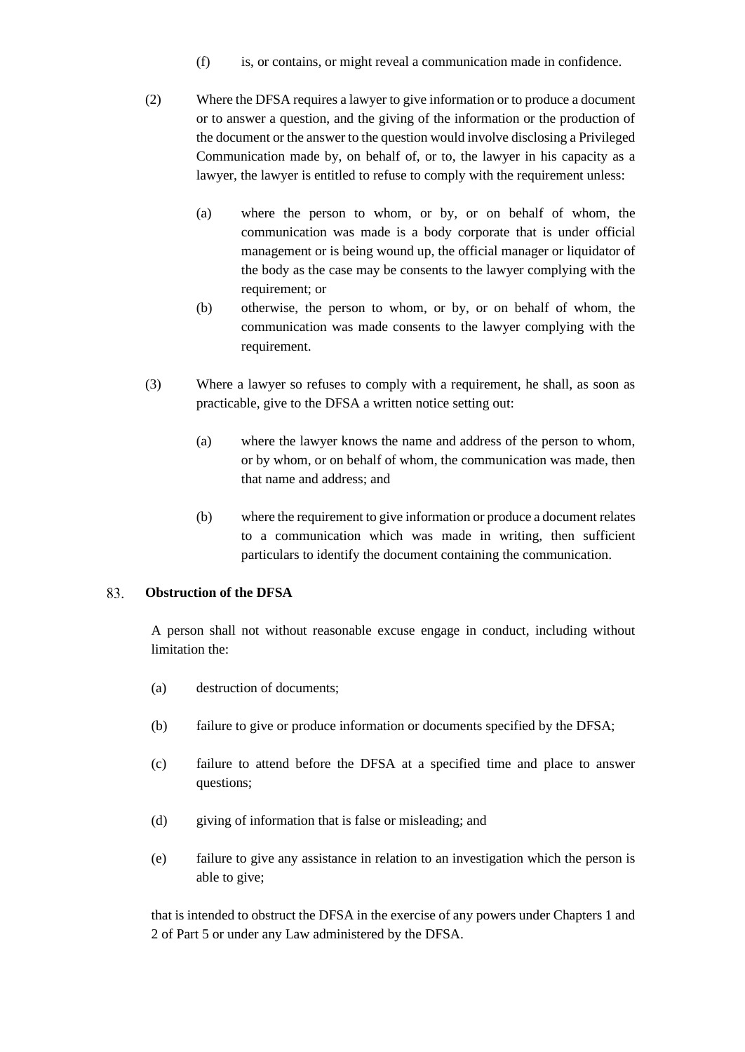(f) is, or contains, or might reveal a communication made in confidence.

(2) Where the DFSA requires a lawyer to give information or to produce a document or to answer a question, and the giving of the information or the production of the document or the answer to the question would involve disclosing a Privileged Communication made by, on behalf of, or to, the lawyer in his capacity as a lawyer, the lawyer is entitled to refuse to comply with the requirement unless:

(a) where the person to whom, or by, or on behalf of whom, the communication was made is a body corporate that is under official management or is being wound up, the official manager or liquidator of the body as the case may be consents to the lawyer complying with the requirement; or

(b) otherwise, the person to whom, or by, or on behalf of whom, the communication was made consents to the lawyer complying with the requirement.

(3) Where a lawyer so refuses to comply with a requirement, he shall, as soon as practicable, give to the DFSA a written notice setting out:

(a) where the lawyer knows the name and address of the person to whom, or by whom, or on behalf of whom, the communication was made, then that name and address; and

(b) where the requirement to give information or produce a document relates to a communication which was made in writing, then sufficient particulars to identify the document containing the communication.

### 83. Obstruction of the DFSA

A person shall not without reasonable excuse engage in conduct, including without limitation the:

(a) destruction of documents;

(b) failure to give or produce information or documents specified by the DFSA;

(c) failure to attend before the DFSA at a specified time and place to answer questions;

(d) giving of information that is false or misleading; and

(e) failure to give any assistance in relation to an investigation which the person is able to give;

that is intended to obstruct the DFSA in the exercise of any powers under Chapters 1 and 2 of Part 5 or under any Law administered by the DFSA.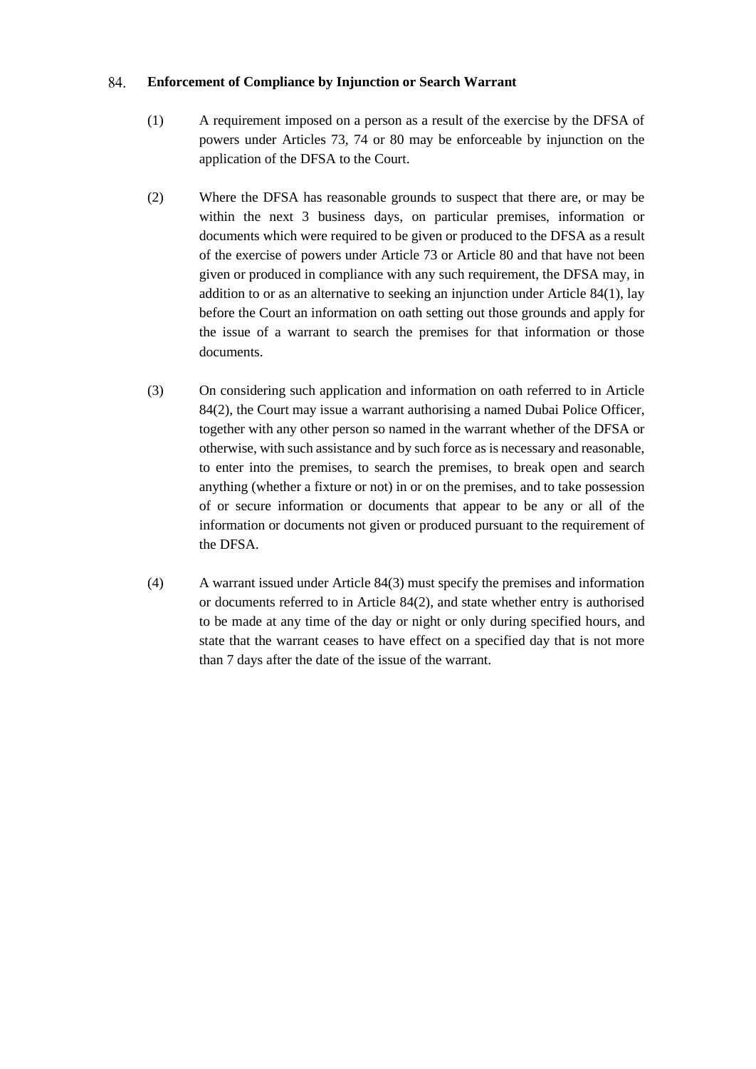### 84. Enforcement of Compliance by Injunction or Search Warrant

(1) A requirement imposed on a person as a result of the exercise by the DFSA of powers under Articles 73, 74 or 80 may be enforceable by injunction on the application of the DFSA to the Court.

(2) Where the DFSA has reasonable grounds to suspect that there are, or may be within the next 3 business days, on particular premises, information or documents which were required to be given or produced to the DFSA as a result of the exercise of powers under Article 73 or Article 80 and that have not been given or produced in compliance with any such requirement, the DFSA may, in addition to or as an alternative to seeking an injunction under Article 84(1), lay before the Court an information on oath setting out those grounds and apply for the issue of a warrant to search the premises for that information or those documents.

(3) On considering such application and information on oath referred to in Article 84(2), the Court may issue a warrant authorising a named Dubai Police Officer, together with any other person so named in the warrant whether of the DFSA or otherwise, with such assistance and by such force as is necessary and reasonable, to enter into the premises, to search the premises, to break open and search anything (whether a fixture or not) in or on the premises, and to take possession of or secure information or documents that appear to be any or all of the information or documents not given or produced pursuant to the requirement of the DFSA.

(4) A warrant issued under Article 84(3) must specify the premises and information or documents referred to in Article 84(2), and state whether entry is authorised to be made at any time of the day or night or only during specified hours, and state that the warrant ceases to have effect on a specified day that is not more than 7 days after the date of the issue of the warrant.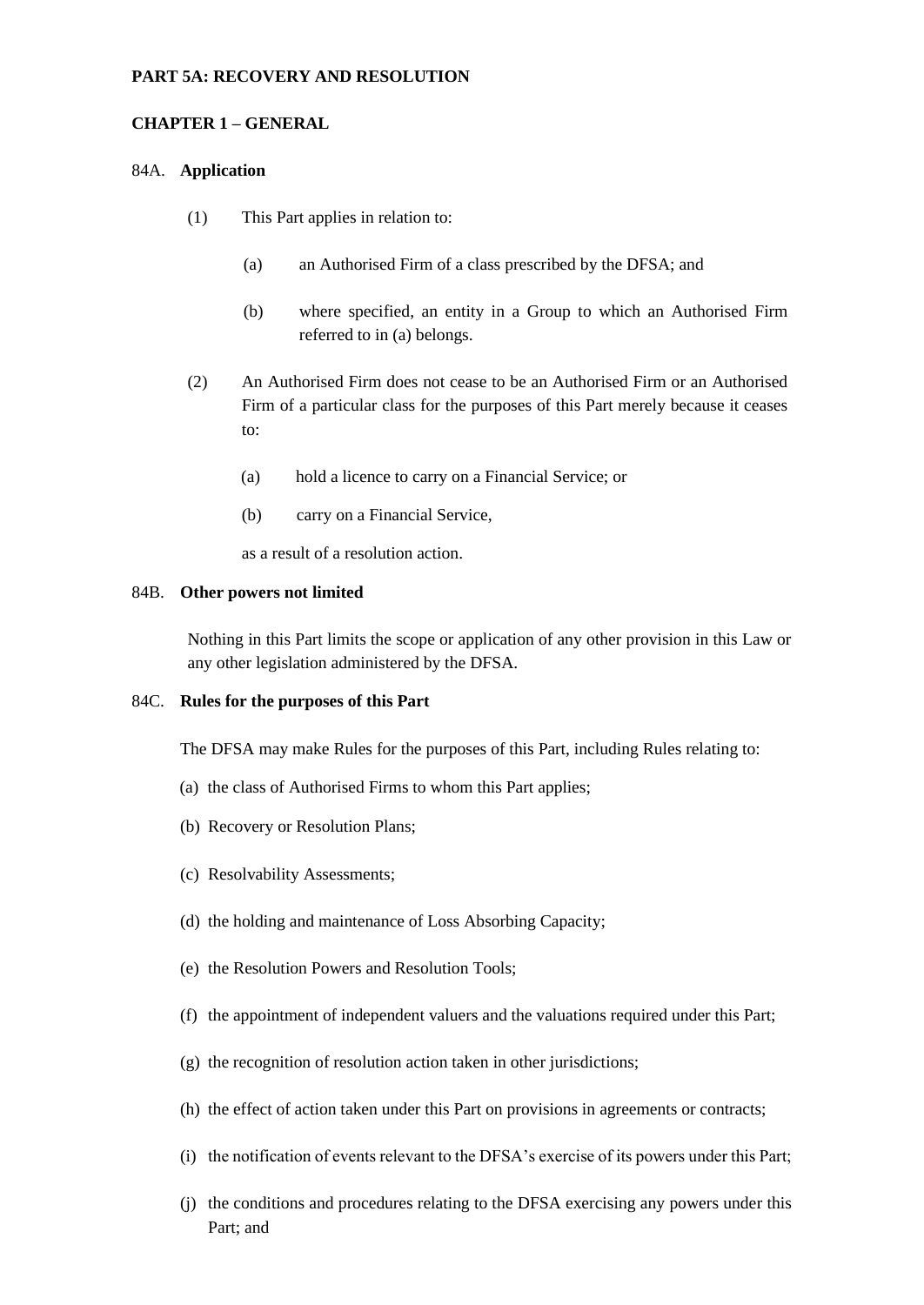## PART 5A: RECOVERY AND RESOLUTION

### CHAPTER 1 – GENERAL

84A. **Application**

(1) This Part applies in relation to:

(a) an Authorised Firm of a class prescribed by the DFSA; and

(b) where specified, an entity in a Group to which an Authorised Firm referred to in (a) belongs.

(2) An Authorised Firm does not cease to be an Authorised Firm or an Authorised Firm of a particular class for the purposes of this Part merely because it ceases to:

(a) hold a licence to carry on a Financial Service; or

(b) carry on a Financial Service,

as a result of a resolution action.

84B. **Other powers not limited**

Nothing in this Part limits the scope or application of any other provision in this Law or any other legislation administered by the DFSA.

84C. **Rules for the purposes of this Part**

The DFSA may make Rules for the purposes of this Part, including Rules relating to:

(a) the class of Authorised Firms to whom this Part applies;

(b) Recovery or Resolution Plans;

(c) Resolvability Assessments;

(d) the holding and maintenance of Loss Absorbing Capacity;

(e) the Resolution Powers and Resolution Tools;

(f) the appointment of independent valuers and the valuations required under this Part;

(g) the recognition of resolution action taken in other jurisdictions;

(h) the effect of action taken under this Part on provisions in agreements or contracts;

(i) the notification of events relevant to the DFSA's exercise of its powers under this Part;

(j) the conditions and procedures relating to the DFSA exercising any powers under this Part; and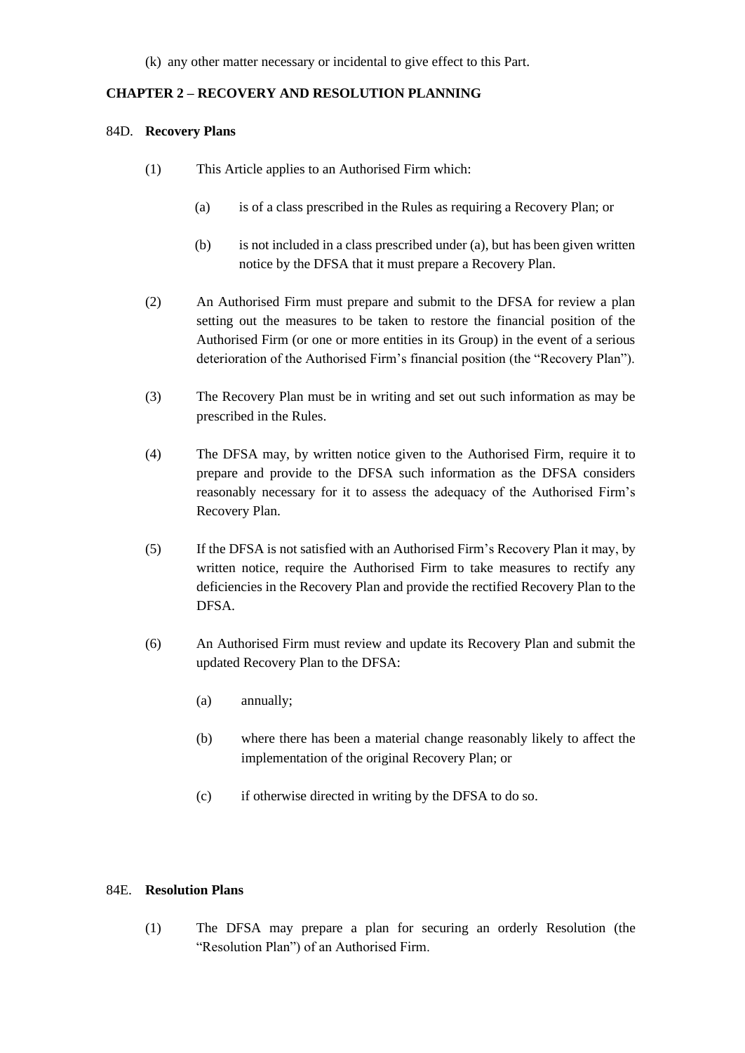(k) any other matter necessary or incidental to give effect to this Part.

## CHAPTER 2 – RECOVERY AND RESOLUTION PLANNING

### 84D. Recovery Plans

(1) This Article applies to an Authorised Firm which:

(a) is of a class prescribed in the Rules as requiring a Recovery Plan; or

(b) is not included in a class prescribed under (a), but has been given written notice by the DFSA that it must prepare a Recovery Plan.

(2) An Authorised Firm must prepare and submit to the DFSA for review a plan setting out the measures to be taken to restore the financial position of the Authorised Firm (or one or more entities in its Group) in the event of a serious deterioration of the Authorised Firm's financial position (the "Recovery Plan").

(3) The Recovery Plan must be in writing and set out such information as may be prescribed in the Rules.

(4) The DFSA may, by written notice given to the Authorised Firm, require it to prepare and provide to the DFSA such information as the DFSA considers reasonably necessary for it to assess the adequacy of the Authorised Firm's Recovery Plan.

(5) If the DFSA is not satisfied with an Authorised Firm's Recovery Plan it may, by written notice, require the Authorised Firm to take measures to rectify any deficiencies in the Recovery Plan and provide the rectified Recovery Plan to the DFSA.

(6) An Authorised Firm must review and update its Recovery Plan and submit the updated Recovery Plan to the DFSA:

(a) annually;

(b) where there has been a material change reasonably likely to affect the implementation of the original Recovery Plan; or

(c) if otherwise directed in writing by the DFSA to do so.

### 84E. Resolution Plans

(1) The DFSA may prepare a plan for securing an orderly Resolution (the "Resolution Plan") of an Authorised Firm.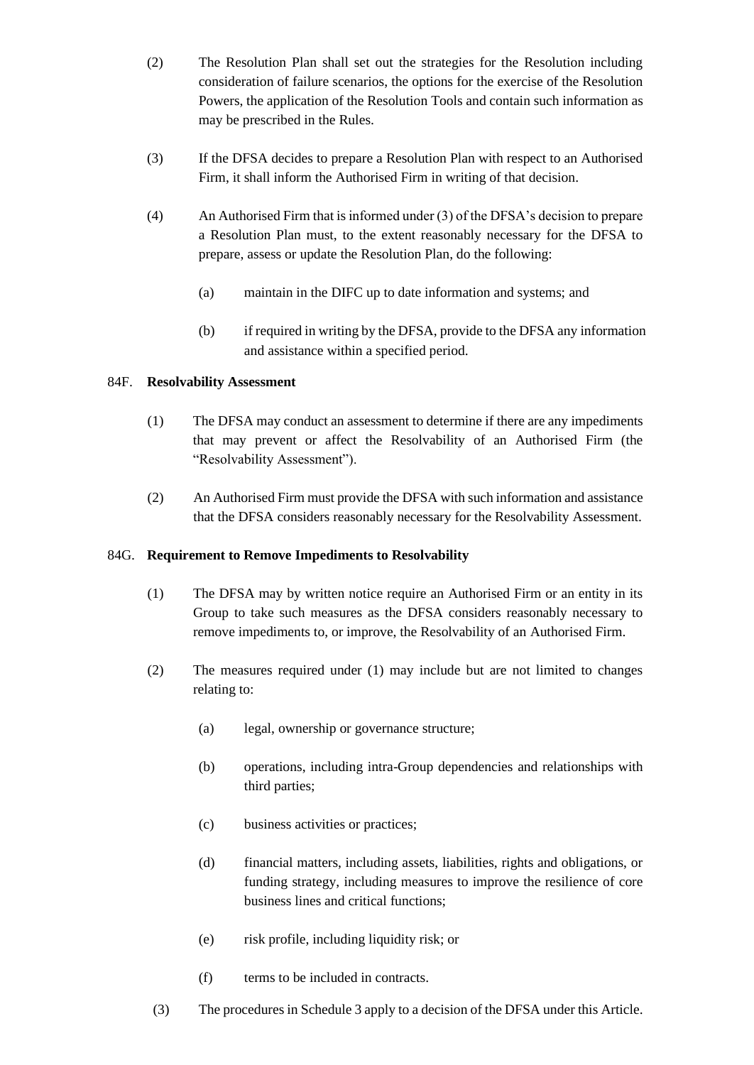(2) The Resolution Plan shall set out the strategies for the Resolution including consideration of failure scenarios, the options for the exercise of the Resolution Powers, the application of the Resolution Tools and contain such information as may be prescribed in the Rules.

(3) If the DFSA decides to prepare a Resolution Plan with respect to an Authorised Firm, it shall inform the Authorised Firm in writing of that decision.

(4) An Authorised Firm that is informed under (3) of the DFSA's decision to prepare a Resolution Plan must, to the extent reasonably necessary for the DFSA to prepare, assess or update the Resolution Plan, do the following:

  (a) maintain in the DIFC up to date information and systems; and

  (b) if required in writing by the DFSA, provide to the DFSA any information and assistance within a specified period.

84F. **Resolvability Assessment**

(1) The DFSA may conduct an assessment to determine if there are any impediments that may prevent or affect the Resolvability of an Authorised Firm (the "Resolvability Assessment").

(2) An Authorised Firm must provide the DFSA with such information and assistance that the DFSA considers reasonably necessary for the Resolvability Assessment.

84G. **Requirement to Remove Impediments to Resolvability**

(1) The DFSA may by written notice require an Authorised Firm or an entity in its Group to take such measures as the DFSA considers reasonably necessary to remove impediments to, or improve, the Resolvability of an Authorised Firm.

(2) The measures required under (1) may include but are not limited to changes relating to:

  (a) legal, ownership or governance structure;

  (b) operations, including intra-Group dependencies and relationships with third parties;

  (c) business activities or practices;

  (d) financial matters, including assets, liabilities, rights and obligations, or funding strategy, including measures to improve the resilience of core business lines and critical functions;

  (e) risk profile, including liquidity risk; or

  (f) terms to be included in contracts.

(3) The procedures in Schedule 3 apply to a decision of the DFSA under this Article.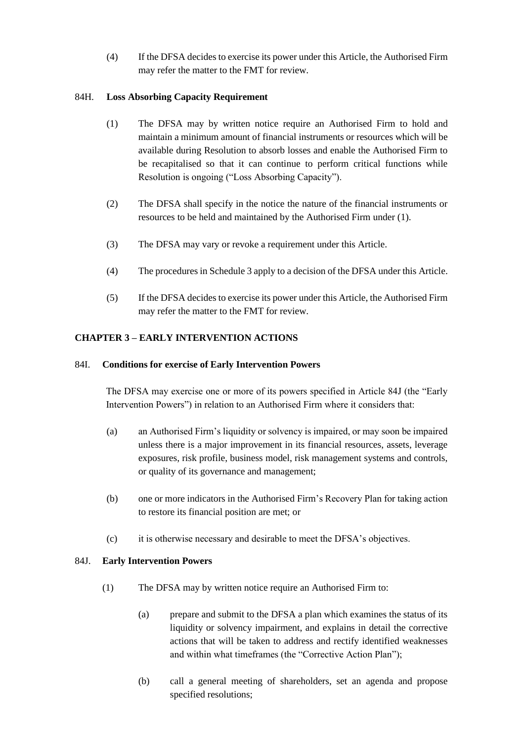(4) If the DFSA decides to exercise its power under this Article, the Authorised Firm may refer the matter to the FMT for review.

84H. **Loss Absorbing Capacity Requirement**

(1) The DFSA may by written notice require an Authorised Firm to hold and maintain a minimum amount of financial instruments or resources which will be available during Resolution to absorb losses and enable the Authorised Firm to be recapitalised so that it can continue to perform critical functions while Resolution is ongoing ("Loss Absorbing Capacity").

(2) The DFSA shall specify in the notice the nature of the financial instruments or resources to be held and maintained by the Authorised Firm under (1).

(3) The DFSA may vary or revoke a requirement under this Article.

(4) The procedures in Schedule 3 apply to a decision of the DFSA under this Article.

(5) If the DFSA decides to exercise its power under this Article, the Authorised Firm may refer the matter to the FMT for review.

## CHAPTER 3 – EARLY INTERVENTION ACTIONS

84I. **Conditions for exercise of Early Intervention Powers**

The DFSA may exercise one or more of its powers specified in Article 84J (the "Early Intervention Powers") in relation to an Authorised Firm where it considers that:

(a) an Authorised Firm's liquidity or solvency is impaired, or may soon be impaired unless there is a major improvement in its financial resources, assets, leverage exposures, risk profile, business model, risk management systems and controls, or quality of its governance and management;

(b) one or more indicators in the Authorised Firm's Recovery Plan for taking action to restore its financial position are met; or

(c) it is otherwise necessary and desirable to meet the DFSA's objectives.

84J. **Early Intervention Powers**

(1) The DFSA may by written notice require an Authorised Firm to:

(a) prepare and submit to the DFSA a plan which examines the status of its liquidity or solvency impairment, and explains in detail the corrective actions that will be taken to address and rectify identified weaknesses and within what timeframes (the "Corrective Action Plan");

(b) call a general meeting of shareholders, set an agenda and propose specified resolutions;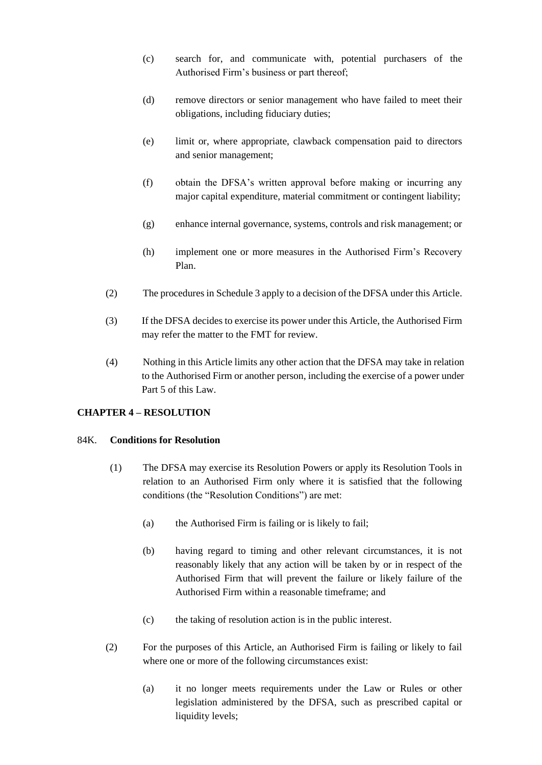(c) search for, and communicate with, potential purchasers of the Authorised Firm's business or part thereof;

(d) remove directors or senior management who have failed to meet their obligations, including fiduciary duties;

(e) limit or, where appropriate, clawback compensation paid to directors and senior management;

(f) obtain the DFSA's written approval before making or incurring any major capital expenditure, material commitment or contingent liability;

(g) enhance internal governance, systems, controls and risk management; or

(h) implement one or more measures in the Authorised Firm's Recovery Plan.

(2) The procedures in Schedule 3 apply to a decision of the DFSA under this Article.

(3) If the DFSA decides to exercise its power under this Article, the Authorised Firm may refer the matter to the FMT for review.

(4) Nothing in this Article limits any other action that the DFSA may take in relation to the Authorised Firm or another person, including the exercise of a power under Part 5 of this Law.

## CHAPTER 4 – RESOLUTION

### 84K. Conditions for Resolution

(1) The DFSA may exercise its Resolution Powers or apply its Resolution Tools in relation to an Authorised Firm only where it is satisfied that the following conditions (the "Resolution Conditions") are met:

(a) the Authorised Firm is failing or is likely to fail;

(b) having regard to timing and other relevant circumstances, it is not reasonably likely that any action will be taken by or in respect of the Authorised Firm that will prevent the failure or likely failure of the Authorised Firm within a reasonable timeframe; and

(c) the taking of resolution action is in the public interest.

(2) For the purposes of this Article, an Authorised Firm is failing or likely to fail where one or more of the following circumstances exist:

(a) it no longer meets requirements under the Law or Rules or other legislation administered by the DFSA, such as prescribed capital or liquidity levels;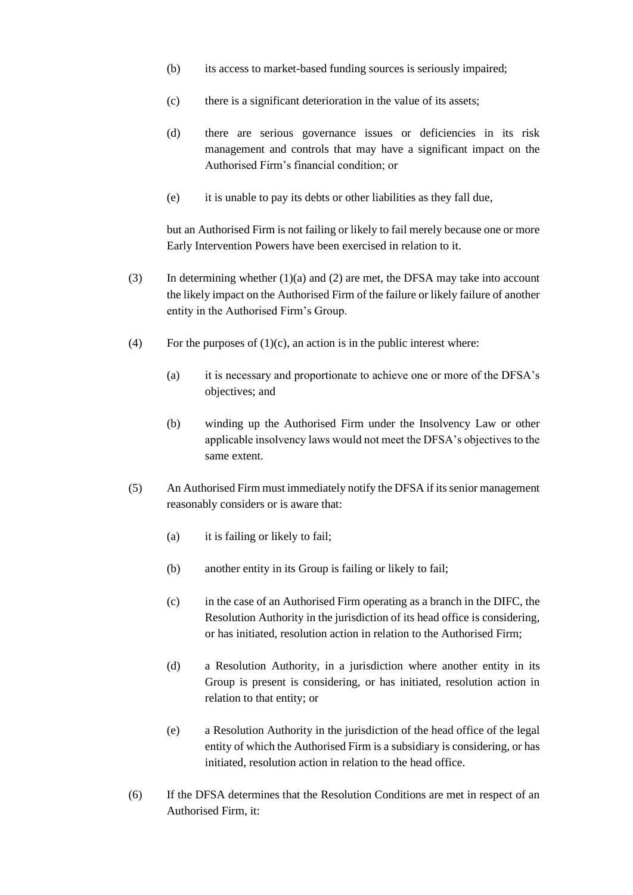(b) its access to market-based funding sources is seriously impaired;

(c) there is a significant deterioration in the value of its assets;

(d) there are serious governance issues or deficiencies in its risk management and controls that may have a significant impact on the Authorised Firm's financial condition; or

(e) it is unable to pay its debts or other liabilities as they fall due,

but an Authorised Firm is not failing or likely to fail merely because one or more Early Intervention Powers have been exercised in relation to it.

(3) In determining whether (1)(a) and (2) are met, the DFSA may take into account the likely impact on the Authorised Firm of the failure or likely failure of another entity in the Authorised Firm's Group.

(4) For the purposes of (1)(c), an action is in the public interest where:

(a) it is necessary and proportionate to achieve one or more of the DFSA's objectives; and

(b) winding up the Authorised Firm under the Insolvency Law or other applicable insolvency laws would not meet the DFSA's objectives to the same extent.

(5) An Authorised Firm must immediately notify the DFSA if its senior management reasonably considers or is aware that:

(a) it is failing or likely to fail;

(b) another entity in its Group is failing or likely to fail;

(c) in the case of an Authorised Firm operating as a branch in the DIFC, the Resolution Authority in the jurisdiction of its head office is considering, or has initiated, resolution action in relation to the Authorised Firm;

(d) a Resolution Authority, in a jurisdiction where another entity in its Group is present is considering, or has initiated, resolution action in relation to that entity; or

(e) a Resolution Authority in the jurisdiction of the head office of the legal entity of which the Authorised Firm is a subsidiary is considering, or has initiated, resolution action in relation to the head office.

(6) If the DFSA determines that the Resolution Conditions are met in respect of an Authorised Firm, it: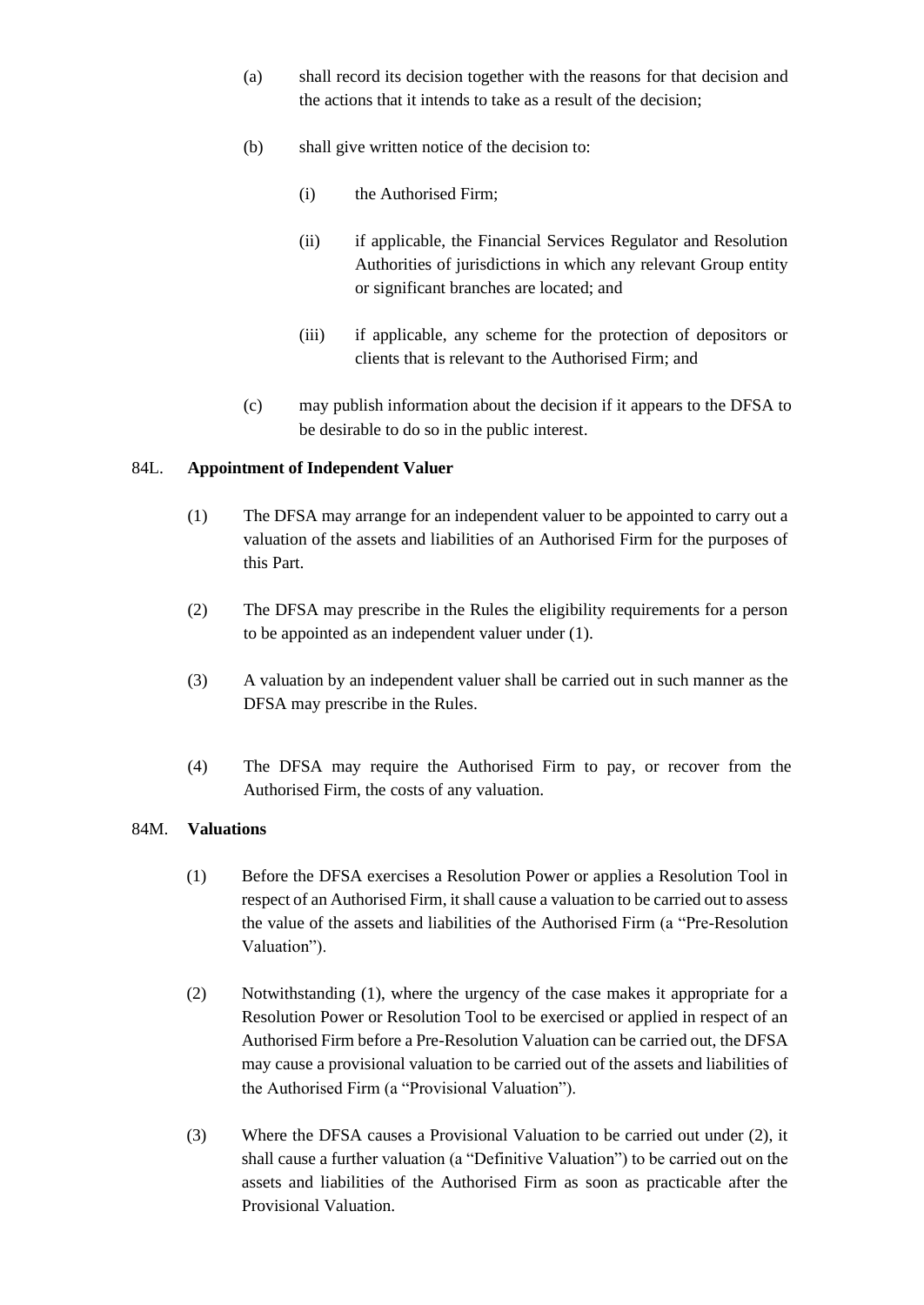(a) shall record its decision together with the reasons for that decision and the actions that it intends to take as a result of the decision;

(b) shall give written notice of the decision to:

  (i) the Authorised Firm;

  (ii) if applicable, the Financial Services Regulator and Resolution Authorities of jurisdictions in which any relevant Group entity or significant branches are located; and

  (iii) if applicable, any scheme for the protection of depositors or clients that is relevant to the Authorised Firm; and

(c) may publish information about the decision if it appears to the DFSA to be desirable to do so in the public interest.

84L. **Appointment of Independent Valuer**

(1) The DFSA may arrange for an independent valuer to be appointed to carry out a valuation of the assets and liabilities of an Authorised Firm for the purposes of this Part.

(2) The DFSA may prescribe in the Rules the eligibility requirements for a person to be appointed as an independent valuer under (1).

(3) A valuation by an independent valuer shall be carried out in such manner as the DFSA may prescribe in the Rules.

(4) The DFSA may require the Authorised Firm to pay, or recover from the Authorised Firm, the costs of any valuation.

84M. **Valuations**

(1) Before the DFSA exercises a Resolution Power or applies a Resolution Tool in respect of an Authorised Firm, it shall cause a valuation to be carried out to assess the value of the assets and liabilities of the Authorised Firm (a "Pre-Resolution Valuation").

(2) Notwithstanding (1), where the urgency of the case makes it appropriate for a Resolution Power or Resolution Tool to be exercised or applied in respect of an Authorised Firm before a Pre-Resolution Valuation can be carried out, the DFSA may cause a provisional valuation to be carried out of the assets and liabilities of the Authorised Firm (a "Provisional Valuation").

(3) Where the DFSA causes a Provisional Valuation to be carried out under (2), it shall cause a further valuation (a "Definitive Valuation") to be carried out on the assets and liabilities of the Authorised Firm as soon as practicable after the Provisional Valuation.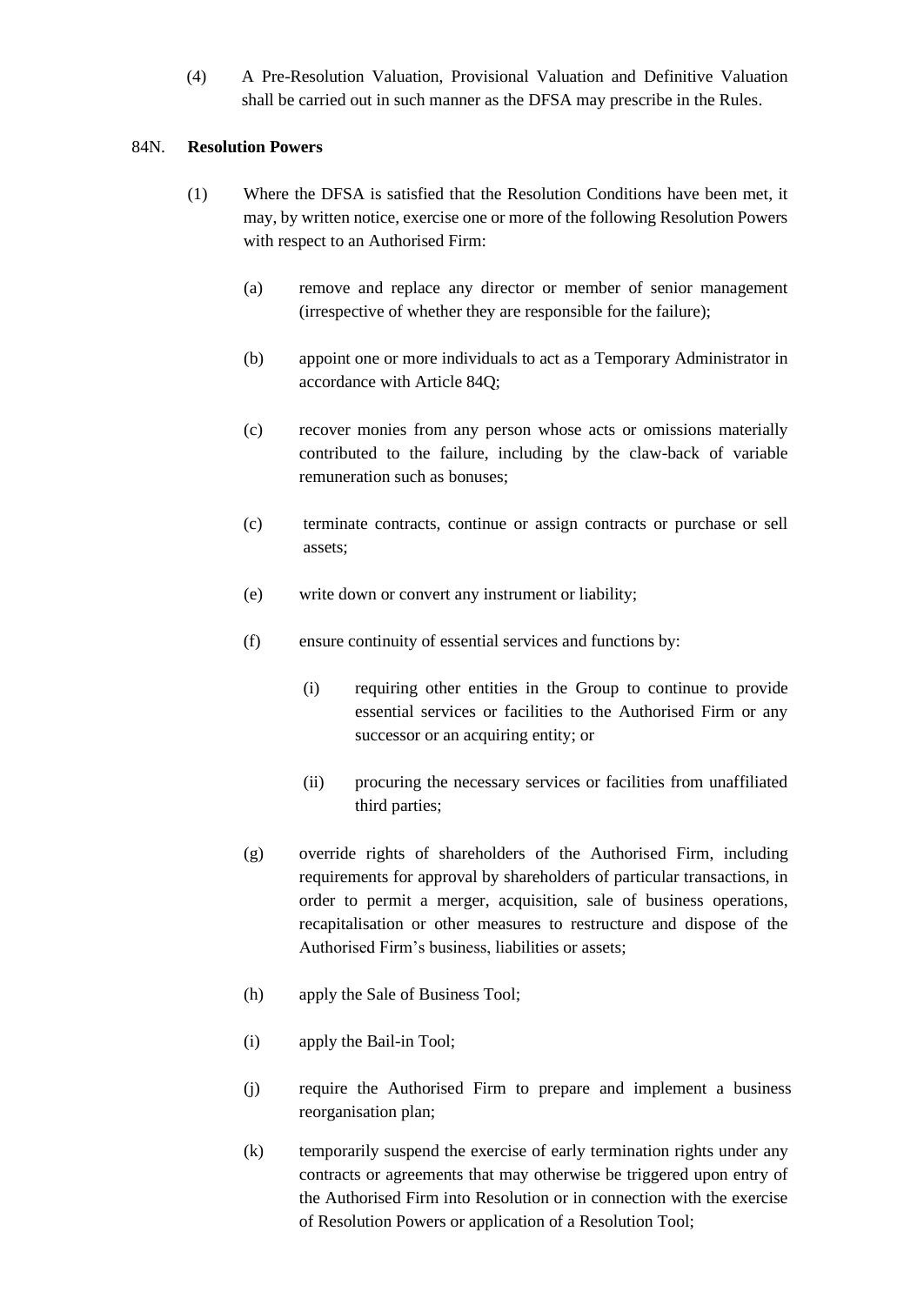(4) A Pre-Resolution Valuation, Provisional Valuation and Definitive Valuation shall be carried out in such manner as the DFSA may prescribe in the Rules.

84N. **Resolution Powers**

(1) Where the DFSA is satisfied that the Resolution Conditions have been met, it may, by written notice, exercise one or more of the following Resolution Powers with respect to an Authorised Firm:

(a) remove and replace any director or member of senior management (irrespective of whether they are responsible for the failure);

(b) appoint one or more individuals to act as a Temporary Administrator in accordance with Article 84Q;

(c) recover monies from any person whose acts or omissions materially contributed to the failure, including by the claw-back of variable remuneration such as bonuses;

(c) terminate contracts, continue or assign contracts or purchase or sell assets;

(e) write down or convert any instrument or liability;

(f) ensure continuity of essential services and functions by:

(i) requiring other entities in the Group to continue to provide essential services or facilities to the Authorised Firm or any successor or an acquiring entity; or

(ii) procuring the necessary services or facilities from unaffiliated third parties;

(g) override rights of shareholders of the Authorised Firm, including requirements for approval by shareholders of particular transactions, in order to permit a merger, acquisition, sale of business operations, recapitalisation or other measures to restructure and dispose of the Authorised Firm's business, liabilities or assets;

(h) apply the Sale of Business Tool;

(i) apply the Bail-in Tool;

(j) require the Authorised Firm to prepare and implement a business reorganisation plan;

(k) temporarily suspend the exercise of early termination rights under any contracts or agreements that may otherwise be triggered upon entry of the Authorised Firm into Resolution or in connection with the exercise of Resolution Powers or application of a Resolution Tool;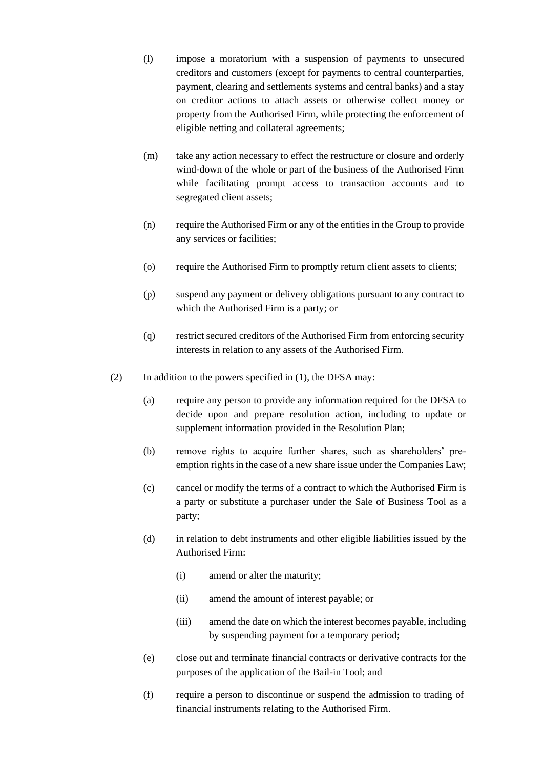(l) impose a moratorium with a suspension of payments to unsecured creditors and customers (except for payments to central counterparties, payment, clearing and settlements systems and central banks) and a stay on creditor actions to attach assets or otherwise collect money or property from the Authorised Firm, while protecting the enforcement of eligible netting and collateral agreements;

(m) take any action necessary to effect the restructure or closure and orderly wind-down of the whole or part of the business of the Authorised Firm while facilitating prompt access to transaction accounts and to segregated client assets;

(n) require the Authorised Firm or any of the entities in the Group to provide any services or facilities;

(o) require the Authorised Firm to promptly return client assets to clients;

(p) suspend any payment or delivery obligations pursuant to any contract to which the Authorised Firm is a party; or

(q) restrict secured creditors of the Authorised Firm from enforcing security interests in relation to any assets of the Authorised Firm.

(2) In addition to the powers specified in (1), the DFSA may:

(a) require any person to provide any information required for the DFSA to decide upon and prepare resolution action, including to update or supplement information provided in the Resolution Plan;

(b) remove rights to acquire further shares, such as shareholders' pre-emption rights in the case of a new share issue under the Companies Law;

(c) cancel or modify the terms of a contract to which the Authorised Firm is a party or substitute a purchaser under the Sale of Business Tool as a party;

(d) in relation to debt instruments and other eligible liabilities issued by the Authorised Firm:

 (i) amend or alter the maturity;

 (ii) amend the amount of interest payable; or

 (iii) amend the date on which the interest becomes payable, including by suspending payment for a temporary period;

(e) close out and terminate financial contracts or derivative contracts for the purposes of the application of the Bail-in Tool; and

(f) require a person to discontinue or suspend the admission to trading of financial instruments relating to the Authorised Firm.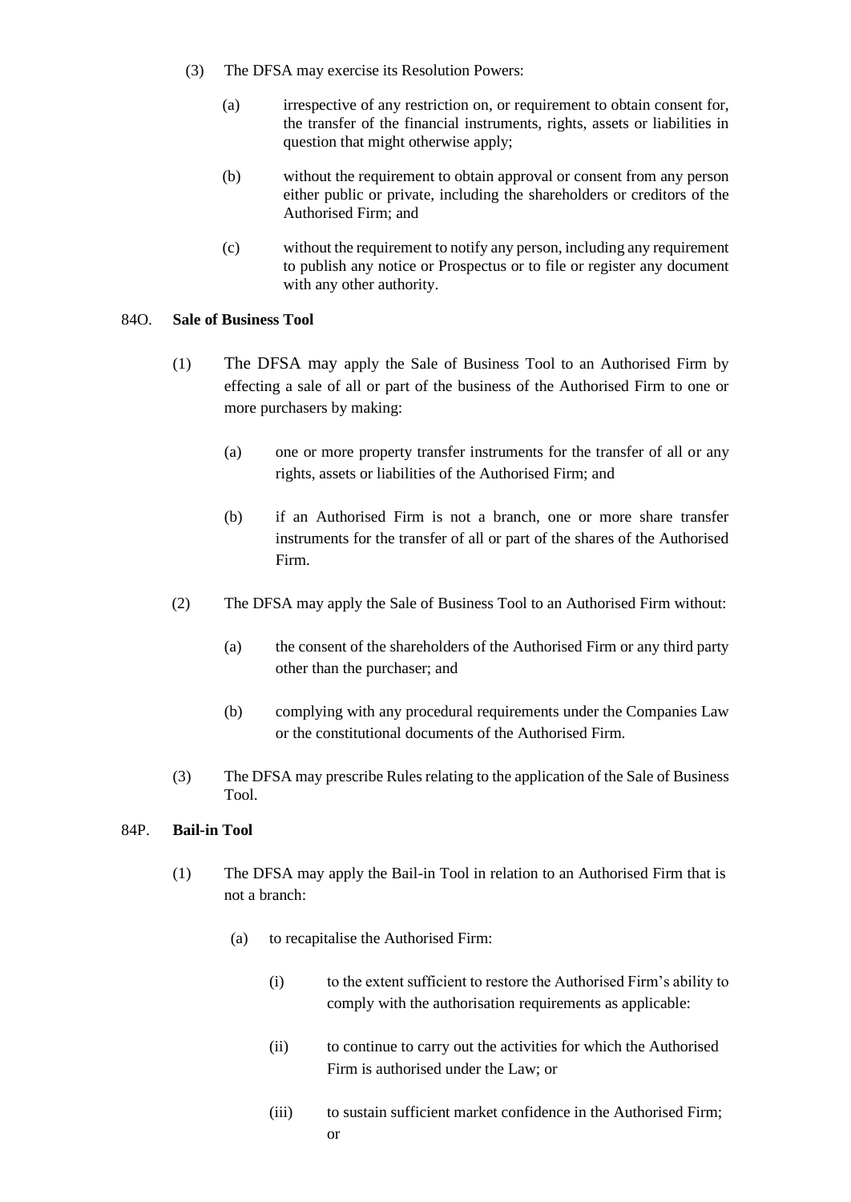(3) The DFSA may exercise its Resolution Powers:

(a) irrespective of any restriction on, or requirement to obtain consent for, the transfer of the financial instruments, rights, assets or liabilities in question that might otherwise apply;

(b) without the requirement to obtain approval or consent from any person either public or private, including the shareholders or creditors of the Authorised Firm; and

(c) without the requirement to notify any person, including any requirement to publish any notice or Prospectus or to file or register any document with any other authority.

84O. **Sale of Business Tool**

(1) The DFSA may apply the Sale of Business Tool to an Authorised Firm by effecting a sale of all or part of the business of the Authorised Firm to one or more purchasers by making:

(a) one or more property transfer instruments for the transfer of all or any rights, assets or liabilities of the Authorised Firm; and

(b) if an Authorised Firm is not a branch, one or more share transfer instruments for the transfer of all or part of the shares of the Authorised Firm.

(2) The DFSA may apply the Sale of Business Tool to an Authorised Firm without:

(a) the consent of the shareholders of the Authorised Firm or any third party other than the purchaser; and

(b) complying with any procedural requirements under the Companies Law or the constitutional documents of the Authorised Firm.

(3) The DFSA may prescribe Rules relating to the application of the Sale of Business Tool.

84P. **Bail-in Tool**

(1) The DFSA may apply the Bail-in Tool in relation to an Authorised Firm that is not a branch:

(a) to recapitalise the Authorised Firm:

(i) to the extent sufficient to restore the Authorised Firm's ability to comply with the authorisation requirements as applicable:

(ii) to continue to carry out the activities for which the Authorised Firm is authorised under the Law; or

(iii) to sustain sufficient market confidence in the Authorised Firm; or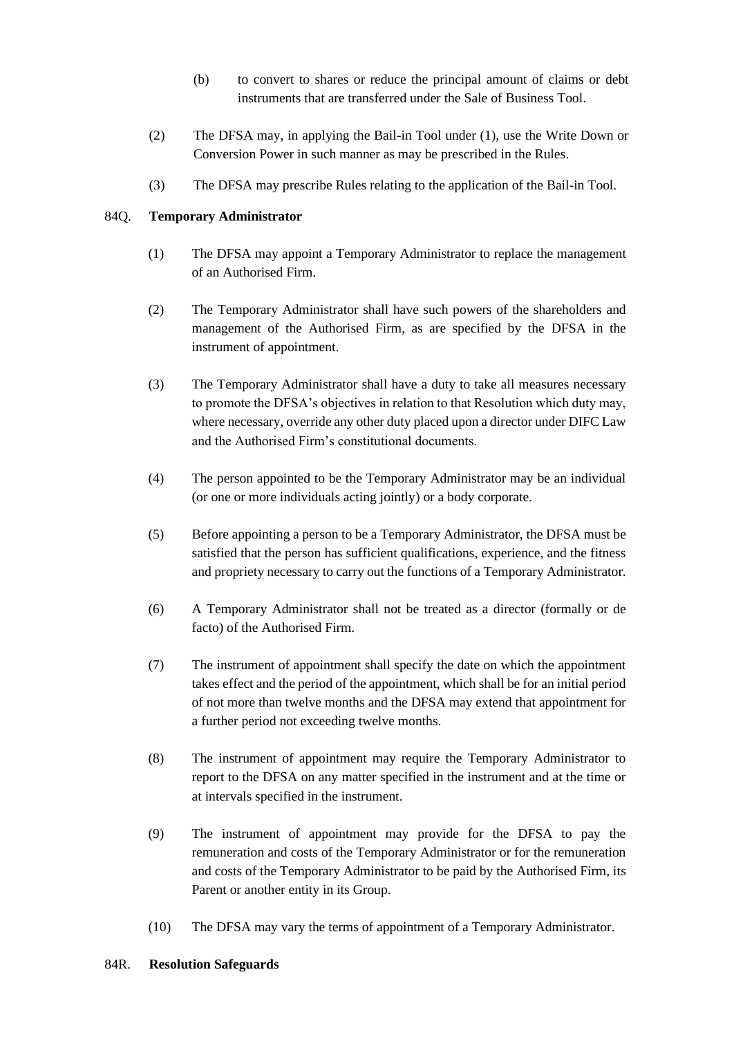(b) to convert to shares or reduce the principal amount of claims or debt instruments that are transferred under the Sale of Business Tool.

(2) The DFSA may, in applying the Bail-in Tool under (1), use the Write Down or Conversion Power in such manner as may be prescribed in the Rules.

(3) The DFSA may prescribe Rules relating to the application of the Bail-in Tool.

84Q. **Temporary Administrator**

(1) The DFSA may appoint a Temporary Administrator to replace the management of an Authorised Firm.

(2) The Temporary Administrator shall have such powers of the shareholders and management of the Authorised Firm, as are specified by the DFSA in the instrument of appointment.

(3) The Temporary Administrator shall have a duty to take all measures necessary to promote the DFSA's objectives in relation to that Resolution which duty may, where necessary, override any other duty placed upon a director under DIFC Law and the Authorised Firm's constitutional documents.

(4) The person appointed to be the Temporary Administrator may be an individual (or one or more individuals acting jointly) or a body corporate.

(5) Before appointing a person to be a Temporary Administrator, the DFSA must be satisfied that the person has sufficient qualifications, experience, and the fitness and propriety necessary to carry out the functions of a Temporary Administrator.

(6) A Temporary Administrator shall not be treated as a director (formally or de facto) of the Authorised Firm.

(7) The instrument of appointment shall specify the date on which the appointment takes effect and the period of the appointment, which shall be for an initial period of not more than twelve months and the DFSA may extend that appointment for a further period not exceeding twelve months.

(8) The instrument of appointment may require the Temporary Administrator to report to the DFSA on any matter specified in the instrument and at the time or at intervals specified in the instrument.

(9) The instrument of appointment may provide for the DFSA to pay the remuneration and costs of the Temporary Administrator or for the remuneration and costs of the Temporary Administrator to be paid by the Authorised Firm, its Parent or another entity in its Group.

(10) The DFSA may vary the terms of appointment of a Temporary Administrator.

84R. **Resolution Safeguards**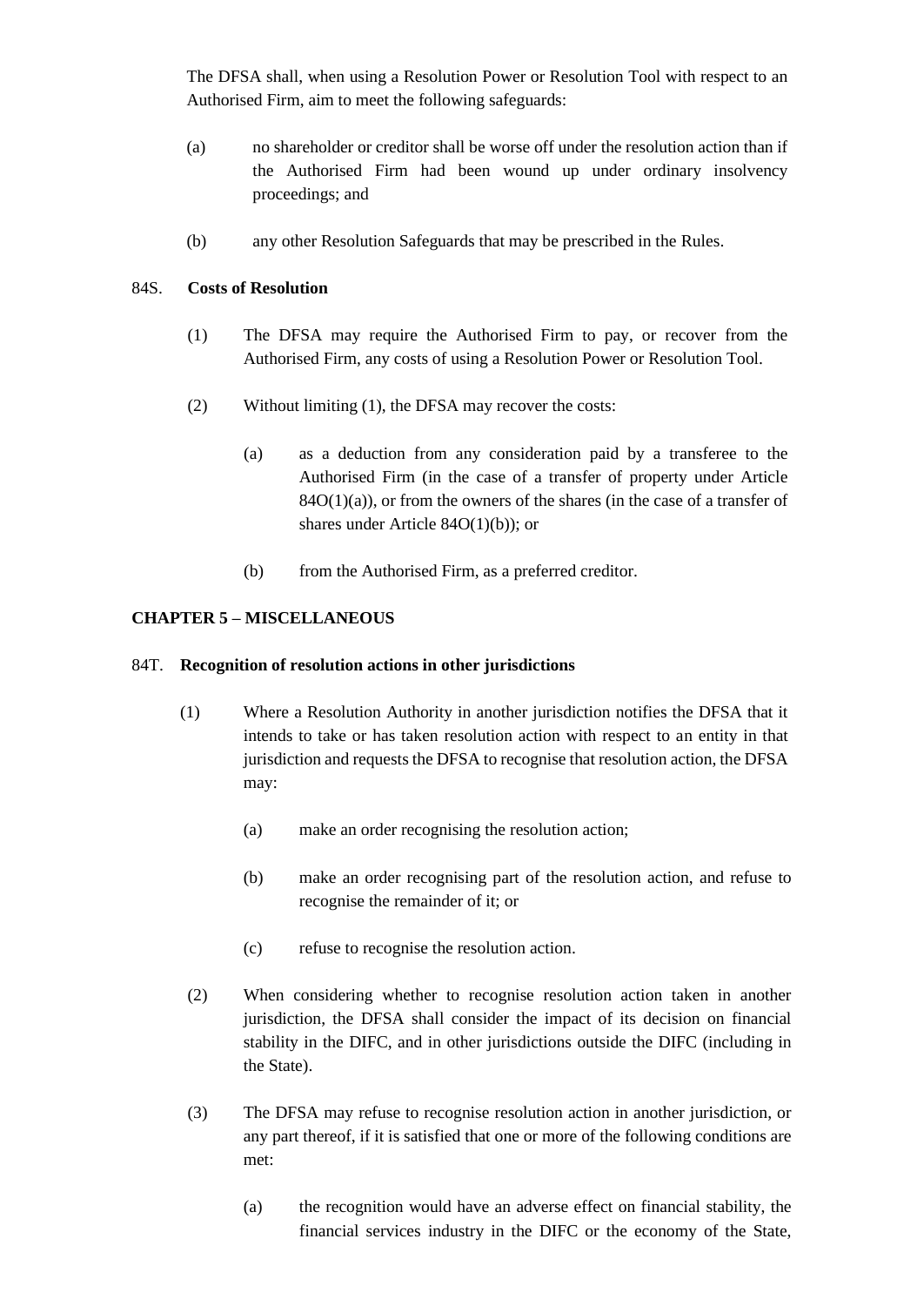The DFSA shall, when using a Resolution Power or Resolution Tool with respect to an Authorised Firm, aim to meet the following safeguards:

(a) no shareholder or creditor shall be worse off under the resolution action than if the Authorised Firm had been wound up under ordinary insolvency proceedings; and

(b) any other Resolution Safeguards that may be prescribed in the Rules.

### 84S. Costs of Resolution

(1) The DFSA may require the Authorised Firm to pay, or recover from the Authorised Firm, any costs of using a Resolution Power or Resolution Tool.

(2) Without limiting (1), the DFSA may recover the costs:

(a) as a deduction from any consideration paid by a transferee to the Authorised Firm (in the case of a transfer of property under Article 84O(1)(a)), or from the owners of the shares (in the case of a transfer of shares under Article 84O(1)(b)); or

(b) from the Authorised Firm, as a preferred creditor.

## CHAPTER 5 – MISCELLANEOUS

### 84T. Recognition of resolution actions in other jurisdictions

(1) Where a Resolution Authority in another jurisdiction notifies the DFSA that it intends to take or has taken resolution action with respect to an entity in that jurisdiction and requests the DFSA to recognise that resolution action, the DFSA may:

(a) make an order recognising the resolution action;

(b) make an order recognising part of the resolution action, and refuse to recognise the remainder of it; or

(c) refuse to recognise the resolution action.

(2) When considering whether to recognise resolution action taken in another jurisdiction, the DFSA shall consider the impact of its decision on financial stability in the DIFC, and in other jurisdictions outside the DIFC (including in the State).

(3) The DFSA may refuse to recognise resolution action in another jurisdiction, or any part thereof, if it is satisfied that one or more of the following conditions are met:

(a) the recognition would have an adverse effect on financial stability, the financial services industry in the DIFC or the economy of the State,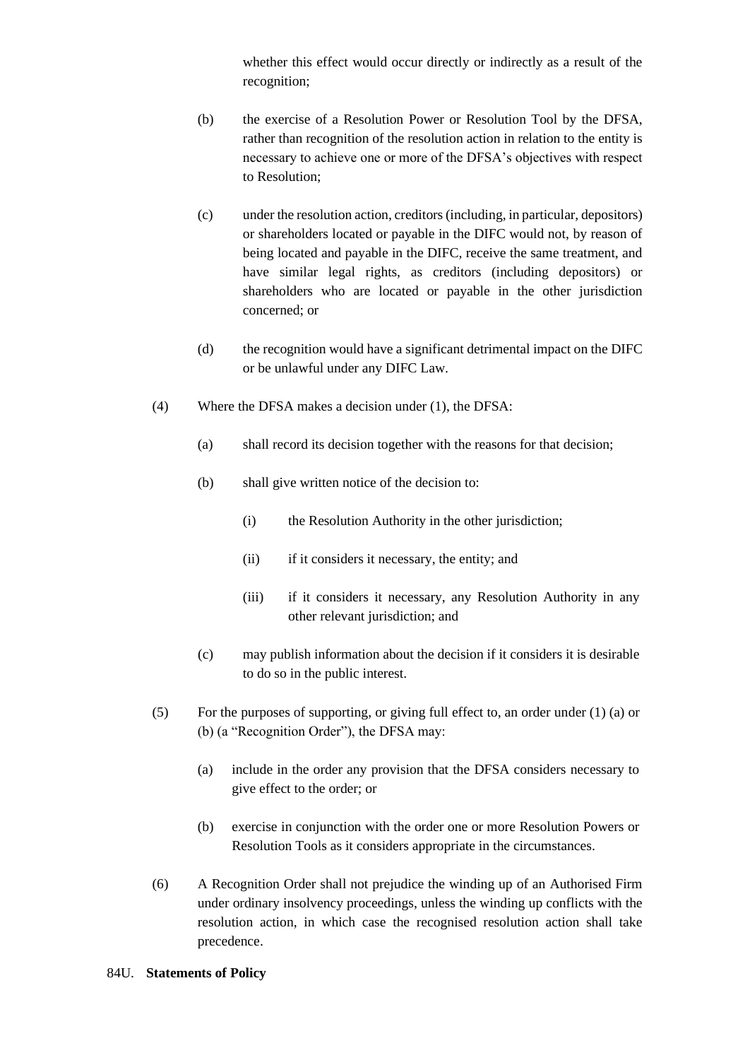whether this effect would occur directly or indirectly as a result of the recognition;

(b) the exercise of a Resolution Power or Resolution Tool by the DFSA, rather than recognition of the resolution action in relation to the entity is necessary to achieve one or more of the DFSA's objectives with respect to Resolution;

(c) under the resolution action, creditors (including, in particular, depositors) or shareholders located or payable in the DIFC would not, by reason of being located and payable in the DIFC, receive the same treatment, and have similar legal rights, as creditors (including depositors) or shareholders who are located or payable in the other jurisdiction concerned; or

(d) the recognition would have a significant detrimental impact on the DIFC or be unlawful under any DIFC Law.

(4) Where the DFSA makes a decision under (1), the DFSA:

(a) shall record its decision together with the reasons for that decision;

(b) shall give written notice of the decision to:

(i) the Resolution Authority in the other jurisdiction;

(ii) if it considers it necessary, the entity; and

(iii) if it considers it necessary, any Resolution Authority in any other relevant jurisdiction; and

(c) may publish information about the decision if it considers it is desirable to do so in the public interest.

(5) For the purposes of supporting, or giving full effect to, an order under (1) (a) or (b) (a "Recognition Order"), the DFSA may:

(a) include in the order any provision that the DFSA considers necessary to give effect to the order; or

(b) exercise in conjunction with the order one or more Resolution Powers or Resolution Tools as it considers appropriate in the circumstances.

(6) A Recognition Order shall not prejudice the winding up of an Authorised Firm under ordinary insolvency proceedings, unless the winding up conflicts with the resolution action, in which case the recognised resolution action shall take precedence.

84U. **Statements of Policy**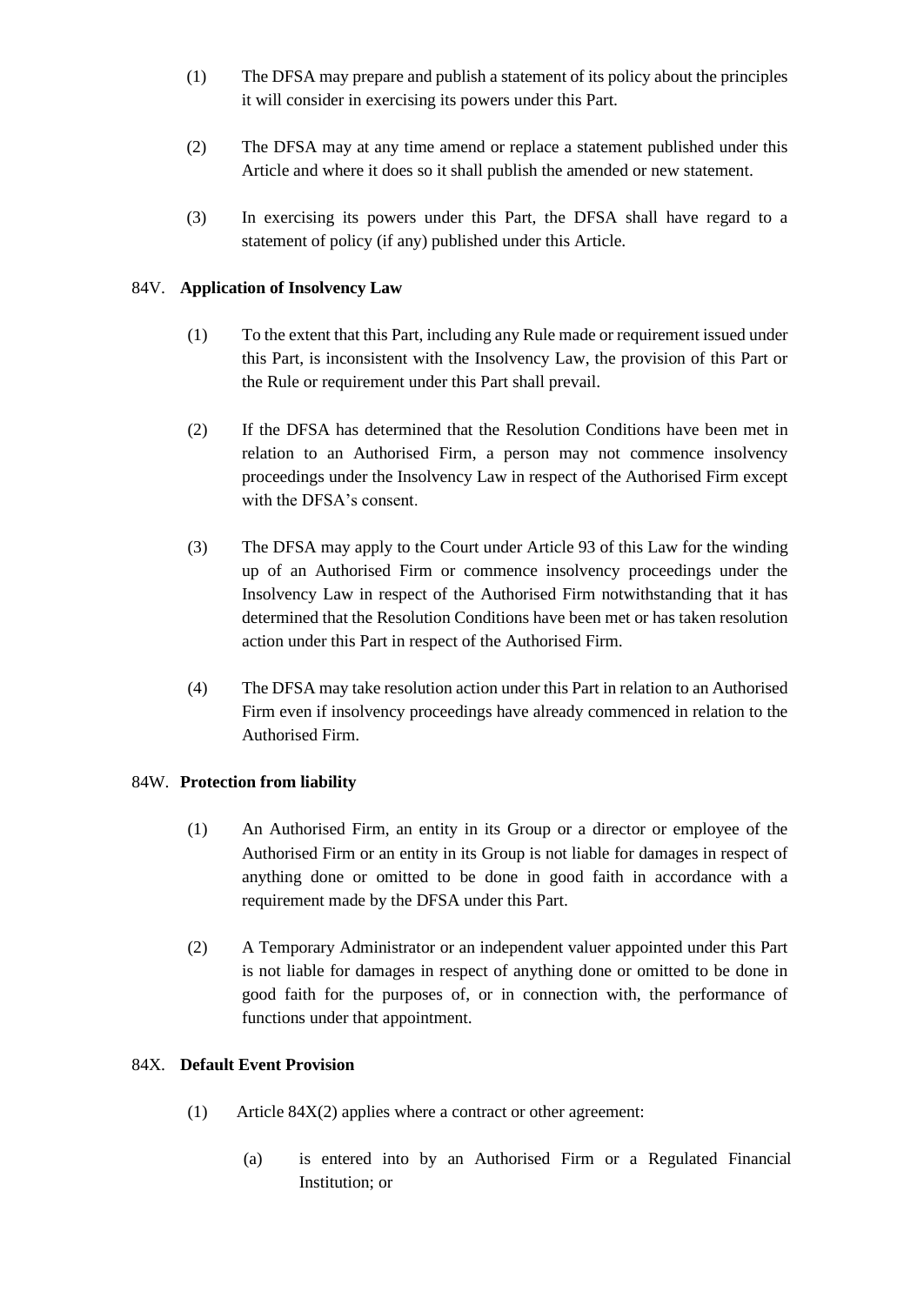(1) The DFSA may prepare and publish a statement of its policy about the principles it will consider in exercising its powers under this Part.

(2) The DFSA may at any time amend or replace a statement published under this Article and where it does so it shall publish the amended or new statement.

(3) In exercising its powers under this Part, the DFSA shall have regard to a statement of policy (if any) published under this Article.

### 84V. Application of Insolvency Law

(1) To the extent that this Part, including any Rule made or requirement issued under this Part, is inconsistent with the Insolvency Law, the provision of this Part or the Rule or requirement under this Part shall prevail.

(2) If the DFSA has determined that the Resolution Conditions have been met in relation to an Authorised Firm, a person may not commence insolvency proceedings under the Insolvency Law in respect of the Authorised Firm except with the DFSA's consent.

(3) The DFSA may apply to the Court under Article 93 of this Law for the winding up of an Authorised Firm or commence insolvency proceedings under the Insolvency Law in respect of the Authorised Firm notwithstanding that it has determined that the Resolution Conditions have been met or has taken resolution action under this Part in respect of the Authorised Firm.

(4) The DFSA may take resolution action under this Part in relation to an Authorised Firm even if insolvency proceedings have already commenced in relation to the Authorised Firm.

### 84W. Protection from liability

(1) An Authorised Firm, an entity in its Group or a director or employee of the Authorised Firm or an entity in its Group is not liable for damages in respect of anything done or omitted to be done in good faith in accordance with a requirement made by the DFSA under this Part.

(2) A Temporary Administrator or an independent valuer appointed under this Part is not liable for damages in respect of anything done or omitted to be done in good faith for the purposes of, or in connection with, the performance of functions under that appointment.

### 84X. Default Event Provision

(1) Article 84X(2) applies where a contract or other agreement:

   (a) is entered into by an Authorised Firm or a Regulated Financial Institution; or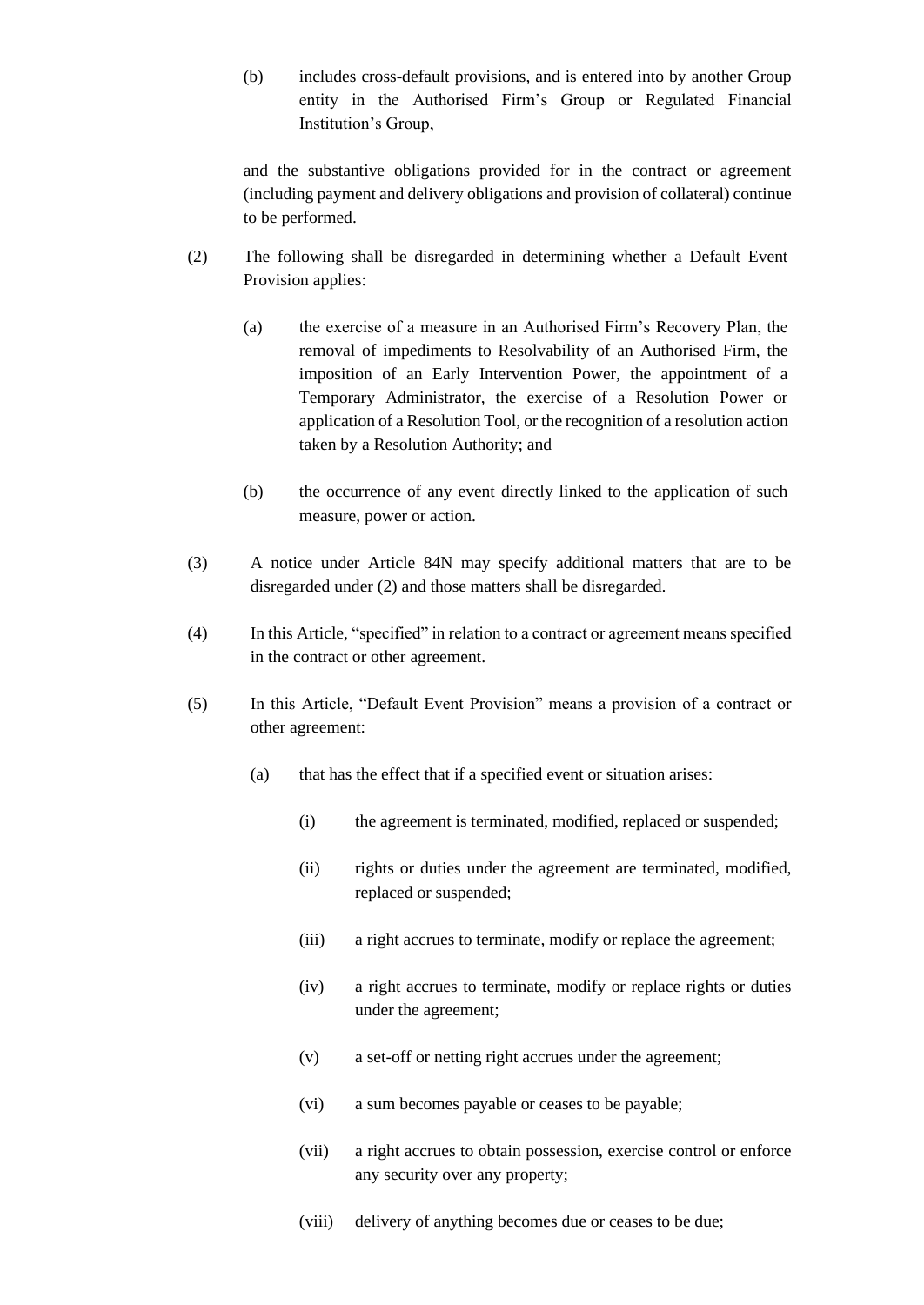(b) includes cross-default provisions, and is entered into by another Group entity in the Authorised Firm's Group or Regulated Financial Institution's Group,

and the substantive obligations provided for in the contract or agreement (including payment and delivery obligations and provision of collateral) continue to be performed.

(2) The following shall be disregarded in determining whether a Default Event Provision applies:

(a) the exercise of a measure in an Authorised Firm's Recovery Plan, the removal of impediments to Resolvability of an Authorised Firm, the imposition of an Early Intervention Power, the appointment of a Temporary Administrator, the exercise of a Resolution Power or application of a Resolution Tool, or the recognition of a resolution action taken by a Resolution Authority; and

(b) the occurrence of any event directly linked to the application of such measure, power or action.

(3) A notice under Article 84N may specify additional matters that are to be disregarded under (2) and those matters shall be disregarded.

(4) In this Article, "specified" in relation to a contract or agreement means specified in the contract or other agreement.

(5) In this Article, "Default Event Provision" means a provision of a contract or other agreement:

(a) that has the effect that if a specified event or situation arises:

(i) the agreement is terminated, modified, replaced or suspended;

(ii) rights or duties under the agreement are terminated, modified, replaced or suspended;

(iii) a right accrues to terminate, modify or replace the agreement;

(iv) a right accrues to terminate, modify or replace rights or duties under the agreement;

(v) a set-off or netting right accrues under the agreement;

(vi) a sum becomes payable or ceases to be payable;

(vii) a right accrues to obtain possession, exercise control or enforce any security over any property;

(viii) delivery of anything becomes due or ceases to be due;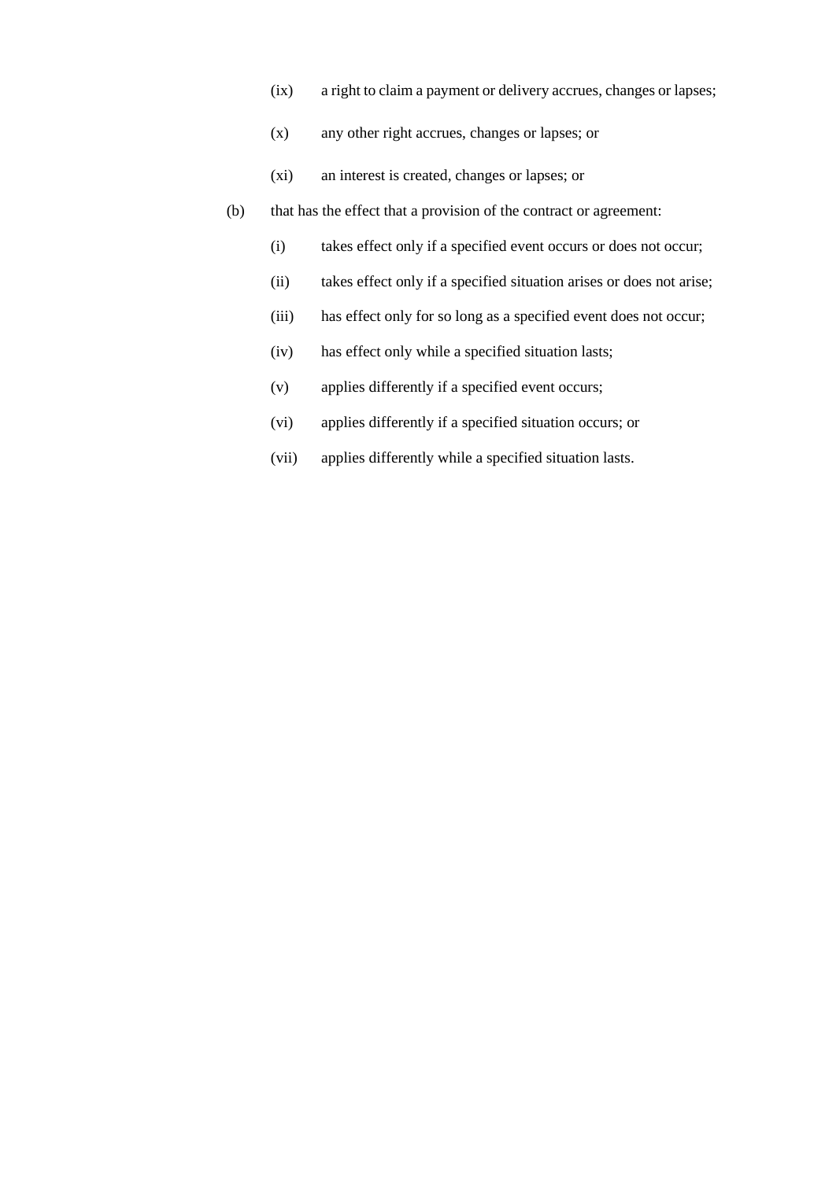(ix) a right to claim a payment or delivery accrues, changes or lapses;

(x) any other right accrues, changes or lapses; or

(xi) an interest is created, changes or lapses; or

(b) that has the effect that a provision of the contract or agreement:

(i) takes effect only if a specified event occurs or does not occur;

(ii) takes effect only if a specified situation arises or does not arise;

(iii) has effect only for so long as a specified event does not occur;

(iv) has effect only while a specified situation lasts;

(v) applies differently if a specified event occurs;

(vi) applies differently if a specified situation occurs; or

(vii) applies differently while a specified situation lasts.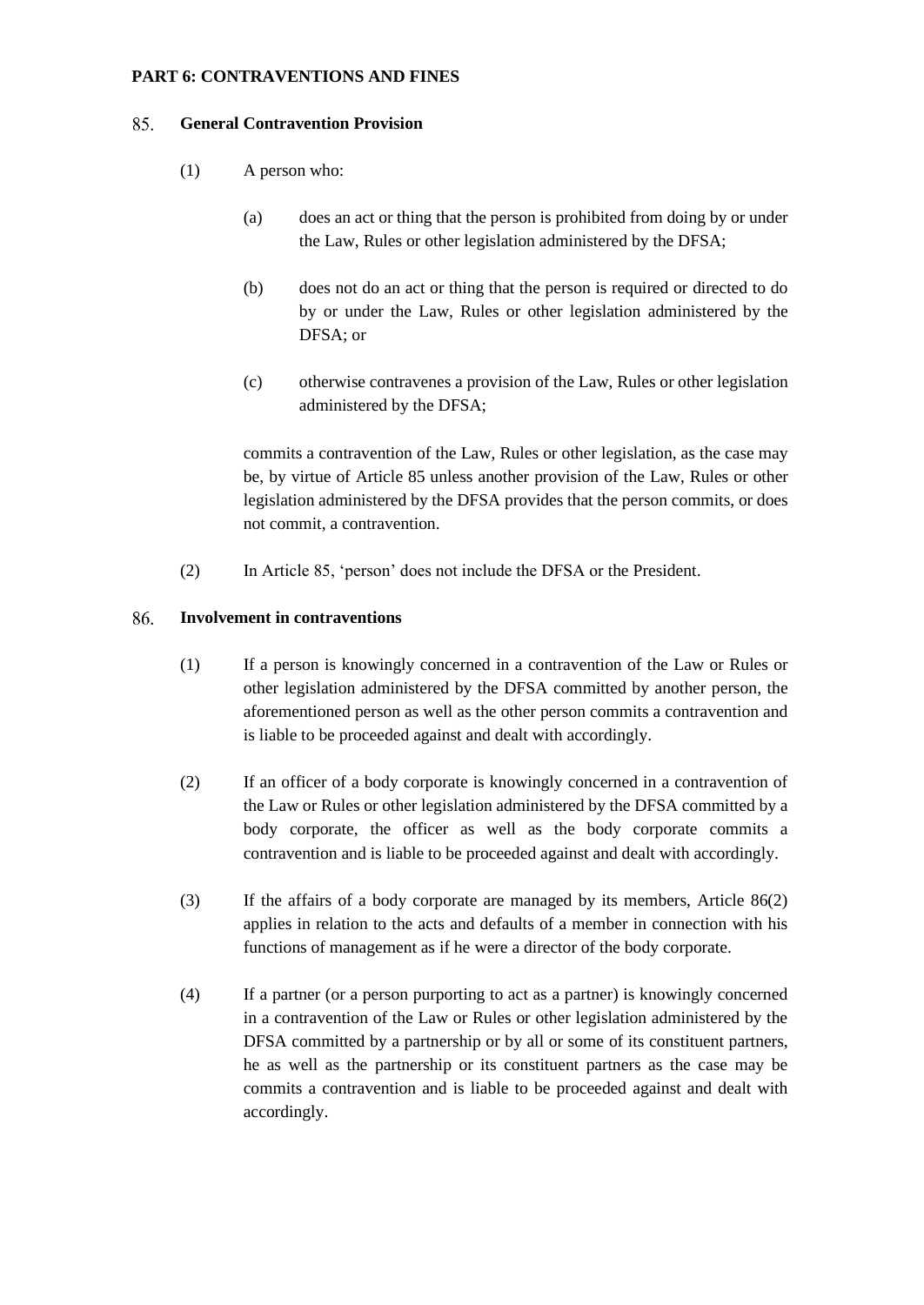**PART 6: CONTRAVENTIONS AND FINES**

**85. General Contravention Provision**

(1) A person who:

(a) does an act or thing that the person is prohibited from doing by or under the Law, Rules or other legislation administered by the DFSA;

(b) does not do an act or thing that the person is required or directed to do by or under the Law, Rules or other legislation administered by the DFSA; or

(c) otherwise contravenes a provision of the Law, Rules or other legislation administered by the DFSA;

commits a contravention of the Law, Rules or other legislation, as the case may be, by virtue of Article 85 unless another provision of the Law, Rules or other legislation administered by the DFSA provides that the person commits, or does not commit, a contravention.

(2) In Article 85, 'person' does not include the DFSA or the President.

**86. Involvement in contraventions**

(1) If a person is knowingly concerned in a contravention of the Law or Rules or other legislation administered by the DFSA committed by another person, the aforementioned person as well as the other person commits a contravention and is liable to be proceeded against and dealt with accordingly.

(2) If an officer of a body corporate is knowingly concerned in a contravention of the Law or Rules or other legislation administered by the DFSA committed by a body corporate, the officer as well as the body corporate commits a contravention and is liable to be proceeded against and dealt with accordingly.

(3) If the affairs of a body corporate are managed by its members, Article 86(2) applies in relation to the acts and defaults of a member in connection with his functions of management as if he were a director of the body corporate.

(4) If a partner (or a person purporting to act as a partner) is knowingly concerned in a contravention of the Law or Rules or other legislation administered by the DFSA committed by a partnership or by all or some of its constituent partners, he as well as the partnership or its constituent partners as the case may be commits a contravention and is liable to be proceeded against and dealt with accordingly.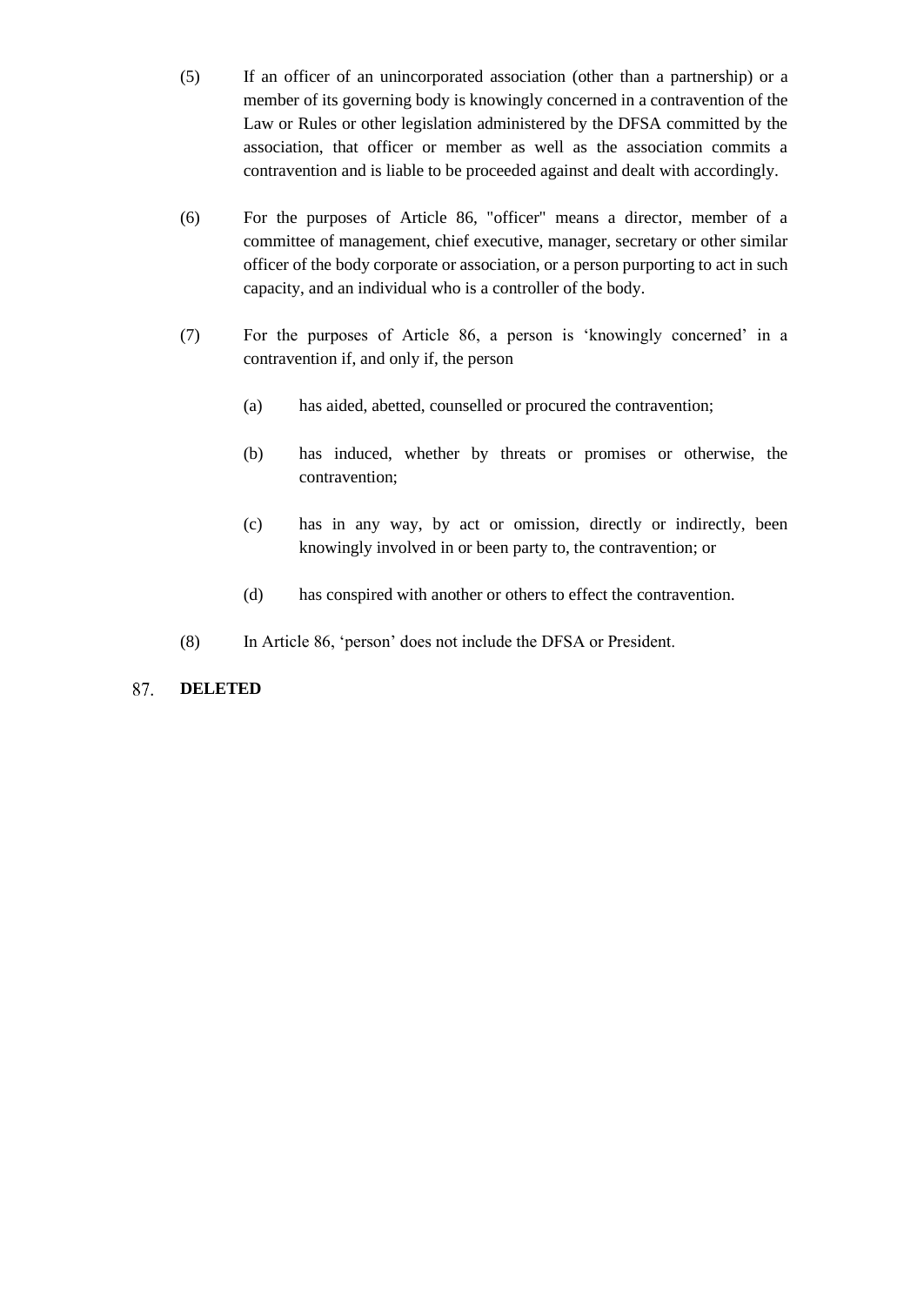(5) If an officer of an unincorporated association (other than a partnership) or a member of its governing body is knowingly concerned in a contravention of the Law or Rules or other legislation administered by the DFSA committed by the association, that officer or member as well as the association commits a contravention and is liable to be proceeded against and dealt with accordingly.

(6) For the purposes of Article 86, "officer" means a director, member of a committee of management, chief executive, manager, secretary or other similar officer of the body corporate or association, or a person purporting to act in such capacity, and an individual who is a controller of the body.

(7) For the purposes of Article 86, a person is 'knowingly concerned' in a contravention if, and only if, the person

(a) has aided, abetted, counselled or procured the contravention;

(b) has induced, whether by threats or promises or otherwise, the contravention;

(c) has in any way, by act or omission, directly or indirectly, been knowingly involved in or been party to, the contravention; or

(d) has conspired with another or others to effect the contravention.

(8) In Article 86, 'person' does not include the DFSA or President.

87. **DELETED**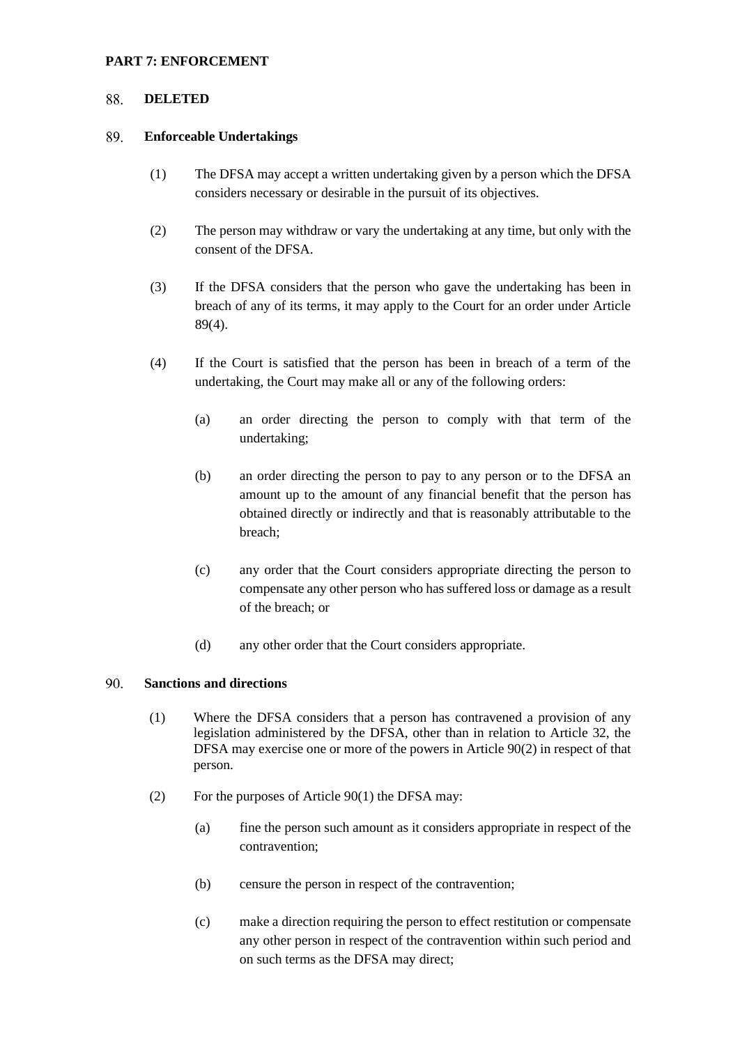## PART 7: ENFORCEMENT

### 88. DELETED

### 89. Enforceable Undertakings

(1) The DFSA may accept a written undertaking given by a person which the DFSA considers necessary or desirable in the pursuit of its objectives.

(2) The person may withdraw or vary the undertaking at any time, but only with the consent of the DFSA.

(3) If the DFSA considers that the person who gave the undertaking has been in breach of any of its terms, it may apply to the Court for an order under Article 89(4).

(4) If the Court is satisfied that the person has been in breach of a term of the undertaking, the Court may make all or any of the following orders:

(a) an order directing the person to comply with that term of the undertaking;

(b) an order directing the person to pay to any person or to the DFSA an amount up to the amount of any financial benefit that the person has obtained directly or indirectly and that is reasonably attributable to the breach;

(c) any order that the Court considers appropriate directing the person to compensate any other person who has suffered loss or damage as a result of the breach; or

(d) any other order that the Court considers appropriate.

### 90. Sanctions and directions

(1) Where the DFSA considers that a person has contravened a provision of any legislation administered by the DFSA, other than in relation to Article 32, the DFSA may exercise one or more of the powers in Article 90(2) in respect of that person.

(2) For the purposes of Article 90(1) the DFSA may:

(a) fine the person such amount as it considers appropriate in respect of the contravention;

(b) censure the person in respect of the contravention;

(c) make a direction requiring the person to effect restitution or compensate any other person in respect of the contravention within such period and on such terms as the DFSA may direct;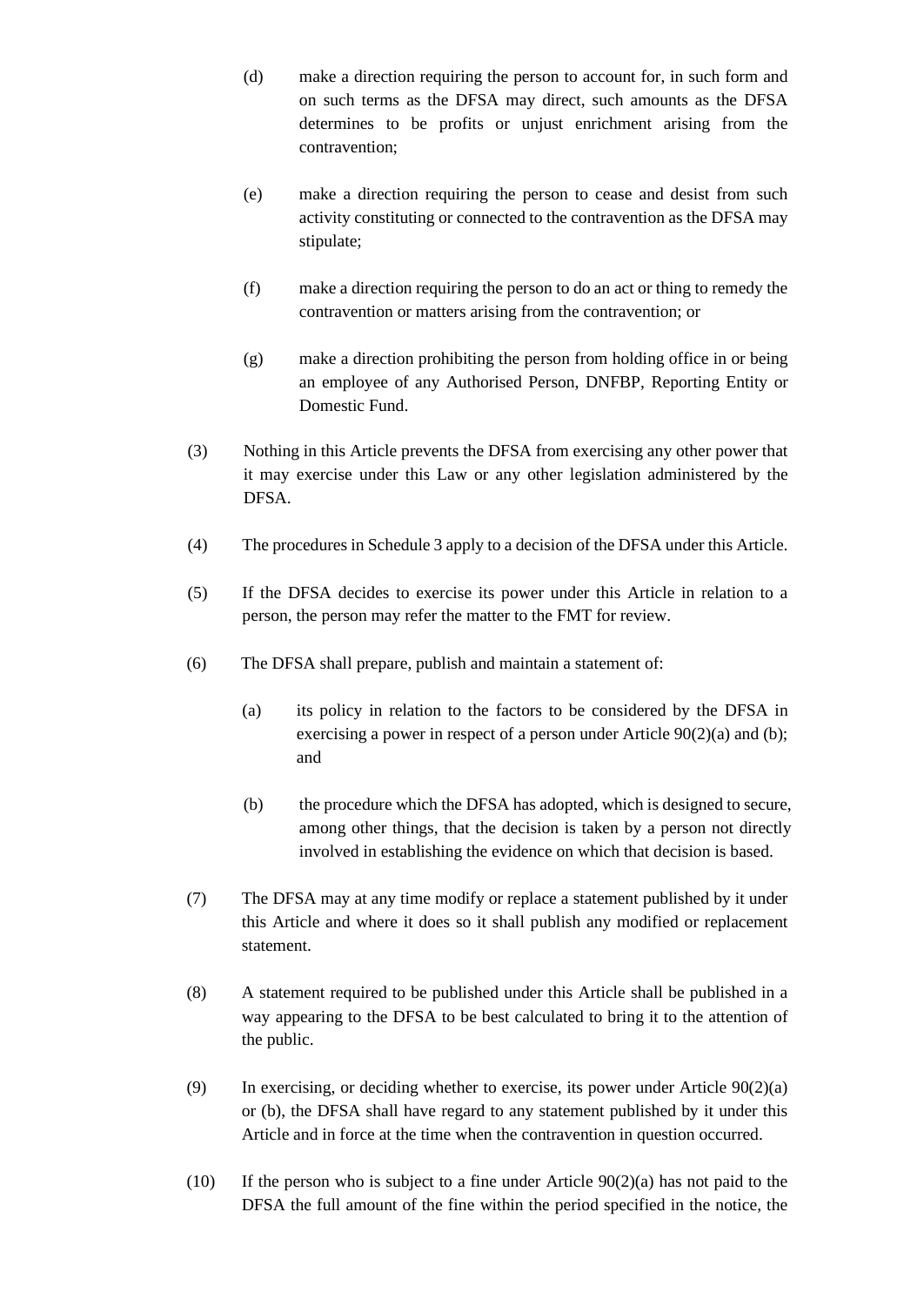(d) make a direction requiring the person to account for, in such form and on such terms as the DFSA may direct, such amounts as the DFSA determines to be profits or unjust enrichment arising from the contravention;

(e) make a direction requiring the person to cease and desist from such activity constituting or connected to the contravention as the DFSA may stipulate;

(f) make a direction requiring the person to do an act or thing to remedy the contravention or matters arising from the contravention; or

(g) make a direction prohibiting the person from holding office in or being an employee of any Authorised Person, DNFBP, Reporting Entity or Domestic Fund.

(3) Nothing in this Article prevents the DFSA from exercising any other power that it may exercise under this Law or any other legislation administered by the DFSA.

(4) The procedures in Schedule 3 apply to a decision of the DFSA under this Article.

(5) If the DFSA decides to exercise its power under this Article in relation to a person, the person may refer the matter to the FMT for review.

(6) The DFSA shall prepare, publish and maintain a statement of:

(a) its policy in relation to the factors to be considered by the DFSA in exercising a power in respect of a person under Article 90(2)(a) and (b); and

(b) the procedure which the DFSA has adopted, which is designed to secure, among other things, that the decision is taken by a person not directly involved in establishing the evidence on which that decision is based.

(7) The DFSA may at any time modify or replace a statement published by it under this Article and where it does so it shall publish any modified or replacement statement.

(8) A statement required to be published under this Article shall be published in a way appearing to the DFSA to be best calculated to bring it to the attention of the public.

(9) In exercising, or deciding whether to exercise, its power under Article 90(2)(a) or (b), the DFSA shall have regard to any statement published by it under this Article and in force at the time when the contravention in question occurred.

(10) If the person who is subject to a fine under Article 90(2)(a) has not paid to the DFSA the full amount of the fine within the period specified in the notice, the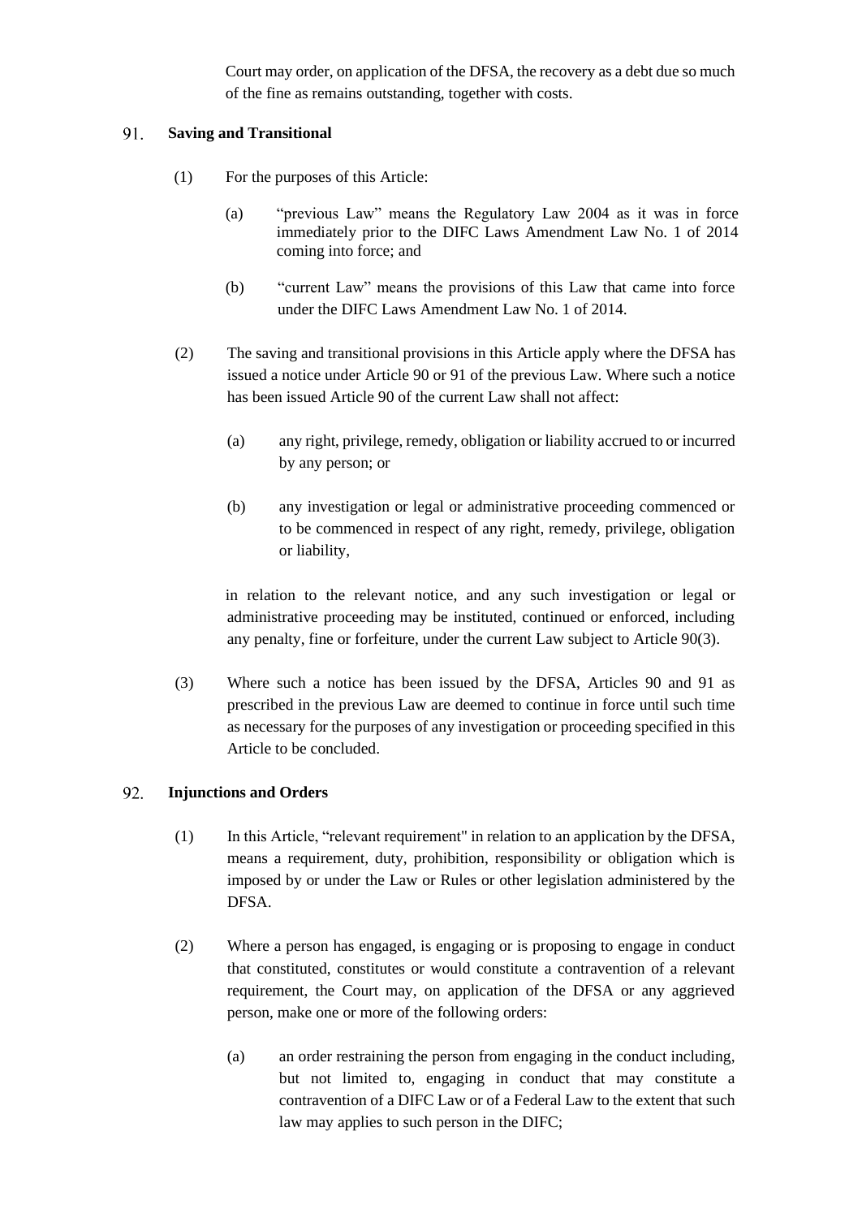Court may order, on application of the DFSA, the recovery as a debt due so much of the fine as remains outstanding, together with costs.

## 91. Saving and Transitional

(1) For the purposes of this Article:

(a) "previous Law" means the Regulatory Law 2004 as it was in force immediately prior to the DIFC Laws Amendment Law No. 1 of 2014 coming into force; and

(b) "current Law" means the provisions of this Law that came into force under the DIFC Laws Amendment Law No. 1 of 2014.

(2) The saving and transitional provisions in this Article apply where the DFSA has issued a notice under Article 90 or 91 of the previous Law. Where such a notice has been issued Article 90 of the current Law shall not affect:

(a) any right, privilege, remedy, obligation or liability accrued to or incurred by any person; or

(b) any investigation or legal or administrative proceeding commenced or to be commenced in respect of any right, remedy, privilege, obligation or liability,

in relation to the relevant notice, and any such investigation or legal or administrative proceeding may be instituted, continued or enforced, including any penalty, fine or forfeiture, under the current Law subject to Article 90(3).

(3) Where such a notice has been issued by the DFSA, Articles 90 and 91 as prescribed in the previous Law are deemed to continue in force until such time as necessary for the purposes of any investigation or proceeding specified in this Article to be concluded.

## 92. Injunctions and Orders

(1) In this Article, "relevant requirement" in relation to an application by the DFSA, means a requirement, duty, prohibition, responsibility or obligation which is imposed by or under the Law or Rules or other legislation administered by the DFSA.

(2) Where a person has engaged, is engaging or is proposing to engage in conduct that constituted, constitutes or would constitute a contravention of a relevant requirement, the Court may, on application of the DFSA or any aggrieved person, make one or more of the following orders:

(a) an order restraining the person from engaging in the conduct including, but not limited to, engaging in conduct that may constitute a contravention of a DIFC Law or of a Federal Law to the extent that such law may applies to such person in the DIFC;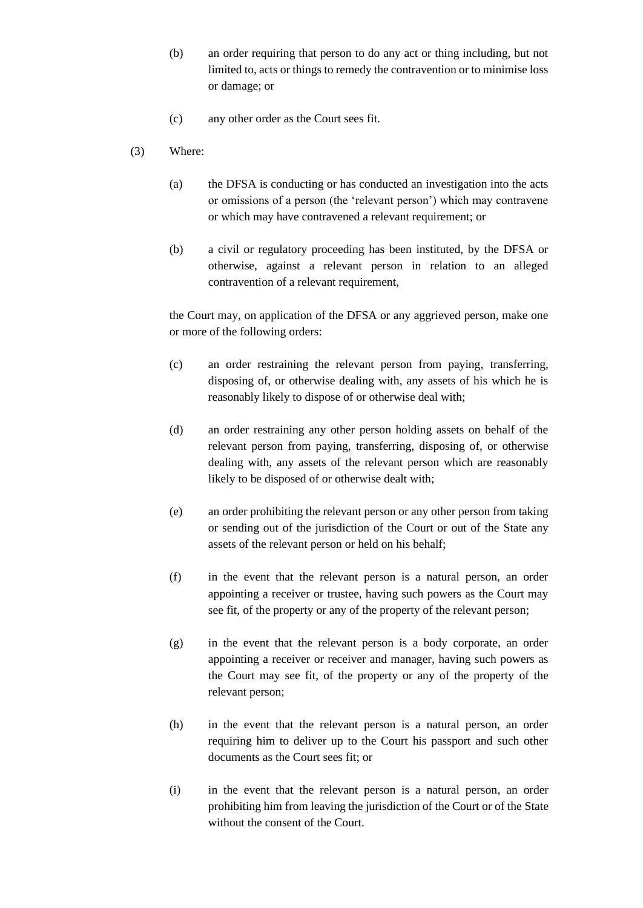(b) an order requiring that person to do any act or thing including, but not limited to, acts or things to remedy the contravention or to minimise loss or damage; or

(c) any other order as the Court sees fit.

(3) Where:

(a) the DFSA is conducting or has conducted an investigation into the acts or omissions of a person (the 'relevant person') which may contravene or which may have contravened a relevant requirement; or

(b) a civil or regulatory proceeding has been instituted, by the DFSA or otherwise, against a relevant person in relation to an alleged contravention of a relevant requirement,

the Court may, on application of the DFSA or any aggrieved person, make one or more of the following orders:

(c) an order restraining the relevant person from paying, transferring, disposing of, or otherwise dealing with, any assets of his which he is reasonably likely to dispose of or otherwise deal with;

(d) an order restraining any other person holding assets on behalf of the relevant person from paying, transferring, disposing of, or otherwise dealing with, any assets of the relevant person which are reasonably likely to be disposed of or otherwise dealt with;

(e) an order prohibiting the relevant person or any other person from taking or sending out of the jurisdiction of the Court or out of the State any assets of the relevant person or held on his behalf;

(f) in the event that the relevant person is a natural person, an order appointing a receiver or trustee, having such powers as the Court may see fit, of the property or any of the property of the relevant person;

(g) in the event that the relevant person is a body corporate, an order appointing a receiver or receiver and manager, having such powers as the Court may see fit, of the property or any of the property of the relevant person;

(h) in the event that the relevant person is a natural person, an order requiring him to deliver up to the Court his passport and such other documents as the Court sees fit; or

(i) in the event that the relevant person is a natural person, an order prohibiting him from leaving the jurisdiction of the Court or of the State without the consent of the Court.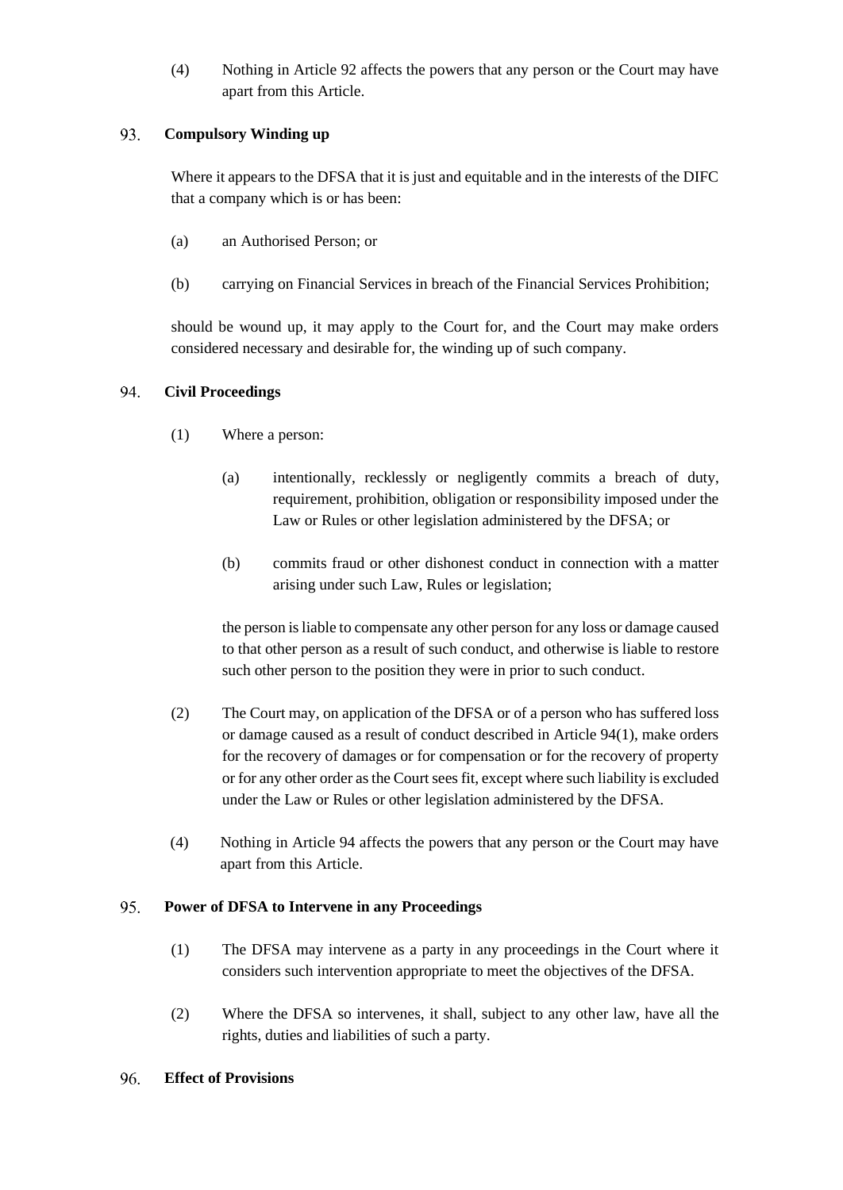(4) Nothing in Article 92 affects the powers that any person or the Court may have apart from this Article.

### 93. Compulsory Winding up

Where it appears to the DFSA that it is just and equitable and in the interests of the DIFC that a company which is or has been:

(a) an Authorised Person; or

(b) carrying on Financial Services in breach of the Financial Services Prohibition;

should be wound up, it may apply to the Court for, and the Court may make orders considered necessary and desirable for, the winding up of such company.

### 94. Civil Proceedings

(1) Where a person:

(a) intentionally, recklessly or negligently commits a breach of duty, requirement, prohibition, obligation or responsibility imposed under the Law or Rules or other legislation administered by the DFSA; or

(b) commits fraud or other dishonest conduct in connection with a matter arising under such Law, Rules or legislation;

the person is liable to compensate any other person for any loss or damage caused to that other person as a result of such conduct, and otherwise is liable to restore such other person to the position they were in prior to such conduct.

(2) The Court may, on application of the DFSA or of a person who has suffered loss or damage caused as a result of conduct described in Article 94(1), make orders for the recovery of damages or for compensation or for the recovery of property or for any other order as the Court sees fit, except where such liability is excluded under the Law or Rules or other legislation administered by the DFSA.

(4) Nothing in Article 94 affects the powers that any person or the Court may have apart from this Article.

### 95. Power of DFSA to Intervene in any Proceedings

(1) The DFSA may intervene as a party in any proceedings in the Court where it considers such intervention appropriate to meet the objectives of the DFSA.

(2) Where the DFSA so intervenes, it shall, subject to any other law, have all the rights, duties and liabilities of such a party.

### 96. Effect of Provisions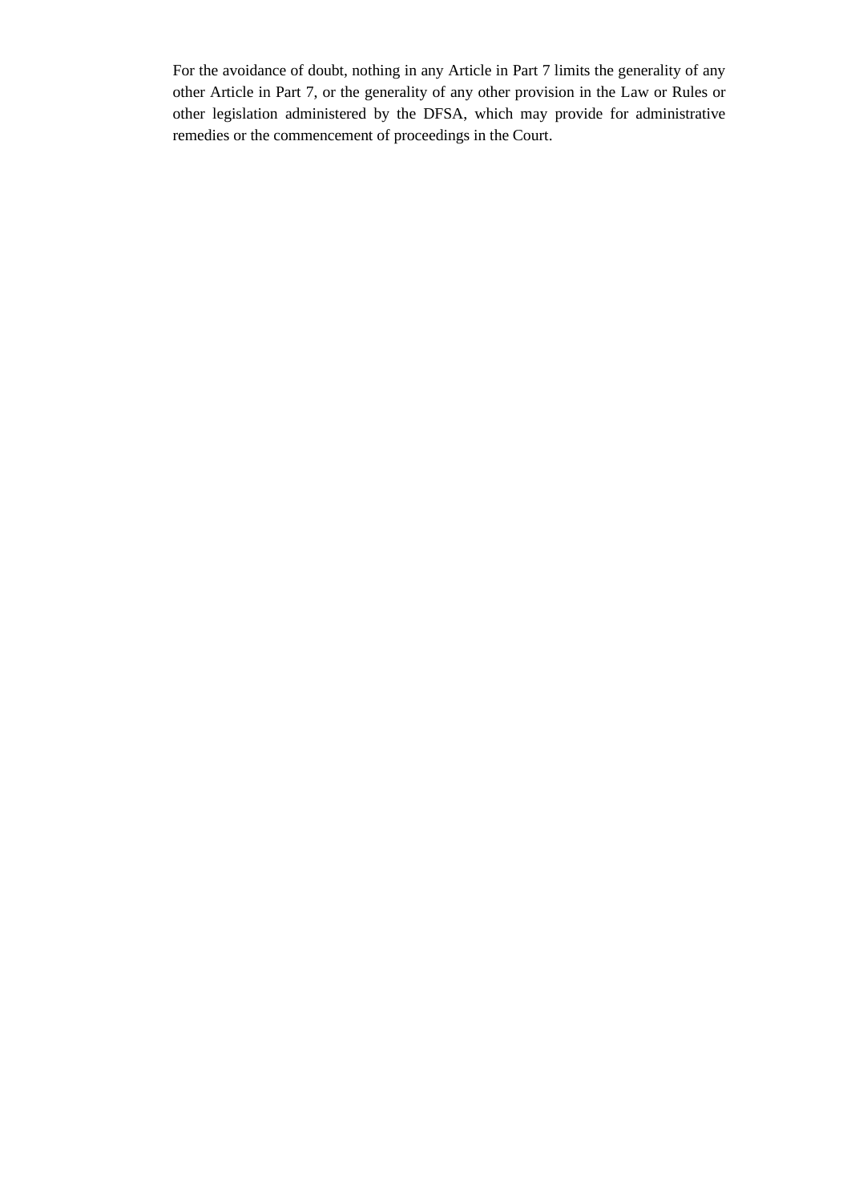For the avoidance of doubt, nothing in any Article in Part 7 limits the generality of any other Article in Part 7, or the generality of any other provision in the Law or Rules or other legislation administered by the DFSA, which may provide for administrative remedies or the commencement of proceedings in the Court.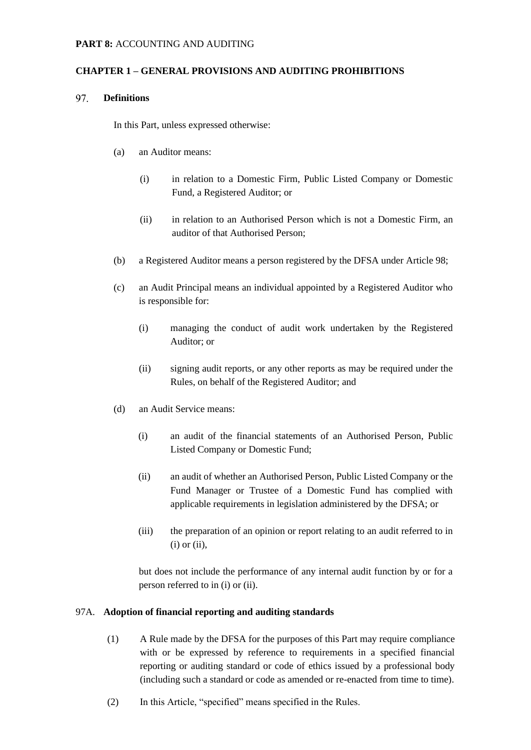**PART 8:** ACCOUNTING AND AUDITING

**CHAPTER 1 – GENERAL PROVISIONS AND AUDITING PROHIBITIONS**

97. **Definitions**

In this Part, unless expressed otherwise:

(a) an Auditor means:

(i) in relation to a Domestic Firm, Public Listed Company or Domestic Fund, a Registered Auditor; or

(ii) in relation to an Authorised Person which is not a Domestic Firm, an auditor of that Authorised Person;

(b) a Registered Auditor means a person registered by the DFSA under Article 98;

(c) an Audit Principal means an individual appointed by a Registered Auditor who is responsible for:

(i) managing the conduct of audit work undertaken by the Registered Auditor; or

(ii) signing audit reports, or any other reports as may be required under the Rules, on behalf of the Registered Auditor; and

(d) an Audit Service means:

(i) an audit of the financial statements of an Authorised Person, Public Listed Company or Domestic Fund;

(ii) an audit of whether an Authorised Person, Public Listed Company or the Fund Manager or Trustee of a Domestic Fund has complied with applicable requirements in legislation administered by the DFSA; or

(iii) the preparation of an opinion or report relating to an audit referred to in (i) or (ii),

but does not include the performance of any internal audit function by or for a person referred to in (i) or (ii).

97A. **Adoption of financial reporting and auditing standards**

(1) A Rule made by the DFSA for the purposes of this Part may require compliance with or be expressed by reference to requirements in a specified financial reporting or auditing standard or code of ethics issued by a professional body (including such a standard or code as amended or re-enacted from time to time).

(2) In this Article, "specified" means specified in the Rules.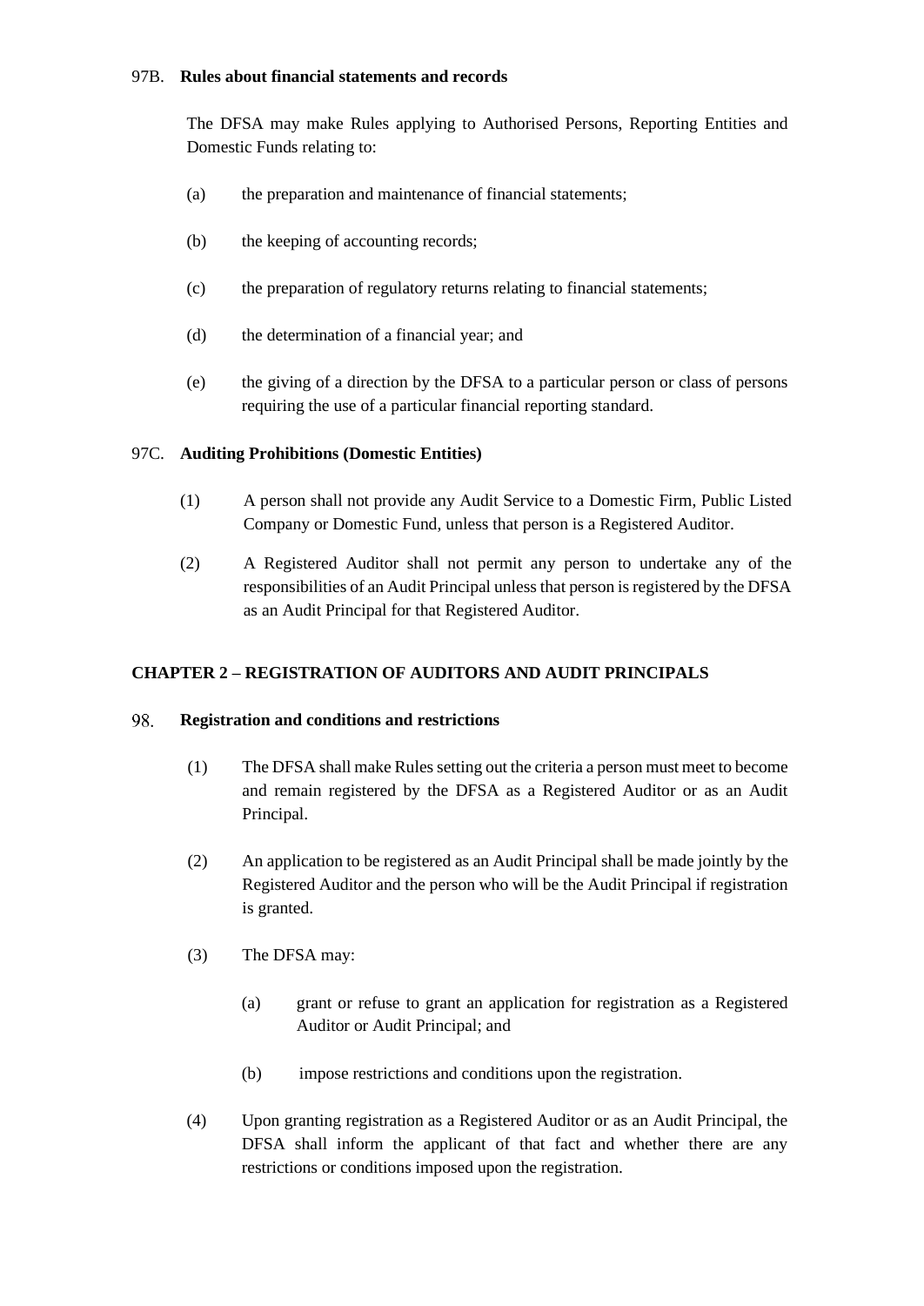97B. **Rules about financial statements and records**

The DFSA may make Rules applying to Authorised Persons, Reporting Entities and Domestic Funds relating to:

(a) the preparation and maintenance of financial statements;

(b) the keeping of accounting records;

(c) the preparation of regulatory returns relating to financial statements;

(d) the determination of a financial year; and

(e) the giving of a direction by the DFSA to a particular person or class of persons requiring the use of a particular financial reporting standard.

97C. **Auditing Prohibitions (Domestic Entities)**

(1) A person shall not provide any Audit Service to a Domestic Firm, Public Listed Company or Domestic Fund, unless that person is a Registered Auditor.

(2) A Registered Auditor shall not permit any person to undertake any of the responsibilities of an Audit Principal unless that person is registered by the DFSA as an Audit Principal for that Registered Auditor.

## CHAPTER 2 – REGISTRATION OF AUDITORS AND AUDIT PRINCIPALS

98. **Registration and conditions and restrictions**

(1) The DFSA shall make Rules setting out the criteria a person must meet to become and remain registered by the DFSA as a Registered Auditor or as an Audit Principal.

(2) An application to be registered as an Audit Principal shall be made jointly by the Registered Auditor and the person who will be the Audit Principal if registration is granted.

(3) The DFSA may:

(a) grant or refuse to grant an application for registration as a Registered Auditor or Audit Principal; and

(b) impose restrictions and conditions upon the registration.

(4) Upon granting registration as a Registered Auditor or as an Audit Principal, the DFSA shall inform the applicant of that fact and whether there are any restrictions or conditions imposed upon the registration.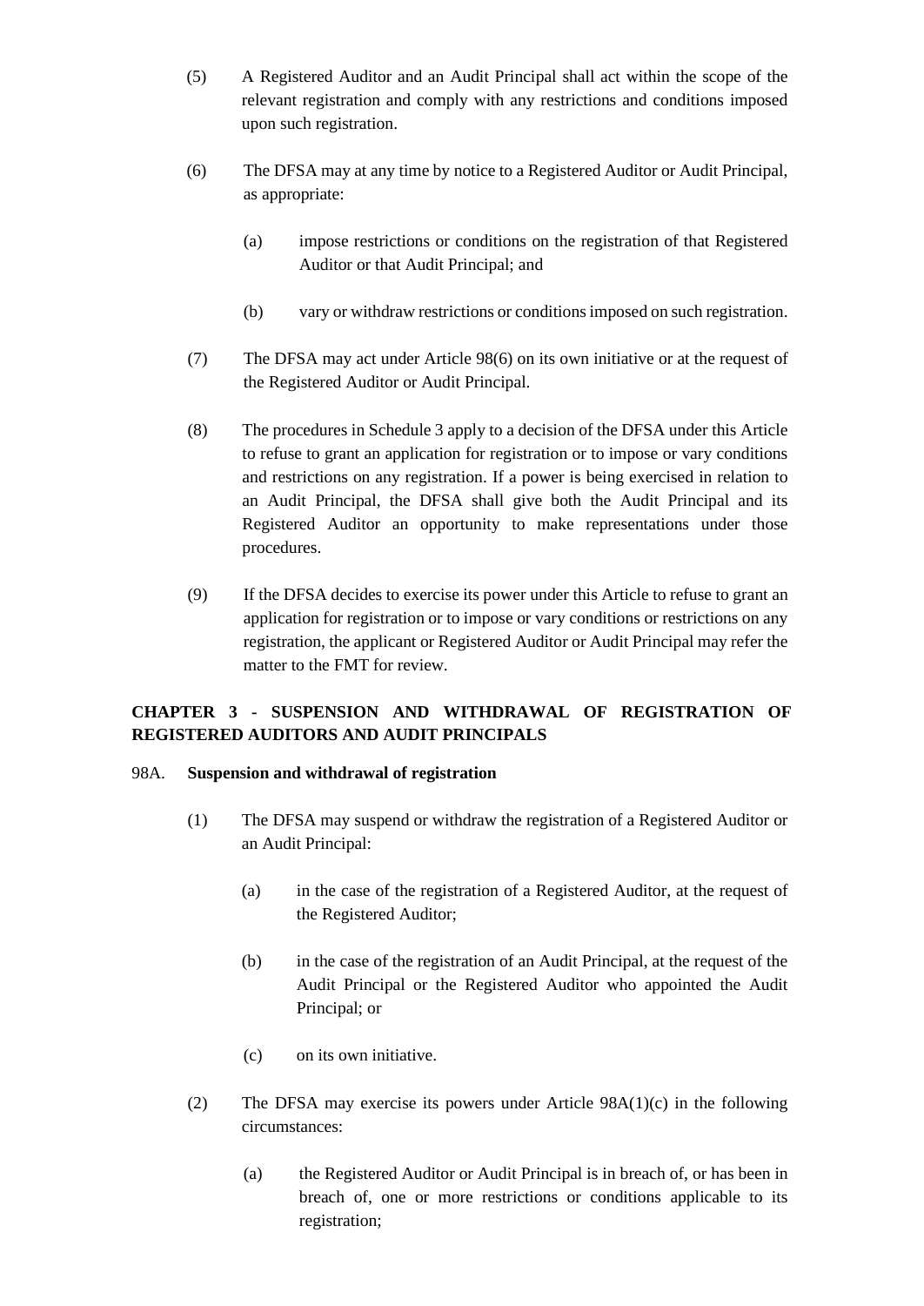(5) A Registered Auditor and an Audit Principal shall act within the scope of the relevant registration and comply with any restrictions and conditions imposed upon such registration.

(6) The DFSA may at any time by notice to a Registered Auditor or Audit Principal, as appropriate:

   (a) impose restrictions or conditions on the registration of that Registered Auditor or that Audit Principal; and

   (b) vary or withdraw restrictions or conditions imposed on such registration.

(7) The DFSA may act under Article 98(6) on its own initiative or at the request of the Registered Auditor or Audit Principal.

(8) The procedures in Schedule 3 apply to a decision of the DFSA under this Article to refuse to grant an application for registration or to impose or vary conditions and restrictions on any registration. If a power is being exercised in relation to an Audit Principal, the DFSA shall give both the Audit Principal and its Registered Auditor an opportunity to make representations under those procedures.

(9) If the DFSA decides to exercise its power under this Article to refuse to grant an application for registration or to impose or vary conditions or restrictions on any registration, the applicant or Registered Auditor or Audit Principal may refer the matter to the FMT for review.

## CHAPTER 3 - SUSPENSION AND WITHDRAWAL OF REGISTRATION OF REGISTERED AUDITORS AND AUDIT PRINCIPALS

### 98A. Suspension and withdrawal of registration

(1) The DFSA may suspend or withdraw the registration of a Registered Auditor or an Audit Principal:

   (a) in the case of the registration of a Registered Auditor, at the request of the Registered Auditor;

   (b) in the case of the registration of an Audit Principal, at the request of the Audit Principal or the Registered Auditor who appointed the Audit Principal; or

   (c) on its own initiative.

(2) The DFSA may exercise its powers under Article 98A(1)(c) in the following circumstances:

   (a) the Registered Auditor or Audit Principal is in breach of, or has been in breach of, one or more restrictions or conditions applicable to its registration;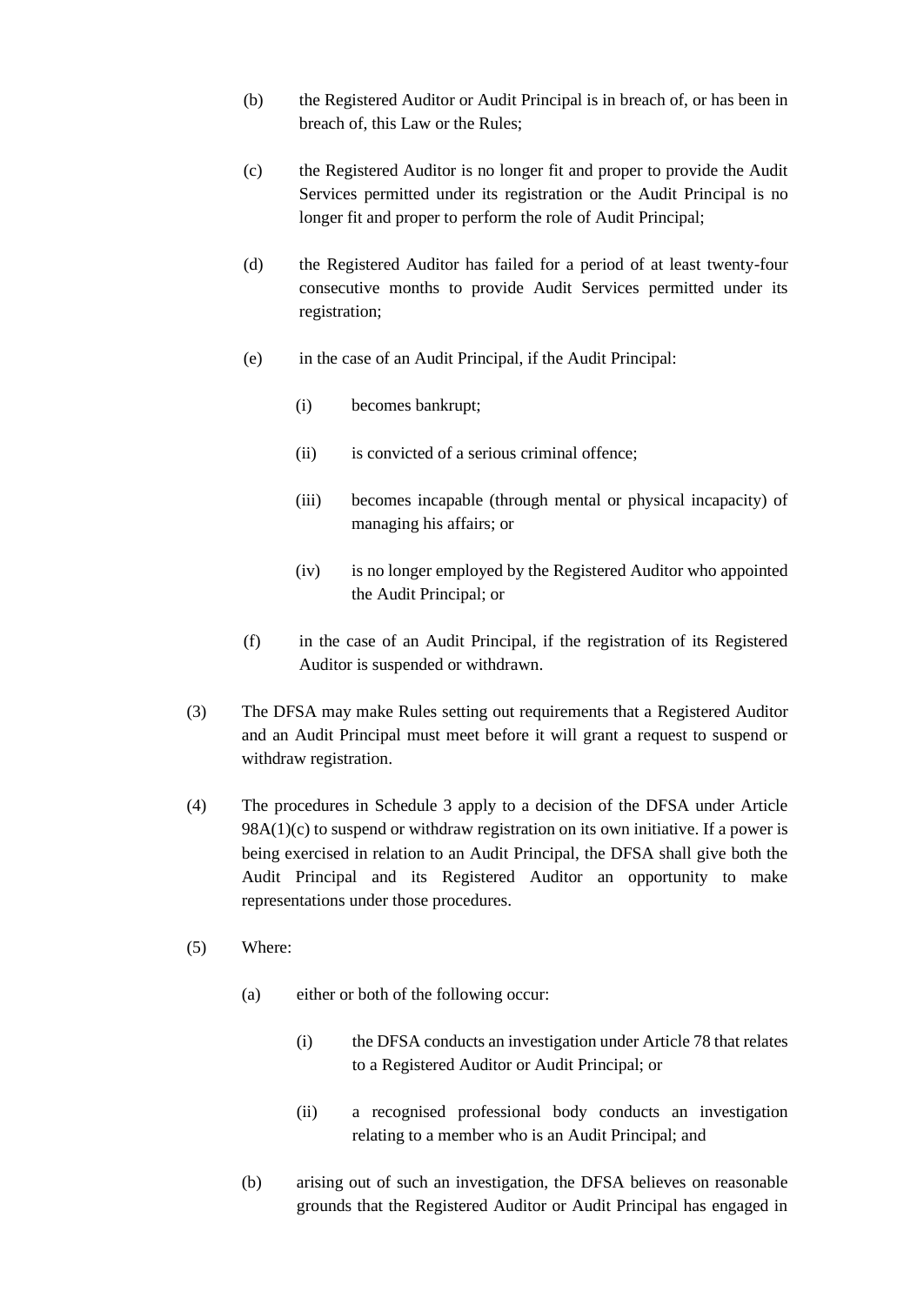(b) the Registered Auditor or Audit Principal is in breach of, or has been in breach of, this Law or the Rules;

(c) the Registered Auditor is no longer fit and proper to provide the Audit Services permitted under its registration or the Audit Principal is no longer fit and proper to perform the role of Audit Principal;

(d) the Registered Auditor has failed for a period of at least twenty-four consecutive months to provide Audit Services permitted under its registration;

(e) in the case of an Audit Principal, if the Audit Principal:

  (i) becomes bankrupt;

  (ii) is convicted of a serious criminal offence;

  (iii) becomes incapable (through mental or physical incapacity) of managing his affairs; or

  (iv) is no longer employed by the Registered Auditor who appointed the Audit Principal; or

(f) in the case of an Audit Principal, if the registration of its Registered Auditor is suspended or withdrawn.

(3) The DFSA may make Rules setting out requirements that a Registered Auditor and an Audit Principal must meet before it will grant a request to suspend or withdraw registration.

(4) The procedures in Schedule 3 apply to a decision of the DFSA under Article 98A(1)(c) to suspend or withdraw registration on its own initiative. If a power is being exercised in relation to an Audit Principal, the DFSA shall give both the Audit Principal and its Registered Auditor an opportunity to make representations under those procedures.

(5) Where:

(a) either or both of the following occur:

  (i) the DFSA conducts an investigation under Article 78 that relates to a Registered Auditor or Audit Principal; or

  (ii) a recognised professional body conducts an investigation relating to a member who is an Audit Principal; and

(b) arising out of such an investigation, the DFSA believes on reasonable grounds that the Registered Auditor or Audit Principal has engaged in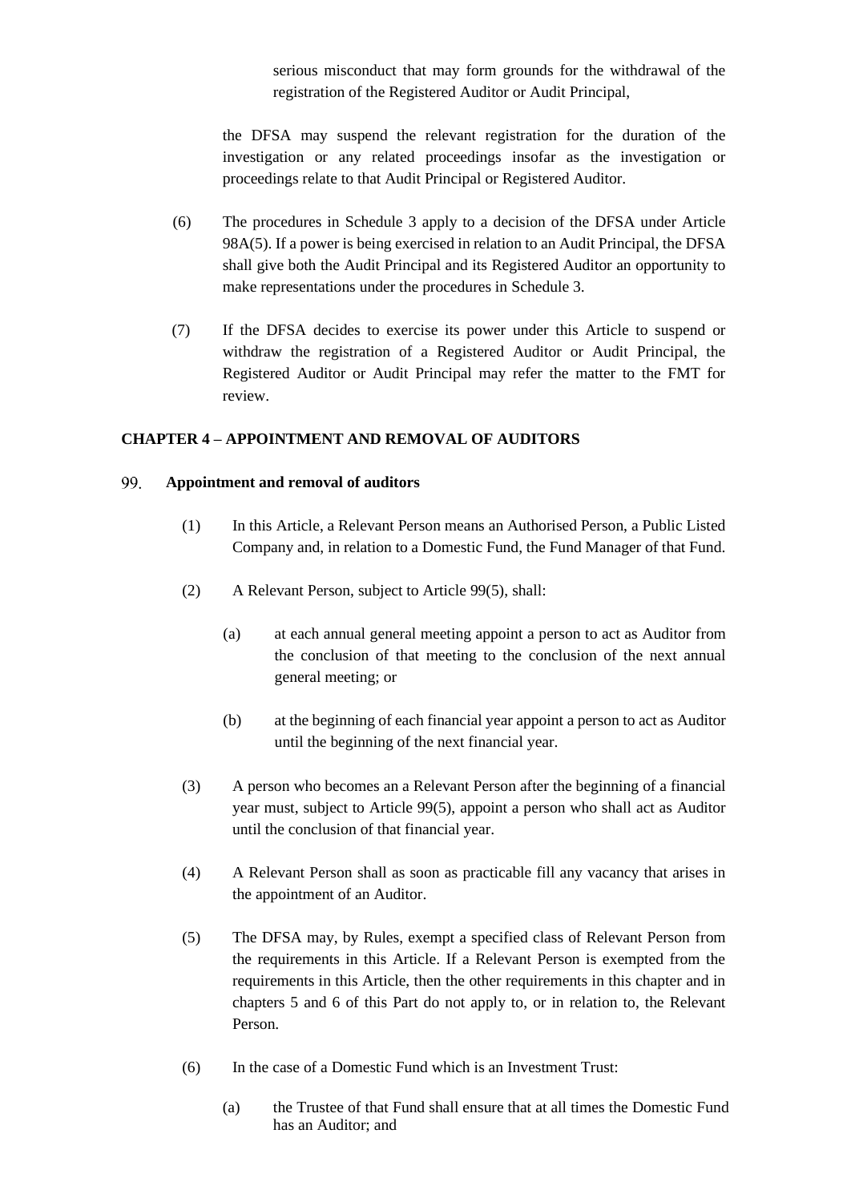serious misconduct that may form grounds for the withdrawal of the registration of the Registered Auditor or Audit Principal,

the DFSA may suspend the relevant registration for the duration of the investigation or any related proceedings insofar as the investigation or proceedings relate to that Audit Principal or Registered Auditor.

(6) The procedures in Schedule 3 apply to a decision of the DFSA under Article 98A(5). If a power is being exercised in relation to an Audit Principal, the DFSA shall give both the Audit Principal and its Registered Auditor an opportunity to make representations under the procedures in Schedule 3.

(7) If the DFSA decides to exercise its power under this Article to suspend or withdraw the registration of a Registered Auditor or Audit Principal, the Registered Auditor or Audit Principal may refer the matter to the FMT for review.

## CHAPTER 4 – APPOINTMENT AND REMOVAL OF AUDITORS

### 99. Appointment and removal of auditors

(1) In this Article, a Relevant Person means an Authorised Person, a Public Listed Company and, in relation to a Domestic Fund, the Fund Manager of that Fund.

(2) A Relevant Person, subject to Article 99(5), shall:

(a) at each annual general meeting appoint a person to act as Auditor from the conclusion of that meeting to the conclusion of the next annual general meeting; or

(b) at the beginning of each financial year appoint a person to act as Auditor until the beginning of the next financial year.

(3) A person who becomes an a Relevant Person after the beginning of a financial year must, subject to Article 99(5), appoint a person who shall act as Auditor until the conclusion of that financial year.

(4) A Relevant Person shall as soon as practicable fill any vacancy that arises in the appointment of an Auditor.

(5) The DFSA may, by Rules, exempt a specified class of Relevant Person from the requirements in this Article. If a Relevant Person is exempted from the requirements in this Article, then the other requirements in this chapter and in chapters 5 and 6 of this Part do not apply to, or in relation to, the Relevant Person.

(6) In the case of a Domestic Fund which is an Investment Trust:

(a) the Trustee of that Fund shall ensure that at all times the Domestic Fund has an Auditor; and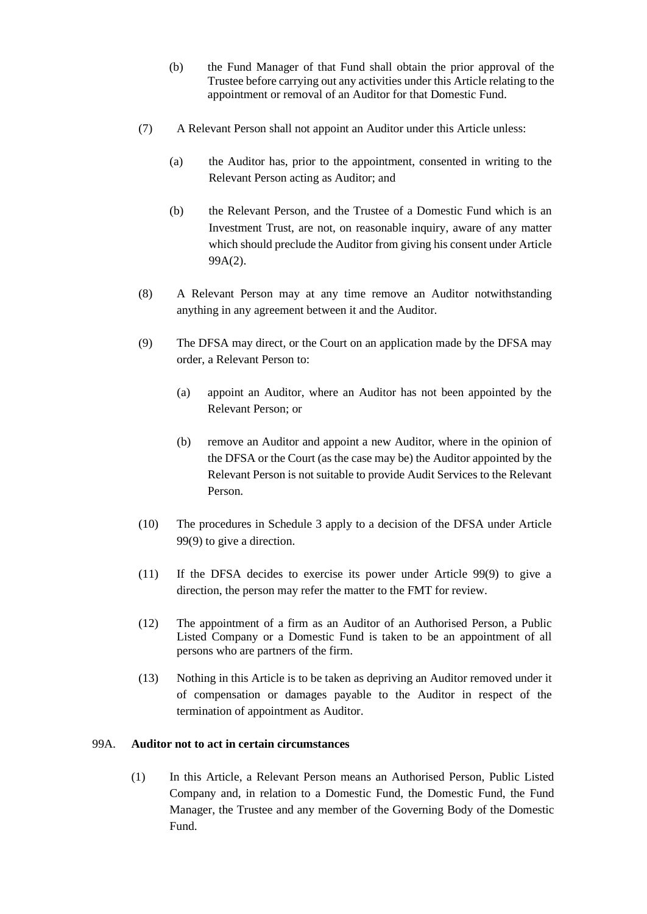(b) the Fund Manager of that Fund shall obtain the prior approval of the Trustee before carrying out any activities under this Article relating to the appointment or removal of an Auditor for that Domestic Fund.

(7) A Relevant Person shall not appoint an Auditor under this Article unless:

(a) the Auditor has, prior to the appointment, consented in writing to the Relevant Person acting as Auditor; and

(b) the Relevant Person, and the Trustee of a Domestic Fund which is an Investment Trust, are not, on reasonable inquiry, aware of any matter which should preclude the Auditor from giving his consent under Article 99A(2).

(8) A Relevant Person may at any time remove an Auditor notwithstanding anything in any agreement between it and the Auditor.

(9) The DFSA may direct, or the Court on an application made by the DFSA may order, a Relevant Person to:

(a) appoint an Auditor, where an Auditor has not been appointed by the Relevant Person; or

(b) remove an Auditor and appoint a new Auditor, where in the opinion of the DFSA or the Court (as the case may be) the Auditor appointed by the Relevant Person is not suitable to provide Audit Services to the Relevant Person.

(10) The procedures in Schedule 3 apply to a decision of the DFSA under Article 99(9) to give a direction.

(11) If the DFSA decides to exercise its power under Article 99(9) to give a direction, the person may refer the matter to the FMT for review.

(12) The appointment of a firm as an Auditor of an Authorised Person, a Public Listed Company or a Domestic Fund is taken to be an appointment of all persons who are partners of the firm.

(13) Nothing in this Article is to be taken as depriving an Auditor removed under it of compensation or damages payable to the Auditor in respect of the termination of appointment as Auditor.

### 99A. Auditor not to act in certain circumstances

(1) In this Article, a Relevant Person means an Authorised Person, Public Listed Company and, in relation to a Domestic Fund, the Domestic Fund, the Fund Manager, the Trustee and any member of the Governing Body of the Domestic Fund.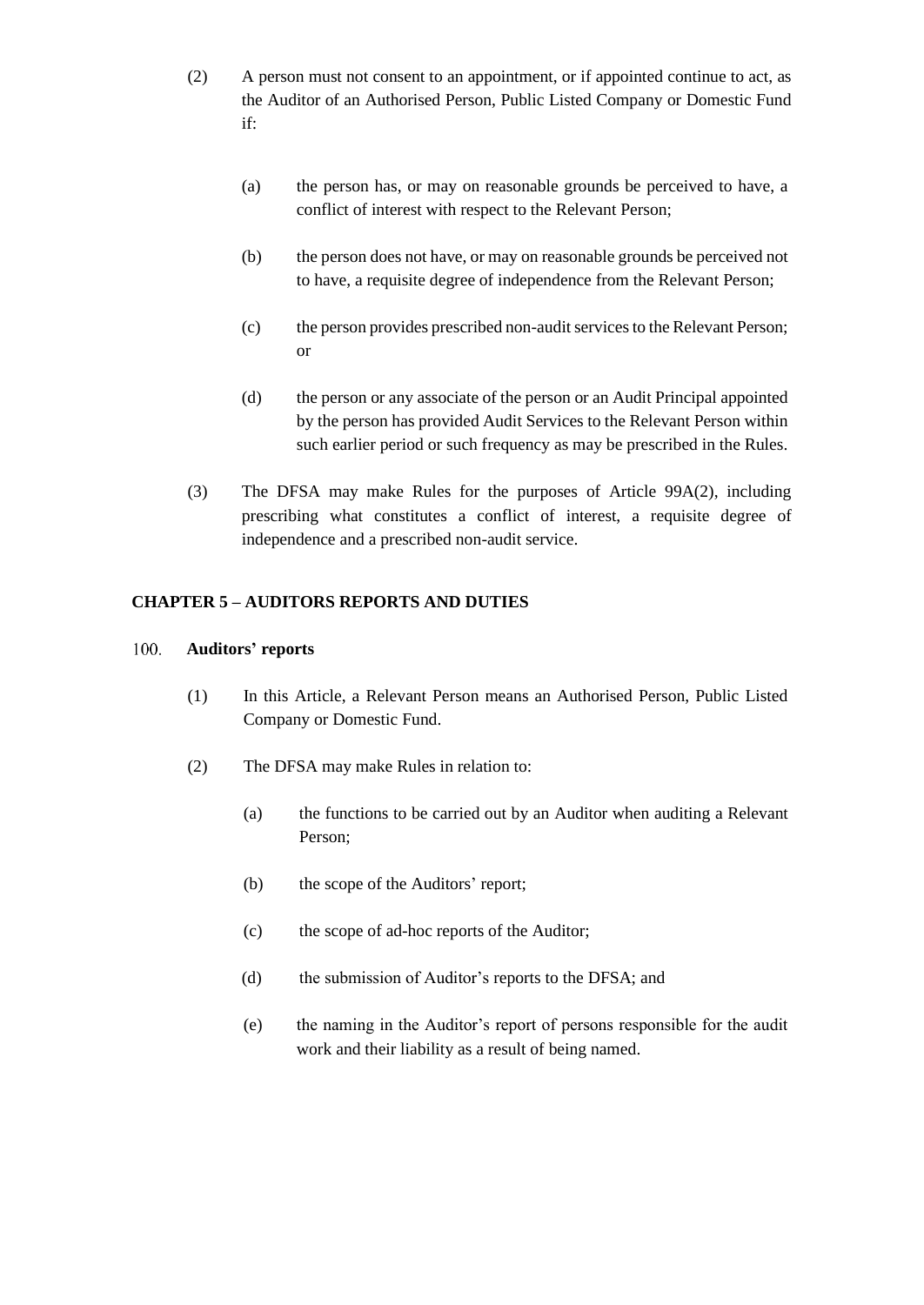(2) A person must not consent to an appointment, or if appointed continue to act, as the Auditor of an Authorised Person, Public Listed Company or Domestic Fund if:

(a) the person has, or may on reasonable grounds be perceived to have, a conflict of interest with respect to the Relevant Person;

(b) the person does not have, or may on reasonable grounds be perceived not to have, a requisite degree of independence from the Relevant Person;

(c) the person provides prescribed non-audit services to the Relevant Person; or

(d) the person or any associate of the person or an Audit Principal appointed by the person has provided Audit Services to the Relevant Person within such earlier period or such frequency as may be prescribed in the Rules.

(3) The DFSA may make Rules for the purposes of Article 99A(2), including prescribing what constitutes a conflict of interest, a requisite degree of independence and a prescribed non-audit service.

## CHAPTER 5 – AUDITORS REPORTS AND DUTIES

### 100. Auditors' reports

(1) In this Article, a Relevant Person means an Authorised Person, Public Listed Company or Domestic Fund.

(2) The DFSA may make Rules in relation to:

(a) the functions to be carried out by an Auditor when auditing a Relevant Person;

(b) the scope of the Auditors' report;

(c) the scope of ad-hoc reports of the Auditor;

(d) the submission of Auditor's reports to the DFSA; and

(e) the naming in the Auditor's report of persons responsible for the audit work and their liability as a result of being named.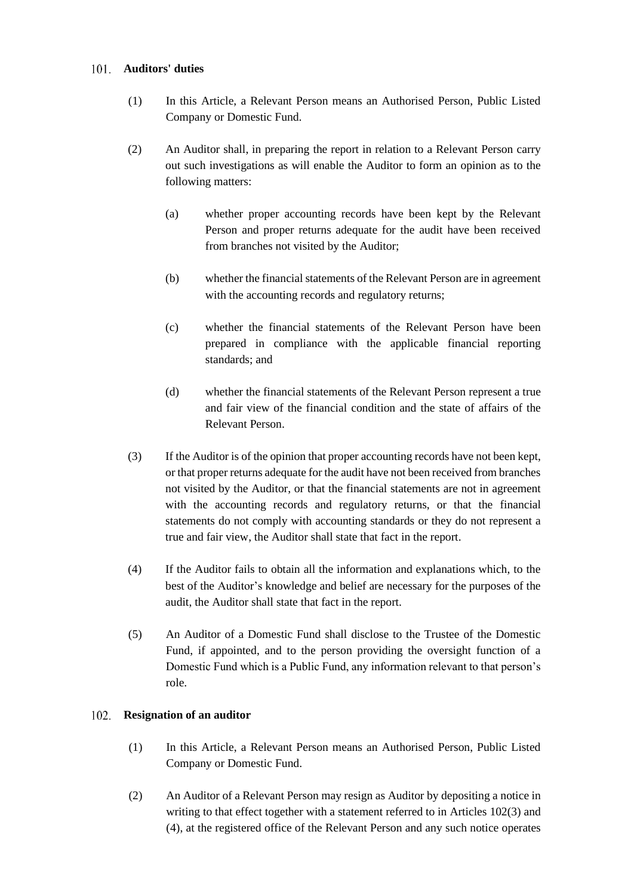### 101. Auditors' duties

(1) In this Article, a Relevant Person means an Authorised Person, Public Listed Company or Domestic Fund.

(2) An Auditor shall, in preparing the report in relation to a Relevant Person carry out such investigations as will enable the Auditor to form an opinion as to the following matters:

(a) whether proper accounting records have been kept by the Relevant Person and proper returns adequate for the audit have been received from branches not visited by the Auditor;

(b) whether the financial statements of the Relevant Person are in agreement with the accounting records and regulatory returns;

(c) whether the financial statements of the Relevant Person have been prepared in compliance with the applicable financial reporting standards; and

(d) whether the financial statements of the Relevant Person represent a true and fair view of the financial condition and the state of affairs of the Relevant Person.

(3) If the Auditor is of the opinion that proper accounting records have not been kept, or that proper returns adequate for the audit have not been received from branches not visited by the Auditor, or that the financial statements are not in agreement with the accounting records and regulatory returns, or that the financial statements do not comply with accounting standards or they do not represent a true and fair view, the Auditor shall state that fact in the report.

(4) If the Auditor fails to obtain all the information and explanations which, to the best of the Auditor's knowledge and belief are necessary for the purposes of the audit, the Auditor shall state that fact in the report.

(5) An Auditor of a Domestic Fund shall disclose to the Trustee of the Domestic Fund, if appointed, and to the person providing the oversight function of a Domestic Fund which is a Public Fund, any information relevant to that person's role.

### 102. Resignation of an auditor

(1) In this Article, a Relevant Person means an Authorised Person, Public Listed Company or Domestic Fund.

(2) An Auditor of a Relevant Person may resign as Auditor by depositing a notice in writing to that effect together with a statement referred to in Articles 102(3) and (4), at the registered office of the Relevant Person and any such notice operates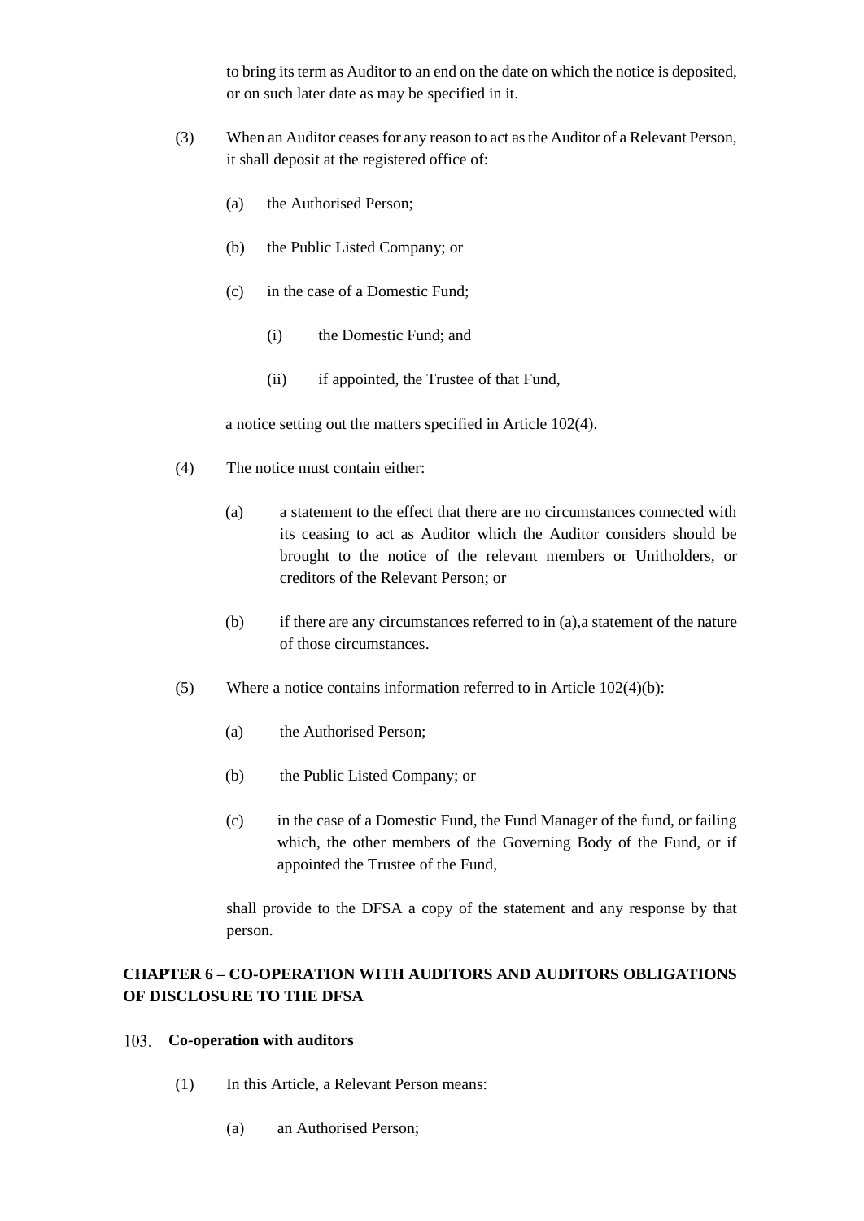to bring its term as Auditor to an end on the date on which the notice is deposited, or on such later date as may be specified in it.

(3) When an Auditor ceases for any reason to act as the Auditor of a Relevant Person, it shall deposit at the registered office of:

(a) the Authorised Person;

(b) the Public Listed Company; or

(c) in the case of a Domestic Fund;

(i) the Domestic Fund; and

(ii) if appointed, the Trustee of that Fund,

a notice setting out the matters specified in Article 102(4).

(4) The notice must contain either:

(a) a statement to the effect that there are no circumstances connected with its ceasing to act as Auditor which the Auditor considers should be brought to the notice of the relevant members or Unitholders, or creditors of the Relevant Person; or

(b) if there are any circumstances referred to in (a),a statement of the nature of those circumstances.

(5) Where a notice contains information referred to in Article 102(4)(b):

(a) the Authorised Person;

(b) the Public Listed Company; or

(c) in the case of a Domestic Fund, the Fund Manager of the fund, or failing which, the other members of the Governing Body of the Fund, or if appointed the Trustee of the Fund,

shall provide to the DFSA a copy of the statement and any response by that person.

## CHAPTER 6 – CO-OPERATION WITH AUDITORS AND AUDITORS OBLIGATIONS OF DISCLOSURE TO THE DFSA

### 103. Co-operation with auditors

(1) In this Article, a Relevant Person means:

(a) an Authorised Person;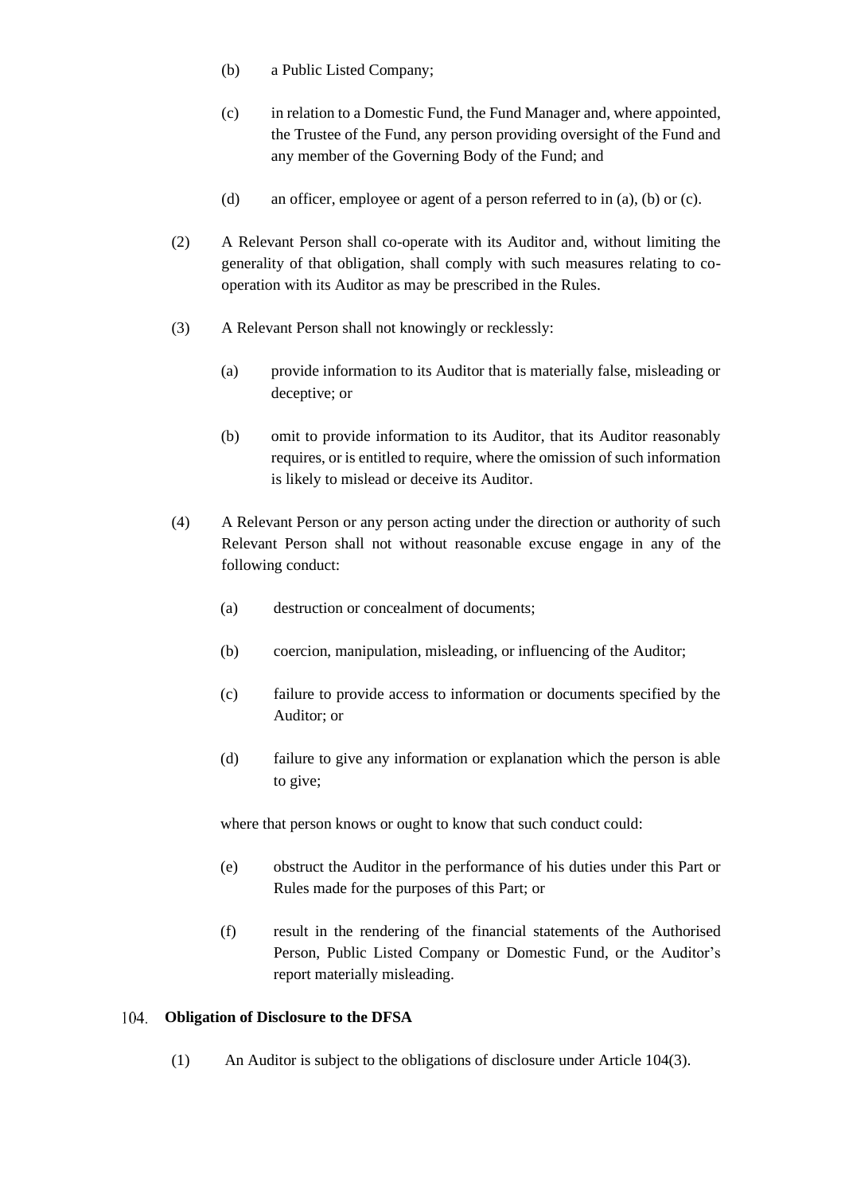(b) a Public Listed Company;

(c) in relation to a Domestic Fund, the Fund Manager and, where appointed, the Trustee of the Fund, any person providing oversight of the Fund and any member of the Governing Body of the Fund; and

(d) an officer, employee or agent of a person referred to in (a), (b) or (c).

(2) A Relevant Person shall co-operate with its Auditor and, without limiting the generality of that obligation, shall comply with such measures relating to co-operation with its Auditor as may be prescribed in the Rules.

(3) A Relevant Person shall not knowingly or recklessly:

(a) provide information to its Auditor that is materially false, misleading or deceptive; or

(b) omit to provide information to its Auditor, that its Auditor reasonably requires, or is entitled to require, where the omission of such information is likely to mislead or deceive its Auditor.

(4) A Relevant Person or any person acting under the direction or authority of such Relevant Person shall not without reasonable excuse engage in any of the following conduct:

(a) destruction or concealment of documents;

(b) coercion, manipulation, misleading, or influencing of the Auditor;

(c) failure to provide access to information or documents specified by the Auditor; or

(d) failure to give any information or explanation which the person is able to give;

where that person knows or ought to know that such conduct could:

(e) obstruct the Auditor in the performance of his duties under this Part or Rules made for the purposes of this Part; or

(f) result in the rendering of the financial statements of the Authorised Person, Public Listed Company or Domestic Fund, or the Auditor's report materially misleading.

### 104. Obligation of Disclosure to the DFSA

(1) An Auditor is subject to the obligations of disclosure under Article 104(3).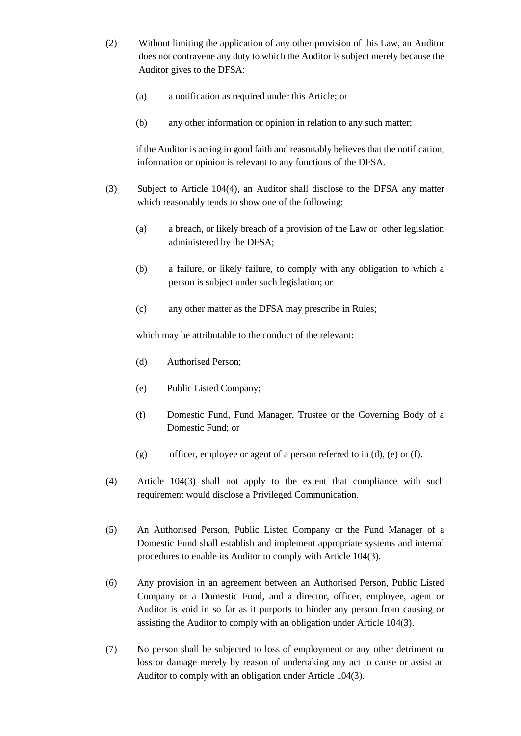(2) Without limiting the application of any other provision of this Law, an Auditor does not contravene any duty to which the Auditor is subject merely because the Auditor gives to the DFSA:

(a) a notification as required under this Article; or

(b) any other information or opinion in relation to any such matter;

if the Auditor is acting in good faith and reasonably believes that the notification, information or opinion is relevant to any functions of the DFSA.

(3) Subject to Article 104(4), an Auditor shall disclose to the DFSA any matter which reasonably tends to show one of the following:

(a) a breach, or likely breach of a provision of the Law or other legislation administered by the DFSA;

(b) a failure, or likely failure, to comply with any obligation to which a person is subject under such legislation; or

(c) any other matter as the DFSA may prescribe in Rules;

which may be attributable to the conduct of the relevant:

(d) Authorised Person;

(e) Public Listed Company;

(f) Domestic Fund, Fund Manager, Trustee or the Governing Body of a Domestic Fund; or

(g) officer, employee or agent of a person referred to in (d), (e) or (f).

(4) Article 104(3) shall not apply to the extent that compliance with such requirement would disclose a Privileged Communication.

(5) An Authorised Person, Public Listed Company or the Fund Manager of a Domestic Fund shall establish and implement appropriate systems and internal procedures to enable its Auditor to comply with Article 104(3).

(6) Any provision in an agreement between an Authorised Person, Public Listed Company or a Domestic Fund, and a director, officer, employee, agent or Auditor is void in so far as it purports to hinder any person from causing or assisting the Auditor to comply with an obligation under Article 104(3).

(7) No person shall be subjected to loss of employment or any other detriment or loss or damage merely by reason of undertaking any act to cause or assist an Auditor to comply with an obligation under Article 104(3).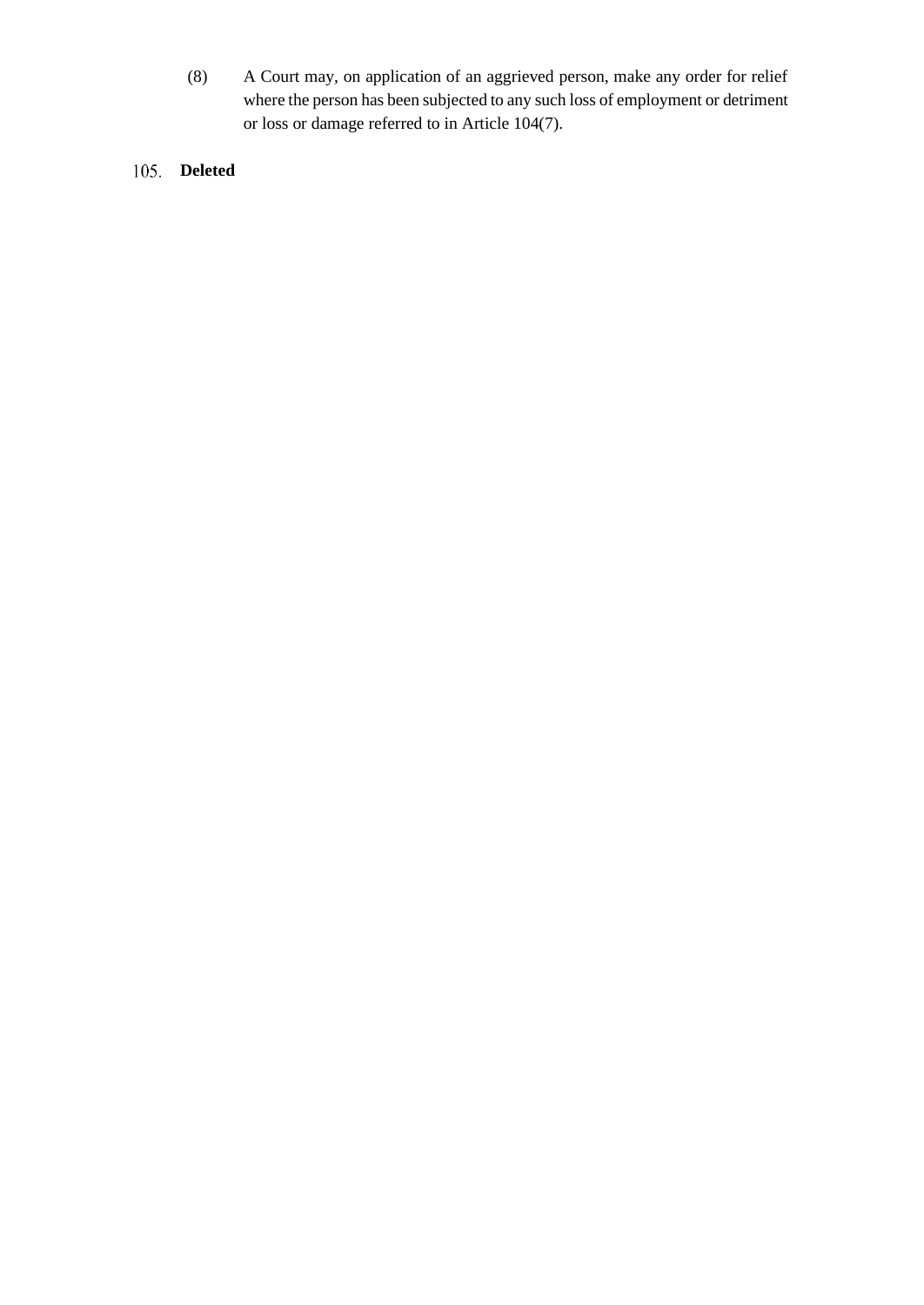(8) A Court may, on application of an aggrieved person, make any order for relief where the person has been subjected to any such loss of employment or detriment or loss or damage referred to in Article 104(7).

105. **Deleted**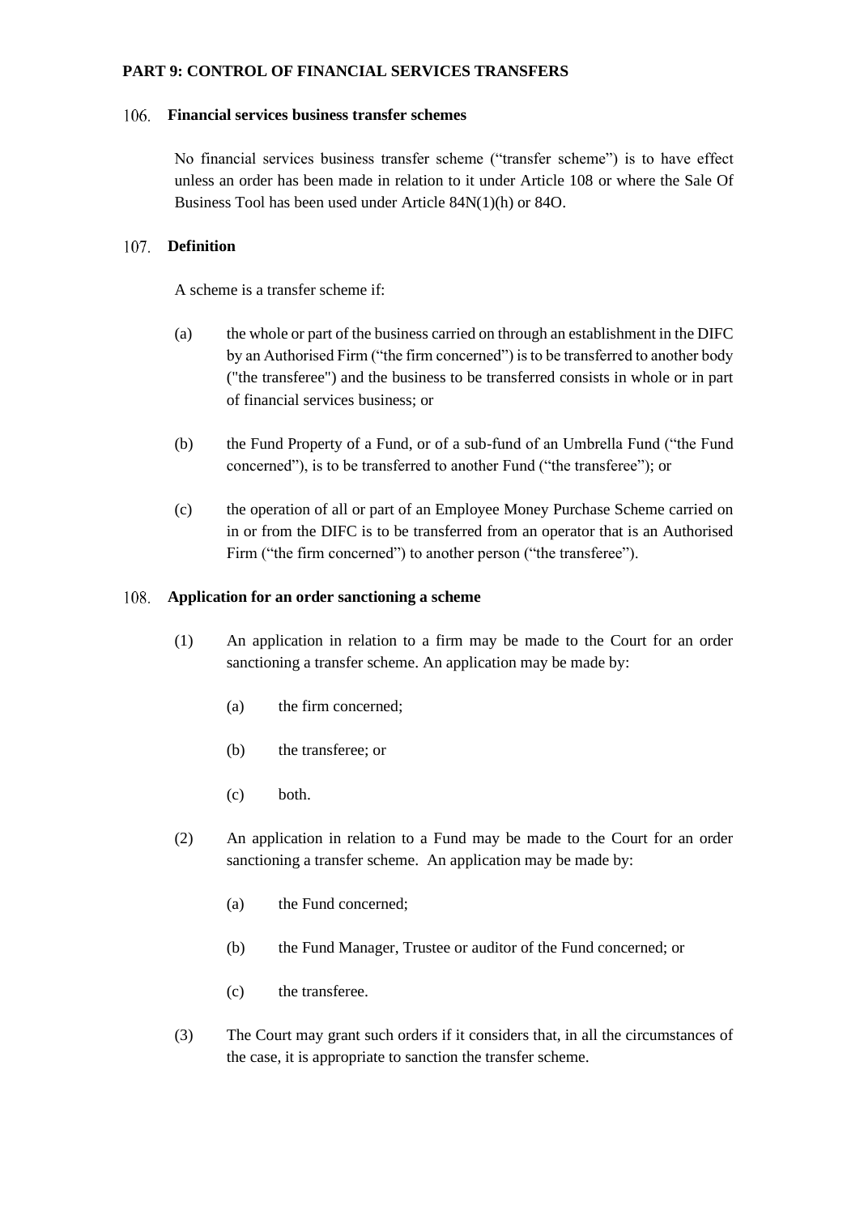**PART 9: CONTROL OF FINANCIAL SERVICES TRANSFERS**

**106. Financial services business transfer schemes**

No financial services business transfer scheme ("transfer scheme") is to have effect unless an order has been made in relation to it under Article 108 or where the Sale Of Business Tool has been used under Article 84N(1)(h) or 84O.

**107. Definition**

A scheme is a transfer scheme if:

(a) the whole or part of the business carried on through an establishment in the DIFC by an Authorised Firm ("the firm concerned") is to be transferred to another body ("the transferee") and the business to be transferred consists in whole or in part of financial services business; or

(b) the Fund Property of a Fund, or of a sub-fund of an Umbrella Fund ("the Fund concerned"), is to be transferred to another Fund ("the transferee"); or

(c) the operation of all or part of an Employee Money Purchase Scheme carried on in or from the DIFC is to be transferred from an operator that is an Authorised Firm ("the firm concerned") to another person ("the transferee").

**108. Application for an order sanctioning a scheme**

(1) An application in relation to a firm may be made to the Court for an order sanctioning a transfer scheme. An application may be made by:

(a) the firm concerned;

(b) the transferee; or

(c) both.

(2) An application in relation to a Fund may be made to the Court for an order sanctioning a transfer scheme. An application may be made by:

(a) the Fund concerned;

(b) the Fund Manager, Trustee or auditor of the Fund concerned; or

(c) the transferee.

(3) The Court may grant such orders if it considers that, in all the circumstances of the case, it is appropriate to sanction the transfer scheme.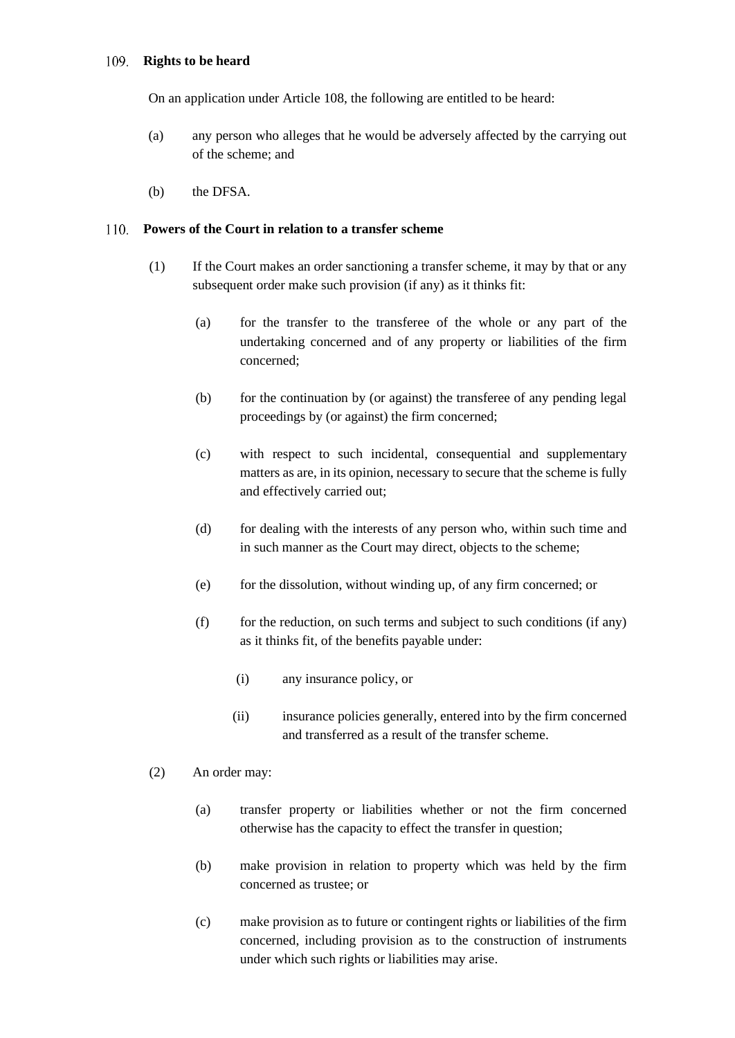### 109. Rights to be heard

On an application under Article 108, the following are entitled to be heard:

(a) any person who alleges that he would be adversely affected by the carrying out of the scheme; and

(b) the DFSA.

### 110. Powers of the Court in relation to a transfer scheme

(1) If the Court makes an order sanctioning a transfer scheme, it may by that or any subsequent order make such provision (if any) as it thinks fit:

   (a) for the transfer to the transferee of the whole or any part of the undertaking concerned and of any property or liabilities of the firm concerned;

   (b) for the continuation by (or against) the transferee of any pending legal proceedings by (or against) the firm concerned;

   (c) with respect to such incidental, consequential and supplementary matters as are, in its opinion, necessary to secure that the scheme is fully and effectively carried out;

   (d) for dealing with the interests of any person who, within such time and in such manner as the Court may direct, objects to the scheme;

   (e) for the dissolution, without winding up, of any firm concerned; or

   (f) for the reduction, on such terms and subject to such conditions (if any) as it thinks fit, of the benefits payable under:

      (i) any insurance policy, or

      (ii) insurance policies generally, entered into by the firm concerned and transferred as a result of the transfer scheme.

(2) An order may:

   (a) transfer property or liabilities whether or not the firm concerned otherwise has the capacity to effect the transfer in question;

   (b) make provision in relation to property which was held by the firm concerned as trustee; or

   (c) make provision as to future or contingent rights or liabilities of the firm concerned, including provision as to the construction of instruments under which such rights or liabilities may arise.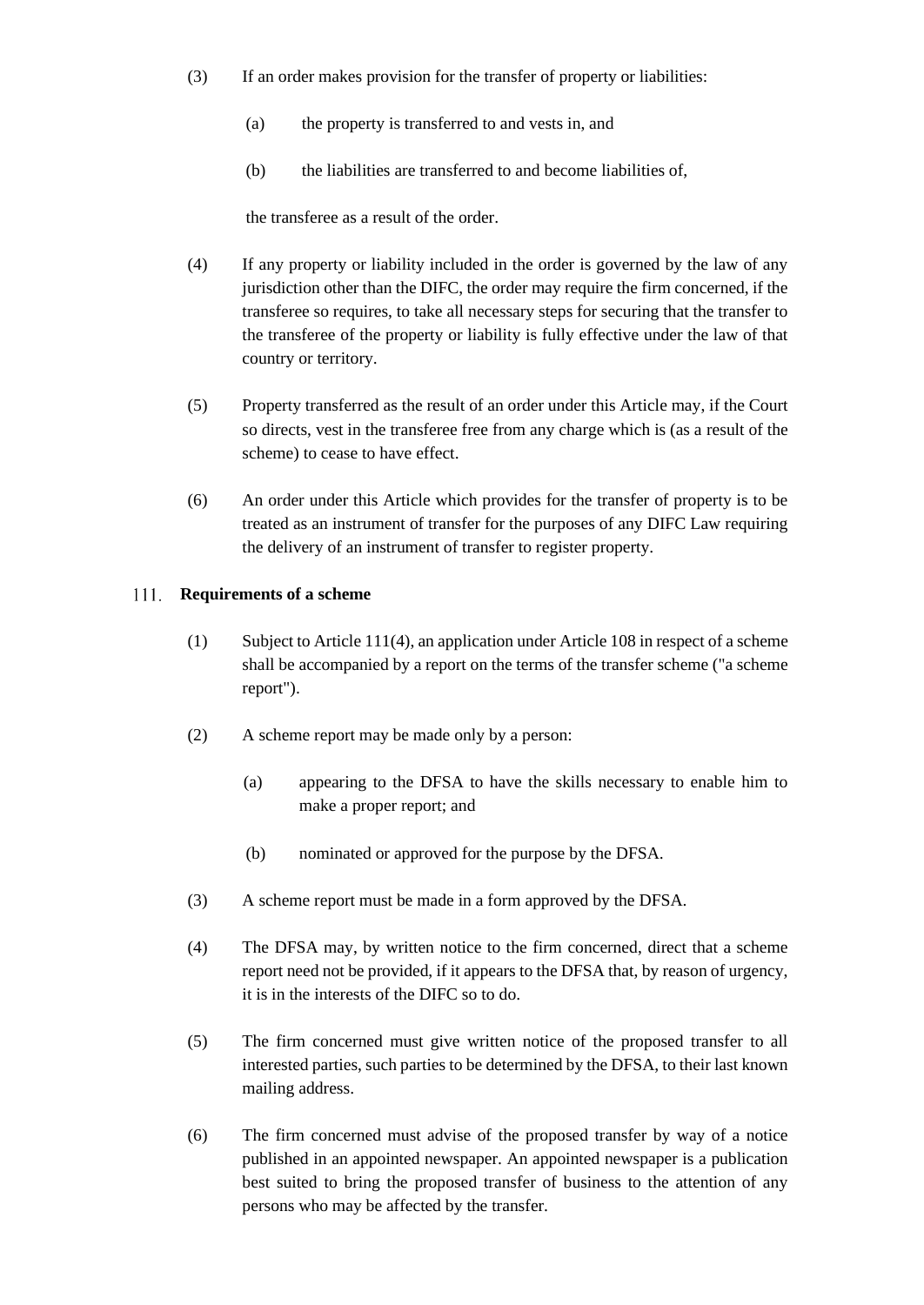(3) If an order makes provision for the transfer of property or liabilities:

(a) the property is transferred to and vests in, and

(b) the liabilities are transferred to and become liabilities of,

the transferee as a result of the order.

(4) If any property or liability included in the order is governed by the law of any jurisdiction other than the DIFC, the order may require the firm concerned, if the transferee so requires, to take all necessary steps for securing that the transfer to the transferee of the property or liability is fully effective under the law of that country or territory.

(5) Property transferred as the result of an order under this Article may, if the Court so directs, vest in the transferee free from any charge which is (as a result of the scheme) to cease to have effect.

(6) An order under this Article which provides for the transfer of property is to be treated as an instrument of transfer for the purposes of any DIFC Law requiring the delivery of an instrument of transfer to register property.

## 111. Requirements of a scheme

(1) Subject to Article 111(4), an application under Article 108 in respect of a scheme shall be accompanied by a report on the terms of the transfer scheme ("a scheme report").

(2) A scheme report may be made only by a person:

(a) appearing to the DFSA to have the skills necessary to enable him to make a proper report; and

(b) nominated or approved for the purpose by the DFSA.

(3) A scheme report must be made in a form approved by the DFSA.

(4) The DFSA may, by written notice to the firm concerned, direct that a scheme report need not be provided, if it appears to the DFSA that, by reason of urgency, it is in the interests of the DIFC so to do.

(5) The firm concerned must give written notice of the proposed transfer to all interested parties, such parties to be determined by the DFSA, to their last known mailing address.

(6) The firm concerned must advise of the proposed transfer by way of a notice published in an appointed newspaper. An appointed newspaper is a publication best suited to bring the proposed transfer of business to the attention of any persons who may be affected by the transfer.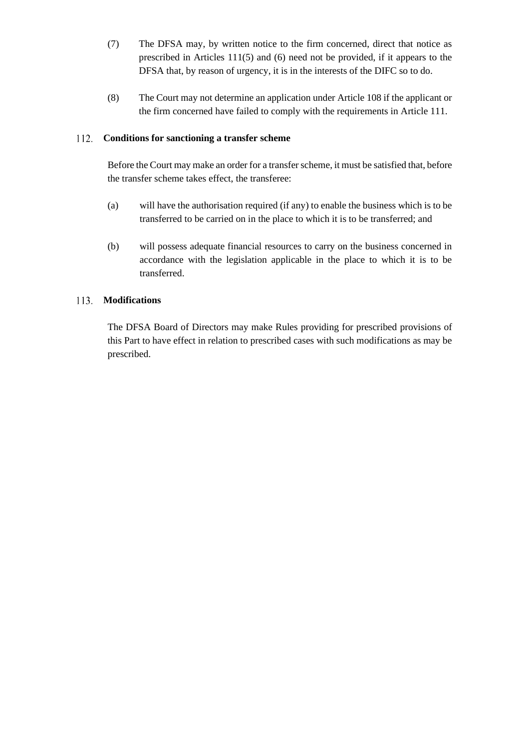(7) The DFSA may, by written notice to the firm concerned, direct that notice as prescribed in Articles 111(5) and (6) need not be provided, if it appears to the DFSA that, by reason of urgency, it is in the interests of the DIFC so to do.

(8) The Court may not determine an application under Article 108 if the applicant or the firm concerned have failed to comply with the requirements in Article 111.

## 112. Conditions for sanctioning a transfer scheme

Before the Court may make an order for a transfer scheme, it must be satisfied that, before the transfer scheme takes effect, the transferee:

(a) will have the authorisation required (if any) to enable the business which is to be transferred to be carried on in the place to which it is to be transferred; and

(b) will possess adequate financial resources to carry on the business concerned in accordance with the legislation applicable in the place to which it is to be transferred.

## 113. Modifications

The DFSA Board of Directors may make Rules providing for prescribed provisions of this Part to have effect in relation to prescribed cases with such modifications as may be prescribed.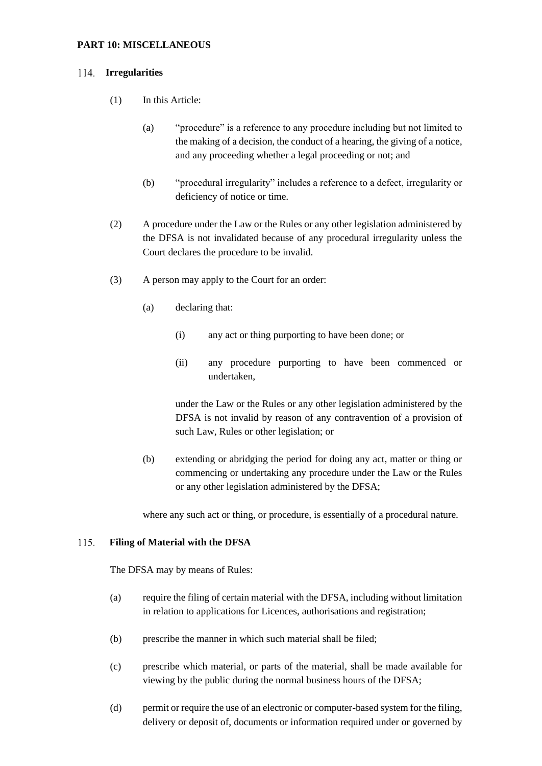## PART 10: MISCELLANEOUS

### 114. Irregularities

(1) In this Article:

(a) "procedure" is a reference to any procedure including but not limited to the making of a decision, the conduct of a hearing, the giving of a notice, and any proceeding whether a legal proceeding or not; and

(b) "procedural irregularity" includes a reference to a defect, irregularity or deficiency of notice or time.

(2) A procedure under the Law or the Rules or any other legislation administered by the DFSA is not invalidated because of any procedural irregularity unless the Court declares the procedure to be invalid.

(3) A person may apply to the Court for an order:

(a) declaring that:

(i) any act or thing purporting to have been done; or

(ii) any procedure purporting to have been commenced or undertaken,

under the Law or the Rules or any other legislation administered by the DFSA is not invalid by reason of any contravention of a provision of such Law, Rules or other legislation; or

(b) extending or abridging the period for doing any act, matter or thing or commencing or undertaking any procedure under the Law or the Rules or any other legislation administered by the DFSA;

where any such act or thing, or procedure, is essentially of a procedural nature.

### 115. Filing of Material with the DFSA

The DFSA may by means of Rules:

(a) require the filing of certain material with the DFSA, including without limitation in relation to applications for Licences, authorisations and registration;

(b) prescribe the manner in which such material shall be filed;

(c) prescribe which material, or parts of the material, shall be made available for viewing by the public during the normal business hours of the DFSA;

(d) permit or require the use of an electronic or computer-based system for the filing, delivery or deposit of, documents or information required under or governed by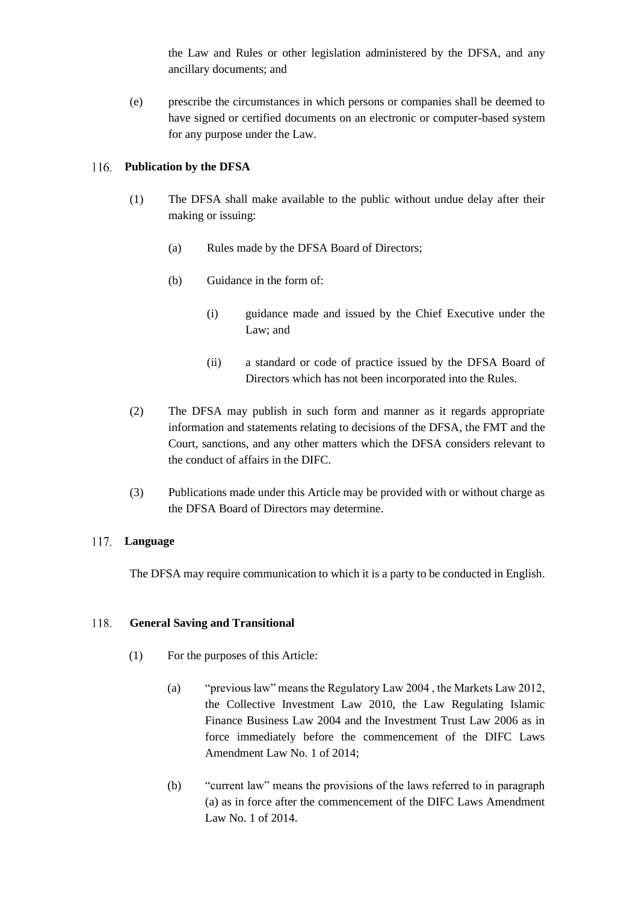the Law and Rules or other legislation administered by the DFSA, and any ancillary documents; and

(e) prescribe the circumstances in which persons or companies shall be deemed to have signed or certified documents on an electronic or computer-based system for any purpose under the Law.

## 116. Publication by the DFSA

(1) The DFSA shall make available to the public without undue delay after their making or issuing:

   (a) Rules made by the DFSA Board of Directors;

   (b) Guidance in the form of:

      (i) guidance made and issued by the Chief Executive under the Law; and

      (ii) a standard or code of practice issued by the DFSA Board of Directors which has not been incorporated into the Rules.

(2) The DFSA may publish in such form and manner as it regards appropriate information and statements relating to decisions of the DFSA, the FMT and the Court, sanctions, and any other matters which the DFSA considers relevant to the conduct of affairs in the DIFC.

(3) Publications made under this Article may be provided with or without charge as the DFSA Board of Directors may determine.

## 117. Language

The DFSA may require communication to which it is a party to be conducted in English.

## 118. General Saving and Transitional

(1) For the purposes of this Article:

   (a) "previous law" means the Regulatory Law 2004 , the Markets Law 2012, the Collective Investment Law 2010, the Law Regulating Islamic Finance Business Law 2004 and the Investment Trust Law 2006 as in force immediately before the commencement of the DIFC Laws Amendment Law No. 1 of 2014;

   (b) "current law" means the provisions of the laws referred to in paragraph (a) as in force after the commencement of the DIFC Laws Amendment Law No. 1 of 2014.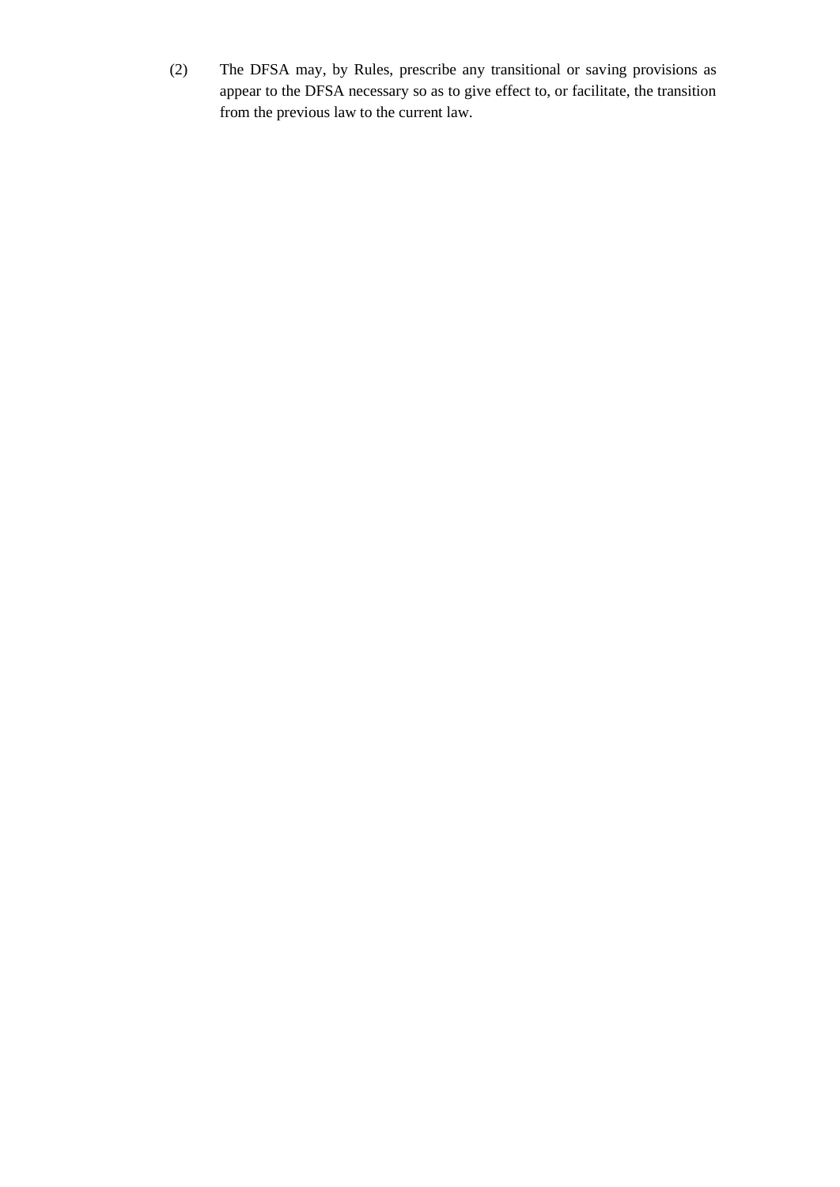(2) The DFSA may, by Rules, prescribe any transitional or saving provisions as appear to the DFSA necessary so as to give effect to, or facilitate, the transition from the previous law to the current law.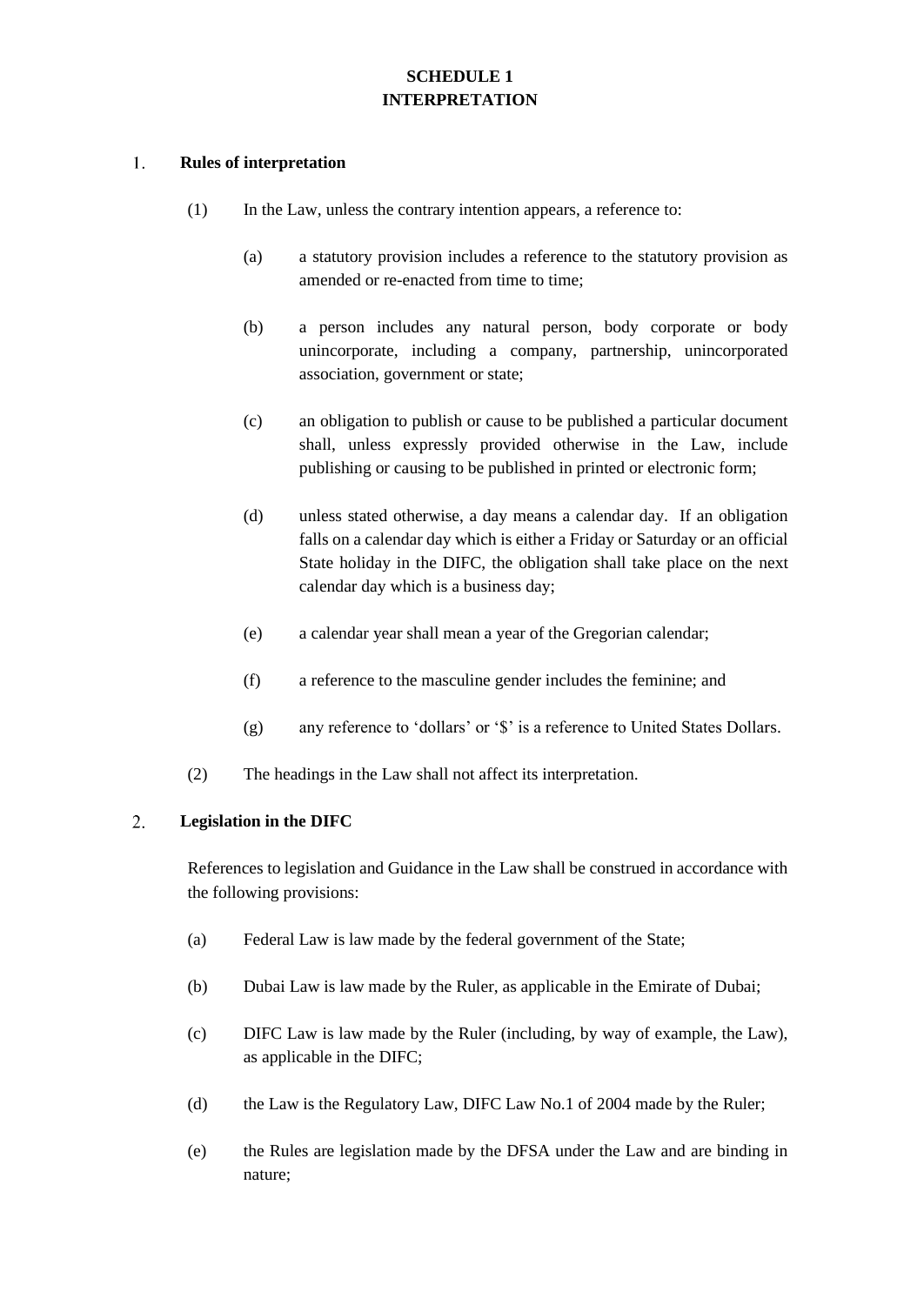# SCHEDULE 1
# INTERPRETATION

## 1. Rules of interpretation

(1) In the Law, unless the contrary intention appears, a reference to:

(a) a statutory provision includes a reference to the statutory provision as amended or re-enacted from time to time;

(b) a person includes any natural person, body corporate or body unincorporate, including a company, partnership, unincorporated association, government or state;

(c) an obligation to publish or cause to be published a particular document shall, unless expressly provided otherwise in the Law, include publishing or causing to be published in printed or electronic form;

(d) unless stated otherwise, a day means a calendar day. If an obligation falls on a calendar day which is either a Friday or Saturday or an official State holiday in the DIFC, the obligation shall take place on the next calendar day which is a business day;

(e) a calendar year shall mean a year of the Gregorian calendar;

(f) a reference to the masculine gender includes the feminine; and

(g) any reference to 'dollars' or '$' is a reference to United States Dollars.

(2) The headings in the Law shall not affect its interpretation.

## 2. Legislation in the DIFC

References to legislation and Guidance in the Law shall be construed in accordance with the following provisions:

(a) Federal Law is law made by the federal government of the State;

(b) Dubai Law is law made by the Ruler, as applicable in the Emirate of Dubai;

(c) DIFC Law is law made by the Ruler (including, by way of example, the Law), as applicable in the DIFC;

(d) the Law is the Regulatory Law, DIFC Law No.1 of 2004 made by the Ruler;

(e) the Rules are legislation made by the DFSA under the Law and are binding in nature;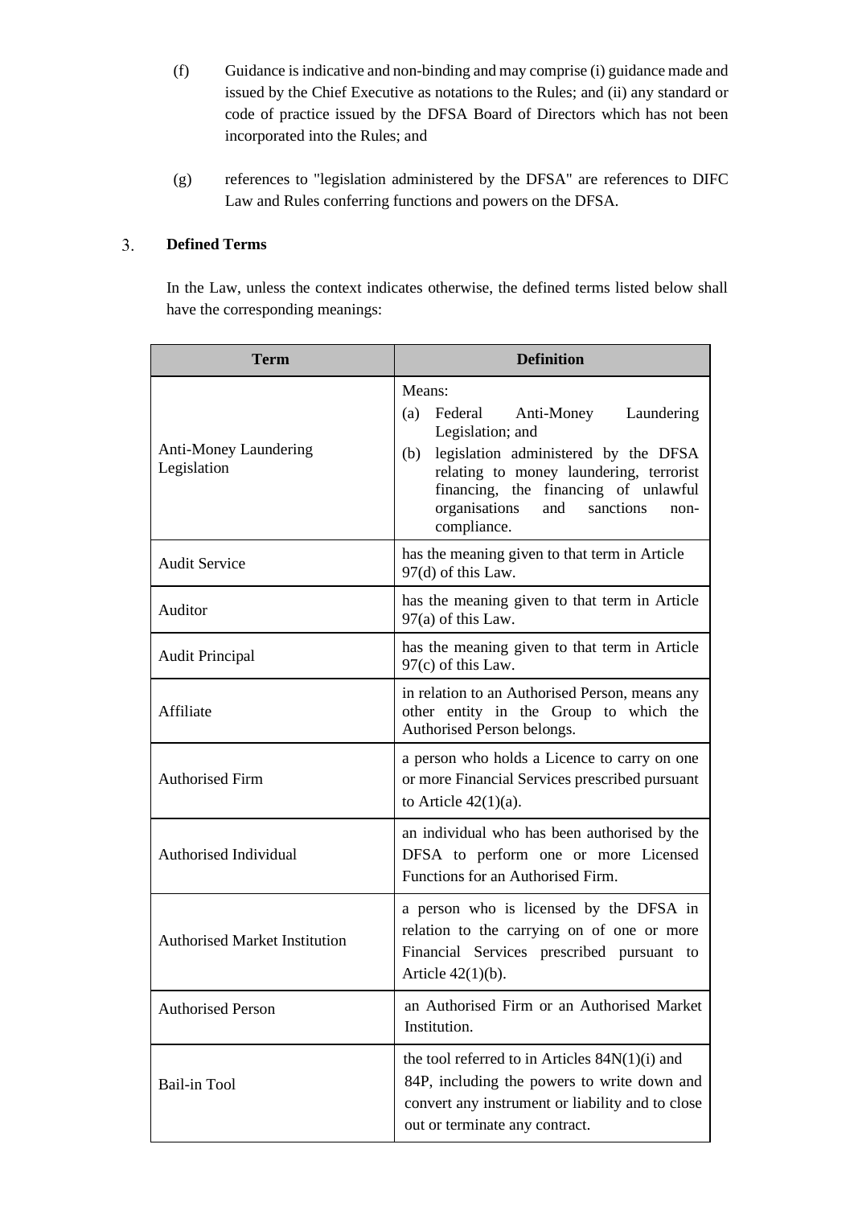(f) Guidance is indicative and non-binding and may comprise (i) guidance made and issued by the Chief Executive as notations to the Rules; and (ii) any standard or code of practice issued by the DFSA Board of Directors which has not been incorporated into the Rules; and

(g) references to "legislation administered by the DFSA" are references to DIFC Law and Rules conferring functions and powers on the DFSA.

3. **Defined Terms**

In the Law, unless the context indicates otherwise, the defined terms listed below shall have the corresponding meanings:

| Term | Definition |
|---|---|
| Anti-Money Laundering Legislation | Means:<br>(a) Federal Anti-Money Laundering Legislation; and<br>(b) legislation administered by the DFSA relating to money laundering, terrorist financing, the financing of unlawful organisations and sanctions non-compliance. |
| Audit Service | has the meaning given to that term in Article 97(d) of this Law. |
| Auditor | has the meaning given to that term in Article 97(a) of this Law. |
| Audit Principal | has the meaning given to that term in Article 97(c) of this Law. |
| Affiliate | in relation to an Authorised Person, means any other entity in the Group to which the Authorised Person belongs. |
| Authorised Firm | a person who holds a Licence to carry on one or more Financial Services prescribed pursuant to Article 42(1)(a). |
| Authorised Individual | an individual who has been authorised by the DFSA to perform one or more Licensed Functions for an Authorised Firm. |
| Authorised Market Institution | a person who is licensed by the DFSA in relation to the carrying on of one or more Financial Services prescribed pursuant to Article 42(1)(b). |
| Authorised Person | an Authorised Firm or an Authorised Market Institution. |
| Bail-in Tool | the tool referred to in Articles 84N(1)(i) and 84P, including the powers to write down and convert any instrument or liability and to close out or terminate any contract. |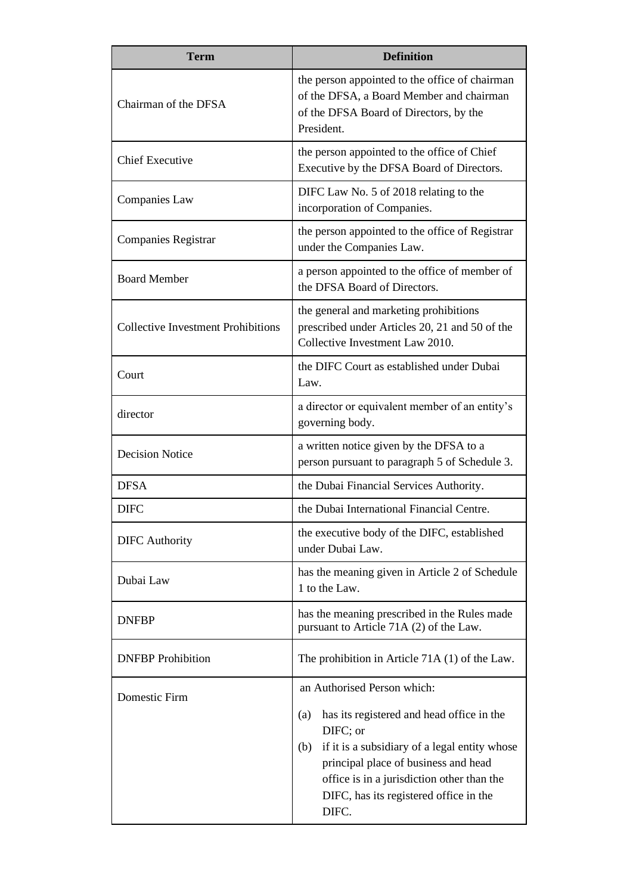| Term | Definition |
| --- | --- |
| Chairman of the DFSA | the person appointed to the office of chairman of the DFSA, a Board Member and chairman of the DFSA Board of Directors, by the President. |
| Chief Executive | the person appointed to the office of Chief Executive by the DFSA Board of Directors. |
| Companies Law | DIFC Law No. 5 of 2018 relating to the incorporation of Companies. |
| Companies Registrar | the person appointed to the office of Registrar under the Companies Law. |
| Board Member | a person appointed to the office of member of the DFSA Board of Directors. |
| Collective Investment Prohibitions | the general and marketing prohibitions prescribed under Articles 20, 21 and 50 of the Collective Investment Law 2010. |
| Court | the DIFC Court as established under Dubai Law. |
| director | a director or equivalent member of an entity's governing body. |
| Decision Notice | a written notice given by the DFSA to a person pursuant to paragraph 5 of Schedule 3. |
| DFSA | the Dubai Financial Services Authority. |
| DIFC | the Dubai International Financial Centre. |
| DIFC Authority | the executive body of the DIFC, established under Dubai Law. |
| Dubai Law | has the meaning given in Article 2 of Schedule 1 to the Law. |
| DNFBP | has the meaning prescribed in the Rules made pursuant to Article 71A (2) of the Law. |
| DNFBP Prohibition | The prohibition in Article 71A (1) of the Law. |
| Domestic Firm | an Authorised Person which:<br>(a) has its registered and head office in the DIFC; or<br>(b) if it is a subsidiary of a legal entity whose principal place of business and head office is in a jurisdiction other than the DIFC, has its registered office in the DIFC. |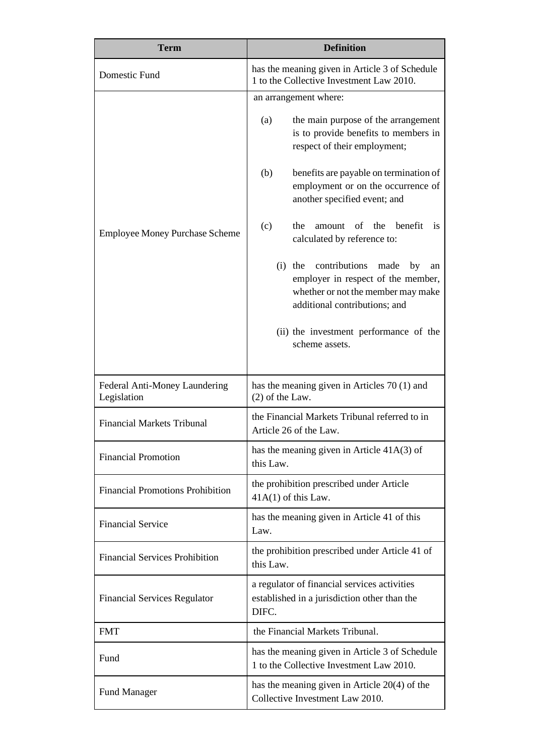| Term | Definition |
| --- | --- |
| Domestic Fund | has the meaning given in Article 3 of Schedule 1 to the Collective Investment Law 2010. |
| Employee Money Purchase Scheme | an arrangement where: (a) the main purpose of the arrangement is to provide benefits to members in respect of their employment; (b) benefits are payable on termination of employment or on the occurrence of another specified event; and (c) the amount of the benefit is calculated by reference to: (i) the contributions made by an employer in respect of the member, whether or not the member may make additional contributions; and (ii) the investment performance of the scheme assets. |
| Federal Anti-Money Laundering Legislation | has the meaning given in Articles 70 (1) and (2) of the Law. |
| Financial Markets Tribunal | the Financial Markets Tribunal referred to in Article 26 of the Law. |
| Financial Promotion | has the meaning given in Article 41A(3) of this Law. |
| Financial Promotions Prohibition | the prohibition prescribed under Article 41A(1) of this Law. |
| Financial Service | has the meaning given in Article 41 of this Law. |
| Financial Services Prohibition | the prohibition prescribed under Article 41 of this Law. |
| Financial Services Regulator | a regulator of financial services activities established in a jurisdiction other than the DIFC. |
| FMT | the Financial Markets Tribunal. |
| Fund | has the meaning given in Article 3 of Schedule 1 to the Collective Investment Law 2010. |
| Fund Manager | has the meaning given in Article 20(4) of the Collective Investment Law 2010. |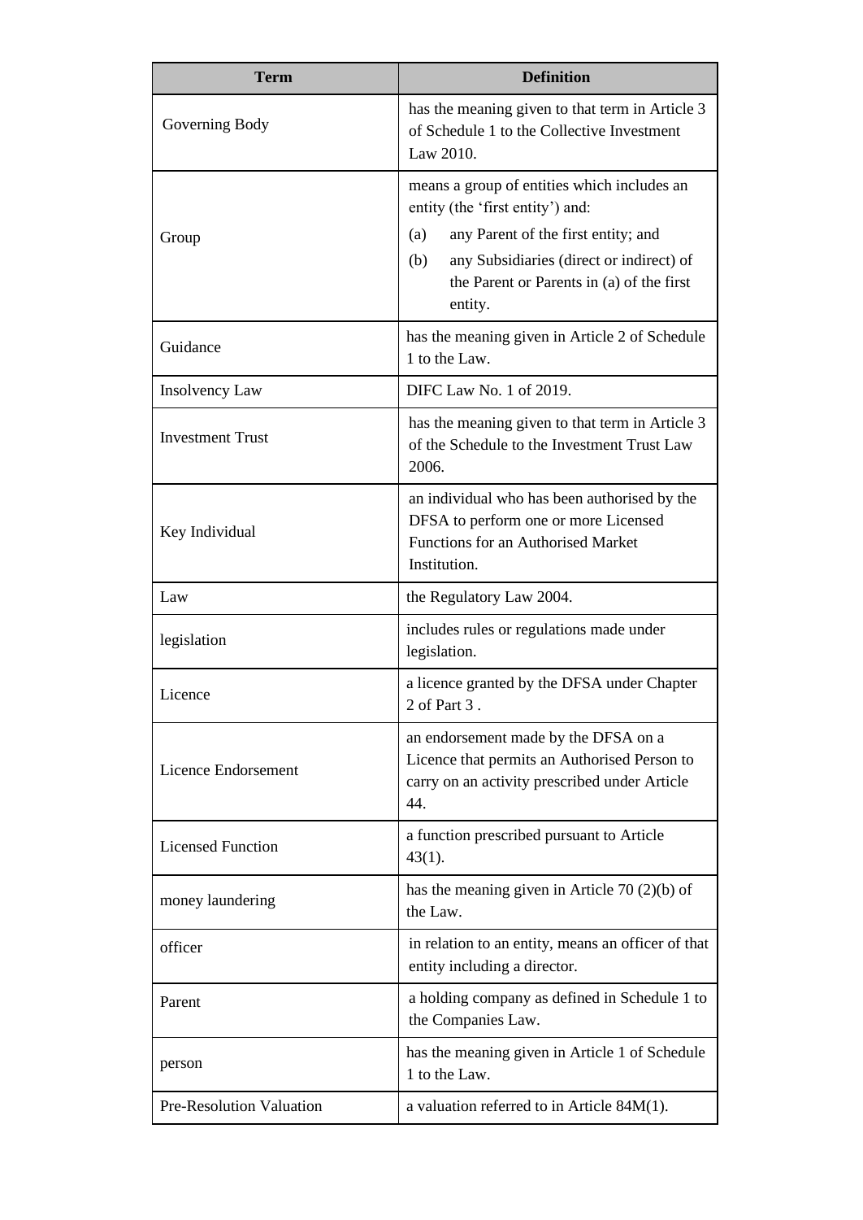| Term | Definition |
| --- | --- |
| Governing Body | has the meaning given to that term in Article 3 of Schedule 1 to the Collective Investment Law 2010. |
| Group | means a group of entities which includes an entity (the 'first entity') and: (a) any Parent of the first entity; and (b) any Subsidiaries (direct or indirect) of the Parent or Parents in (a) of the first entity. |
| Guidance | has the meaning given in Article 2 of Schedule 1 to the Law. |
| Insolvency Law | DIFC Law No. 1 of 2019. |
| Investment Trust | has the meaning given to that term in Article 3 of the Schedule to the Investment Trust Law 2006. |
| Key Individual | an individual who has been authorised by the DFSA to perform one or more Licensed Functions for an Authorised Market Institution. |
| Law | the Regulatory Law 2004. |
| legislation | includes rules or regulations made under legislation. |
| Licence | a licence granted by the DFSA under Chapter 2 of Part 3 . |
| Licence Endorsement | an endorsement made by the DFSA on a Licence that permits an Authorised Person to carry on an activity prescribed under Article 44. |
| Licensed Function | a function prescribed pursuant to Article 43(1). |
| money laundering | has the meaning given in Article 70 (2)(b) of the Law. |
| officer | in relation to an entity, means an officer of that entity including a director. |
| Parent | a holding company as defined in Schedule 1 to the Companies Law. |
| person | has the meaning given in Article 1 of Schedule 1 to the Law. |
| Pre-Resolution Valuation | a valuation referred to in Article 84M(1). |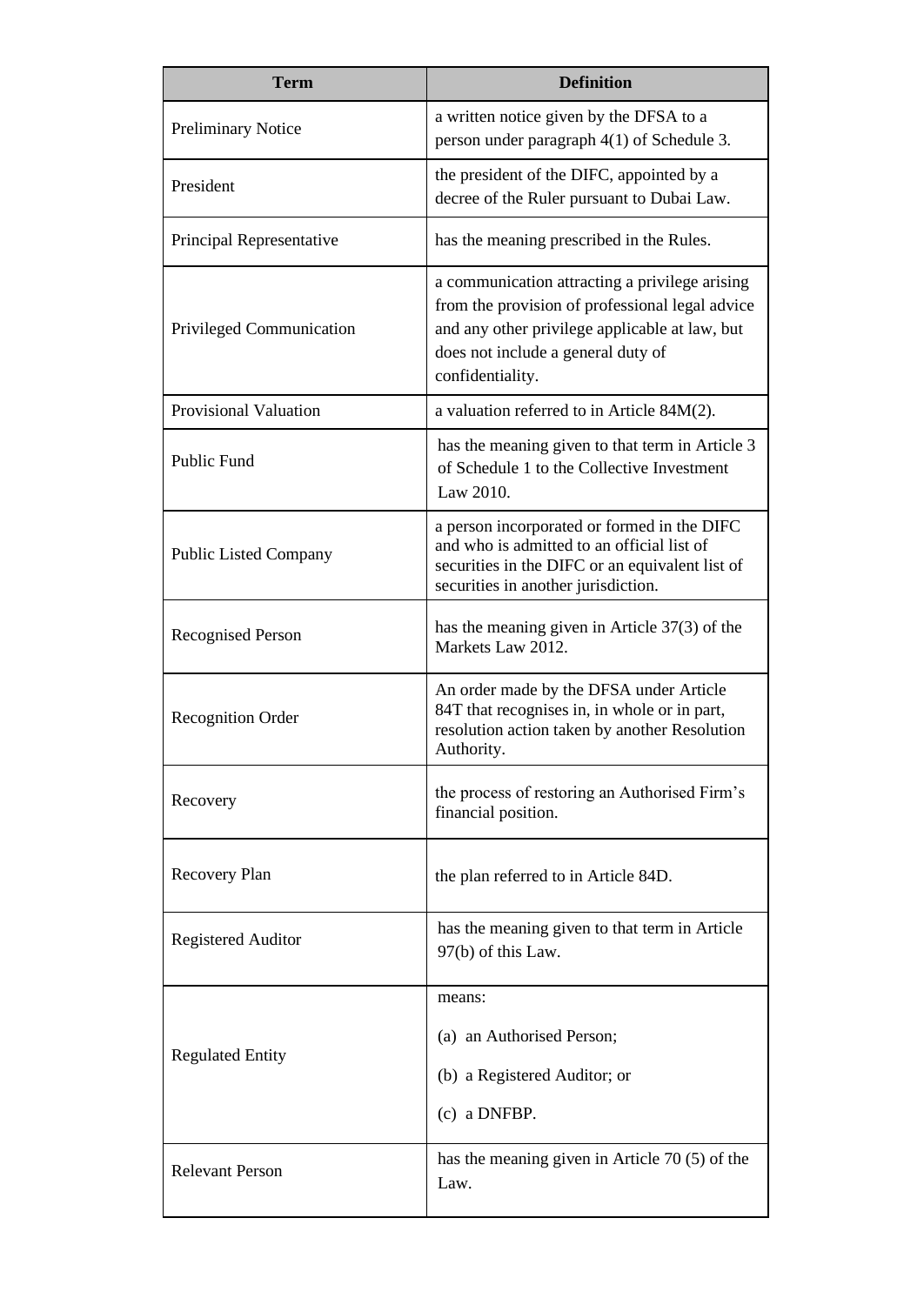| Term | Definition |
|---|---|
| Preliminary Notice | a written notice given by the DFSA to a person under paragraph 4(1) of Schedule 3. |
| President | the president of the DIFC, appointed by a decree of the Ruler pursuant to Dubai Law. |
| Principal Representative | has the meaning prescribed in the Rules. |
| Privileged Communication | a communication attracting a privilege arising from the provision of professional legal advice and any other privilege applicable at law, but does not include a general duty of confidentiality. |
| Provisional Valuation | a valuation referred to in Article 84M(2). |
| Public Fund | has the meaning given to that term in Article 3 of Schedule 1 to the Collective Investment Law 2010. |
| Public Listed Company | a person incorporated or formed in the DIFC and who is admitted to an official list of securities in the DIFC or an equivalent list of securities in another jurisdiction. |
| Recognised Person | has the meaning given in Article 37(3) of the Markets Law 2012. |
| Recognition Order | An order made by the DFSA under Article 84T that recognises in, in whole or in part, resolution action taken by another Resolution Authority. |
| Recovery | the process of restoring an Authorised Firm's financial position. |
| Recovery Plan | the plan referred to in Article 84D. |
| Registered Auditor | has the meaning given to that term in Article 97(b) of this Law. |
| Regulated Entity | means:<br><br>(a) an Authorised Person;<br><br>(b) a Registered Auditor; or<br><br>(c) a DNFBP. |
| Relevant Person | has the meaning given in Article 70 (5) of the Law. |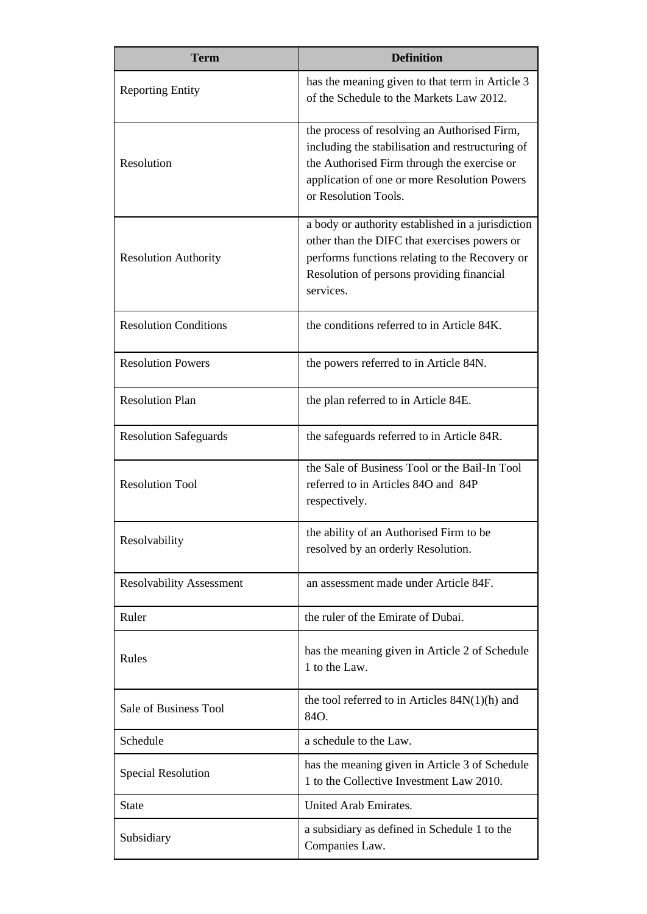| Term | Definition |
| --- | --- |
| Reporting Entity | has the meaning given to that term in Article 3 of the Schedule to the Markets Law 2012. |
| Resolution | the process of resolving an Authorised Firm, including the stabilisation and restructuring of the Authorised Firm through the exercise or application of one or more Resolution Powers or Resolution Tools. |
| Resolution Authority | a body or authority established in a jurisdiction other than the DIFC that exercises powers or performs functions relating to the Recovery or Resolution of persons providing financial services. |
| Resolution Conditions | the conditions referred to in Article 84K. |
| Resolution Powers | the powers referred to in Article 84N. |
| Resolution Plan | the plan referred to in Article 84E. |
| Resolution Safeguards | the safeguards referred to in Article 84R. |
| Resolution Tool | the Sale of Business Tool or the Bail-In Tool referred to in Articles 84O and 84P respectively. |
| Resolvability | the ability of an Authorised Firm to be resolved by an orderly Resolution. |
| Resolvability Assessment | an assessment made under Article 84F. |
| Ruler | the ruler of the Emirate of Dubai. |
| Rules | has the meaning given in Article 2 of Schedule 1 to the Law. |
| Sale of Business Tool | the tool referred to in Articles 84N(1)(h) and 84O. |
| Schedule | a schedule to the Law. |
| Special Resolution | has the meaning given in Article 3 of Schedule 1 to the Collective Investment Law 2010. |
| State | United Arab Emirates. |
| Subsidiary | a subsidiary as defined in Schedule 1 to the Companies Law. |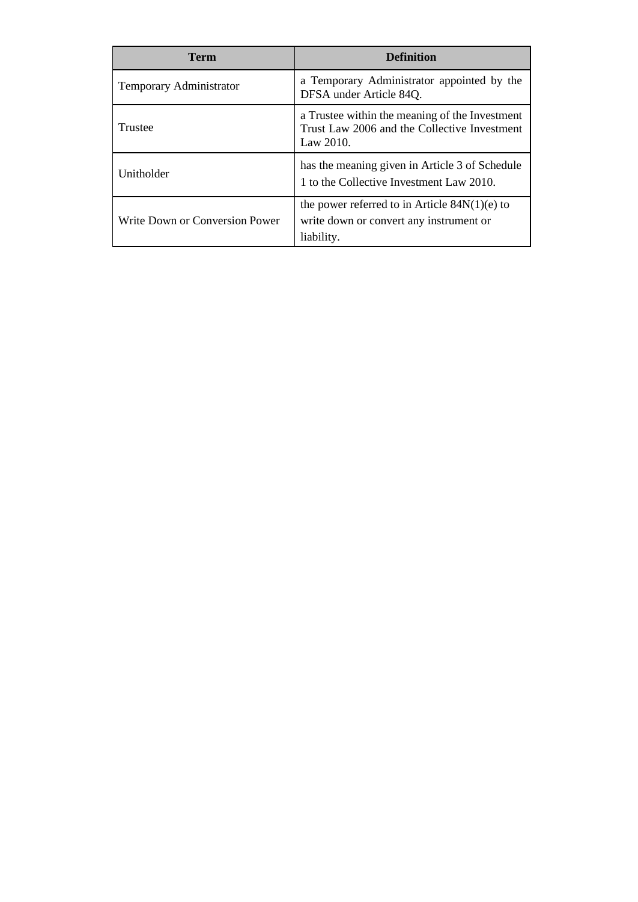| Term | Definition |
|---|---|
| Temporary Administrator | a Temporary Administrator appointed by the DFSA under Article 84Q. |
| Trustee | a Trustee within the meaning of the Investment Trust Law 2006 and the Collective Investment Law 2010. |
| Unitholder | has the meaning given in Article 3 of Schedule 1 to the Collective Investment Law 2010. |
| Write Down or Conversion Power | the power referred to in Article 84N(1)(e) to write down or convert any instrument or liability. |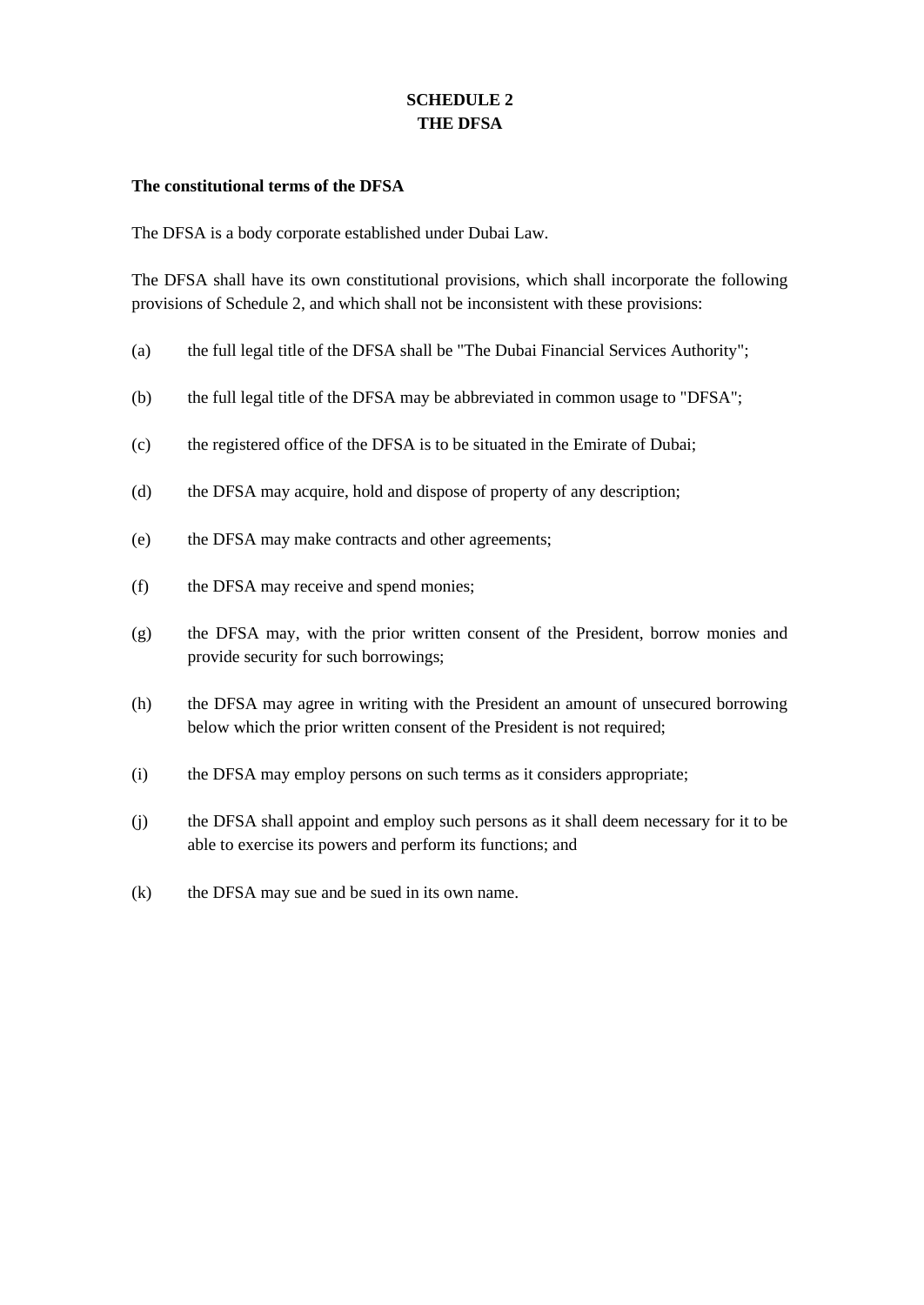# SCHEDULE 2
# THE DFSA

**The constitutional terms of the DFSA**

The DFSA is a body corporate established under Dubai Law.

The DFSA shall have its own constitutional provisions, which shall incorporate the following provisions of Schedule 2, and which shall not be inconsistent with these provisions:

(a) the full legal title of the DFSA shall be "The Dubai Financial Services Authority";

(b) the full legal title of the DFSA may be abbreviated in common usage to "DFSA";

(c) the registered office of the DFSA is to be situated in the Emirate of Dubai;

(d) the DFSA may acquire, hold and dispose of property of any description;

(e) the DFSA may make contracts and other agreements;

(f) the DFSA may receive and spend monies;

(g) the DFSA may, with the prior written consent of the President, borrow monies and provide security for such borrowings;

(h) the DFSA may agree in writing with the President an amount of unsecured borrowing below which the prior written consent of the President is not required;

(i) the DFSA may employ persons on such terms as it considers appropriate;

(j) the DFSA shall appoint and employ such persons as it shall deem necessary for it to be able to exercise its powers and perform its functions; and

(k) the DFSA may sue and be sued in its own name.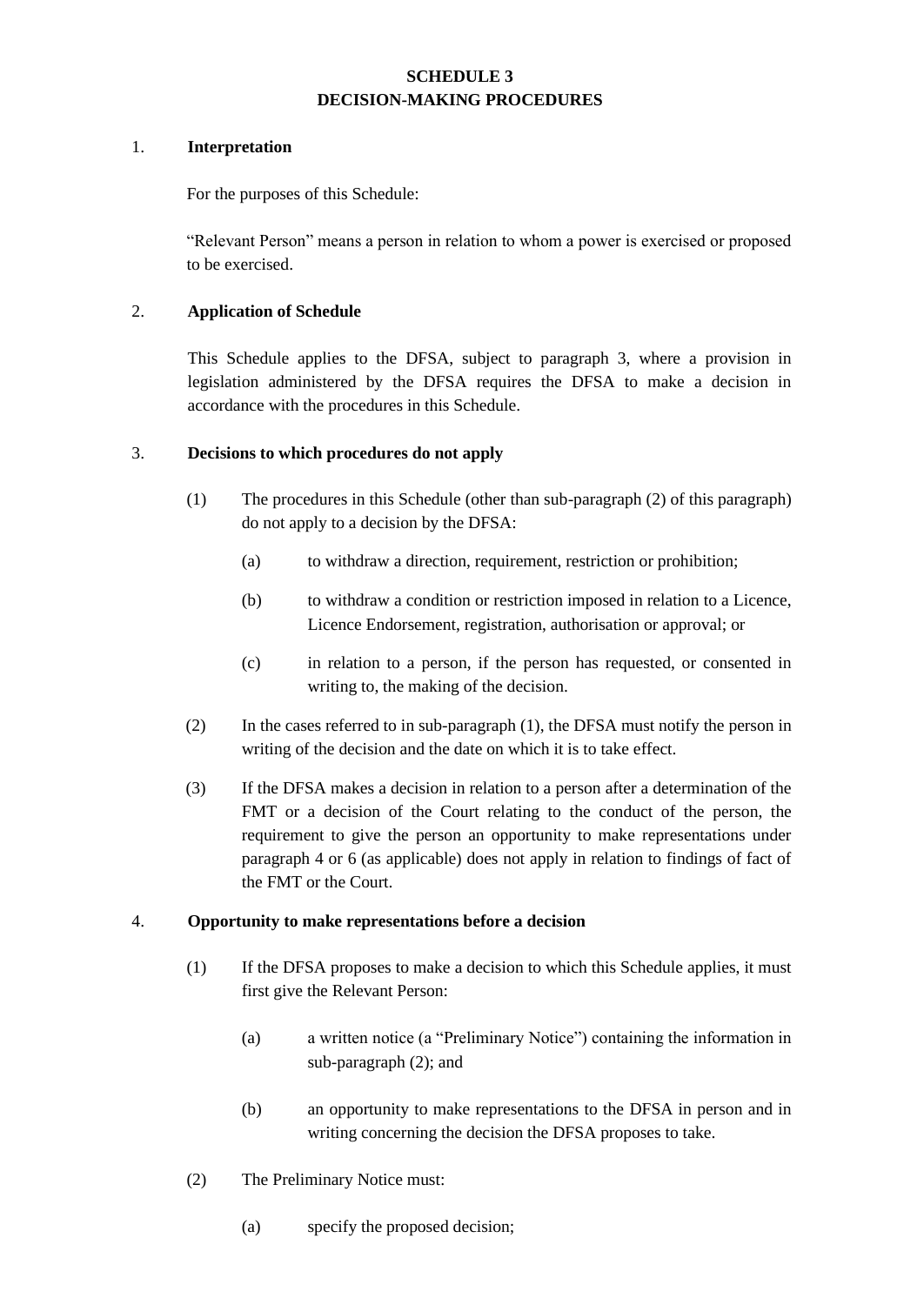# SCHEDULE 3
# DECISION-MAKING PROCEDURES

1. **Interpretation**

For the purposes of this Schedule:

"Relevant Person" means a person in relation to whom a power is exercised or proposed to be exercised.

2. **Application of Schedule**

This Schedule applies to the DFSA, subject to paragraph 3, where a provision in legislation administered by the DFSA requires the DFSA to make a decision in accordance with the procedures in this Schedule.

3. **Decisions to which procedures do not apply**

(1) The procedures in this Schedule (other than sub-paragraph (2) of this paragraph) do not apply to a decision by the DFSA:

(a) to withdraw a direction, requirement, restriction or prohibition;

(b) to withdraw a condition or restriction imposed in relation to a Licence, Licence Endorsement, registration, authorisation or approval; or

(c) in relation to a person, if the person has requested, or consented in writing to, the making of the decision.

(2) In the cases referred to in sub-paragraph (1), the DFSA must notify the person in writing of the decision and the date on which it is to take effect.

(3) If the DFSA makes a decision in relation to a person after a determination of the FMT or a decision of the Court relating to the conduct of the person, the requirement to give the person an opportunity to make representations under paragraph 4 or 6 (as applicable) does not apply in relation to findings of fact of the FMT or the Court.

4. **Opportunity to make representations before a decision**

(1) If the DFSA proposes to make a decision to which this Schedule applies, it must first give the Relevant Person:

(a) a written notice (a "Preliminary Notice") containing the information in sub-paragraph (2); and

(b) an opportunity to make representations to the DFSA in person and in writing concerning the decision the DFSA proposes to take.

(2) The Preliminary Notice must:

(a) specify the proposed decision;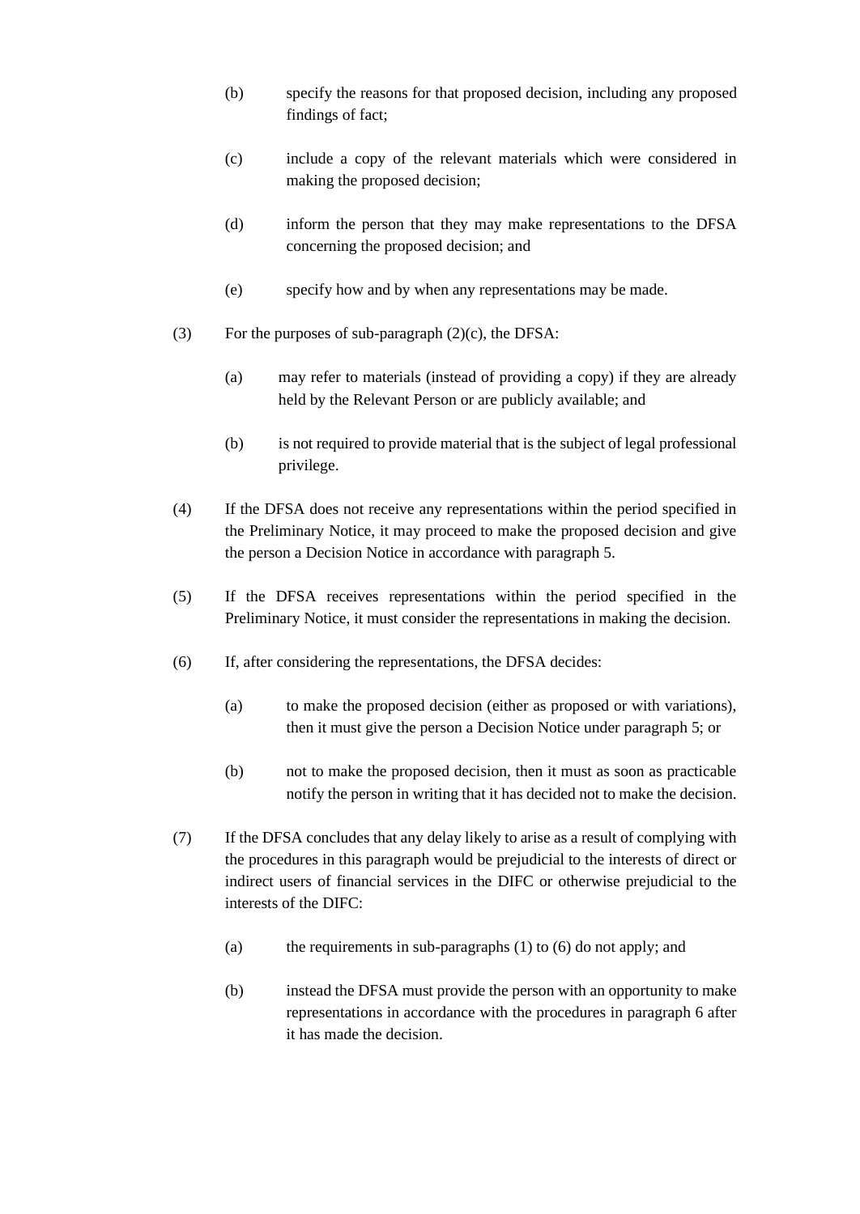(b) specify the reasons for that proposed decision, including any proposed findings of fact;

(c) include a copy of the relevant materials which were considered in making the proposed decision;

(d) inform the person that they may make representations to the DFSA concerning the proposed decision; and

(e) specify how and by when any representations may be made.

(3) For the purposes of sub-paragraph (2)(c), the DFSA:

(a) may refer to materials (instead of providing a copy) if they are already held by the Relevant Person or are publicly available; and

(b) is not required to provide material that is the subject of legal professional privilege.

(4) If the DFSA does not receive any representations within the period specified in the Preliminary Notice, it may proceed to make the proposed decision and give the person a Decision Notice in accordance with paragraph 5.

(5) If the DFSA receives representations within the period specified in the Preliminary Notice, it must consider the representations in making the decision.

(6) If, after considering the representations, the DFSA decides:

(a) to make the proposed decision (either as proposed or with variations), then it must give the person a Decision Notice under paragraph 5; or

(b) not to make the proposed decision, then it must as soon as practicable notify the person in writing that it has decided not to make the decision.

(7) If the DFSA concludes that any delay likely to arise as a result of complying with the procedures in this paragraph would be prejudicial to the interests of direct or indirect users of financial services in the DIFC or otherwise prejudicial to the interests of the DIFC:

(a) the requirements in sub-paragraphs (1) to (6) do not apply; and

(b) instead the DFSA must provide the person with an opportunity to make representations in accordance with the procedures in paragraph 6 after it has made the decision.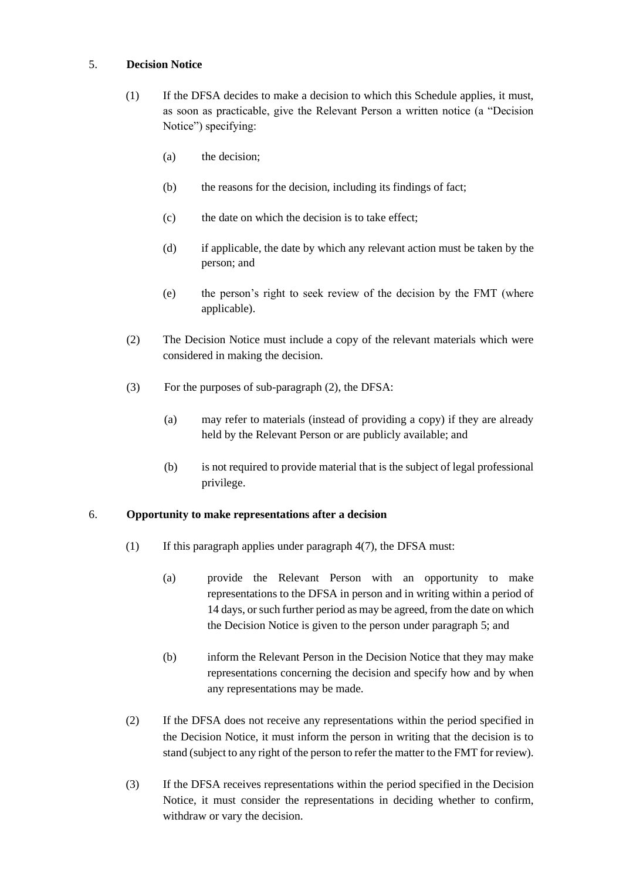5. **Decision Notice**

(1) If the DFSA decides to make a decision to which this Schedule applies, it must, as soon as practicable, give the Relevant Person a written notice (a "Decision Notice") specifying:

(a) the decision;

(b) the reasons for the decision, including its findings of fact;

(c) the date on which the decision is to take effect;

(d) if applicable, the date by which any relevant action must be taken by the person; and

(e) the person's right to seek review of the decision by the FMT (where applicable).

(2) The Decision Notice must include a copy of the relevant materials which were considered in making the decision.

(3) For the purposes of sub-paragraph (2), the DFSA:

(a) may refer to materials (instead of providing a copy) if they are already held by the Relevant Person or are publicly available; and

(b) is not required to provide material that is the subject of legal professional privilege.

6. **Opportunity to make representations after a decision**

(1) If this paragraph applies under paragraph 4(7), the DFSA must:

(a) provide the Relevant Person with an opportunity to make representations to the DFSA in person and in writing within a period of 14 days, or such further period as may be agreed, from the date on which the Decision Notice is given to the person under paragraph 5; and

(b) inform the Relevant Person in the Decision Notice that they may make representations concerning the decision and specify how and by when any representations may be made.

(2) If the DFSA does not receive any representations within the period specified in the Decision Notice, it must inform the person in writing that the decision is to stand (subject to any right of the person to refer the matter to the FMT for review).

(3) If the DFSA receives representations within the period specified in the Decision Notice, it must consider the representations in deciding whether to confirm, withdraw or vary the decision.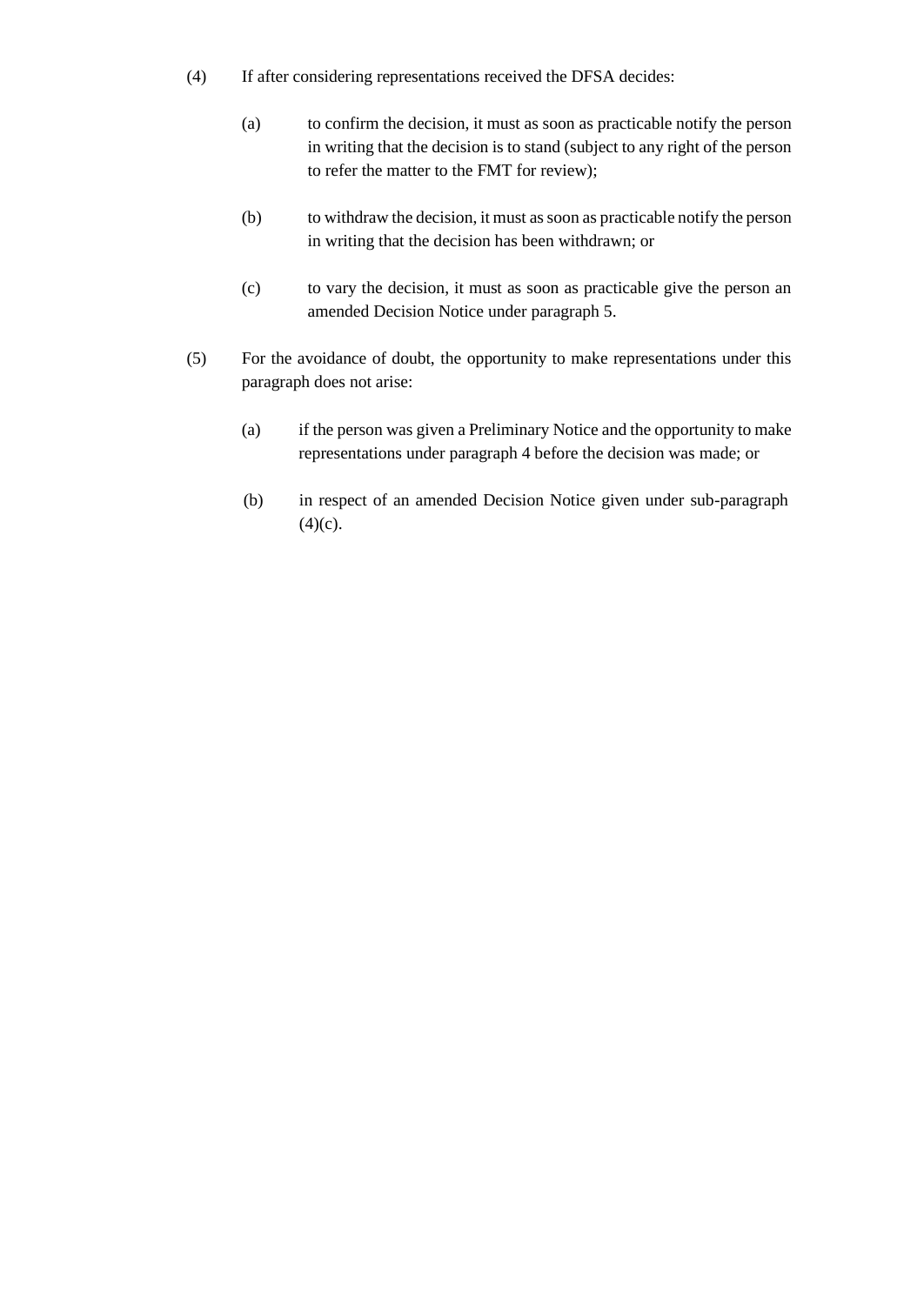(4) If after considering representations received the DFSA decides:

   (a) to confirm the decision, it must as soon as practicable notify the person in writing that the decision is to stand (subject to any right of the person to refer the matter to the FMT for review);

   (b) to withdraw the decision, it must as soon as practicable notify the person in writing that the decision has been withdrawn; or

   (c) to vary the decision, it must as soon as practicable give the person an amended Decision Notice under paragraph 5.

(5) For the avoidance of doubt, the opportunity to make representations under this paragraph does not arise:

   (a) if the person was given a Preliminary Notice and the opportunity to make representations under paragraph 4 before the decision was made; or

   (b) in respect of an amended Decision Notice given under sub-paragraph (4)(c).